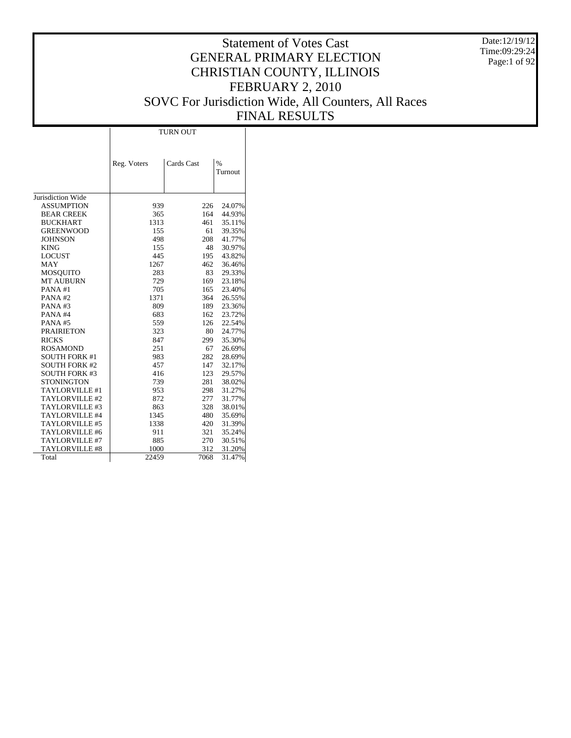# Statement of Votes Cast
# GENERAL PRIMARY ELECTION
# CHRISTIAN COUNTY, ILLINOIS
# FEBRUARY 2, 2010
# SOVC For Jurisdiction Wide, All Counters, All Races
# FINAL RESULTS

Date:12/19/12
Time:09:29:24

| | TURN OUT | | |
|---|---|---|---|
| | Reg. Voters | Cards Cast | % Turnout |
| Jurisdiction Wide | | | |
| ASSUMPTION | 939 | 226 | 24.07% |
| BEAR CREEK | 365 | 164 | 44.93% |
| BUCKHART | 1313 | 461 | 35.11% |
| GREENWOOD | 155 | 61 | 39.35% |
| JOHNSON | 498 | 208 | 41.77% |
| KING | 155 | 48 | 30.97% |
| LOCUST | 445 | 195 | 43.82% |
| MAY | 1267 | 462 | 36.46% |
| MOSQUITO | 283 | 83 | 29.33% |
| MT AUBURN | 729 | 169 | 23.18% |
| PANA #1 | 705 | 165 | 23.40% |
| PANA #2 | 1371 | 364 | 26.55% |
| PANA #3 | 809 | 189 | 23.36% |
| PANA #4 | 683 | 162 | 23.72% |
| PANA #5 | 559 | 126 | 22.54% |
| PRAIRIETON | 323 | 80 | 24.77% |
| RICKS | 847 | 299 | 35.30% |
| ROSAMOND | 251 | 67 | 26.69% |
| SOUTH FORK #1 | 983 | 282 | 28.69% |
| SOUTH FORK #2 | 457 | 147 | 32.17% |
| SOUTH FORK #3 | 416 | 123 | 29.57% |
| STONINGTON | 739 | 281 | 38.02% |
| TAYLORVILLE #1 | 953 | 298 | 31.27% |
| TAYLORVILLE #2 | 872 | 277 | 31.77% |
| TAYLORVILLE #3 | 863 | 328 | 38.01% |
| TAYLORVILLE #4 | 1345 | 480 | 35.69% |
| TAYLORVILLE #5 | 1338 | 420 | 31.39% |
| TAYLORVILLE #6 | 911 | 321 | 35.24% |
| TAYLORVILLE #7 | 885 | 270 | 30.51% |
| TAYLORVILLE #8 | 1000 | 312 | 31.20% |
| Total | 22459 | 7068 | 31.47% |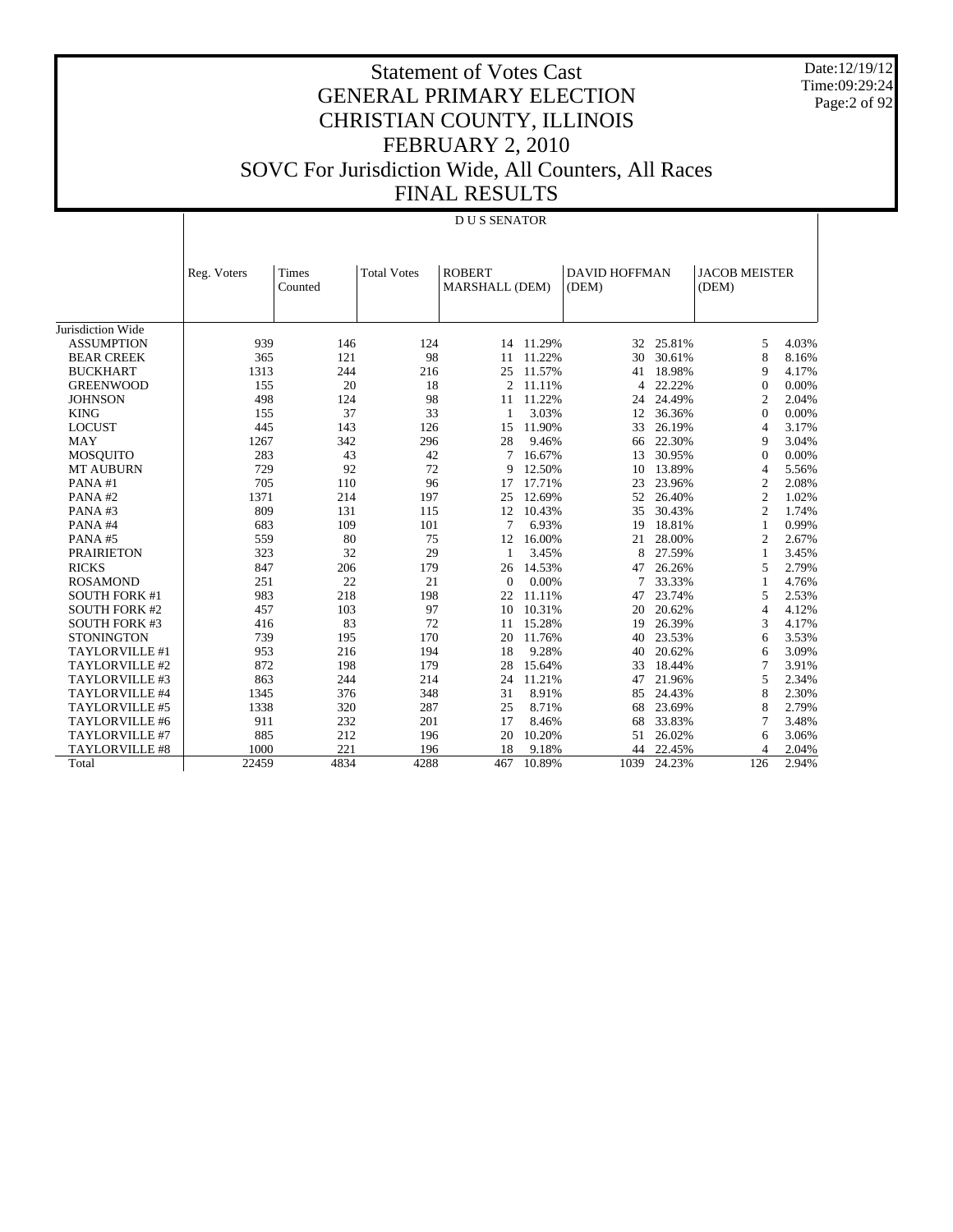# Statement of Votes Cast
# GENERAL PRIMARY ELECTION
# CHRISTIAN COUNTY, ILLINOIS
# FEBRUARY 2, 2010
# SOVC For Jurisdiction Wide, All Counters, All Races
# FINAL RESULTS

Date:12/19/12
Time:09:29:24

D U S SENATOR

| | Reg. Voters | Times Counted | Total Votes | ROBERT MARSHALL (DEM) | | DAVID HOFFMAN (DEM) | | JACOB MEISTER (DEM) | |
|---|---|---|---|---|---|---|---|---|---|
| Jurisdiction Wide | | | | | | | | | |
| ASSUMPTION | 939 | 146 | 124 | 14 | 11.29% | 32 | 25.81% | 5 | 4.03% |
| BEAR CREEK | 365 | 121 | 98 | 11 | 11.22% | 30 | 30.61% | 8 | 8.16% |
| BUCKHART | 1313 | 244 | 216 | 25 | 11.57% | 41 | 18.98% | 9 | 4.17% |
| GREENWOOD | 155 | 20 | 18 | 2 | 11.11% | 4 | 22.22% | 0 | 0.00% |
| JOHNSON | 498 | 124 | 98 | 11 | 11.22% | 24 | 24.49% | 2 | 2.04% |
| KING | 155 | 37 | 33 | 1 | 3.03% | 12 | 36.36% | 0 | 0.00% |
| LOCUST | 445 | 143 | 126 | 15 | 11.90% | 33 | 26.19% | 4 | 3.17% |
| MAY | 1267 | 342 | 296 | 28 | 9.46% | 66 | 22.30% | 9 | 3.04% |
| MOSQUITO | 283 | 43 | 42 | 7 | 16.67% | 13 | 30.95% | 0 | 0.00% |
| MT AUBURN | 729 | 92 | 72 | 9 | 12.50% | 10 | 13.89% | 4 | 5.56% |
| PANA #1 | 705 | 110 | 96 | 17 | 17.71% | 23 | 23.96% | 2 | 2.08% |
| PANA #2 | 1371 | 214 | 197 | 25 | 12.69% | 52 | 26.40% | 2 | 1.02% |
| PANA #3 | 809 | 131 | 115 | 12 | 10.43% | 35 | 30.43% | 2 | 1.74% |
| PANA #4 | 683 | 109 | 101 | 7 | 6.93% | 19 | 18.81% | 1 | 0.99% |
| PANA #5 | 559 | 80 | 75 | 12 | 16.00% | 21 | 28.00% | 2 | 2.67% |
| PRAIRIETON | 323 | 32 | 29 | 1 | 3.45% | 8 | 27.59% | 1 | 3.45% |
| RICKS | 847 | 206 | 179 | 26 | 14.53% | 47 | 26.26% | 5 | 2.79% |
| ROSAMOND | 251 | 22 | 21 | 0 | 0.00% | 7 | 33.33% | 1 | 4.76% |
| SOUTH FORK #1 | 983 | 218 | 198 | 22 | 11.11% | 47 | 23.74% | 5 | 2.53% |
| SOUTH FORK #2 | 457 | 103 | 97 | 10 | 10.31% | 20 | 20.62% | 4 | 4.12% |
| SOUTH FORK #3 | 416 | 83 | 72 | 11 | 15.28% | 19 | 26.39% | 3 | 4.17% |
| STONINGTON | 739 | 195 | 170 | 20 | 11.76% | 40 | 23.53% | 6 | 3.53% |
| TAYLORVILLE #1 | 953 | 216 | 194 | 18 | 9.28% | 40 | 20.62% | 6 | 3.09% |
| TAYLORVILLE #2 | 872 | 198 | 179 | 28 | 15.64% | 33 | 18.44% | 7 | 3.91% |
| TAYLORVILLE #3 | 863 | 244 | 214 | 24 | 11.21% | 47 | 21.96% | 5 | 2.34% |
| TAYLORVILLE #4 | 1345 | 376 | 348 | 31 | 8.91% | 85 | 24.43% | 8 | 2.30% |
| TAYLORVILLE #5 | 1338 | 320 | 287 | 25 | 8.71% | 68 | 23.69% | 8 | 2.79% |
| TAYLORVILLE #6 | 911 | 232 | 201 | 17 | 8.46% | 68 | 33.83% | 7 | 3.48% |
| TAYLORVILLE #7 | 885 | 212 | 196 | 20 | 10.20% | 51 | 26.02% | 6 | 3.06% |
| TAYLORVILLE #8 | 1000 | 221 | 196 | 18 | 9.18% | 44 | 22.45% | 4 | 2.04% |
| Total | 22459 | 4834 | 4288 | 467 | 10.89% | 1039 | 24.23% | 126 | 2.94% |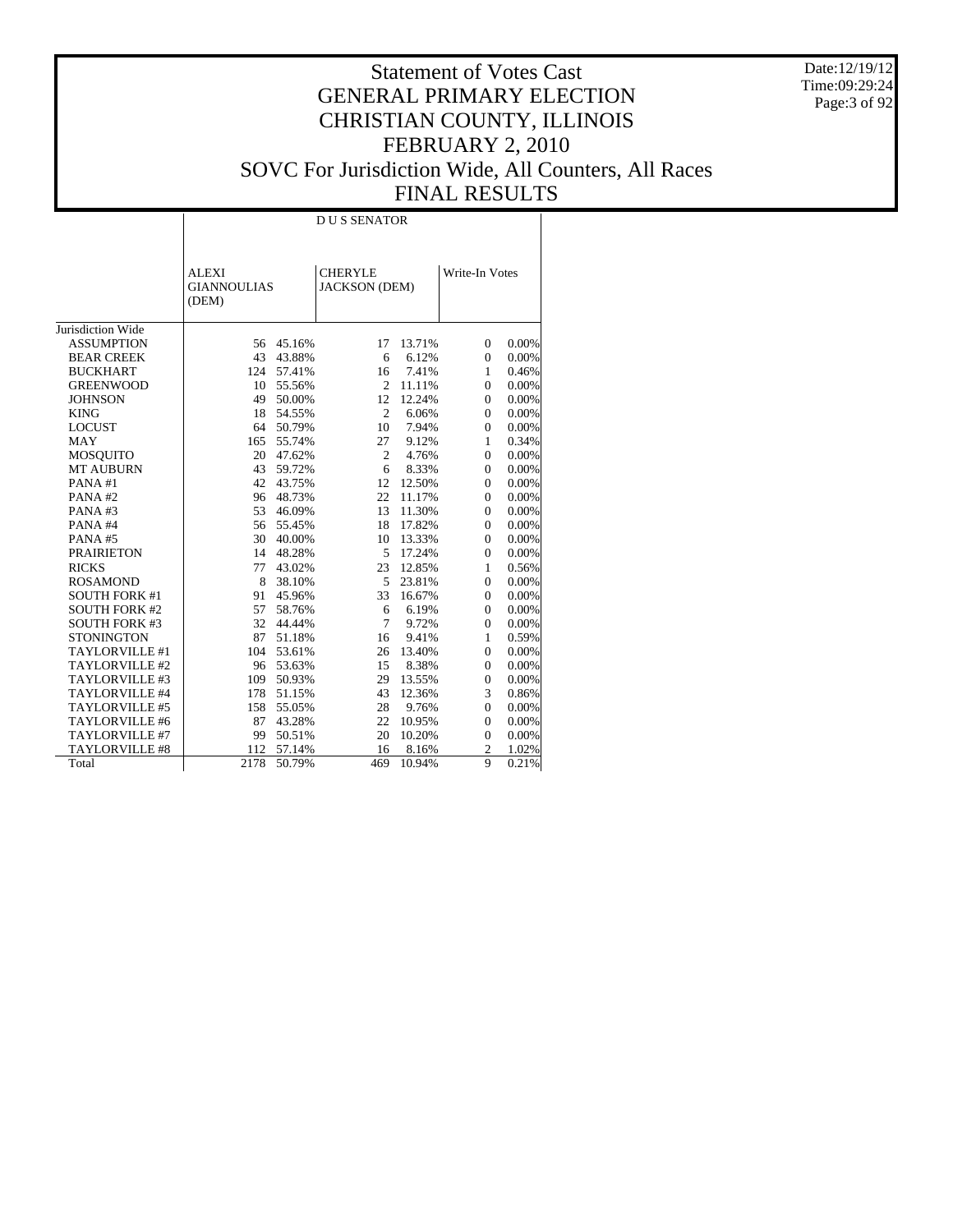# Statement of Votes Cast
# GENERAL PRIMARY ELECTION
# CHRISTIAN COUNTY, ILLINOIS
# FEBRUARY 2, 2010
# SOVC For Jurisdiction Wide, All Counters, All Races
# FINAL RESULTS

Date:12/19/12
Time:09:29:24

D U S SENATOR

| | ALEXI GIANNOULIAS (DEM) | | CHERYLE JACKSON (DEM) | | Write-In Votes | |
|---|---|---|---|---|---|---|
| Jurisdiction Wide | | | | | | |
| ASSUMPTION | 56 | 45.16% | 17 | 13.71% | 0 | 0.00% |
| BEAR CREEK | 43 | 43.88% | 6 | 6.12% | 0 | 0.00% |
| BUCKHART | 124 | 57.41% | 16 | 7.41% | 1 | 0.46% |
| GREENWOOD | 10 | 55.56% | 2 | 11.11% | 0 | 0.00% |
| JOHNSON | 49 | 50.00% | 12 | 12.24% | 0 | 0.00% |
| KING | 18 | 54.55% | 2 | 6.06% | 0 | 0.00% |
| LOCUST | 64 | 50.79% | 10 | 7.94% | 0 | 0.00% |
| MAY | 165 | 55.74% | 27 | 9.12% | 1 | 0.34% |
| MOSQUITO | 20 | 47.62% | 2 | 4.76% | 0 | 0.00% |
| MT AUBURN | 43 | 59.72% | 6 | 8.33% | 0 | 0.00% |
| PANA #1 | 42 | 43.75% | 12 | 12.50% | 0 | 0.00% |
| PANA #2 | 96 | 48.73% | 22 | 11.17% | 0 | 0.00% |
| PANA #3 | 53 | 46.09% | 13 | 11.30% | 0 | 0.00% |
| PANA #4 | 56 | 55.45% | 18 | 17.82% | 0 | 0.00% |
| PANA #5 | 30 | 40.00% | 10 | 13.33% | 0 | 0.00% |
| PRAIRIETON | 14 | 48.28% | 5 | 17.24% | 0 | 0.00% |
| RICKS | 77 | 43.02% | 23 | 12.85% | 1 | 0.56% |
| ROSAMOND | 8 | 38.10% | 5 | 23.81% | 0 | 0.00% |
| SOUTH FORK #1 | 91 | 45.96% | 33 | 16.67% | 0 | 0.00% |
| SOUTH FORK #2 | 57 | 58.76% | 6 | 6.19% | 0 | 0.00% |
| SOUTH FORK #3 | 32 | 44.44% | 7 | 9.72% | 0 | 0.00% |
| STONINGTON | 87 | 51.18% | 16 | 9.41% | 1 | 0.59% |
| TAYLORVILLE #1 | 104 | 53.61% | 26 | 13.40% | 0 | 0.00% |
| TAYLORVILLE #2 | 96 | 53.63% | 15 | 8.38% | 0 | 0.00% |
| TAYLORVILLE #3 | 109 | 50.93% | 29 | 13.55% | 0 | 0.00% |
| TAYLORVILLE #4 | 178 | 51.15% | 43 | 12.36% | 3 | 0.86% |
| TAYLORVILLE #5 | 158 | 55.05% | 28 | 9.76% | 0 | 0.00% |
| TAYLORVILLE #6 | 87 | 43.28% | 22 | 10.95% | 0 | 0.00% |
| TAYLORVILLE #7 | 99 | 50.51% | 20 | 10.20% | 0 | 0.00% |
| TAYLORVILLE #8 | 112 | 57.14% | 16 | 8.16% | 2 | 1.02% |
| Total | 2178 | 50.79% | 469 | 10.94% | 9 | 0.21% |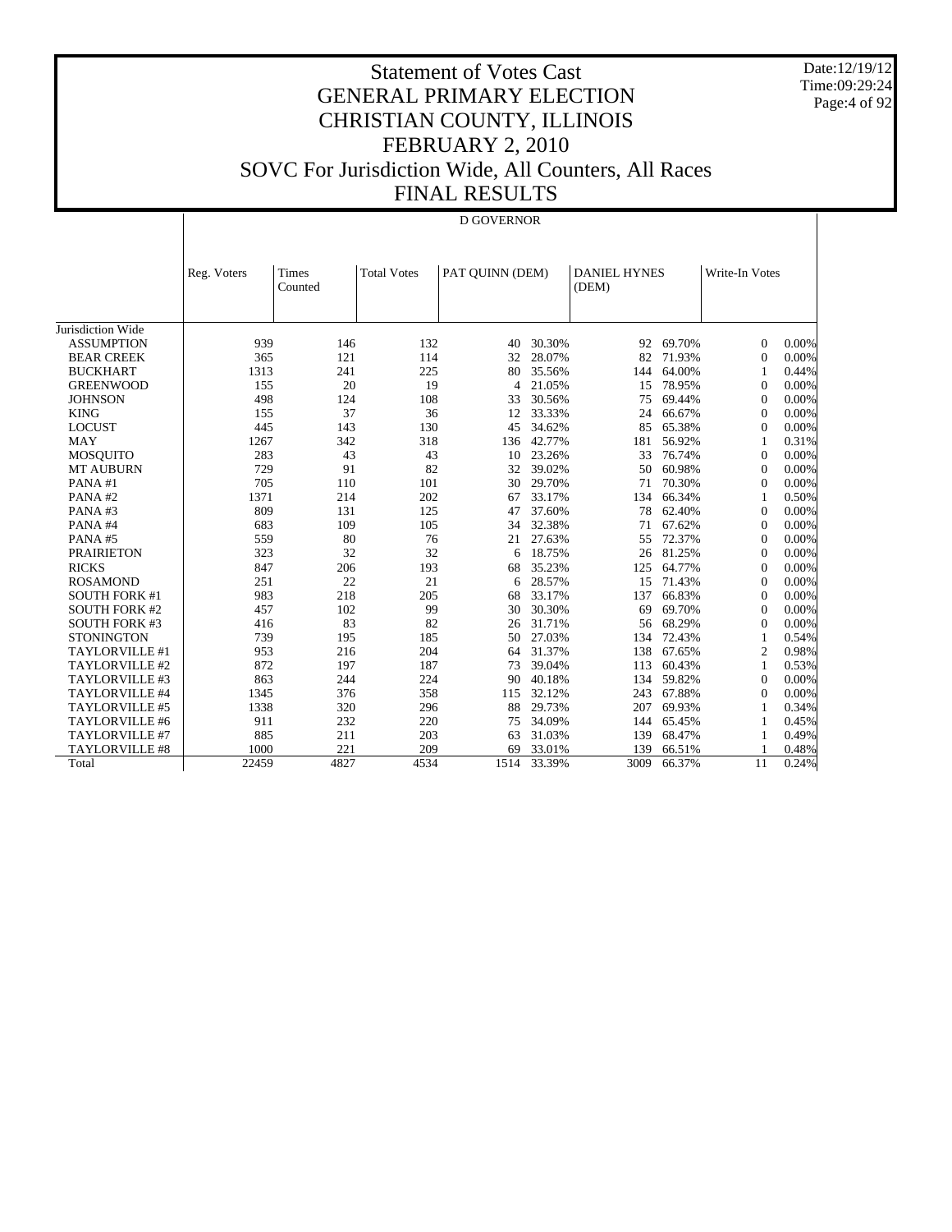# Statement of Votes Cast
# GENERAL PRIMARY ELECTION
# CHRISTIAN COUNTY, ILLINOIS
# FEBRUARY 2, 2010
# SOVC For Jurisdiction Wide, All Counters, All Races
# FINAL RESULTS

Date:12/19/12
Time:09:29:24

## D GOVERNOR

| | Reg. Voters | Times Counted | Total Votes | PAT QUINN (DEM) | | DANIEL HYNES (DEM) | | Write-In Votes | |
|---|---|---|---|---|---|---|---|---|---|
| Jurisdiction Wide | | | | | | | | | |
| ASSUMPTION | 939 | 146 | 132 | 40 | 30.30% | 92 | 69.70% | 0 | 0.00% |
| BEAR CREEK | 365 | 121 | 114 | 32 | 28.07% | 82 | 71.93% | 0 | 0.00% |
| BUCKHART | 1313 | 241 | 225 | 80 | 35.56% | 144 | 64.00% | 1 | 0.44% |
| GREENWOOD | 155 | 20 | 19 | 4 | 21.05% | 15 | 78.95% | 0 | 0.00% |
| JOHNSON | 498 | 124 | 108 | 33 | 30.56% | 75 | 69.44% | 0 | 0.00% |
| KING | 155 | 37 | 36 | 12 | 33.33% | 24 | 66.67% | 0 | 0.00% |
| LOCUST | 445 | 143 | 130 | 45 | 34.62% | 85 | 65.38% | 0 | 0.00% |
| MAY | 1267 | 342 | 318 | 136 | 42.77% | 181 | 56.92% | 1 | 0.31% |
| MOSQUITO | 283 | 43 | 43 | 10 | 23.26% | 33 | 76.74% | 0 | 0.00% |
| MT AUBURN | 729 | 91 | 82 | 32 | 39.02% | 50 | 60.98% | 0 | 0.00% |
| PANA #1 | 705 | 110 | 101 | 30 | 29.70% | 71 | 70.30% | 0 | 0.00% |
| PANA #2 | 1371 | 214 | 202 | 67 | 33.17% | 134 | 66.34% | 1 | 0.50% |
| PANA #3 | 809 | 131 | 125 | 47 | 37.60% | 78 | 62.40% | 0 | 0.00% |
| PANA #4 | 683 | 109 | 105 | 34 | 32.38% | 71 | 67.62% | 0 | 0.00% |
| PANA #5 | 559 | 80 | 76 | 21 | 27.63% | 55 | 72.37% | 0 | 0.00% |
| PRAIRIETON | 323 | 32 | 32 | 6 | 18.75% | 26 | 81.25% | 0 | 0.00% |
| RICKS | 847 | 206 | 193 | 68 | 35.23% | 125 | 64.77% | 0 | 0.00% |
| ROSAMOND | 251 | 22 | 21 | 6 | 28.57% | 15 | 71.43% | 0 | 0.00% |
| SOUTH FORK #1 | 983 | 218 | 205 | 68 | 33.17% | 137 | 66.83% | 0 | 0.00% |
| SOUTH FORK #2 | 457 | 102 | 99 | 30 | 30.30% | 69 | 69.70% | 0 | 0.00% |
| SOUTH FORK #3 | 416 | 83 | 82 | 26 | 31.71% | 56 | 68.29% | 0 | 0.00% |
| STONINGTON | 739 | 195 | 185 | 50 | 27.03% | 134 | 72.43% | 1 | 0.54% |
| TAYLORVILLE #1 | 953 | 216 | 204 | 64 | 31.37% | 138 | 67.65% | 2 | 0.98% |
| TAYLORVILLE #2 | 872 | 197 | 187 | 73 | 39.04% | 113 | 60.43% | 1 | 0.53% |
| TAYLORVILLE #3 | 863 | 244 | 224 | 90 | 40.18% | 134 | 59.82% | 0 | 0.00% |
| TAYLORVILLE #4 | 1345 | 376 | 358 | 115 | 32.12% | 243 | 67.88% | 0 | 0.00% |
| TAYLORVILLE #5 | 1338 | 320 | 296 | 88 | 29.73% | 207 | 69.93% | 1 | 0.34% |
| TAYLORVILLE #6 | 911 | 232 | 220 | 75 | 34.09% | 144 | 65.45% | 1 | 0.45% |
| TAYLORVILLE #7 | 885 | 211 | 203 | 63 | 31.03% | 139 | 68.47% | 1 | 0.49% |
| TAYLORVILLE #8 | 1000 | 221 | 209 | 69 | 33.01% | 139 | 66.51% | 1 | 0.48% |
| Total | 22459 | 4827 | 4534 | 1514 | 33.39% | 3009 | 66.37% | 11 | 0.24% |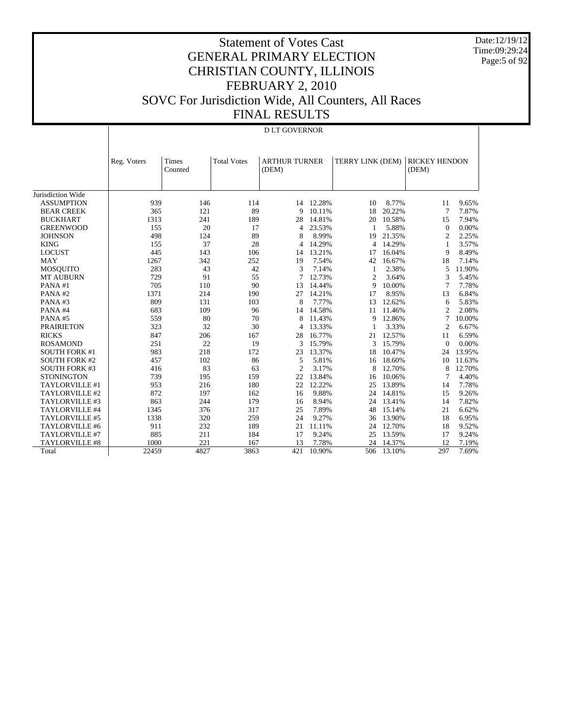# Statement of Votes Cast
## GENERAL PRIMARY ELECTION
## CHRISTIAN COUNTY, ILLINOIS
## FEBRUARY 2, 2010
## SOVC For Jurisdiction Wide, All Counters, All Races
## FINAL RESULTS

Date:12/19/12
Time:09:29:24

D LT GOVERNOR

| | Reg. Voters | Times Counted | Total Votes | ARTHUR TURNER (DEM) | | TERRY LINK (DEM) | | RICKEY HENDON (DEM) | |
|---|---|---|---|---|---|---|---|---|---|
| Jurisdiction Wide | | | | | | | | | |
| ASSUMPTION | 939 | 146 | 114 | 14 | 12.28% | 10 | 8.77% | 11 | 9.65% |
| BEAR CREEK | 365 | 121 | 89 | 9 | 10.11% | 18 | 20.22% | 7 | 7.87% |
| BUCKHART | 1313 | 241 | 189 | 28 | 14.81% | 20 | 10.58% | 15 | 7.94% |
| GREENWOOD | 155 | 20 | 17 | 4 | 23.53% | 1 | 5.88% | 0 | 0.00% |
| JOHNSON | 498 | 124 | 89 | 8 | 8.99% | 19 | 21.35% | 2 | 2.25% |
| KING | 155 | 37 | 28 | 4 | 14.29% | 4 | 14.29% | 1 | 3.57% |
| LOCUST | 445 | 143 | 106 | 14 | 13.21% | 17 | 16.04% | 9 | 8.49% |
| MAY | 1267 | 342 | 252 | 19 | 7.54% | 42 | 16.67% | 18 | 7.14% |
| MOSQUITO | 283 | 43 | 42 | 3 | 7.14% | 1 | 2.38% | 5 | 11.90% |
| MT AUBURN | 729 | 91 | 55 | 7 | 12.73% | 2 | 3.64% | 3 | 5.45% |
| PANA #1 | 705 | 110 | 90 | 13 | 14.44% | 9 | 10.00% | 7 | 7.78% |
| PANA #2 | 1371 | 214 | 190 | 27 | 14.21% | 17 | 8.95% | 13 | 6.84% |
| PANA #3 | 809 | 131 | 103 | 8 | 7.77% | 13 | 12.62% | 6 | 5.83% |
| PANA #4 | 683 | 109 | 96 | 14 | 14.58% | 11 | 11.46% | 2 | 2.08% |
| PANA #5 | 559 | 80 | 70 | 8 | 11.43% | 9 | 12.86% | 7 | 10.00% |
| PRAIRIETON | 323 | 32 | 30 | 4 | 13.33% | 1 | 3.33% | 2 | 6.67% |
| RICKS | 847 | 206 | 167 | 28 | 16.77% | 21 | 12.57% | 11 | 6.59% |
| ROSAMOND | 251 | 22 | 19 | 3 | 15.79% | 3 | 15.79% | 0 | 0.00% |
| SOUTH FORK #1 | 983 | 218 | 172 | 23 | 13.37% | 18 | 10.47% | 24 | 13.95% |
| SOUTH FORK #2 | 457 | 102 | 86 | 5 | 5.81% | 16 | 18.60% | 10 | 11.63% |
| SOUTH FORK #3 | 416 | 83 | 63 | 2 | 3.17% | 8 | 12.70% | 8 | 12.70% |
| STONINGTON | 739 | 195 | 159 | 22 | 13.84% | 16 | 10.06% | 7 | 4.40% |
| TAYLORVILLE #1 | 953 | 216 | 180 | 22 | 12.22% | 25 | 13.89% | 14 | 7.78% |
| TAYLORVILLE #2 | 872 | 197 | 162 | 16 | 9.88% | 24 | 14.81% | 15 | 9.26% |
| TAYLORVILLE #3 | 863 | 244 | 179 | 16 | 8.94% | 24 | 13.41% | 14 | 7.82% |
| TAYLORVILLE #4 | 1345 | 376 | 317 | 25 | 7.89% | 48 | 15.14% | 21 | 6.62% |
| TAYLORVILLE #5 | 1338 | 320 | 259 | 24 | 9.27% | 36 | 13.90% | 18 | 6.95% |
| TAYLORVILLE #6 | 911 | 232 | 189 | 21 | 11.11% | 24 | 12.70% | 18 | 9.52% |
| TAYLORVILLE #7 | 885 | 211 | 184 | 17 | 9.24% | 25 | 13.59% | 17 | 9.24% |
| TAYLORVILLE #8 | 1000 | 221 | 167 | 13 | 7.78% | 24 | 14.37% | 12 | 7.19% |
| Total | 22459 | 4827 | 3863 | 421 | 10.90% | 506 | 13.10% | 297 | 7.69% |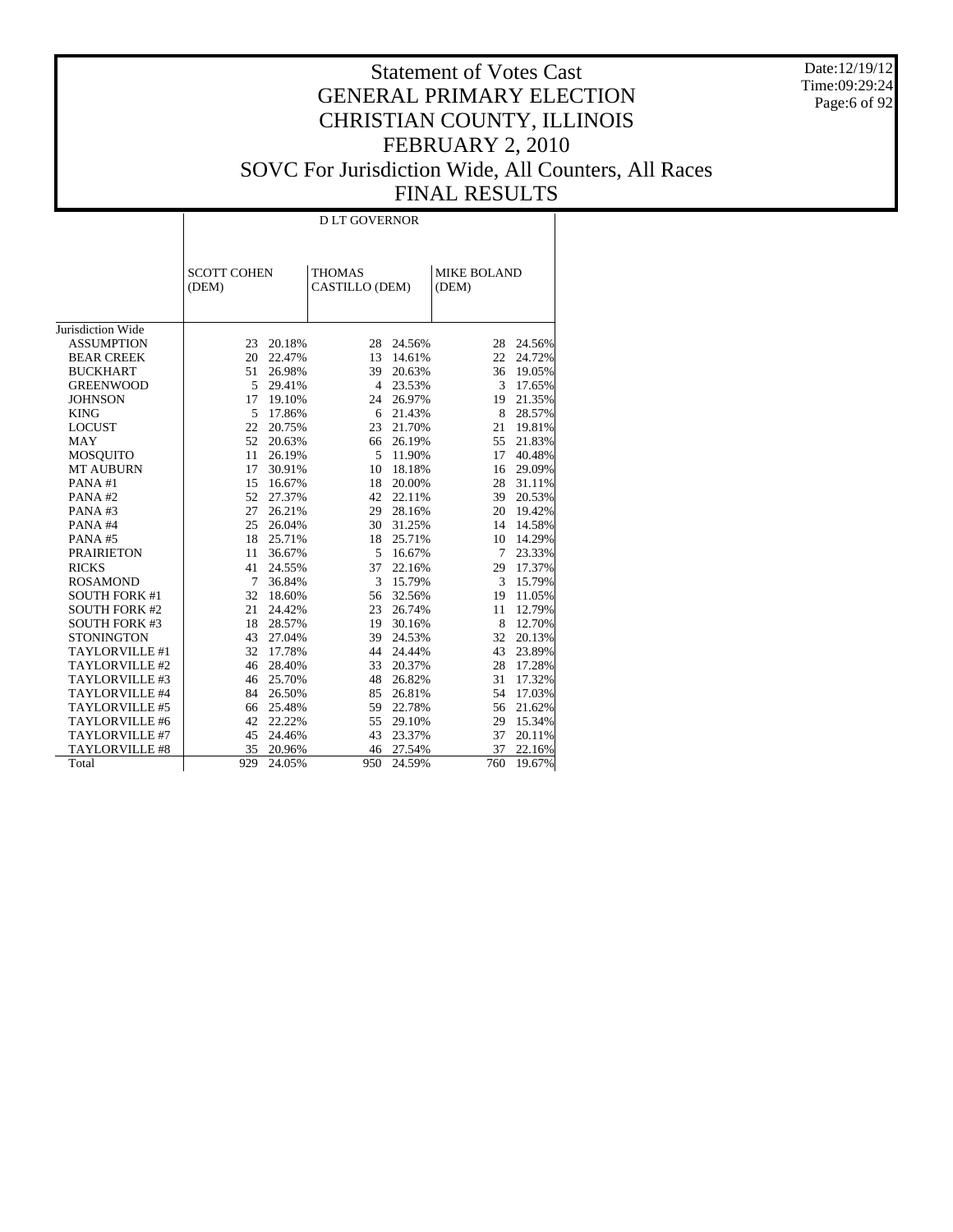# Statement of Votes Cast
## GENERAL PRIMARY ELECTION
## CHRISTIAN COUNTY, ILLINOIS
## FEBRUARY 2, 2010
## SOVC For Jurisdiction Wide, All Counters, All Races
## FINAL RESULTS

Date:12/19/12
Time:09:29:24

| | D LT GOVERNOR | | | | | |
|---|---|---|---|---|---|---|
| | SCOTT COHEN (DEM) | | THOMAS CASTILLO (DEM) | | MIKE BOLAND (DEM) | |
| Jurisdiction Wide | | | | | | |
| ASSUMPTION | 23 | 20.18% | 28 | 24.56% | 28 | 24.56% |
| BEAR CREEK | 20 | 22.47% | 13 | 14.61% | 22 | 24.72% |
| BUCKHART | 51 | 26.98% | 39 | 20.63% | 36 | 19.05% |
| GREENWOOD | 5 | 29.41% | 4 | 23.53% | 3 | 17.65% |
| JOHNSON | 17 | 19.10% | 24 | 26.97% | 19 | 21.35% |
| KING | 5 | 17.86% | 6 | 21.43% | 8 | 28.57% |
| LOCUST | 22 | 20.75% | 23 | 21.70% | 21 | 19.81% |
| MAY | 52 | 20.63% | 66 | 26.19% | 55 | 21.83% |
| MOSQUITO | 11 | 26.19% | 5 | 11.90% | 17 | 40.48% |
| MT AUBURN | 17 | 30.91% | 10 | 18.18% | 16 | 29.09% |
| PANA #1 | 15 | 16.67% | 18 | 20.00% | 28 | 31.11% |
| PANA #2 | 52 | 27.37% | 42 | 22.11% | 39 | 20.53% |
| PANA #3 | 27 | 26.21% | 29 | 28.16% | 20 | 19.42% |
| PANA #4 | 25 | 26.04% | 30 | 31.25% | 14 | 14.58% |
| PANA #5 | 18 | 25.71% | 18 | 25.71% | 10 | 14.29% |
| PRAIRIETON | 11 | 36.67% | 5 | 16.67% | 7 | 23.33% |
| RICKS | 41 | 24.55% | 37 | 22.16% | 29 | 17.37% |
| ROSAMOND | 7 | 36.84% | 3 | 15.79% | 3 | 15.79% |
| SOUTH FORK #1 | 32 | 18.60% | 56 | 32.56% | 19 | 11.05% |
| SOUTH FORK #2 | 21 | 24.42% | 23 | 26.74% | 11 | 12.79% |
| SOUTH FORK #3 | 18 | 28.57% | 19 | 30.16% | 8 | 12.70% |
| STONINGTON | 43 | 27.04% | 39 | 24.53% | 32 | 20.13% |
| TAYLORVILLE #1 | 32 | 17.78% | 44 | 24.44% | 43 | 23.89% |
| TAYLORVILLE #2 | 46 | 28.40% | 33 | 20.37% | 28 | 17.28% |
| TAYLORVILLE #3 | 46 | 25.70% | 48 | 26.82% | 31 | 17.32% |
| TAYLORVILLE #4 | 84 | 26.50% | 85 | 26.81% | 54 | 17.03% |
| TAYLORVILLE #5 | 66 | 25.48% | 59 | 22.78% | 56 | 21.62% |
| TAYLORVILLE #6 | 42 | 22.22% | 55 | 29.10% | 29 | 15.34% |
| TAYLORVILLE #7 | 45 | 24.46% | 43 | 23.37% | 37 | 20.11% |
| TAYLORVILLE #8 | 35 | 20.96% | 46 | 27.54% | 37 | 22.16% |
| Total | 929 | 24.05% | 950 | 24.59% | 760 | 19.67% |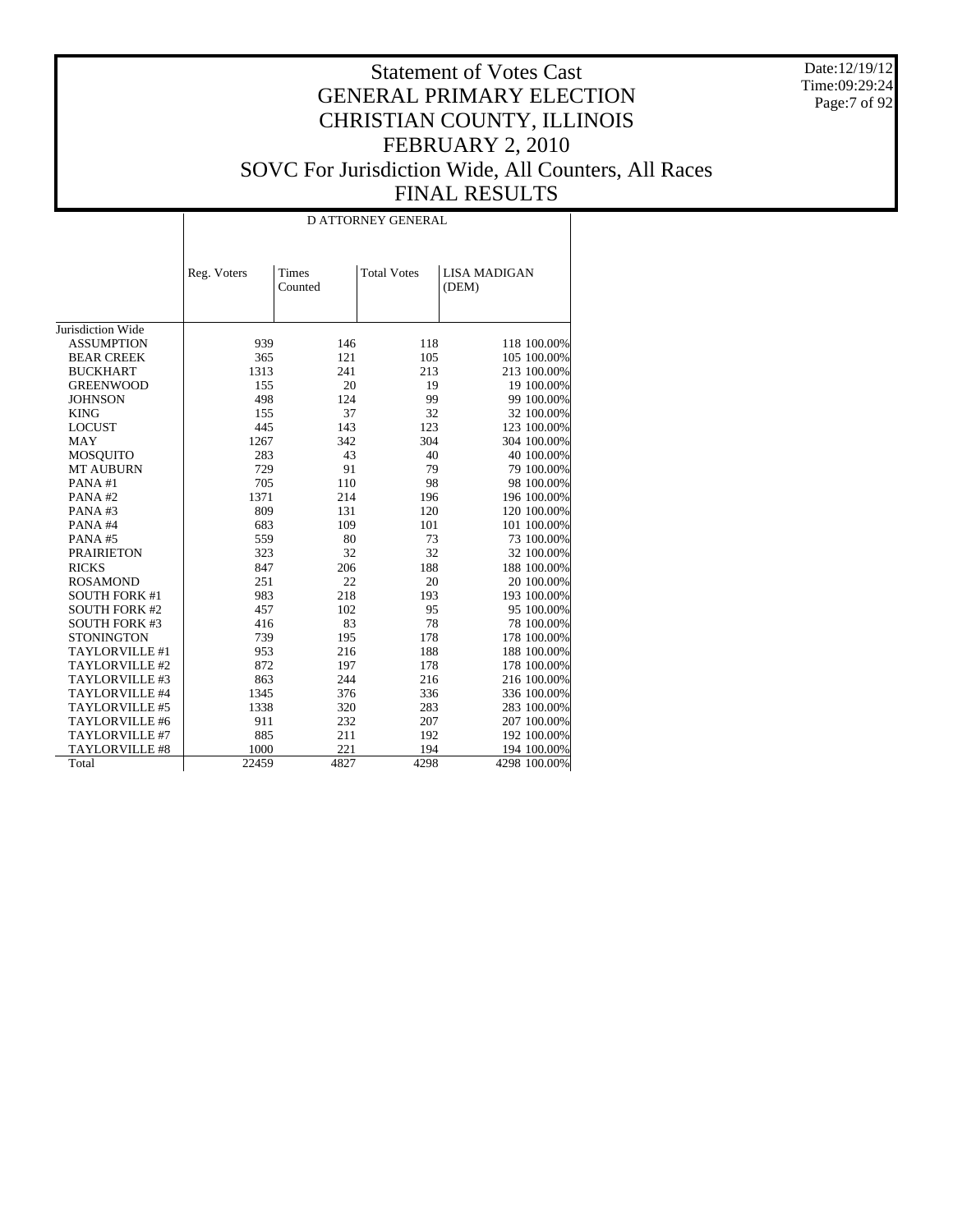# Statement of Votes Cast
## GENERAL PRIMARY ELECTION
## CHRISTIAN COUNTY, ILLINOIS
## FEBRUARY 2, 2010
## SOVC For Jurisdiction Wide, All Counters, All Races
## FINAL RESULTS

Date:12/19/12
Time:09:29:24

| | D ATTORNEY GENERAL | | | | |
|---|---|---|---|---|---|
| | Reg. Voters | Times Counted | Total Votes | LISA MADIGAN (DEM) | |
| Jurisdiction Wide | | | | | |
| ASSUMPTION | 939 | 146 | 118 | 118 | 100.00% |
| BEAR CREEK | 365 | 121 | 105 | 105 | 100.00% |
| BUCKHART | 1313 | 241 | 213 | 213 | 100.00% |
| GREENWOOD | 155 | 20 | 19 | 19 | 100.00% |
| JOHNSON | 498 | 124 | 99 | 99 | 100.00% |
| KING | 155 | 37 | 32 | 32 | 100.00% |
| LOCUST | 445 | 143 | 123 | 123 | 100.00% |
| MAY | 1267 | 342 | 304 | 304 | 100.00% |
| MOSQUITO | 283 | 43 | 40 | 40 | 100.00% |
| MT AUBURN | 729 | 91 | 79 | 79 | 100.00% |
| PANA #1 | 705 | 110 | 98 | 98 | 100.00% |
| PANA #2 | 1371 | 214 | 196 | 196 | 100.00% |
| PANA #3 | 809 | 131 | 120 | 120 | 100.00% |
| PANA #4 | 683 | 109 | 101 | 101 | 100.00% |
| PANA #5 | 559 | 80 | 73 | 73 | 100.00% |
| PRAIRIETON | 323 | 32 | 32 | 32 | 100.00% |
| RICKS | 847 | 206 | 188 | 188 | 100.00% |
| ROSAMOND | 251 | 22 | 20 | 20 | 100.00% |
| SOUTH FORK #1 | 983 | 218 | 193 | 193 | 100.00% |
| SOUTH FORK #2 | 457 | 102 | 95 | 95 | 100.00% |
| SOUTH FORK #3 | 416 | 83 | 78 | 78 | 100.00% |
| STONINGTON | 739 | 195 | 178 | 178 | 100.00% |
| TAYLORVILLE #1 | 953 | 216 | 188 | 188 | 100.00% |
| TAYLORVILLE #2 | 872 | 197 | 178 | 178 | 100.00% |
| TAYLORVILLE #3 | 863 | 244 | 216 | 216 | 100.00% |
| TAYLORVILLE #4 | 1345 | 376 | 336 | 336 | 100.00% |
| TAYLORVILLE #5 | 1338 | 320 | 283 | 283 | 100.00% |
| TAYLORVILLE #6 | 911 | 232 | 207 | 207 | 100.00% |
| TAYLORVILLE #7 | 885 | 211 | 192 | 192 | 100.00% |
| TAYLORVILLE #8 | 1000 | 221 | 194 | 194 | 100.00% |
| Total | 22459 | 4827 | 4298 | 4298 | 100.00% |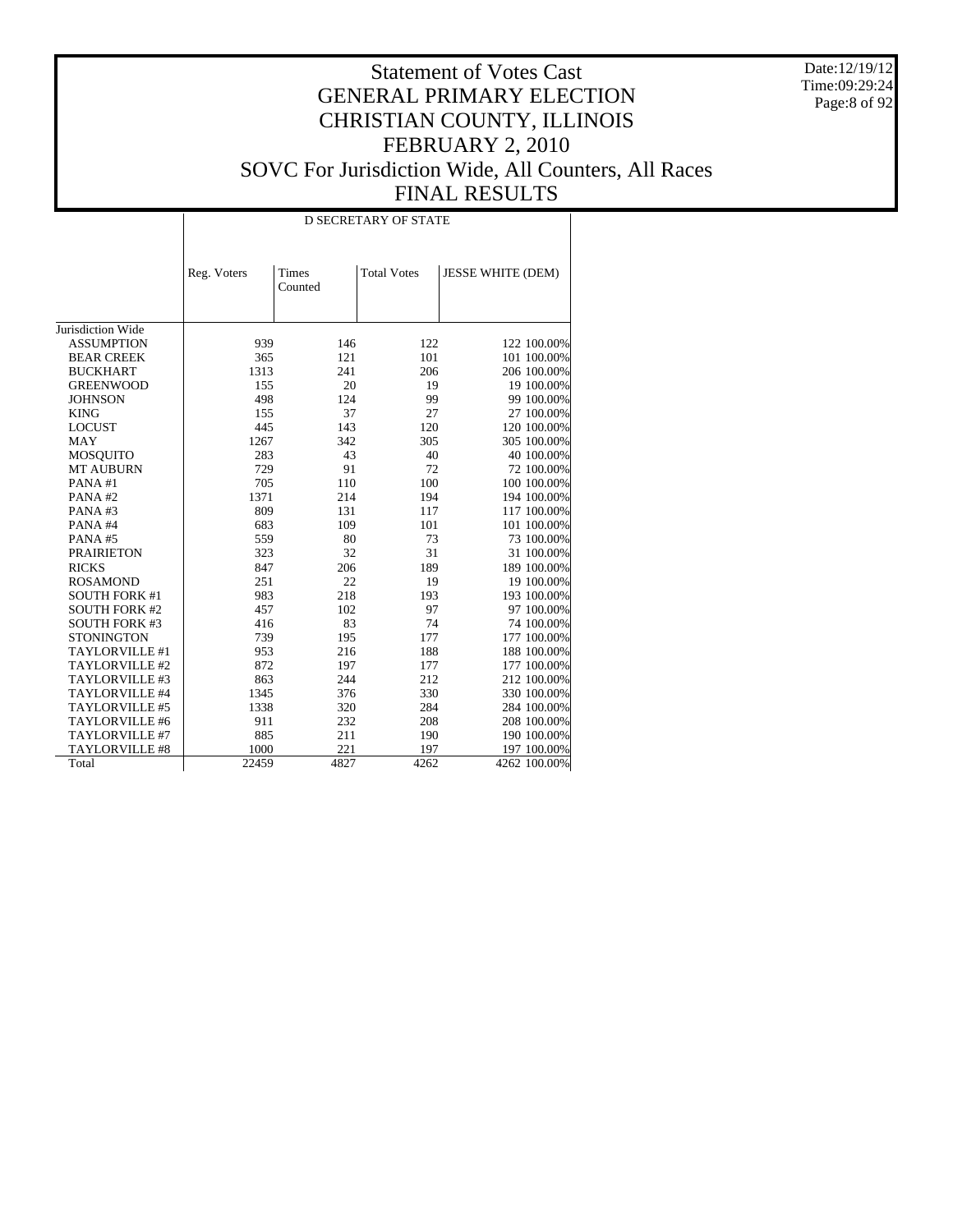# Statement of Votes Cast
## GENERAL PRIMARY ELECTION
## CHRISTIAN COUNTY, ILLINOIS
## FEBRUARY 2, 2010
## SOVC For Jurisdiction Wide, All Counters, All Races
## FINAL RESULTS

Date:12/19/12
Time:09:29:24

| | D SECRETARY OF STATE | | | | |
|---|---|---|---|---|---|
| | Reg. Voters | Times Counted | Total Votes | JESSE WHITE (DEM) | |
| Jurisdiction Wide | | | | | |
| ASSUMPTION | 939 | 146 | 122 | 122 | 100.00% |
| BEAR CREEK | 365 | 121 | 101 | 101 | 100.00% |
| BUCKHART | 1313 | 241 | 206 | 206 | 100.00% |
| GREENWOOD | 155 | 20 | 19 | 19 | 100.00% |
| JOHNSON | 498 | 124 | 99 | 99 | 100.00% |
| KING | 155 | 37 | 27 | 27 | 100.00% |
| LOCUST | 445 | 143 | 120 | 120 | 100.00% |
| MAY | 1267 | 342 | 305 | 305 | 100.00% |
| MOSQUITO | 283 | 43 | 40 | 40 | 100.00% |
| MT AUBURN | 729 | 91 | 72 | 72 | 100.00% |
| PANA #1 | 705 | 110 | 100 | 100 | 100.00% |
| PANA #2 | 1371 | 214 | 194 | 194 | 100.00% |
| PANA #3 | 809 | 131 | 117 | 117 | 100.00% |
| PANA #4 | 683 | 109 | 101 | 101 | 100.00% |
| PANA #5 | 559 | 80 | 73 | 73 | 100.00% |
| PRAIRIETON | 323 | 32 | 31 | 31 | 100.00% |
| RICKS | 847 | 206 | 189 | 189 | 100.00% |
| ROSAMOND | 251 | 22 | 19 | 19 | 100.00% |
| SOUTH FORK #1 | 983 | 218 | 193 | 193 | 100.00% |
| SOUTH FORK #2 | 457 | 102 | 97 | 97 | 100.00% |
| SOUTH FORK #3 | 416 | 83 | 74 | 74 | 100.00% |
| STONINGTON | 739 | 195 | 177 | 177 | 100.00% |
| TAYLORVILLE #1 | 953 | 216 | 188 | 188 | 100.00% |
| TAYLORVILLE #2 | 872 | 197 | 177 | 177 | 100.00% |
| TAYLORVILLE #3 | 863 | 244 | 212 | 212 | 100.00% |
| TAYLORVILLE #4 | 1345 | 376 | 330 | 330 | 100.00% |
| TAYLORVILLE #5 | 1338 | 320 | 284 | 284 | 100.00% |
| TAYLORVILLE #6 | 911 | 232 | 208 | 208 | 100.00% |
| TAYLORVILLE #7 | 885 | 211 | 190 | 190 | 100.00% |
| TAYLORVILLE #8 | 1000 | 221 | 197 | 197 | 100.00% |
| Total | 22459 | 4827 | 4262 | 4262 | 100.00% |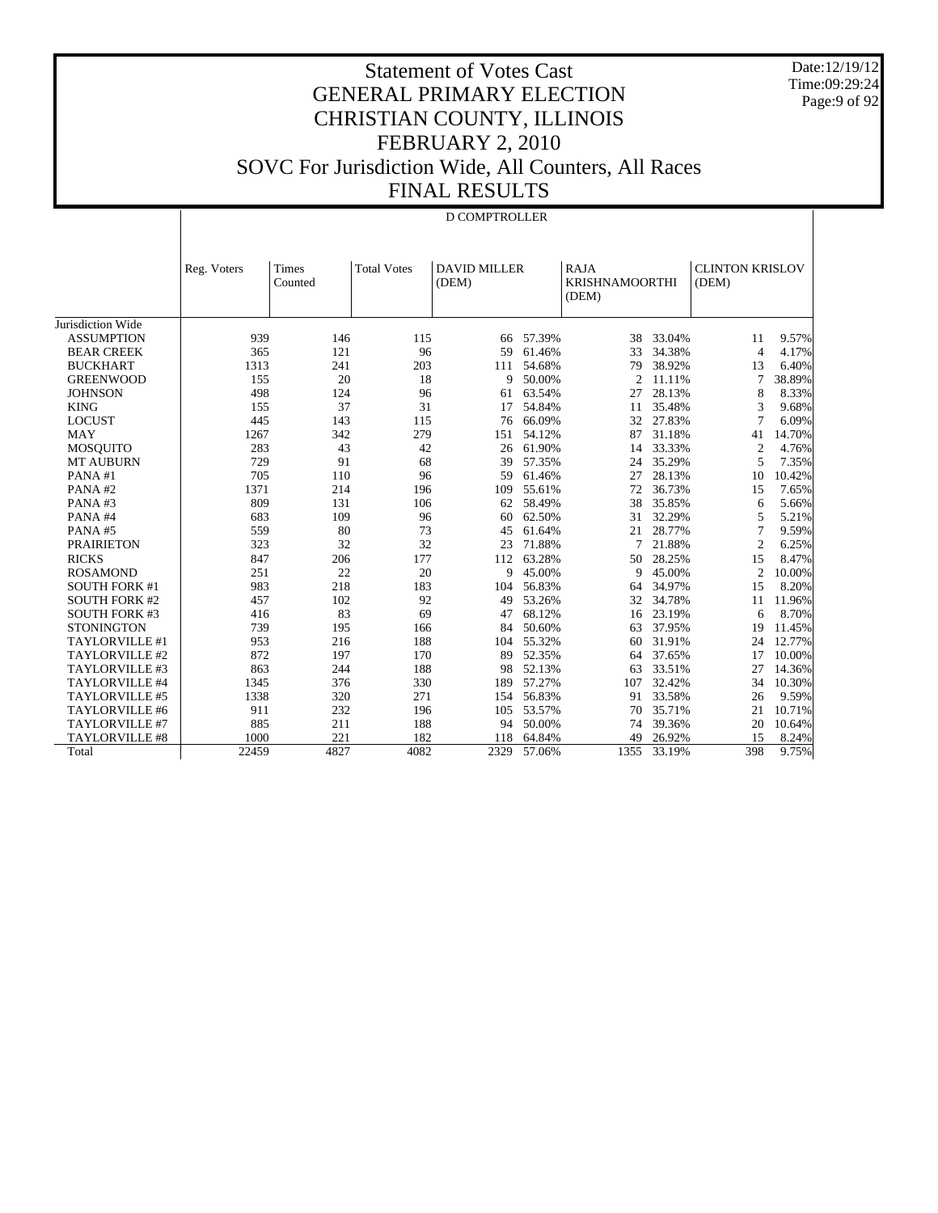# Statement of Votes Cast
# GENERAL PRIMARY ELECTION
# CHRISTIAN COUNTY, ILLINOIS
# FEBRUARY 2, 2010
# SOVC For Jurisdiction Wide, All Counters, All Races
# FINAL RESULTS

Date:12/19/12
Time:09:29:24

D COMPTROLLER

| | Reg. Voters | Times Counted | Total Votes | DAVID MILLER (DEM) | | RAJA KRISHNAMOORTHI (DEM) | | CLINTON KRISLOV (DEM) | |
|---|---|---|---|---|---|---|---|---|---|
| Jurisdiction Wide | | | | | | | | | |
| ASSUMPTION | 939 | 146 | 115 | 66 | 57.39% | 38 | 33.04% | 11 | 9.57% |
| BEAR CREEK | 365 | 121 | 96 | 59 | 61.46% | 33 | 34.38% | 4 | 4.17% |
| BUCKHART | 1313 | 241 | 203 | 111 | 54.68% | 79 | 38.92% | 13 | 6.40% |
| GREENWOOD | 155 | 20 | 18 | 9 | 50.00% | 2 | 11.11% | 7 | 38.89% |
| JOHNSON | 498 | 124 | 96 | 61 | 63.54% | 27 | 28.13% | 8 | 8.33% |
| KING | 155 | 37 | 31 | 17 | 54.84% | 11 | 35.48% | 3 | 9.68% |
| LOCUST | 445 | 143 | 115 | 76 | 66.09% | 32 | 27.83% | 7 | 6.09% |
| MAY | 1267 | 342 | 279 | 151 | 54.12% | 87 | 31.18% | 41 | 14.70% |
| MOSQUITO | 283 | 43 | 42 | 26 | 61.90% | 14 | 33.33% | 2 | 4.76% |
| MT AUBURN | 729 | 91 | 68 | 39 | 57.35% | 24 | 35.29% | 5 | 7.35% |
| PANA #1 | 705 | 110 | 96 | 59 | 61.46% | 27 | 28.13% | 10 | 10.42% |
| PANA #2 | 1371 | 214 | 196 | 109 | 55.61% | 72 | 36.73% | 15 | 7.65% |
| PANA #3 | 809 | 131 | 106 | 62 | 58.49% | 38 | 35.85% | 6 | 5.66% |
| PANA #4 | 683 | 109 | 96 | 60 | 62.50% | 31 | 32.29% | 5 | 5.21% |
| PANA #5 | 559 | 80 | 73 | 45 | 61.64% | 21 | 28.77% | 7 | 9.59% |
| PRAIRIETON | 323 | 32 | 32 | 23 | 71.88% | 7 | 21.88% | 2 | 6.25% |
| RICKS | 847 | 206 | 177 | 112 | 63.28% | 50 | 28.25% | 15 | 8.47% |
| ROSAMOND | 251 | 22 | 20 | 9 | 45.00% | 9 | 45.00% | 2 | 10.00% |
| SOUTH FORK #1 | 983 | 218 | 183 | 104 | 56.83% | 64 | 34.97% | 15 | 8.20% |
| SOUTH FORK #2 | 457 | 102 | 92 | 49 | 53.26% | 32 | 34.78% | 11 | 11.96% |
| SOUTH FORK #3 | 416 | 83 | 69 | 47 | 68.12% | 16 | 23.19% | 6 | 8.70% |
| STONINGTON | 739 | 195 | 166 | 84 | 50.60% | 63 | 37.95% | 19 | 11.45% |
| TAYLORVILLE #1 | 953 | 216 | 188 | 104 | 55.32% | 60 | 31.91% | 24 | 12.77% |
| TAYLORVILLE #2 | 872 | 197 | 170 | 89 | 52.35% | 64 | 37.65% | 17 | 10.00% |
| TAYLORVILLE #3 | 863 | 244 | 188 | 98 | 52.13% | 63 | 33.51% | 27 | 14.36% |
| TAYLORVILLE #4 | 1345 | 376 | 330 | 189 | 57.27% | 107 | 32.42% | 34 | 10.30% |
| TAYLORVILLE #5 | 1338 | 320 | 271 | 154 | 56.83% | 91 | 33.58% | 26 | 9.59% |
| TAYLORVILLE #6 | 911 | 232 | 196 | 105 | 53.57% | 70 | 35.71% | 21 | 10.71% |
| TAYLORVILLE #7 | 885 | 211 | 188 | 94 | 50.00% | 74 | 39.36% | 20 | 10.64% |
| TAYLORVILLE #8 | 1000 | 221 | 182 | 118 | 64.84% | 49 | 26.92% | 15 | 8.24% |
| Total | 22459 | 4827 | 4082 | 2329 | 57.06% | 1355 | 33.19% | 398 | 9.75% |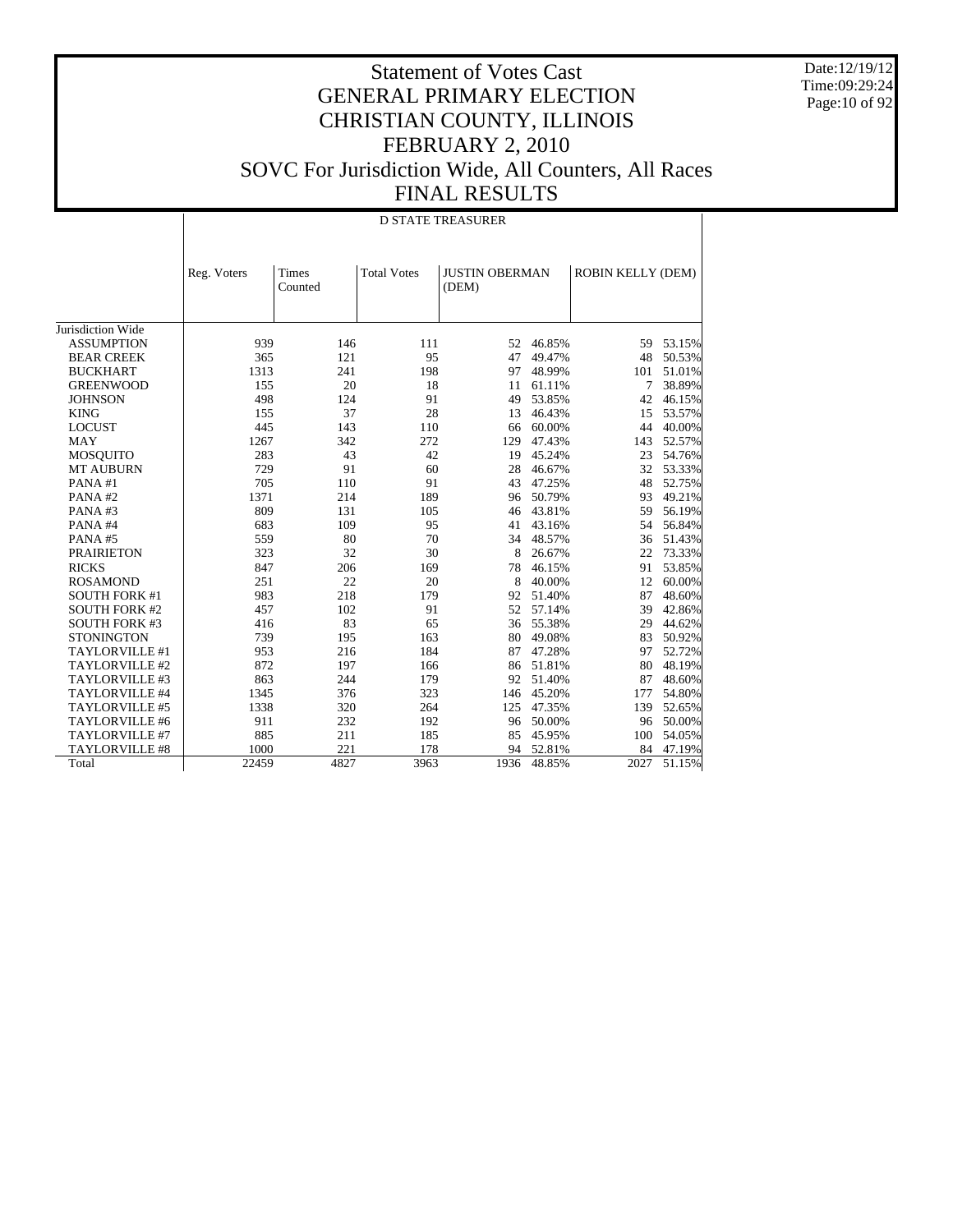# Statement of Votes Cast
# GENERAL PRIMARY ELECTION
# CHRISTIAN COUNTY, ILLINOIS
# FEBRUARY 2, 2010
# SOVC For Jurisdiction Wide, All Counters, All Races
# FINAL RESULTS

Date:12/19/12
Time:09:29:24

## D STATE TREASURER

| | Reg. Voters | Times Counted | Total Votes | JUSTIN OBERMAN (DEM) | | ROBIN KELLY (DEM) | |
|---|---|---|---|---|---|---|---|
| Jurisdiction Wide | | | | | | | |
| ASSUMPTION | 939 | 146 | 111 | 52 | 46.85% | 59 | 53.15% |
| BEAR CREEK | 365 | 121 | 95 | 47 | 49.47% | 48 | 50.53% |
| BUCKHART | 1313 | 241 | 198 | 97 | 48.99% | 101 | 51.01% |
| GREENWOOD | 155 | 20 | 18 | 11 | 61.11% | 7 | 38.89% |
| JOHNSON | 498 | 124 | 91 | 49 | 53.85% | 42 | 46.15% |
| KING | 155 | 37 | 28 | 13 | 46.43% | 15 | 53.57% |
| LOCUST | 445 | 143 | 110 | 66 | 60.00% | 44 | 40.00% |
| MAY | 1267 | 342 | 272 | 129 | 47.43% | 143 | 52.57% |
| MOSQUITO | 283 | 43 | 42 | 19 | 45.24% | 23 | 54.76% |
| MT AUBURN | 729 | 91 | 60 | 28 | 46.67% | 32 | 53.33% |
| PANA #1 | 705 | 110 | 91 | 43 | 47.25% | 48 | 52.75% |
| PANA #2 | 1371 | 214 | 189 | 96 | 50.79% | 93 | 49.21% |
| PANA #3 | 809 | 131 | 105 | 46 | 43.81% | 59 | 56.19% |
| PANA #4 | 683 | 109 | 95 | 41 | 43.16% | 54 | 56.84% |
| PANA #5 | 559 | 80 | 70 | 34 | 48.57% | 36 | 51.43% |
| PRAIRIETON | 323 | 32 | 30 | 8 | 26.67% | 22 | 73.33% |
| RICKS | 847 | 206 | 169 | 78 | 46.15% | 91 | 53.85% |
| ROSAMOND | 251 | 22 | 20 | 8 | 40.00% | 12 | 60.00% |
| SOUTH FORK #1 | 983 | 218 | 179 | 92 | 51.40% | 87 | 48.60% |
| SOUTH FORK #2 | 457 | 102 | 91 | 52 | 57.14% | 39 | 42.86% |
| SOUTH FORK #3 | 416 | 83 | 65 | 36 | 55.38% | 29 | 44.62% |
| STONINGTON | 739 | 195 | 163 | 80 | 49.08% | 83 | 50.92% |
| TAYLORVILLE #1 | 953 | 216 | 184 | 87 | 47.28% | 97 | 52.72% |
| TAYLORVILLE #2 | 872 | 197 | 166 | 86 | 51.81% | 80 | 48.19% |
| TAYLORVILLE #3 | 863 | 244 | 179 | 92 | 51.40% | 87 | 48.60% |
| TAYLORVILLE #4 | 1345 | 376 | 323 | 146 | 45.20% | 177 | 54.80% |
| TAYLORVILLE #5 | 1338 | 320 | 264 | 125 | 47.35% | 139 | 52.65% |
| TAYLORVILLE #6 | 911 | 232 | 192 | 96 | 50.00% | 96 | 50.00% |
| TAYLORVILLE #7 | 885 | 211 | 185 | 85 | 45.95% | 100 | 54.05% |
| TAYLORVILLE #8 | 1000 | 221 | 178 | 94 | 52.81% | 84 | 47.19% |
| Total | 22459 | 4827 | 3963 | 1936 | 48.85% | 2027 | 51.15% |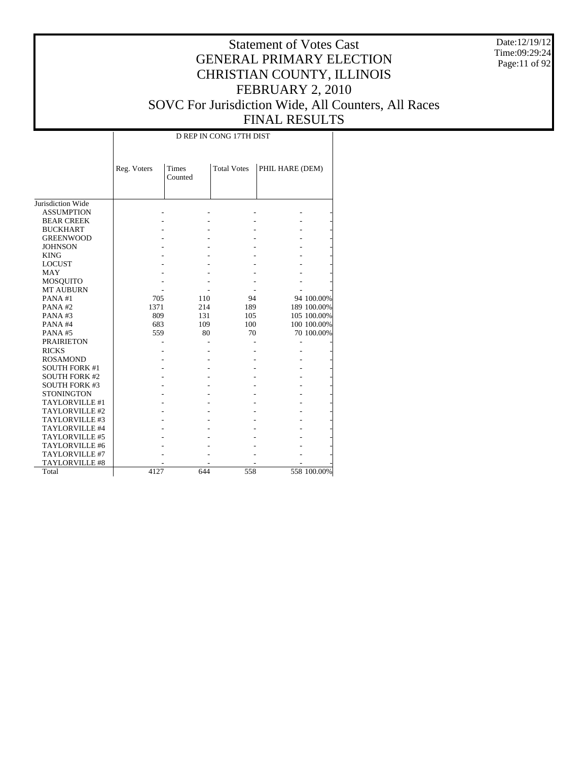# Statement of Votes Cast
## GENERAL PRIMARY ELECTION
## CHRISTIAN COUNTY, ILLINOIS
## FEBRUARY 2, 2010
## SOVC For Jurisdiction Wide, All Counters, All Races
## FINAL RESULTS

Date:12/19/12
Time:09:29:24

| | D REP IN CONG 17TH DIST | | | | |
|---|---|---|---|---|---|
| | Reg. Voters | Times Counted | Total Votes | PHIL HARE (DEM) | |
| Jurisdiction Wide | | | | | |
| ASSUMPTION | - | - | - | - | - |
| BEAR CREEK | - | - | - | - | - |
| BUCKHART | - | - | - | - | - |
| GREENWOOD | - | - | - | - | - |
| JOHNSON | - | - | - | - | - |
| KING | - | - | - | - | - |
| LOCUST | - | - | - | - | - |
| MAY | - | - | - | - | - |
| MOSQUITO | - | - | - | - | - |
| MT AUBURN | - | - | - | - | - |
| PANA #1 | 705 | 110 | 94 | 94 | 100.00% |
| PANA #2 | 1371 | 214 | 189 | 189 | 100.00% |
| PANA #3 | 809 | 131 | 105 | 105 | 100.00% |
| PANA #4 | 683 | 109 | 100 | 100 | 100.00% |
| PANA #5 | 559 | 80 | 70 | 70 | 100.00% |
| PRAIRIETON | - | - | - | - | - |
| RICKS | - | - | - | - | - |
| ROSAMOND | - | - | - | - | - |
| SOUTH FORK #1 | - | - | - | - | - |
| SOUTH FORK #2 | - | - | - | - | - |
| SOUTH FORK #3 | - | - | - | - | - |
| STONINGTON | - | - | - | - | - |
| TAYLORVILLE #1 | - | - | - | - | - |
| TAYLORVILLE #2 | - | - | - | - | - |
| TAYLORVILLE #3 | - | - | - | - | - |
| TAYLORVILLE #4 | - | - | - | - | - |
| TAYLORVILLE #5 | - | - | - | - | - |
| TAYLORVILLE #6 | - | - | - | - | - |
| TAYLORVILLE #7 | - | - | - | - | - |
| TAYLORVILLE #8 | - | - | - | - | - |
| Total | 4127 | 644 | 558 | 558 | 100.00% |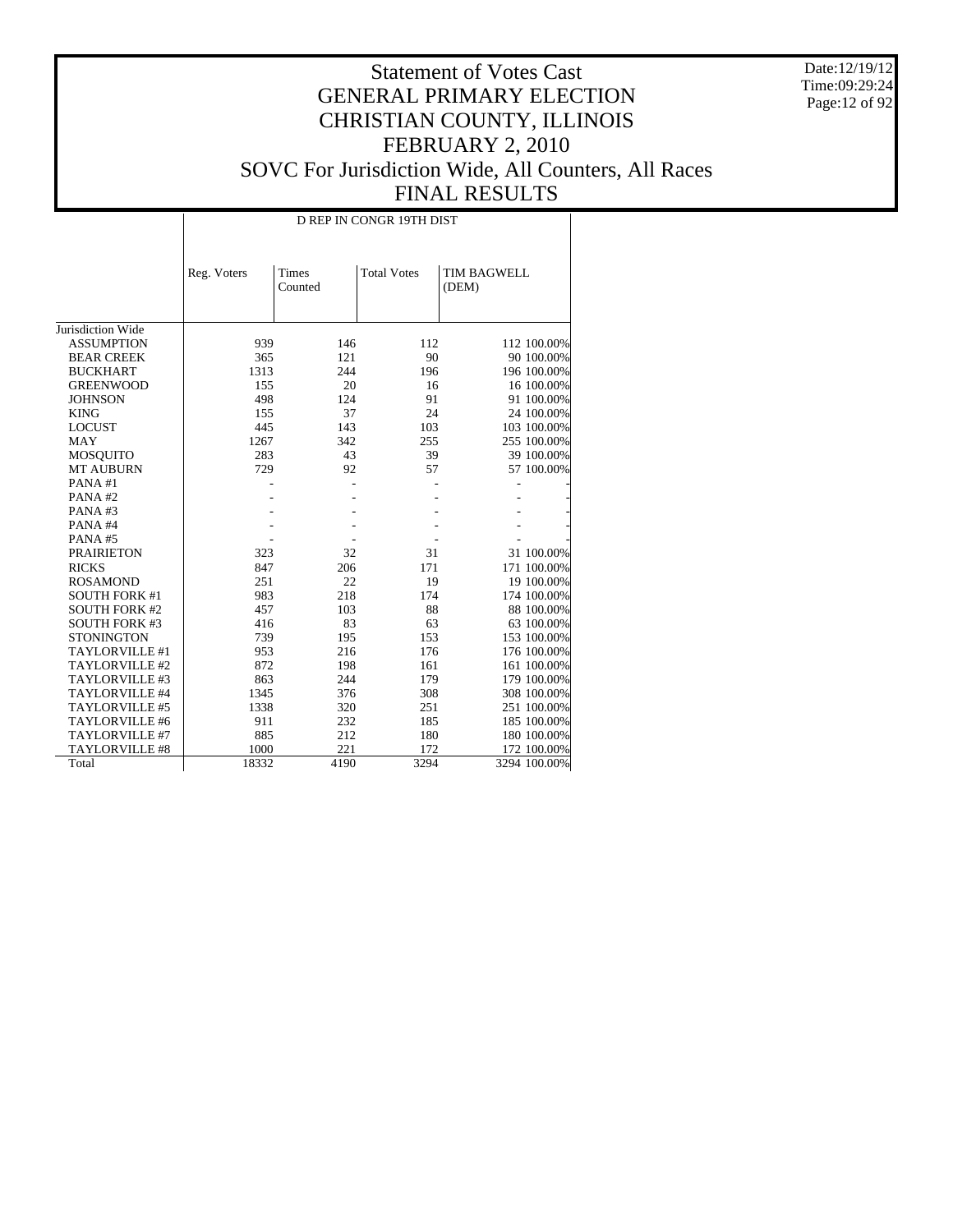# Statement of Votes Cast
# GENERAL PRIMARY ELECTION
# CHRISTIAN COUNTY, ILLINOIS
# FEBRUARY 2, 2010
# SOVC For Jurisdiction Wide, All Counters, All Races
# FINAL RESULTS

Date:12/19/12
Time:09:29:24

| | D REP IN CONGR 19TH DIST | | | | |
|---|---|---|---|---|---|
| | Reg. Voters | Times Counted | Total Votes | TIM BAGWELL (DEM) | |
| Jurisdiction Wide | | | | | |
| ASSUMPTION | 939 | 146 | 112 | 112 | 100.00% |
| BEAR CREEK | 365 | 121 | 90 | 90 | 100.00% |
| BUCKHART | 1313 | 244 | 196 | 196 | 100.00% |
| GREENWOOD | 155 | 20 | 16 | 16 | 100.00% |
| JOHNSON | 498 | 124 | 91 | 91 | 100.00% |
| KING | 155 | 37 | 24 | 24 | 100.00% |
| LOCUST | 445 | 143 | 103 | 103 | 100.00% |
| MAY | 1267 | 342 | 255 | 255 | 100.00% |
| MOSQUITO | 283 | 43 | 39 | 39 | 100.00% |
| MT AUBURN | 729 | 92 | 57 | 57 | 100.00% |
| PANA #1 | - | - | - | - | - |
| PANA #2 | - | - | - | - | - |
| PANA #3 | - | - | - | - | - |
| PANA #4 | - | - | - | - | - |
| PANA #5 | - | - | - | - | - |
| PRAIRIETON | 323 | 32 | 31 | 31 | 100.00% |
| RICKS | 847 | 206 | 171 | 171 | 100.00% |
| ROSAMOND | 251 | 22 | 19 | 19 | 100.00% |
| SOUTH FORK #1 | 983 | 218 | 174 | 174 | 100.00% |
| SOUTH FORK #2 | 457 | 103 | 88 | 88 | 100.00% |
| SOUTH FORK #3 | 416 | 83 | 63 | 63 | 100.00% |
| STONINGTON | 739 | 195 | 153 | 153 | 100.00% |
| TAYLORVILLE #1 | 953 | 216 | 176 | 176 | 100.00% |
| TAYLORVILLE #2 | 872 | 198 | 161 | 161 | 100.00% |
| TAYLORVILLE #3 | 863 | 244 | 179 | 179 | 100.00% |
| TAYLORVILLE #4 | 1345 | 376 | 308 | 308 | 100.00% |
| TAYLORVILLE #5 | 1338 | 320 | 251 | 251 | 100.00% |
| TAYLORVILLE #6 | 911 | 232 | 185 | 185 | 100.00% |
| TAYLORVILLE #7 | 885 | 212 | 180 | 180 | 100.00% |
| TAYLORVILLE #8 | 1000 | 221 | 172 | 172 | 100.00% |
| Total | 18332 | 4190 | 3294 | 3294 | 100.00% |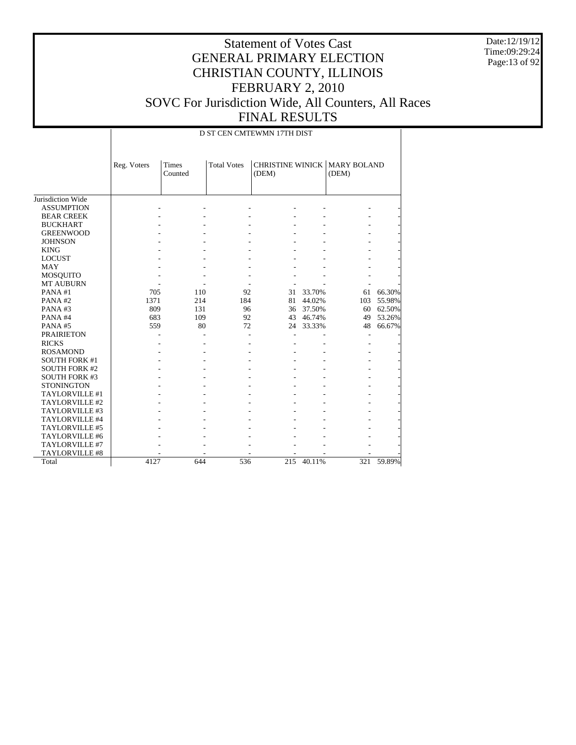# Statement of Votes Cast
## GENERAL PRIMARY ELECTION
## CHRISTIAN COUNTY, ILLINOIS
## FEBRUARY 2, 2010
## SOVC For Jurisdiction Wide, All Counters, All Races
## FINAL RESULTS

Date:12/19/12
Time:09:29:24

D ST CEN CMTEWMN 17TH DIST

| | Reg. Voters | Times Counted | Total Votes | CHRISTINE WINICK (DEM) | | MARY BOLAND (DEM) | |
|---|---|---|---|---|---|---|---|
| Jurisdiction Wide | | | | | | | |
| ASSUMPTION | - | - | - | - | - | - | - |
| BEAR CREEK | - | - | - | - | - | - | - |
| BUCKHART | - | - | - | - | - | - | - |
| GREENWOOD | - | - | - | - | - | - | - |
| JOHNSON | - | - | - | - | - | - | - |
| KING | - | - | - | - | - | - | - |
| LOCUST | - | - | - | - | - | - | - |
| MAY | - | - | - | - | - | - | - |
| MOSQUITO | - | - | - | - | - | - | - |
| MT AUBURN | - | - | - | - | - | - | - |
| PANA #1 | 705 | 110 | 92 | 31 | 33.70% | 61 | 66.30% |
| PANA #2 | 1371 | 214 | 184 | 81 | 44.02% | 103 | 55.98% |
| PANA #3 | 809 | 131 | 96 | 36 | 37.50% | 60 | 62.50% |
| PANA #4 | 683 | 109 | 92 | 43 | 46.74% | 49 | 53.26% |
| PANA #5 | 559 | 80 | 72 | 24 | 33.33% | 48 | 66.67% |
| PRAIRIETON | - | - | - | - | - | - | - |
| RICKS | - | - | - | - | - | - | - |
| ROSAMOND | - | - | - | - | - | - | - |
| SOUTH FORK #1 | - | - | - | - | - | - | - |
| SOUTH FORK #2 | - | - | - | - | - | - | - |
| SOUTH FORK #3 | - | - | - | - | - | - | - |
| STONINGTON | - | - | - | - | - | - | - |
| TAYLORVILLE #1 | - | - | - | - | - | - | - |
| TAYLORVILLE #2 | - | - | - | - | - | - | - |
| TAYLORVILLE #3 | - | - | - | - | - | - | - |
| TAYLORVILLE #4 | - | - | - | - | - | - | - |
| TAYLORVILLE #5 | - | - | - | - | - | - | - |
| TAYLORVILLE #6 | - | - | - | - | - | - | - |
| TAYLORVILLE #7 | - | - | - | - | - | - | - |
| TAYLORVILLE #8 | - | - | - | - | - | - | - |
| Total | 4127 | 644 | 536 | 215 | 40.11% | 321 | 59.89% |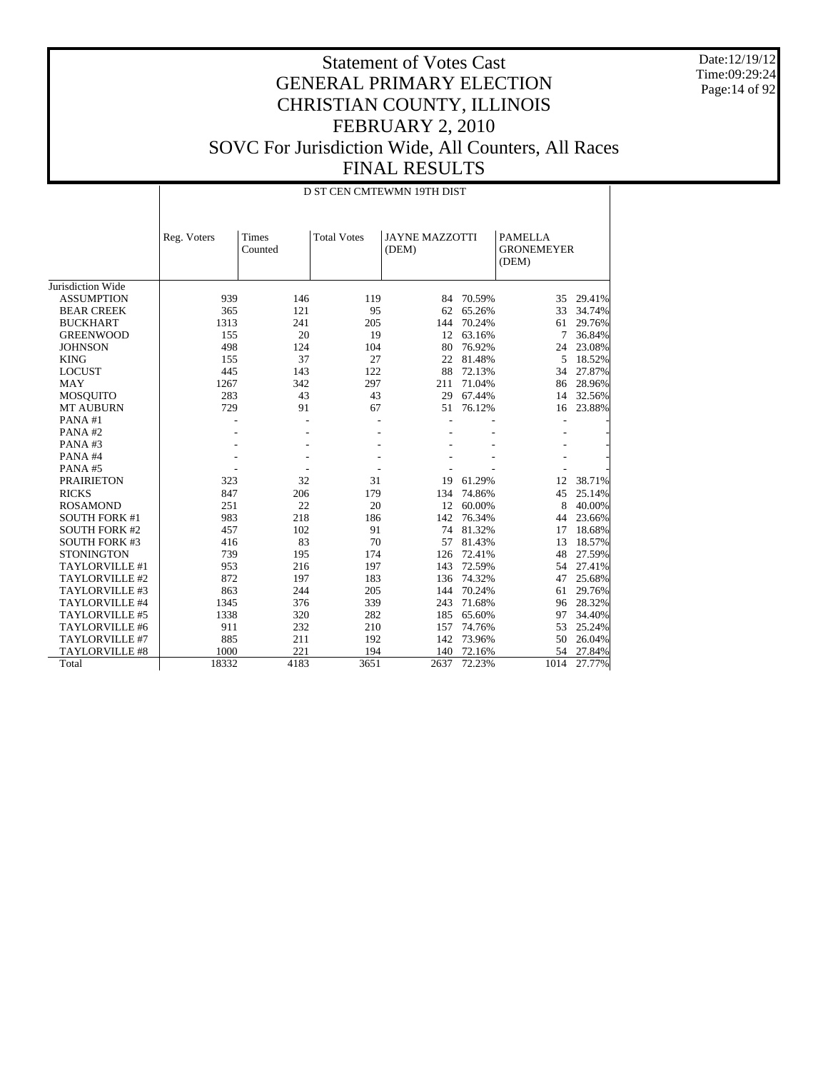# Statement of Votes Cast
# GENERAL PRIMARY ELECTION
# CHRISTIAN COUNTY, ILLINOIS
# FEBRUARY 2, 2010
# SOVC For Jurisdiction Wide, All Counters, All Races
# FINAL RESULTS

Date:12/19/12
Time:09:29:24

D ST CEN CMTEWMN 19TH DIST

| | Reg. Voters | Times Counted | Total Votes | JAYNE MAZZOTTI (DEM) | | PAMELLA GRONEMEYER (DEM) | |
|---|---|---|---|---|---|---|---|
| Jurisdiction Wide | | | | | | | |
| ASSUMPTION | 939 | 146 | 119 | 84 | 70.59% | 35 | 29.41% |
| BEAR CREEK | 365 | 121 | 95 | 62 | 65.26% | 33 | 34.74% |
| BUCKHART | 1313 | 241 | 205 | 144 | 70.24% | 61 | 29.76% |
| GREENWOOD | 155 | 20 | 19 | 12 | 63.16% | 7 | 36.84% |
| JOHNSON | 498 | 124 | 104 | 80 | 76.92% | 24 | 23.08% |
| KING | 155 | 37 | 27 | 22 | 81.48% | 5 | 18.52% |
| LOCUST | 445 | 143 | 122 | 88 | 72.13% | 34 | 27.87% |
| MAY | 1267 | 342 | 297 | 211 | 71.04% | 86 | 28.96% |
| MOSQUITO | 283 | 43 | 43 | 29 | 67.44% | 14 | 32.56% |
| MT AUBURN | 729 | 91 | 67 | 51 | 76.12% | 16 | 23.88% |
| PANA #1 | - | - | - | - | - | - | - |
| PANA #2 | - | - | - | - | - | - | - |
| PANA #3 | - | - | - | - | - | - | - |
| PANA #4 | - | - | - | - | - | - | - |
| PANA #5 | - | - | - | - | - | - | - |
| PRAIRIETON | 323 | 32 | 31 | 19 | 61.29% | 12 | 38.71% |
| RICKS | 847 | 206 | 179 | 134 | 74.86% | 45 | 25.14% |
| ROSAMOND | 251 | 22 | 20 | 12 | 60.00% | 8 | 40.00% |
| SOUTH FORK #1 | 983 | 218 | 186 | 142 | 76.34% | 44 | 23.66% |
| SOUTH FORK #2 | 457 | 102 | 91 | 74 | 81.32% | 17 | 18.68% |
| SOUTH FORK #3 | 416 | 83 | 70 | 57 | 81.43% | 13 | 18.57% |
| STONINGTON | 739 | 195 | 174 | 126 | 72.41% | 48 | 27.59% |
| TAYLORVILLE #1 | 953 | 216 | 197 | 143 | 72.59% | 54 | 27.41% |
| TAYLORVILLE #2 | 872 | 197 | 183 | 136 | 74.32% | 47 | 25.68% |
| TAYLORVILLE #3 | 863 | 244 | 205 | 144 | 70.24% | 61 | 29.76% |
| TAYLORVILLE #4 | 1345 | 376 | 339 | 243 | 71.68% | 96 | 28.32% |
| TAYLORVILLE #5 | 1338 | 320 | 282 | 185 | 65.60% | 97 | 34.40% |
| TAYLORVILLE #6 | 911 | 232 | 210 | 157 | 74.76% | 53 | 25.24% |
| TAYLORVILLE #7 | 885 | 211 | 192 | 142 | 73.96% | 50 | 26.04% |
| TAYLORVILLE #8 | 1000 | 221 | 194 | 140 | 72.16% | 54 | 27.84% |
| Total | 18332 | 4183 | 3651 | 2637 | 72.23% | 1014 | 27.77% |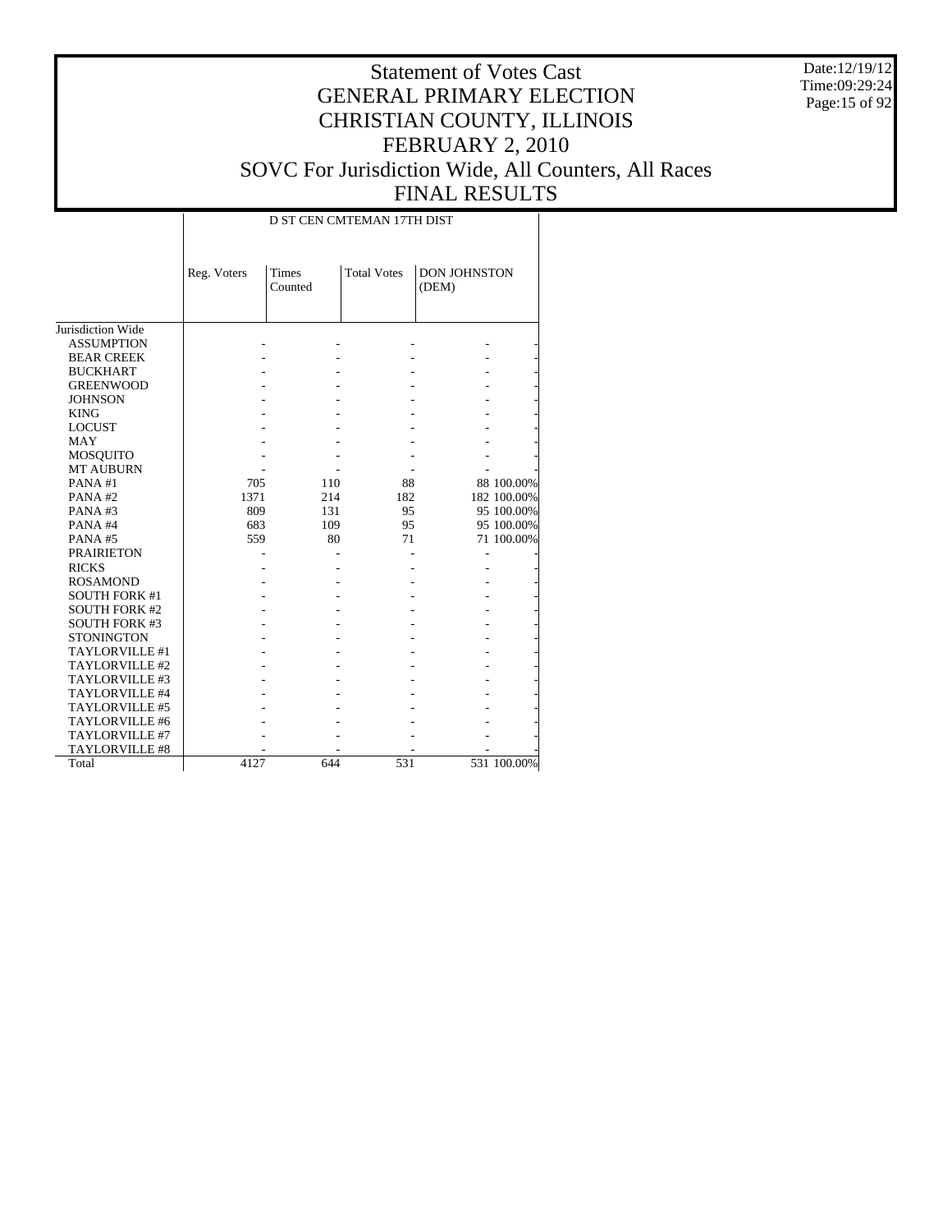# Statement of Votes Cast
# GENERAL PRIMARY ELECTION
# CHRISTIAN COUNTY, ILLINOIS
# FEBRUARY 2, 2010
# SOVC For Jurisdiction Wide, All Counters, All Races
# FINAL RESULTS

Date:12/19/12
Time:09:29:24

| | D ST CEN CMTEMAN 17TH DIST | | | | |
|---|---|---|---|---|---|
| | Reg. Voters | Times Counted | Total Votes | DON JOHNSTON (DEM) | |
| Jurisdiction Wide | | | | | |
| ASSUMPTION | - | - | - | - | - |
| BEAR CREEK | - | - | - | - | - |
| BUCKHART | - | - | - | - | - |
| GREENWOOD | - | - | - | - | - |
| JOHNSON | - | - | - | - | - |
| KING | - | - | - | - | - |
| LOCUST | - | - | - | - | - |
| MAY | - | - | - | - | - |
| MOSQUITO | - | - | - | - | - |
| MT AUBURN | - | - | - | - | - |
| PANA #1 | 705 | 110 | 88 | 88 | 100.00% |
| PANA #2 | 1371 | 214 | 182 | 182 | 100.00% |
| PANA #3 | 809 | 131 | 95 | 95 | 100.00% |
| PANA #4 | 683 | 109 | 95 | 95 | 100.00% |
| PANA #5 | 559 | 80 | 71 | 71 | 100.00% |
| PRAIRIETON | - | - | - | - | - |
| RICKS | - | - | - | - | - |
| ROSAMOND | - | - | - | - | - |
| SOUTH FORK #1 | - | - | - | - | - |
| SOUTH FORK #2 | - | - | - | - | - |
| SOUTH FORK #3 | - | - | - | - | - |
| STONINGTON | - | - | - | - | - |
| TAYLORVILLE #1 | - | - | - | - | - |
| TAYLORVILLE #2 | - | - | - | - | - |
| TAYLORVILLE #3 | - | - | - | - | - |
| TAYLORVILLE #4 | - | - | - | - | - |
| TAYLORVILLE #5 | - | - | - | - | - |
| TAYLORVILLE #6 | - | - | - | - | - |
| TAYLORVILLE #7 | - | - | - | - | - |
| TAYLORVILLE #8 | - | - | - | - | - |
| Total | 4127 | 644 | 531 | 531 | 100.00% |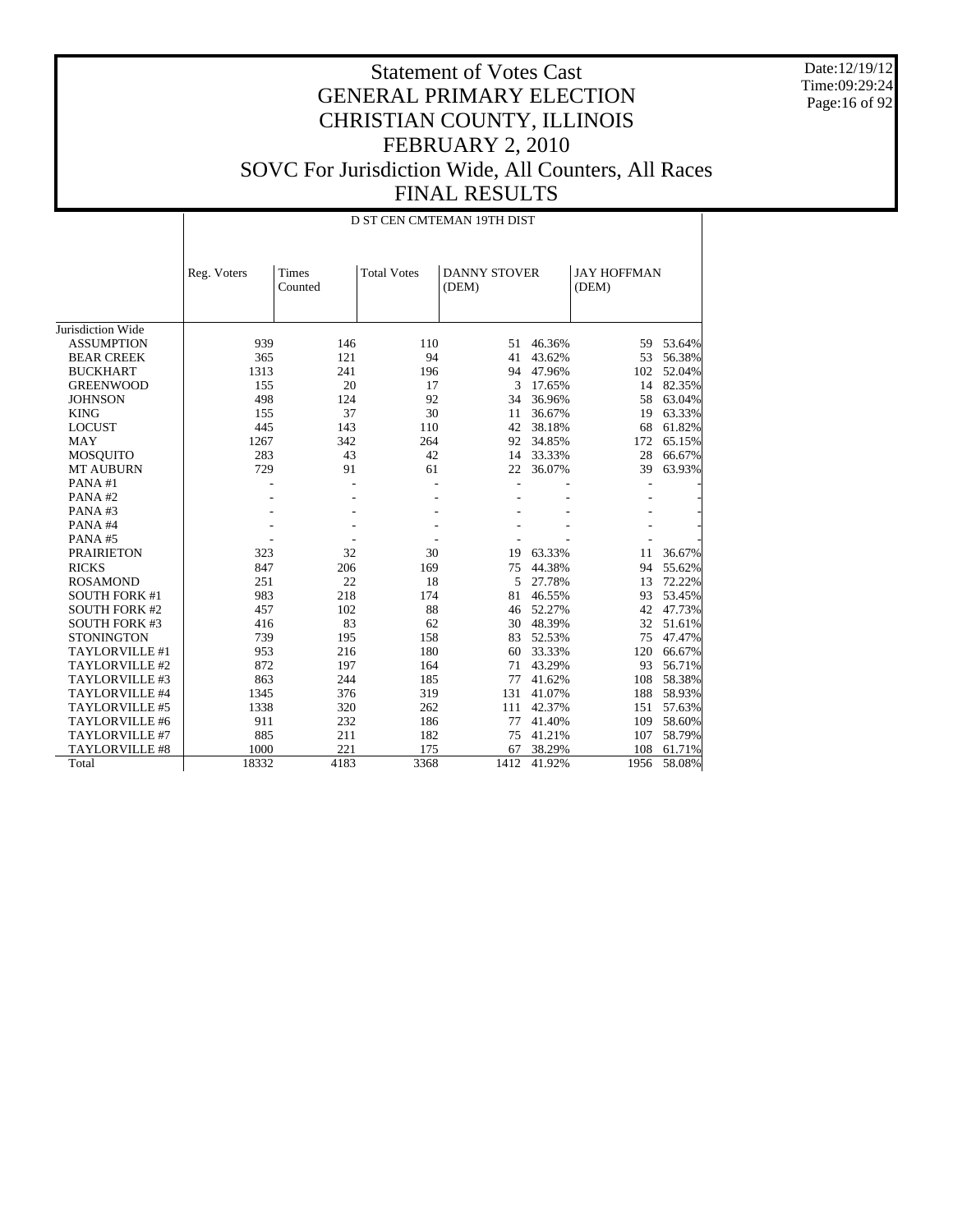# Statement of Votes Cast
# GENERAL PRIMARY ELECTION
# CHRISTIAN COUNTY, ILLINOIS
# FEBRUARY 2, 2010
# SOVC For Jurisdiction Wide, All Counters, All Races
# FINAL RESULTS

Date:12/19/12
Time:09:29:24

D ST CEN CMTEMAN 19TH DIST

| | Reg. Voters | Times Counted | Total Votes | DANNY STOVER (DEM) | | JAY HOFFMAN (DEM) | |
|---|---|---|---|---|---|---|---|
| Jurisdiction Wide | | | | | | | |
| ASSUMPTION | 939 | 146 | 110 | 51 | 46.36% | 59 | 53.64% |
| BEAR CREEK | 365 | 121 | 94 | 41 | 43.62% | 53 | 56.38% |
| BUCKHART | 1313 | 241 | 196 | 94 | 47.96% | 102 | 52.04% |
| GREENWOOD | 155 | 20 | 17 | 3 | 17.65% | 14 | 82.35% |
| JOHNSON | 498 | 124 | 92 | 34 | 36.96% | 58 | 63.04% |
| KING | 155 | 37 | 30 | 11 | 36.67% | 19 | 63.33% |
| LOCUST | 445 | 143 | 110 | 42 | 38.18% | 68 | 61.82% |
| MAY | 1267 | 342 | 264 | 92 | 34.85% | 172 | 65.15% |
| MOSQUITO | 283 | 43 | 42 | 14 | 33.33% | 28 | 66.67% |
| MT AUBURN | 729 | 91 | 61 | 22 | 36.07% | 39 | 63.93% |
| PANA #1 | - | - | - | - | - | - | - |
| PANA #2 | - | - | - | - | - | - | - |
| PANA #3 | - | - | - | - | - | - | - |
| PANA #4 | - | - | - | - | - | - | - |
| PANA #5 | - | - | - | - | - | - | - |
| PRAIRIETON | 323 | 32 | 30 | 19 | 63.33% | 11 | 36.67% |
| RICKS | 847 | 206 | 169 | 75 | 44.38% | 94 | 55.62% |
| ROSAMOND | 251 | 22 | 18 | 5 | 27.78% | 13 | 72.22% |
| SOUTH FORK #1 | 983 | 218 | 174 | 81 | 46.55% | 93 | 53.45% |
| SOUTH FORK #2 | 457 | 102 | 88 | 46 | 52.27% | 42 | 47.73% |
| SOUTH FORK #3 | 416 | 83 | 62 | 30 | 48.39% | 32 | 51.61% |
| STONINGTON | 739 | 195 | 158 | 83 | 52.53% | 75 | 47.47% |
| TAYLORVILLE #1 | 953 | 216 | 180 | 60 | 33.33% | 120 | 66.67% |
| TAYLORVILLE #2 | 872 | 197 | 164 | 71 | 43.29% | 93 | 56.71% |
| TAYLORVILLE #3 | 863 | 244 | 185 | 77 | 41.62% | 108 | 58.38% |
| TAYLORVILLE #4 | 1345 | 376 | 319 | 131 | 41.07% | 188 | 58.93% |
| TAYLORVILLE #5 | 1338 | 320 | 262 | 111 | 42.37% | 151 | 57.63% |
| TAYLORVILLE #6 | 911 | 232 | 186 | 77 | 41.40% | 109 | 58.60% |
| TAYLORVILLE #7 | 885 | 211 | 182 | 75 | 41.21% | 107 | 58.79% |
| TAYLORVILLE #8 | 1000 | 221 | 175 | 67 | 38.29% | 108 | 61.71% |
| Total | 18332 | 4183 | 3368 | 1412 | 41.92% | 1956 | 58.08% |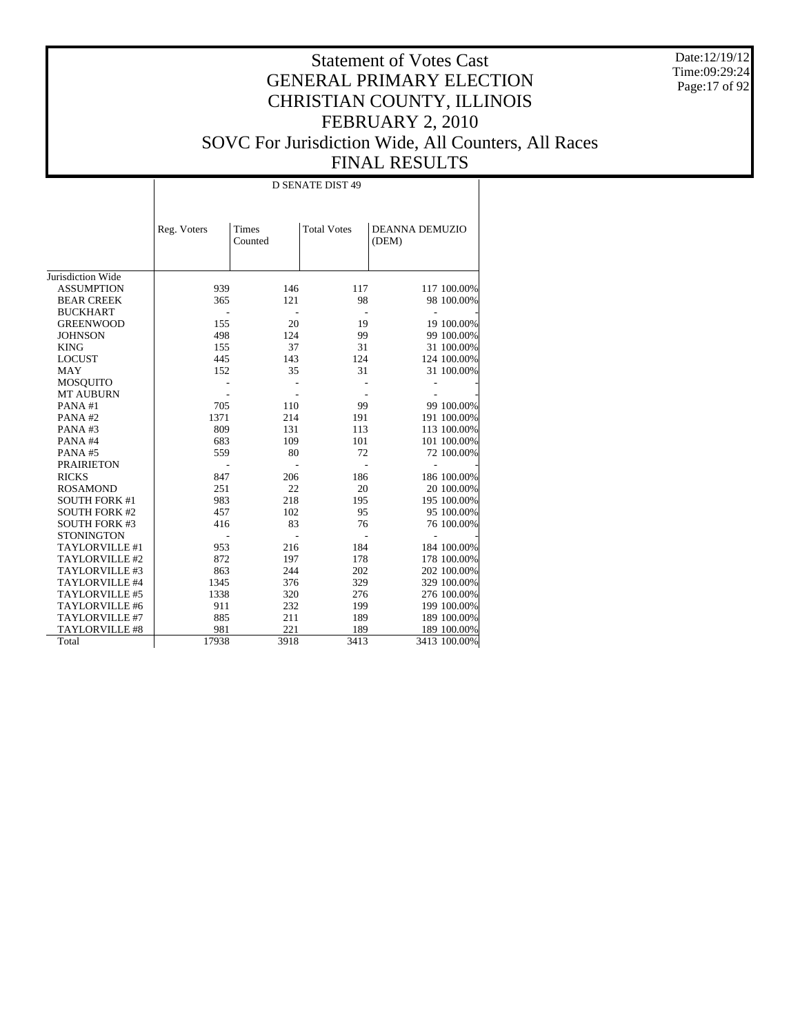# Statement of Votes Cast
## GENERAL PRIMARY ELECTION
## CHRISTIAN COUNTY, ILLINOIS
## FEBRUARY 2, 2010
## SOVC For Jurisdiction Wide, All Counters, All Races
## FINAL RESULTS

Date:12/19/12
Time:09:29:24

| | D SENATE DIST 49 | | | | |
|---|---|---|---|---|---|
| | Reg. Voters | Times Counted | Total Votes | DEANNA DEMUZIO (DEM) | |
| Jurisdiction Wide | | | | | |
| ASSUMPTION | 939 | 146 | 117 | 117 | 100.00% |
| BEAR CREEK | 365 | 121 | 98 | 98 | 100.00% |
| BUCKHART | - | - | - | - | - |
| GREENWOOD | 155 | 20 | 19 | 19 | 100.00% |
| JOHNSON | 498 | 124 | 99 | 99 | 100.00% |
| KING | 155 | 37 | 31 | 31 | 100.00% |
| LOCUST | 445 | 143 | 124 | 124 | 100.00% |
| MAY | 152 | 35 | 31 | 31 | 100.00% |
| MOSQUITO | - | - | - | - | - |
| MT AUBURN | - | - | - | - | - |
| PANA #1 | 705 | 110 | 99 | 99 | 100.00% |
| PANA #2 | 1371 | 214 | 191 | 191 | 100.00% |
| PANA #3 | 809 | 131 | 113 | 113 | 100.00% |
| PANA #4 | 683 | 109 | 101 | 101 | 100.00% |
| PANA #5 | 559 | 80 | 72 | 72 | 100.00% |
| PRAIRIETON | - | - | - | - | - |
| RICKS | 847 | 206 | 186 | 186 | 100.00% |
| ROSAMOND | 251 | 22 | 20 | 20 | 100.00% |
| SOUTH FORK #1 | 983 | 218 | 195 | 195 | 100.00% |
| SOUTH FORK #2 | 457 | 102 | 95 | 95 | 100.00% |
| SOUTH FORK #3 | 416 | 83 | 76 | 76 | 100.00% |
| STONINGTON | - | - | - | - | - |
| TAYLORVILLE #1 | 953 | 216 | 184 | 184 | 100.00% |
| TAYLORVILLE #2 | 872 | 197 | 178 | 178 | 100.00% |
| TAYLORVILLE #3 | 863 | 244 | 202 | 202 | 100.00% |
| TAYLORVILLE #4 | 1345 | 376 | 329 | 329 | 100.00% |
| TAYLORVILLE #5 | 1338 | 320 | 276 | 276 | 100.00% |
| TAYLORVILLE #6 | 911 | 232 | 199 | 199 | 100.00% |
| TAYLORVILLE #7 | 885 | 211 | 189 | 189 | 100.00% |
| TAYLORVILLE #8 | 981 | 221 | 189 | 189 | 100.00% |
| Total | 17938 | 3918 | 3413 | 3413 | 100.00% |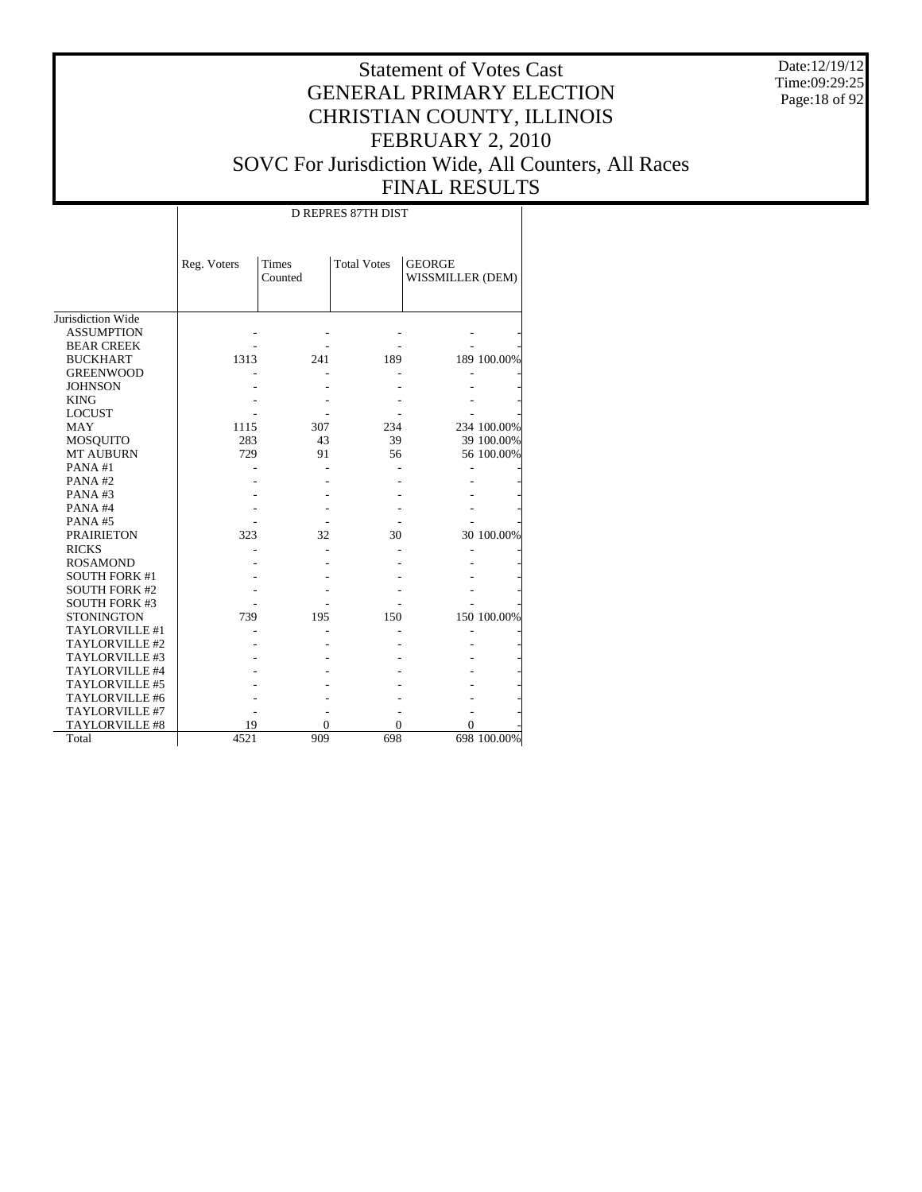# Statement of Votes Cast
## GENERAL PRIMARY ELECTION
## CHRISTIAN COUNTY, ILLINOIS
## FEBRUARY 2, 2010
## SOVC For Jurisdiction Wide, All Counters, All Races
## FINAL RESULTS

Date:12/19/12
Time:09:29:25

| | D REPRES 87TH DIST | | | | |
|---|---|---|---|---|---|
| | Reg. Voters | Times Counted | Total Votes | GEORGE WISSMILLER (DEM) | |
| Jurisdiction Wide | | | | | |
| ASSUMPTION | - | - | - | - | - |
| BEAR CREEK | - | - | - | - | - |
| BUCKHART | 1313 | 241 | 189 | 189 | 100.00% |
| GREENWOOD | - | - | - | - | - |
| JOHNSON | - | - | - | - | - |
| KING | - | - | - | - | - |
| LOCUST | - | - | - | - | - |
| MAY | 1115 | 307 | 234 | 234 | 100.00% |
| MOSQUITO | 283 | 43 | 39 | 39 | 100.00% |
| MT AUBURN | 729 | 91 | 56 | 56 | 100.00% |
| PANA #1 | - | - | - | - | - |
| PANA #2 | - | - | - | - | - |
| PANA #3 | - | - | - | - | - |
| PANA #4 | - | - | - | - | - |
| PANA #5 | - | - | - | - | - |
| PRAIRIETON | 323 | 32 | 30 | 30 | 100.00% |
| RICKS | - | - | - | - | - |
| ROSAMOND | - | - | - | - | - |
| SOUTH FORK #1 | - | - | - | - | - |
| SOUTH FORK #2 | - | - | - | - | - |
| SOUTH FORK #3 | - | - | - | - | - |
| STONINGTON | 739 | 195 | 150 | 150 | 100.00% |
| TAYLORVILLE #1 | - | - | - | - | - |
| TAYLORVILLE #2 | - | - | - | - | - |
| TAYLORVILLE #3 | - | - | - | - | - |
| TAYLORVILLE #4 | - | - | - | - | - |
| TAYLORVILLE #5 | - | - | - | - | - |
| TAYLORVILLE #6 | - | - | - | - | - |
| TAYLORVILLE #7 | - | - | - | - | - |
| TAYLORVILLE #8 | 19 | 0 | 0 | 0 | - |
| Total | 4521 | 909 | 698 | 698 | 100.00% |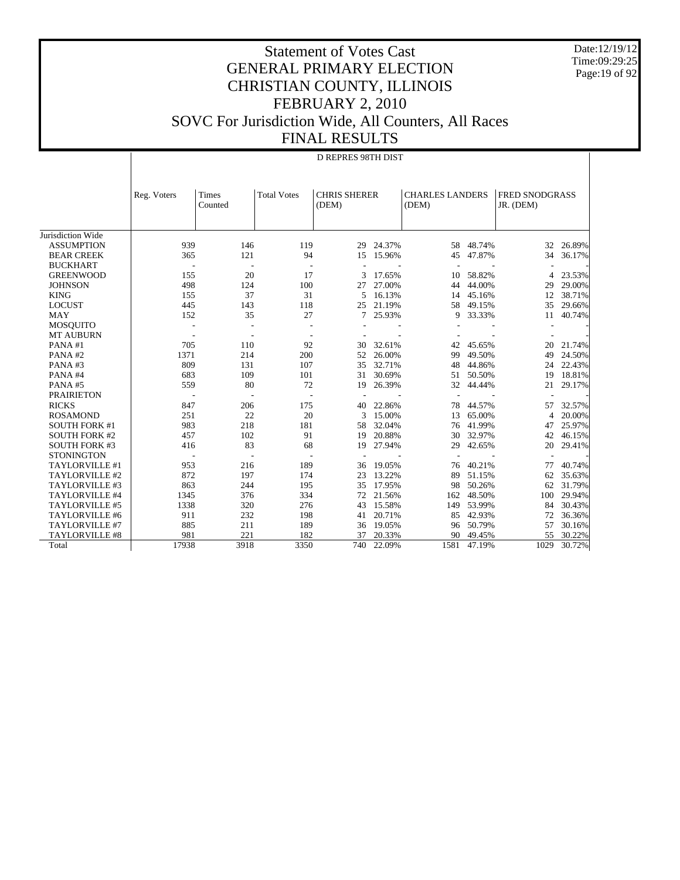# Statement of Votes Cast
## GENERAL PRIMARY ELECTION
## CHRISTIAN COUNTY, ILLINOIS
## FEBRUARY 2, 2010
## SOVC For Jurisdiction Wide, All Counters, All Races
## FINAL RESULTS

Date:12/19/12
Time:09:29:25

D REPRES 98TH DIST

| | Reg. Voters | Times Counted | Total Votes | CHRIS SHERER (DEM) | | CHARLES LANDERS (DEM) | | FRED SNODGRASS JR. (DEM) | |
|---|---|---|---|---|---|---|---|---|---|
| Jurisdiction Wide | | | | | | | | | |
| ASSUMPTION | 939 | 146 | 119 | 29 | 24.37% | 58 | 48.74% | 32 | 26.89% |
| BEAR CREEK | 365 | 121 | 94 | 15 | 15.96% | 45 | 47.87% | 34 | 36.17% |
| BUCKHART | - | - | - | - | - | - | - | - | - |
| GREENWOOD | 155 | 20 | 17 | 3 | 17.65% | 10 | 58.82% | 4 | 23.53% |
| JOHNSON | 498 | 124 | 100 | 27 | 27.00% | 44 | 44.00% | 29 | 29.00% |
| KING | 155 | 37 | 31 | 5 | 16.13% | 14 | 45.16% | 12 | 38.71% |
| LOCUST | 445 | 143 | 118 | 25 | 21.19% | 58 | 49.15% | 35 | 29.66% |
| MAY | 152 | 35 | 27 | 7 | 25.93% | 9 | 33.33% | 11 | 40.74% |
| MOSQUITO | - | - | - | - | - | - | - | - | - |
| MT AUBURN | - | - | - | - | - | - | - | - | - |
| PANA #1 | 705 | 110 | 92 | 30 | 32.61% | 42 | 45.65% | 20 | 21.74% |
| PANA #2 | 1371 | 214 | 200 | 52 | 26.00% | 99 | 49.50% | 49 | 24.50% |
| PANA #3 | 809 | 131 | 107 | 35 | 32.71% | 48 | 44.86% | 24 | 22.43% |
| PANA #4 | 683 | 109 | 101 | 31 | 30.69% | 51 | 50.50% | 19 | 18.81% |
| PANA #5 | 559 | 80 | 72 | 19 | 26.39% | 32 | 44.44% | 21 | 29.17% |
| PRAIRIETON | - | - | - | - | - | - | - | - | - |
| RICKS | 847 | 206 | 175 | 40 | 22.86% | 78 | 44.57% | 57 | 32.57% |
| ROSAMOND | 251 | 22 | 20 | 3 | 15.00% | 13 | 65.00% | 4 | 20.00% |
| SOUTH FORK #1 | 983 | 218 | 181 | 58 | 32.04% | 76 | 41.99% | 47 | 25.97% |
| SOUTH FORK #2 | 457 | 102 | 91 | 19 | 20.88% | 30 | 32.97% | 42 | 46.15% |
| SOUTH FORK #3 | 416 | 83 | 68 | 19 | 27.94% | 29 | 42.65% | 20 | 29.41% |
| STONINGTON | - | - | - | - | - | - | - | - | - |
| TAYLORVILLE #1 | 953 | 216 | 189 | 36 | 19.05% | 76 | 40.21% | 77 | 40.74% |
| TAYLORVILLE #2 | 872 | 197 | 174 | 23 | 13.22% | 89 | 51.15% | 62 | 35.63% |
| TAYLORVILLE #3 | 863 | 244 | 195 | 35 | 17.95% | 98 | 50.26% | 62 | 31.79% |
| TAYLORVILLE #4 | 1345 | 376 | 334 | 72 | 21.56% | 162 | 48.50% | 100 | 29.94% |
| TAYLORVILLE #5 | 1338 | 320 | 276 | 43 | 15.58% | 149 | 53.99% | 84 | 30.43% |
| TAYLORVILLE #6 | 911 | 232 | 198 | 41 | 20.71% | 85 | 42.93% | 72 | 36.36% |
| TAYLORVILLE #7 | 885 | 211 | 189 | 36 | 19.05% | 96 | 50.79% | 57 | 30.16% |
| TAYLORVILLE #8 | 981 | 221 | 182 | 37 | 20.33% | 90 | 49.45% | 55 | 30.22% |
| Total | 17938 | 3918 | 3350 | 740 | 22.09% | 1581 | 47.19% | 1029 | 30.72% |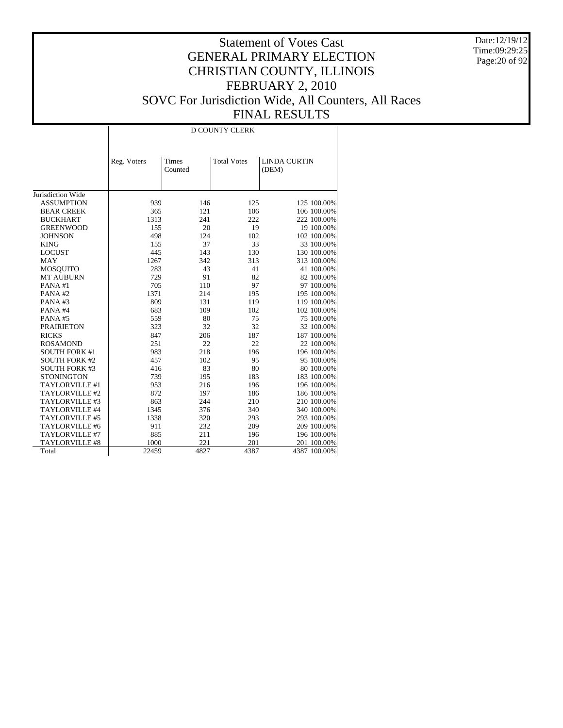# Statement of Votes Cast
# GENERAL PRIMARY ELECTION
# CHRISTIAN COUNTY, ILLINOIS
# FEBRUARY 2, 2010
# SOVC For Jurisdiction Wide, All Counters, All Races
# FINAL RESULTS

Date:12/19/12
Time:09:29:25

| | D COUNTY CLERK | | | | |
|---|---|---|---|---|---|
| | Reg. Voters | Times Counted | Total Votes | LINDA CURTIN (DEM) | |
| Jurisdiction Wide | | | | | |
| ASSUMPTION | 939 | 146 | 125 | 125 | 100.00% |
| BEAR CREEK | 365 | 121 | 106 | 106 | 100.00% |
| BUCKHART | 1313 | 241 | 222 | 222 | 100.00% |
| GREENWOOD | 155 | 20 | 19 | 19 | 100.00% |
| JOHNSON | 498 | 124 | 102 | 102 | 100.00% |
| KING | 155 | 37 | 33 | 33 | 100.00% |
| LOCUST | 445 | 143 | 130 | 130 | 100.00% |
| MAY | 1267 | 342 | 313 | 313 | 100.00% |
| MOSQUITO | 283 | 43 | 41 | 41 | 100.00% |
| MT AUBURN | 729 | 91 | 82 | 82 | 100.00% |
| PANA #1 | 705 | 110 | 97 | 97 | 100.00% |
| PANA #2 | 1371 | 214 | 195 | 195 | 100.00% |
| PANA #3 | 809 | 131 | 119 | 119 | 100.00% |
| PANA #4 | 683 | 109 | 102 | 102 | 100.00% |
| PANA #5 | 559 | 80 | 75 | 75 | 100.00% |
| PRAIRIETON | 323 | 32 | 32 | 32 | 100.00% |
| RICKS | 847 | 206 | 187 | 187 | 100.00% |
| ROSAMOND | 251 | 22 | 22 | 22 | 100.00% |
| SOUTH FORK #1 | 983 | 218 | 196 | 196 | 100.00% |
| SOUTH FORK #2 | 457 | 102 | 95 | 95 | 100.00% |
| SOUTH FORK #3 | 416 | 83 | 80 | 80 | 100.00% |
| STONINGTON | 739 | 195 | 183 | 183 | 100.00% |
| TAYLORVILLE #1 | 953 | 216 | 196 | 196 | 100.00% |
| TAYLORVILLE #2 | 872 | 197 | 186 | 186 | 100.00% |
| TAYLORVILLE #3 | 863 | 244 | 210 | 210 | 100.00% |
| TAYLORVILLE #4 | 1345 | 376 | 340 | 340 | 100.00% |
| TAYLORVILLE #5 | 1338 | 320 | 293 | 293 | 100.00% |
| TAYLORVILLE #6 | 911 | 232 | 209 | 209 | 100.00% |
| TAYLORVILLE #7 | 885 | 211 | 196 | 196 | 100.00% |
| TAYLORVILLE #8 | 1000 | 221 | 201 | 201 | 100.00% |
| Total | 22459 | 4827 | 4387 | 4387 | 100.00% |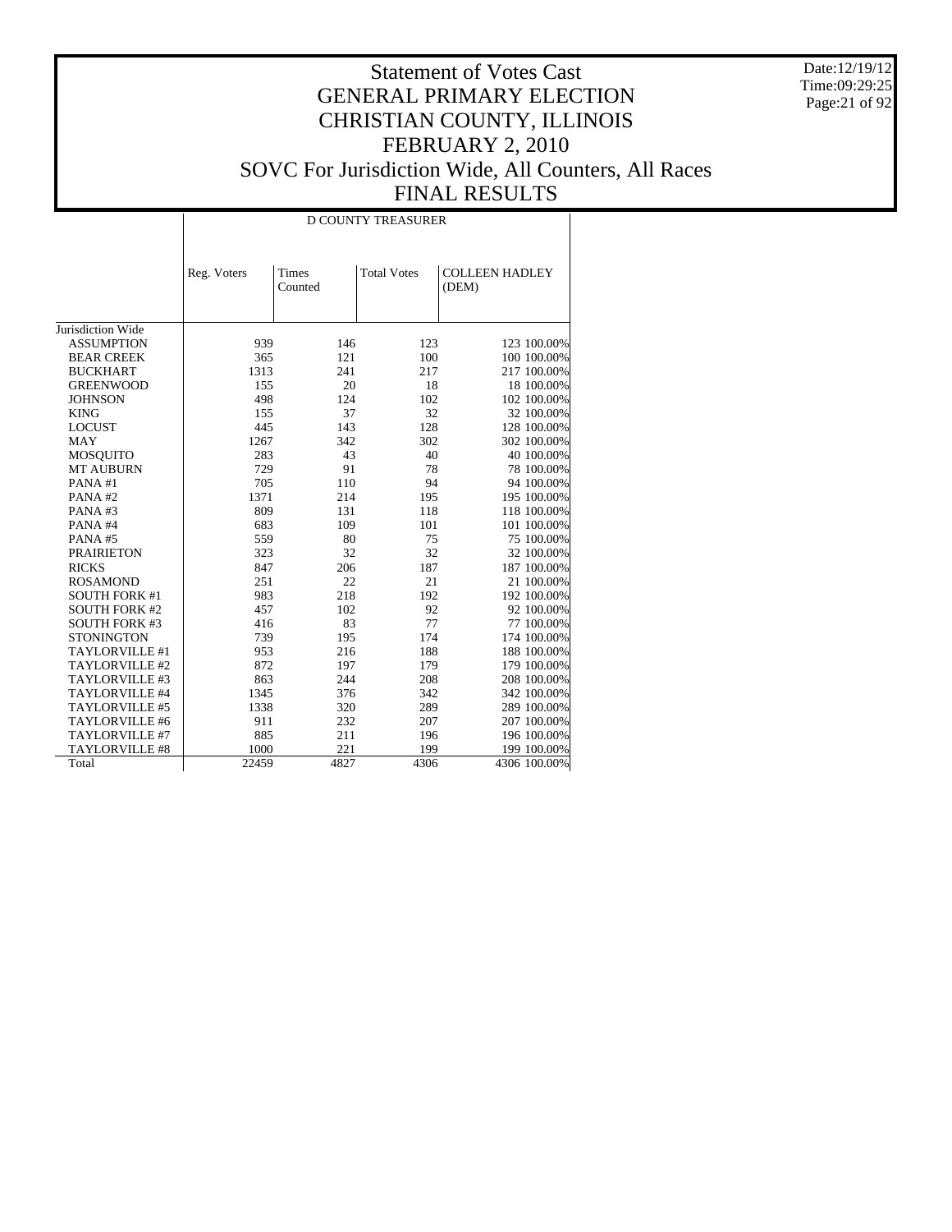# Statement of Votes Cast
## GENERAL PRIMARY ELECTION
## CHRISTIAN COUNTY, ILLINOIS
## FEBRUARY 2, 2010
## SOVC For Jurisdiction Wide, All Counters, All Races
## FINAL RESULTS

Date:12/19/12
Time:09:29:25

| | D COUNTY TREASURER | | | | |
|---|---|---|---|---|---|
| | Reg. Voters | Times Counted | Total Votes | COLLEEN HADLEY (DEM) | |
| Jurisdiction Wide | | | | | |
| ASSUMPTION | 939 | 146 | 123 | 123 | 100.00% |
| BEAR CREEK | 365 | 121 | 100 | 100 | 100.00% |
| BUCKHART | 1313 | 241 | 217 | 217 | 100.00% |
| GREENWOOD | 155 | 20 | 18 | 18 | 100.00% |
| JOHNSON | 498 | 124 | 102 | 102 | 100.00% |
| KING | 155 | 37 | 32 | 32 | 100.00% |
| LOCUST | 445 | 143 | 128 | 128 | 100.00% |
| MAY | 1267 | 342 | 302 | 302 | 100.00% |
| MOSQUITO | 283 | 43 | 40 | 40 | 100.00% |
| MT AUBURN | 729 | 91 | 78 | 78 | 100.00% |
| PANA #1 | 705 | 110 | 94 | 94 | 100.00% |
| PANA #2 | 1371 | 214 | 195 | 195 | 100.00% |
| PANA #3 | 809 | 131 | 118 | 118 | 100.00% |
| PANA #4 | 683 | 109 | 101 | 101 | 100.00% |
| PANA #5 | 559 | 80 | 75 | 75 | 100.00% |
| PRAIRIETON | 323 | 32 | 32 | 32 | 100.00% |
| RICKS | 847 | 206 | 187 | 187 | 100.00% |
| ROSAMOND | 251 | 22 | 21 | 21 | 100.00% |
| SOUTH FORK #1 | 983 | 218 | 192 | 192 | 100.00% |
| SOUTH FORK #2 | 457 | 102 | 92 | 92 | 100.00% |
| SOUTH FORK #3 | 416 | 83 | 77 | 77 | 100.00% |
| STONINGTON | 739 | 195 | 174 | 174 | 100.00% |
| TAYLORVILLE #1 | 953 | 216 | 188 | 188 | 100.00% |
| TAYLORVILLE #2 | 872 | 197 | 179 | 179 | 100.00% |
| TAYLORVILLE #3 | 863 | 244 | 208 | 208 | 100.00% |
| TAYLORVILLE #4 | 1345 | 376 | 342 | 342 | 100.00% |
| TAYLORVILLE #5 | 1338 | 320 | 289 | 289 | 100.00% |
| TAYLORVILLE #6 | 911 | 232 | 207 | 207 | 100.00% |
| TAYLORVILLE #7 | 885 | 211 | 196 | 196 | 100.00% |
| TAYLORVILLE #8 | 1000 | 221 | 199 | 199 | 100.00% |
| Total | 22459 | 4827 | 4306 | 4306 | 100.00% |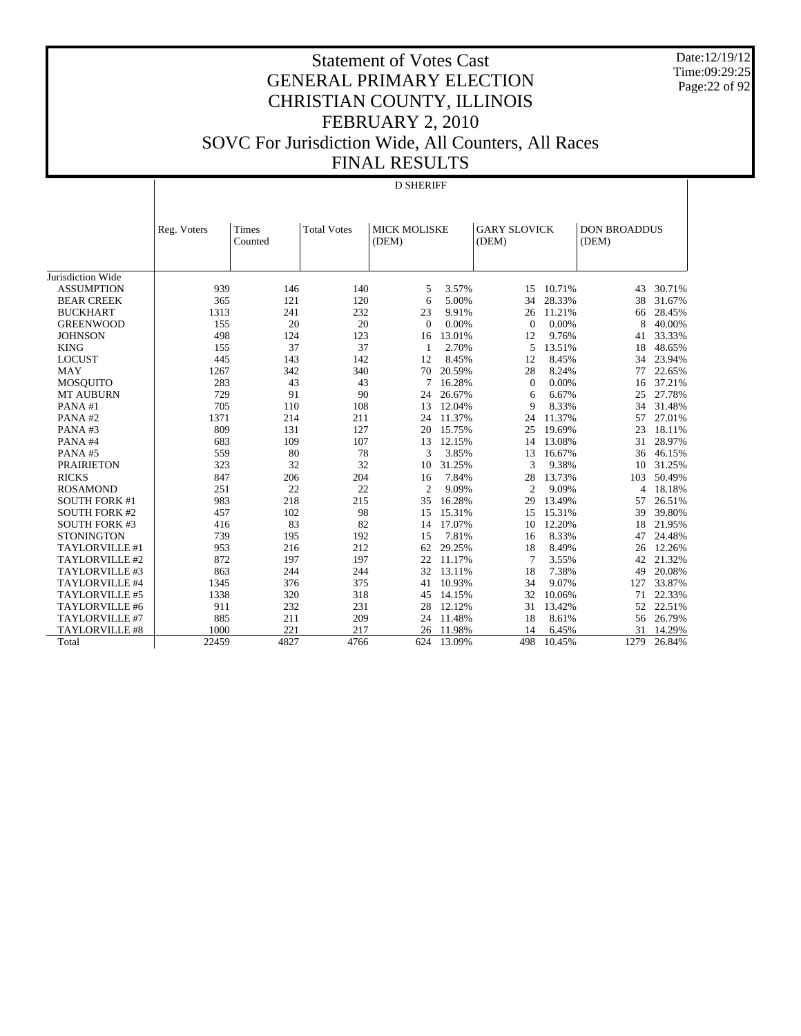# Statement of Votes Cast
## GENERAL PRIMARY ELECTION
## CHRISTIAN COUNTY, ILLINOIS
## FEBRUARY 2, 2010
## SOVC For Jurisdiction Wide, All Counters, All Races
## FINAL RESULTS

Date:12/19/12
Time:09:29:25

### D SHERIFF

| | Reg. Voters | Times Counted | Total Votes | MICK MOLISKE (DEM) | | GARY SLOVICK (DEM) | | DON BROADDUS (DEM) | |
|---|---|---|---|---|---|---|---|---|---|
| Jurisdiction Wide | | | | | | | | | |
| ASSUMPTION | 939 | 146 | 140 | 5 | 3.57% | 15 | 10.71% | 43 | 30.71% |
| BEAR CREEK | 365 | 121 | 120 | 6 | 5.00% | 34 | 28.33% | 38 | 31.67% |
| BUCKHART | 1313 | 241 | 232 | 23 | 9.91% | 26 | 11.21% | 66 | 28.45% |
| GREENWOOD | 155 | 20 | 20 | 0 | 0.00% | 0 | 0.00% | 8 | 40.00% |
| JOHNSON | 498 | 124 | 123 | 16 | 13.01% | 12 | 9.76% | 41 | 33.33% |
| KING | 155 | 37 | 37 | 1 | 2.70% | 5 | 13.51% | 18 | 48.65% |
| LOCUST | 445 | 143 | 142 | 12 | 8.45% | 12 | 8.45% | 34 | 23.94% |
| MAY | 1267 | 342 | 340 | 70 | 20.59% | 28 | 8.24% | 77 | 22.65% |
| MOSQUITO | 283 | 43 | 43 | 7 | 16.28% | 0 | 0.00% | 16 | 37.21% |
| MT AUBURN | 729 | 91 | 90 | 24 | 26.67% | 6 | 6.67% | 25 | 27.78% |
| PANA #1 | 705 | 110 | 108 | 13 | 12.04% | 9 | 8.33% | 34 | 31.48% |
| PANA #2 | 1371 | 214 | 211 | 24 | 11.37% | 24 | 11.37% | 57 | 27.01% |
| PANA #3 | 809 | 131 | 127 | 20 | 15.75% | 25 | 19.69% | 23 | 18.11% |
| PANA #4 | 683 | 109 | 107 | 13 | 12.15% | 14 | 13.08% | 31 | 28.97% |
| PANA #5 | 559 | 80 | 78 | 3 | 3.85% | 13 | 16.67% | 36 | 46.15% |
| PRAIRIETON | 323 | 32 | 32 | 10 | 31.25% | 3 | 9.38% | 10 | 31.25% |
| RICKS | 847 | 206 | 204 | 16 | 7.84% | 28 | 13.73% | 103 | 50.49% |
| ROSAMOND | 251 | 22 | 22 | 2 | 9.09% | 2 | 9.09% | 4 | 18.18% |
| SOUTH FORK #1 | 983 | 218 | 215 | 35 | 16.28% | 29 | 13.49% | 57 | 26.51% |
| SOUTH FORK #2 | 457 | 102 | 98 | 15 | 15.31% | 15 | 15.31% | 39 | 39.80% |
| SOUTH FORK #3 | 416 | 83 | 82 | 14 | 17.07% | 10 | 12.20% | 18 | 21.95% |
| STONINGTON | 739 | 195 | 192 | 15 | 7.81% | 16 | 8.33% | 47 | 24.48% |
| TAYLORVILLE #1 | 953 | 216 | 212 | 62 | 29.25% | 18 | 8.49% | 26 | 12.26% |
| TAYLORVILLE #2 | 872 | 197 | 197 | 22 | 11.17% | 7 | 3.55% | 42 | 21.32% |
| TAYLORVILLE #3 | 863 | 244 | 244 | 32 | 13.11% | 18 | 7.38% | 49 | 20.08% |
| TAYLORVILLE #4 | 1345 | 376 | 375 | 41 | 10.93% | 34 | 9.07% | 127 | 33.87% |
| TAYLORVILLE #5 | 1338 | 320 | 318 | 45 | 14.15% | 32 | 10.06% | 71 | 22.33% |
| TAYLORVILLE #6 | 911 | 232 | 231 | 28 | 12.12% | 31 | 13.42% | 52 | 22.51% |
| TAYLORVILLE #7 | 885 | 211 | 209 | 24 | 11.48% | 18 | 8.61% | 56 | 26.79% |
| TAYLORVILLE #8 | 1000 | 221 | 217 | 26 | 11.98% | 14 | 6.45% | 31 | 14.29% |
| Total | 22459 | 4827 | 4766 | 624 | 13.09% | 498 | 10.45% | 1279 | 26.84% |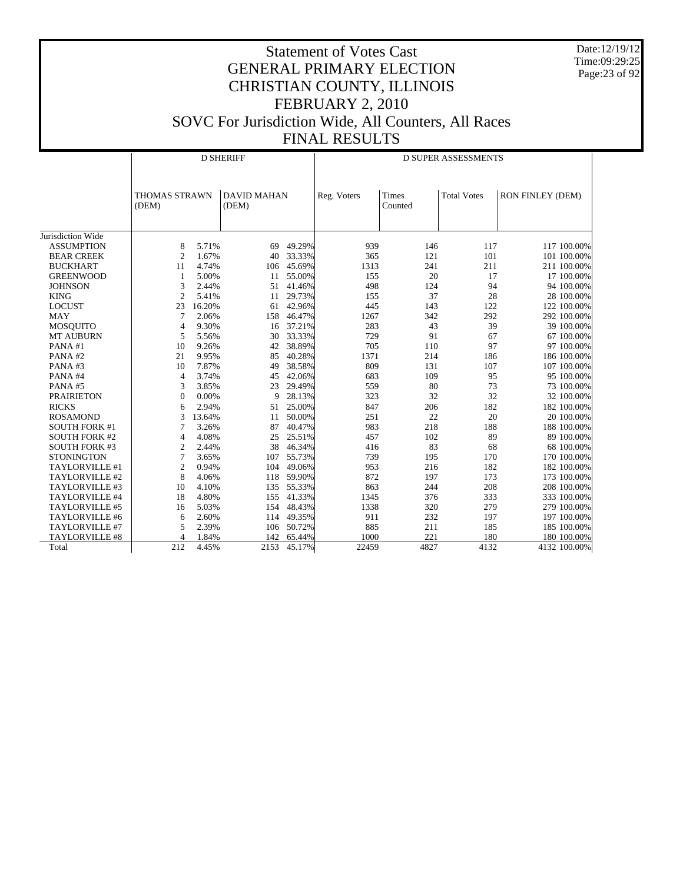# Statement of Votes Cast
# GENERAL PRIMARY ELECTION
# CHRISTIAN COUNTY, ILLINOIS
# FEBRUARY 2, 2010
# SOVC For Jurisdiction Wide, All Counters, All Races
# FINAL RESULTS

Date:12/19/12
Time:09:29:25

| | D SHERIFF | | | | D SUPER ASSESSMENTS | | | | |
|---|---|---|---|---|---|---|---|---|---|
| | THOMAS STRAWN (DEM) | | DAVID MAHAN (DEM) | | Reg. Voters | Times Counted | Total Votes | RON FINLEY (DEM) | |
| Jurisdiction Wide | | | | | | | | | |
| ASSUMPTION | 8 | 5.71% | 69 | 49.29% | 939 | 146 | 117 | 117 | 100.00% |
| BEAR CREEK | 2 | 1.67% | 40 | 33.33% | 365 | 121 | 101 | 101 | 100.00% |
| BUCKHART | 11 | 4.74% | 106 | 45.69% | 1313 | 241 | 211 | 211 | 100.00% |
| GREENWOOD | 1 | 5.00% | 11 | 55.00% | 155 | 20 | 17 | 17 | 100.00% |
| JOHNSON | 3 | 2.44% | 51 | 41.46% | 498 | 124 | 94 | 94 | 100.00% |
| KING | 2 | 5.41% | 11 | 29.73% | 155 | 37 | 28 | 28 | 100.00% |
| LOCUST | 23 | 16.20% | 61 | 42.96% | 445 | 143 | 122 | 122 | 100.00% |
| MAY | 7 | 2.06% | 158 | 46.47% | 1267 | 342 | 292 | 292 | 100.00% |
| MOSQUITO | 4 | 9.30% | 16 | 37.21% | 283 | 43 | 39 | 39 | 100.00% |
| MT AUBURN | 5 | 5.56% | 30 | 33.33% | 729 | 91 | 67 | 67 | 100.00% |
| PANA #1 | 10 | 9.26% | 42 | 38.89% | 705 | 110 | 97 | 97 | 100.00% |
| PANA #2 | 21 | 9.95% | 85 | 40.28% | 1371 | 214 | 186 | 186 | 100.00% |
| PANA #3 | 10 | 7.87% | 49 | 38.58% | 809 | 131 | 107 | 107 | 100.00% |
| PANA #4 | 4 | 3.74% | 45 | 42.06% | 683 | 109 | 95 | 95 | 100.00% |
| PANA #5 | 3 | 3.85% | 23 | 29.49% | 559 | 80 | 73 | 73 | 100.00% |
| PRAIRIETON | 0 | 0.00% | 9 | 28.13% | 323 | 32 | 32 | 32 | 100.00% |
| RICKS | 6 | 2.94% | 51 | 25.00% | 847 | 206 | 182 | 182 | 100.00% |
| ROSAMOND | 3 | 13.64% | 11 | 50.00% | 251 | 22 | 20 | 20 | 100.00% |
| SOUTH FORK #1 | 7 | 3.26% | 87 | 40.47% | 983 | 218 | 188 | 188 | 100.00% |
| SOUTH FORK #2 | 4 | 4.08% | 25 | 25.51% | 457 | 102 | 89 | 89 | 100.00% |
| SOUTH FORK #3 | 2 | 2.44% | 38 | 46.34% | 416 | 83 | 68 | 68 | 100.00% |
| STONINGTON | 7 | 3.65% | 107 | 55.73% | 739 | 195 | 170 | 170 | 100.00% |
| TAYLORVILLE #1 | 2 | 0.94% | 104 | 49.06% | 953 | 216 | 182 | 182 | 100.00% |
| TAYLORVILLE #2 | 8 | 4.06% | 118 | 59.90% | 872 | 197 | 173 | 173 | 100.00% |
| TAYLORVILLE #3 | 10 | 4.10% | 135 | 55.33% | 863 | 244 | 208 | 208 | 100.00% |
| TAYLORVILLE #4 | 18 | 4.80% | 155 | 41.33% | 1345 | 376 | 333 | 333 | 100.00% |
| TAYLORVILLE #5 | 16 | 5.03% | 154 | 48.43% | 1338 | 320 | 279 | 279 | 100.00% |
| TAYLORVILLE #6 | 6 | 2.60% | 114 | 49.35% | 911 | 232 | 197 | 197 | 100.00% |
| TAYLORVILLE #7 | 5 | 2.39% | 106 | 50.72% | 885 | 211 | 185 | 185 | 100.00% |
| TAYLORVILLE #8 | 4 | 1.84% | 142 | 65.44% | 1000 | 221 | 180 | 180 | 100.00% |
| Total | 212 | 4.45% | 2153 | 45.17% | 22459 | 4827 | 4132 | 4132 | 100.00% |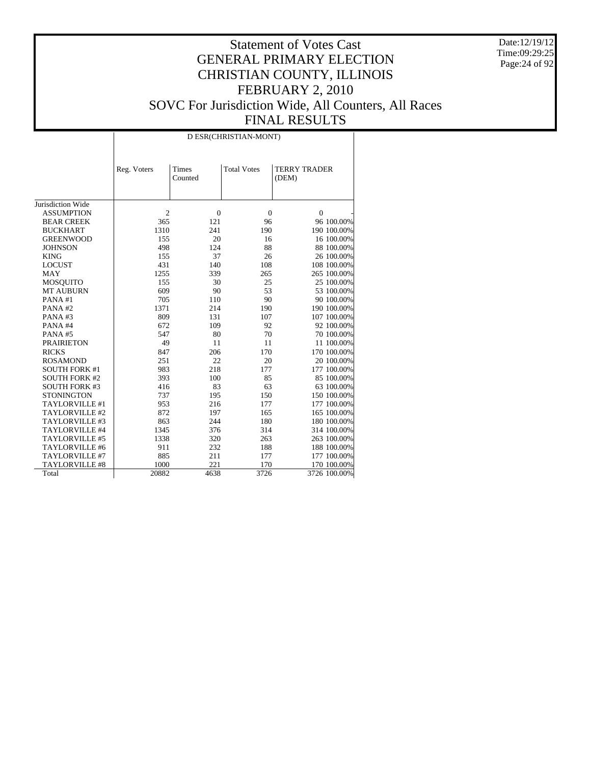# Statement of Votes Cast
## GENERAL PRIMARY ELECTION
## CHRISTIAN COUNTY, ILLINOIS
## FEBRUARY 2, 2010
## SOVC For Jurisdiction Wide, All Counters, All Races
## FINAL RESULTS

Date:12/19/12
Time:09:29:25

D ESR(CHRISTIAN-MONT)

| | Reg. Voters | Times Counted | Total Votes | TERRY TRADER (DEM) | |
|---|---|---|---|---|---|
| Jurisdiction Wide | | | | | |
| ASSUMPTION | 2 | 0 | 0 | 0 | - |
| BEAR CREEK | 365 | 121 | 96 | 96 | 100.00% |
| BUCKHART | 1310 | 241 | 190 | 190 | 100.00% |
| GREENWOOD | 155 | 20 | 16 | 16 | 100.00% |
| JOHNSON | 498 | 124 | 88 | 88 | 100.00% |
| KING | 155 | 37 | 26 | 26 | 100.00% |
| LOCUST | 431 | 140 | 108 | 108 | 100.00% |
| MAY | 1255 | 339 | 265 | 265 | 100.00% |
| MOSQUITO | 155 | 30 | 25 | 25 | 100.00% |
| MT AUBURN | 609 | 90 | 53 | 53 | 100.00% |
| PANA #1 | 705 | 110 | 90 | 90 | 100.00% |
| PANA #2 | 1371 | 214 | 190 | 190 | 100.00% |
| PANA #3 | 809 | 131 | 107 | 107 | 100.00% |
| PANA #4 | 672 | 109 | 92 | 92 | 100.00% |
| PANA #5 | 547 | 80 | 70 | 70 | 100.00% |
| PRAIRIETON | 49 | 11 | 11 | 11 | 100.00% |
| RICKS | 847 | 206 | 170 | 170 | 100.00% |
| ROSAMOND | 251 | 22 | 20 | 20 | 100.00% |
| SOUTH FORK #1 | 983 | 218 | 177 | 177 | 100.00% |
| SOUTH FORK #2 | 393 | 100 | 85 | 85 | 100.00% |
| SOUTH FORK #3 | 416 | 83 | 63 | 63 | 100.00% |
| STONINGTON | 737 | 195 | 150 | 150 | 100.00% |
| TAYLORVILLE #1 | 953 | 216 | 177 | 177 | 100.00% |
| TAYLORVILLE #2 | 872 | 197 | 165 | 165 | 100.00% |
| TAYLORVILLE #3 | 863 | 244 | 180 | 180 | 100.00% |
| TAYLORVILLE #4 | 1345 | 376 | 314 | 314 | 100.00% |
| TAYLORVILLE #5 | 1338 | 320 | 263 | 263 | 100.00% |
| TAYLORVILLE #6 | 911 | 232 | 188 | 188 | 100.00% |
| TAYLORVILLE #7 | 885 | 211 | 177 | 177 | 100.00% |
| TAYLORVILLE #8 | 1000 | 221 | 170 | 170 | 100.00% |
| Total | 20882 | 4638 | 3726 | 3726 | 100.00% |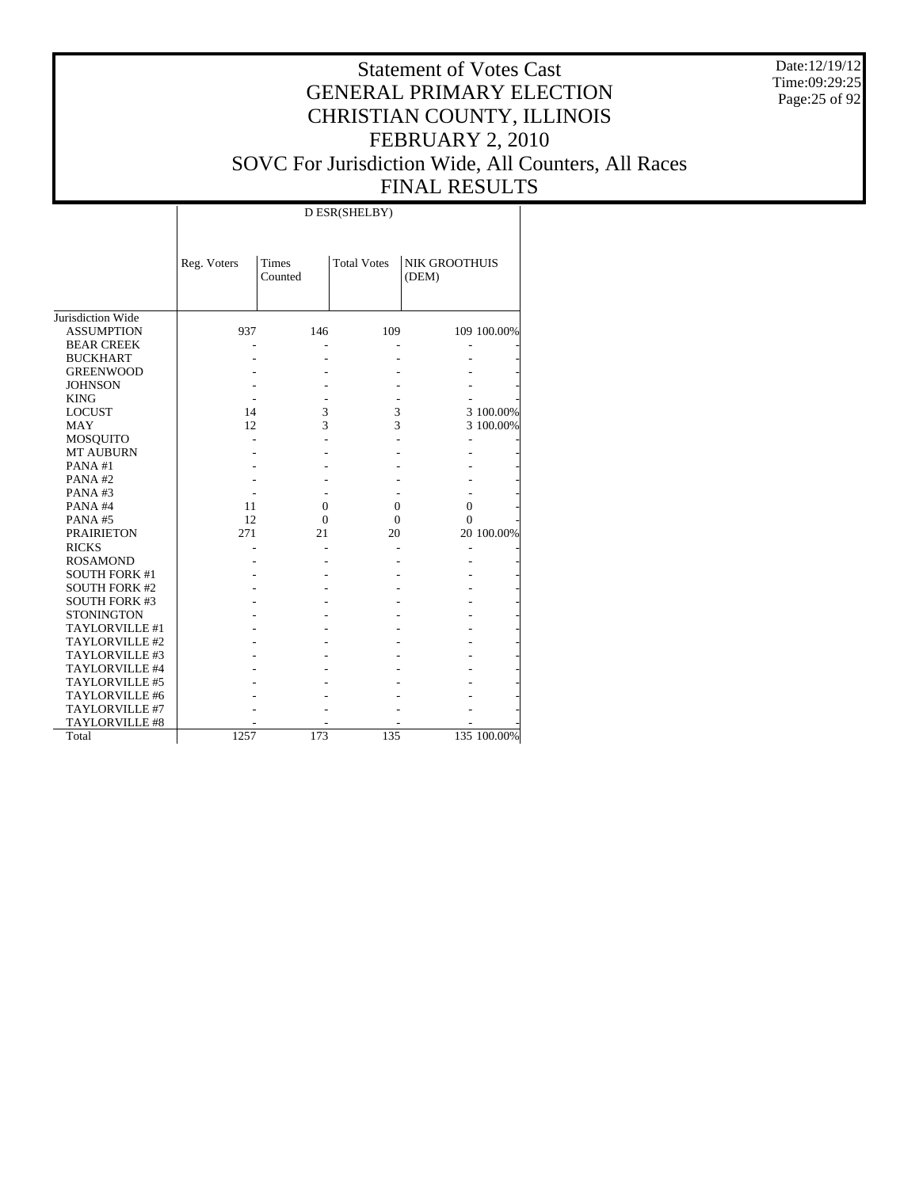# Statement of Votes Cast
## GENERAL PRIMARY ELECTION
## CHRISTIAN COUNTY, ILLINOIS
## FEBRUARY 2, 2010
## SOVC For Jurisdiction Wide, All Counters, All Races
## FINAL RESULTS

Date:12/19/12
Time:09:29:25

| | D ESR(SHELBY) | | | | |
|---|---|---|---|---|---|
| | Reg. Voters | Times Counted | Total Votes | NIK GROOTHUIS (DEM) | |
| Jurisdiction Wide | | | | | |
| ASSUMPTION | 937 | 146 | 109 | 109 | 100.00% |
| BEAR CREEK | - | - | - | - | - |
| BUCKHART | - | - | - | - | - |
| GREENWOOD | - | - | - | - | - |
| JOHNSON | - | - | - | - | - |
| KING | - | - | - | - | - |
| LOCUST | 14 | 3 | 3 | 3 | 100.00% |
| MAY | 12 | 3 | 3 | 3 | 100.00% |
| MOSQUITO | - | - | - | - | - |
| MT AUBURN | - | - | - | - | - |
| PANA #1 | - | - | - | - | - |
| PANA #2 | - | - | - | - | - |
| PANA #3 | - | - | - | - | - |
| PANA #4 | 11 | 0 | 0 | 0 | - |
| PANA #5 | 12 | 0 | 0 | 0 | - |
| PRAIRIETON | 271 | 21 | 20 | 20 | 100.00% |
| RICKS | - | - | - | - | - |
| ROSAMOND | - | - | - | - | - |
| SOUTH FORK #1 | - | - | - | - | - |
| SOUTH FORK #2 | - | - | - | - | - |
| SOUTH FORK #3 | - | - | - | - | - |
| STONINGTON | - | - | - | - | - |
| TAYLORVILLE #1 | - | - | - | - | - |
| TAYLORVILLE #2 | - | - | - | - | - |
| TAYLORVILLE #3 | - | - | - | - | - |
| TAYLORVILLE #4 | - | - | - | - | - |
| TAYLORVILLE #5 | - | - | - | - | - |
| TAYLORVILLE #6 | - | - | - | - | - |
| TAYLORVILLE #7 | - | - | - | - | - |
| TAYLORVILLE #8 | - | - | - | - | - |
| Total | 1257 | 173 | 135 | 135 | 100.00% |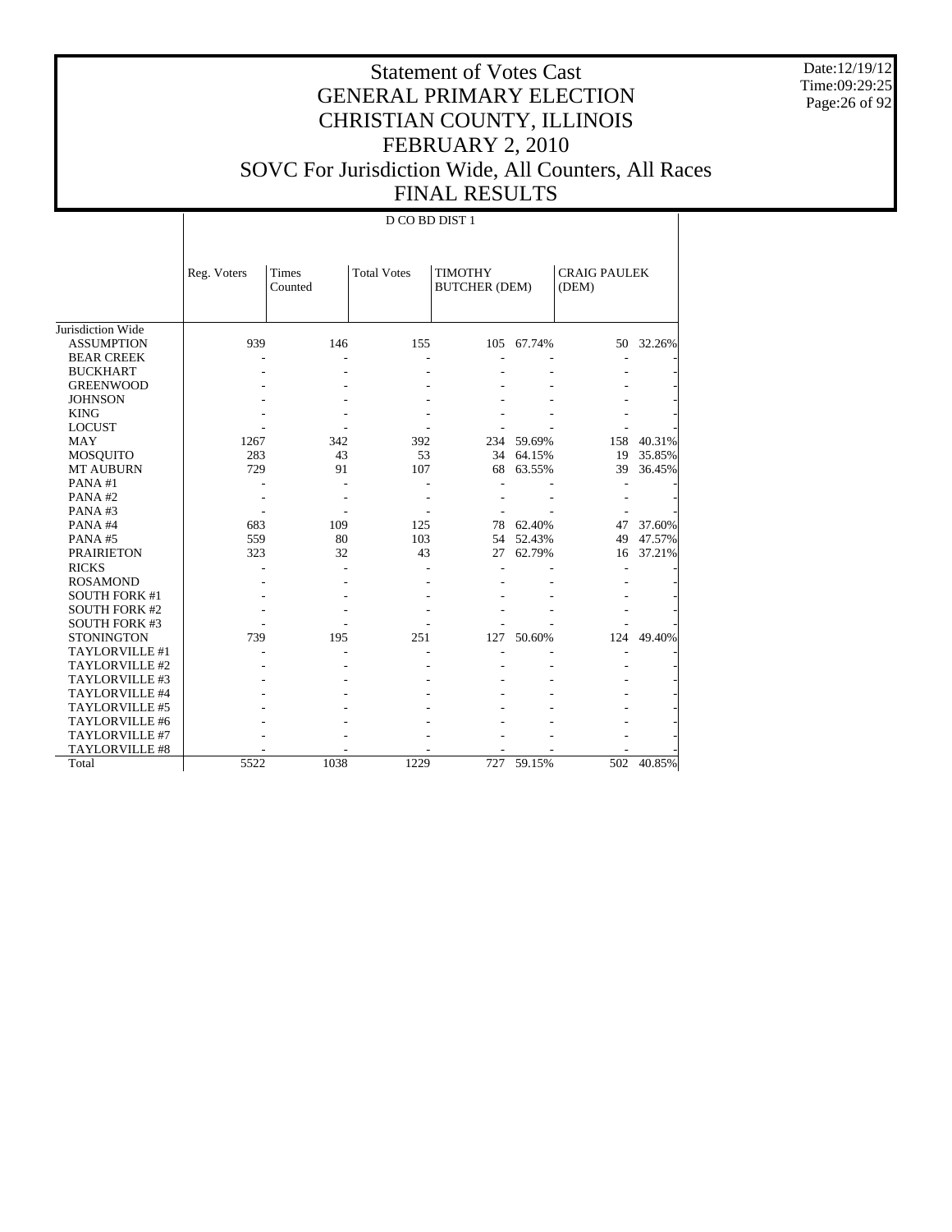# Statement of Votes Cast
# GENERAL PRIMARY ELECTION
# CHRISTIAN COUNTY, ILLINOIS
# FEBRUARY 2, 2010
# SOVC For Jurisdiction Wide, All Counters, All Races
# FINAL RESULTS

Date:12/19/12
Time:09:29:25

D CO BD DIST 1

| | Reg. Voters | Times Counted | Total Votes | TIMOTHY BUTCHER (DEM) | | CRAIG PAULEK (DEM) | |
|---|---|---|---|---|---|---|---|
| Jurisdiction Wide | | | | | | | |
| ASSUMPTION | 939 | 146 | 155 | 105 | 67.74% | 50 | 32.26% |
| BEAR CREEK | - | - | - | - | - | - | - |
| BUCKHART | - | - | - | - | - | - | - |
| GREENWOOD | - | - | - | - | - | - | - |
| JOHNSON | - | - | - | - | - | - | - |
| KING | - | - | - | - | - | - | - |
| LOCUST | - | - | - | - | - | - | - |
| MAY | 1267 | 342 | 392 | 234 | 59.69% | 158 | 40.31% |
| MOSQUITO | 283 | 43 | 53 | 34 | 64.15% | 19 | 35.85% |
| MT AUBURN | 729 | 91 | 107 | 68 | 63.55% | 39 | 36.45% |
| PANA #1 | - | - | - | - | - | - | - |
| PANA #2 | - | - | - | - | - | - | - |
| PANA #3 | - | - | - | - | - | - | - |
| PANA #4 | 683 | 109 | 125 | 78 | 62.40% | 47 | 37.60% |
| PANA #5 | 559 | 80 | 103 | 54 | 52.43% | 49 | 47.57% |
| PRAIRIETON | 323 | 32 | 43 | 27 | 62.79% | 16 | 37.21% |
| RICKS | - | - | - | - | - | - | - |
| ROSAMOND | - | - | - | - | - | - | - |
| SOUTH FORK #1 | - | - | - | - | - | - | - |
| SOUTH FORK #2 | - | - | - | - | - | - | - |
| SOUTH FORK #3 | - | - | - | - | - | - | - |
| STONINGTON | 739 | 195 | 251 | 127 | 50.60% | 124 | 49.40% |
| TAYLORVILLE #1 | - | - | - | - | - | - | - |
| TAYLORVILLE #2 | - | - | - | - | - | - | - |
| TAYLORVILLE #3 | - | - | - | - | - | - | - |
| TAYLORVILLE #4 | - | - | - | - | - | - | - |
| TAYLORVILLE #5 | - | - | - | - | - | - | - |
| TAYLORVILLE #6 | - | - | - | - | - | - | - |
| TAYLORVILLE #7 | - | - | - | - | - | - | - |
| TAYLORVILLE #8 | - | - | - | - | - | - | - |
| Total | 5522 | 1038 | 1229 | 727 | 59.15% | 502 | 40.85% |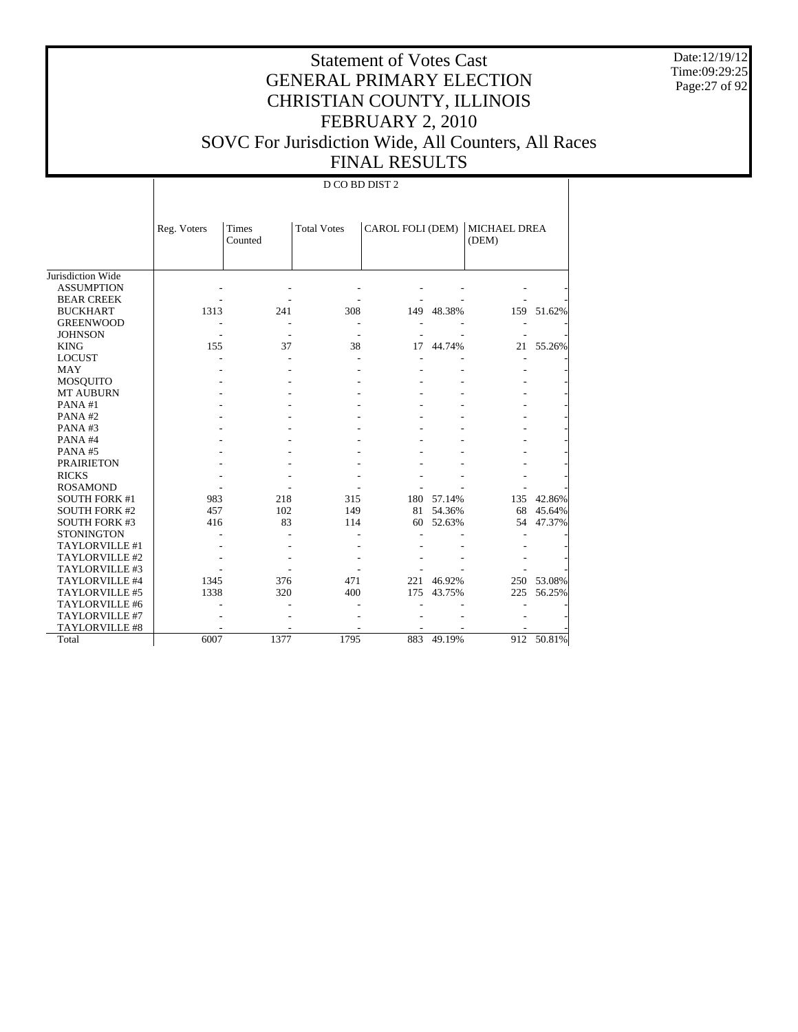# Statement of Votes Cast
## GENERAL PRIMARY ELECTION
## CHRISTIAN COUNTY, ILLINOIS
## FEBRUARY 2, 2010
## SOVC For Jurisdiction Wide, All Counters, All Races
## FINAL RESULTS

Date:12/19/12
Time:09:29:25

| | D CO BD DIST 2 | | | | | | |
|---|---|---|---|---|---|---|---|
| | Reg. Voters | Times Counted | Total Votes | CAROL FOLI (DEM) | | MICHAEL DREA (DEM) | |
| Jurisdiction Wide | | | | | | | |
| ASSUMPTION | - | - | - | - | - | - | - |
| BEAR CREEK | - | - | - | - | - | - | - |
| BUCKHART | 1313 | 241 | 308 | 149 | 48.38% | 159 | 51.62% |
| GREENWOOD | - | - | - | - | - | - | - |
| JOHNSON | - | - | - | - | - | - | - |
| KING | 155 | 37 | 38 | 17 | 44.74% | 21 | 55.26% |
| LOCUST | - | - | - | - | - | - | - |
| MAY | - | - | - | - | - | - | - |
| MOSQUITO | - | - | - | - | - | - | - |
| MT AUBURN | - | - | - | - | - | - | - |
| PANA #1 | - | - | - | - | - | - | - |
| PANA #2 | - | - | - | - | - | - | - |
| PANA #3 | - | - | - | - | - | - | - |
| PANA #4 | - | - | - | - | - | - | - |
| PANA #5 | - | - | - | - | - | - | - |
| PRAIRIETON | - | - | - | - | - | - | - |
| RICKS | - | - | - | - | - | - | - |
| ROSAMOND | - | - | - | - | - | - | - |
| SOUTH FORK #1 | 983 | 218 | 315 | 180 | 57.14% | 135 | 42.86% |
| SOUTH FORK #2 | 457 | 102 | 149 | 81 | 54.36% | 68 | 45.64% |
| SOUTH FORK #3 | 416 | 83 | 114 | 60 | 52.63% | 54 | 47.37% |
| STONINGTON | - | - | - | - | - | - | - |
| TAYLORVILLE #1 | - | - | - | - | - | - | - |
| TAYLORVILLE #2 | - | - | - | - | - | - | - |
| TAYLORVILLE #3 | - | - | - | - | - | - | - |
| TAYLORVILLE #4 | 1345 | 376 | 471 | 221 | 46.92% | 250 | 53.08% |
| TAYLORVILLE #5 | 1338 | 320 | 400 | 175 | 43.75% | 225 | 56.25% |
| TAYLORVILLE #6 | - | - | - | - | - | - | - |
| TAYLORVILLE #7 | - | - | - | - | - | - | - |
| TAYLORVILLE #8 | - | - | - | - | - | - | - |
| Total | 6007 | 1377 | 1795 | 883 | 49.19% | 912 | 50.81% |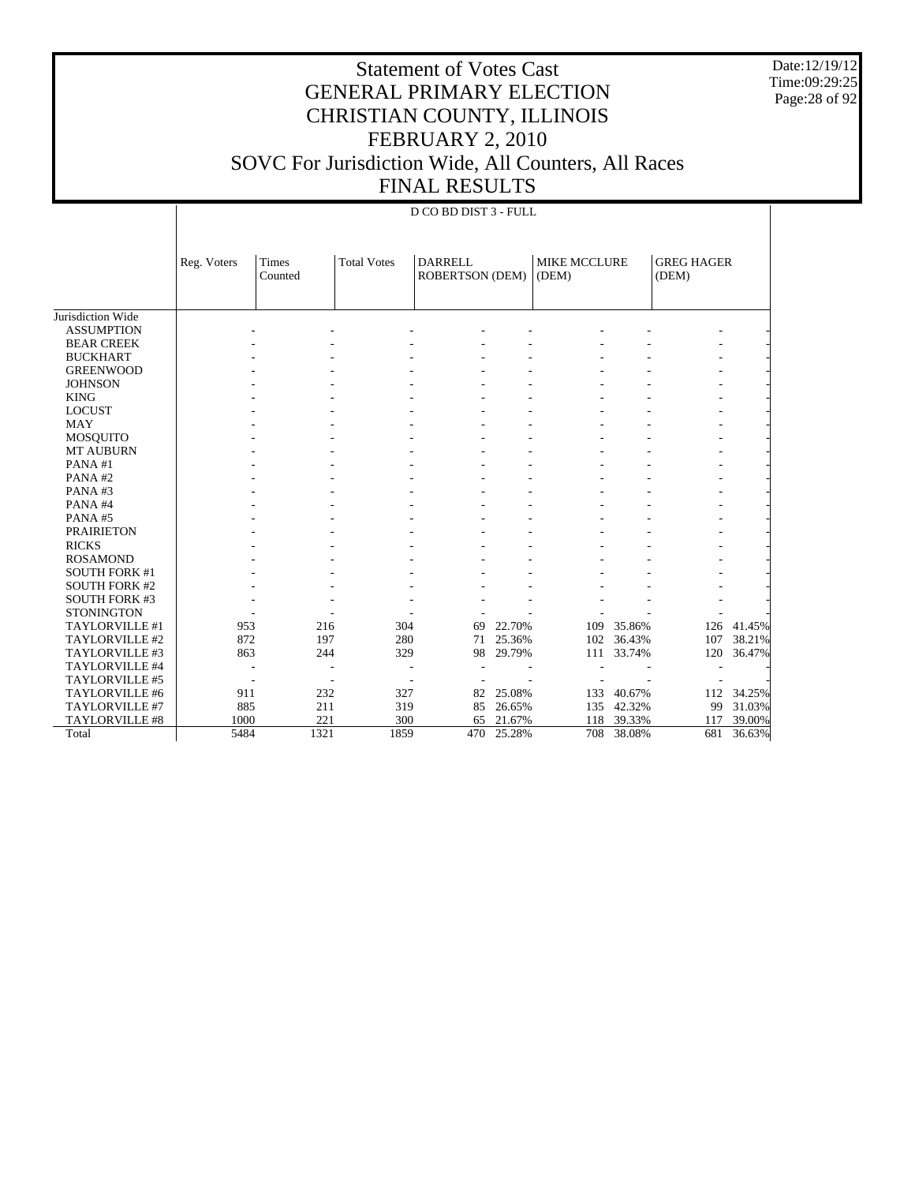# Statement of Votes Cast
## GENERAL PRIMARY ELECTION
## CHRISTIAN COUNTY, ILLINOIS
## FEBRUARY 2, 2010
## SOVC For Jurisdiction Wide, All Counters, All Races
## FINAL RESULTS

Date:12/19/12
Time:09:29:25

D CO BD DIST 3 - FULL

| | Reg. Voters | Times Counted | Total Votes | DARRELL ROBERTSON (DEM) | | MIKE MCCLURE (DEM) | | GREG HAGER (DEM) | |
|---|---|---|---|---|---|---|---|---|---|
| Jurisdiction Wide | | | | | | | | | |
| ASSUMPTION | - | - | - | - | - | - | - | - | - |
| BEAR CREEK | - | - | - | - | - | - | - | - | - |
| BUCKHART | - | - | - | - | - | - | - | - | - |
| GREENWOOD | - | - | - | - | - | - | - | - | - |
| JOHNSON | - | - | - | - | - | - | - | - | - |
| KING | - | - | - | - | - | - | - | - | - |
| LOCUST | - | - | - | - | - | - | - | - | - |
| MAY | - | - | - | - | - | - | - | - | - |
| MOSQUITO | - | - | - | - | - | - | - | - | - |
| MT AUBURN | - | - | - | - | - | - | - | - | - |
| PANA #1 | - | - | - | - | - | - | - | - | - |
| PANA #2 | - | - | - | - | - | - | - | - | - |
| PANA #3 | - | - | - | - | - | - | - | - | - |
| PANA #4 | - | - | - | - | - | - | - | - | - |
| PANA #5 | - | - | - | - | - | - | - | - | - |
| PRAIRIETON | - | - | - | - | - | - | - | - | - |
| RICKS | - | - | - | - | - | - | - | - | - |
| ROSAMOND | - | - | - | - | - | - | - | - | - |
| SOUTH FORK #1 | - | - | - | - | - | - | - | - | - |
| SOUTH FORK #2 | - | - | - | - | - | - | - | - | - |
| SOUTH FORK #3 | - | - | - | - | - | - | - | - | - |
| STONINGTON | - | - | - | - | - | - | - | - | - |
| TAYLORVILLE #1 | 953 | 216 | 304 | 69 | 22.70% | 109 | 35.86% | 126 | 41.45% |
| TAYLORVILLE #2 | 872 | 197 | 280 | 71 | 25.36% | 102 | 36.43% | 107 | 38.21% |
| TAYLORVILLE #3 | 863 | 244 | 329 | 98 | 29.79% | 111 | 33.74% | 120 | 36.47% |
| TAYLORVILLE #4 | - | - | - | - | - | - | - | - | - |
| TAYLORVILLE #5 | - | - | - | - | - | - | - | - | - |
| TAYLORVILLE #6 | 911 | 232 | 327 | 82 | 25.08% | 133 | 40.67% | 112 | 34.25% |
| TAYLORVILLE #7 | 885 | 211 | 319 | 85 | 26.65% | 135 | 42.32% | 99 | 31.03% |
| TAYLORVILLE #8 | 1000 | 221 | 300 | 65 | 21.67% | 118 | 39.33% | 117 | 39.00% |
| Total | 5484 | 1321 | 1859 | 470 | 25.28% | 708 | 38.08% | 681 | 36.63% |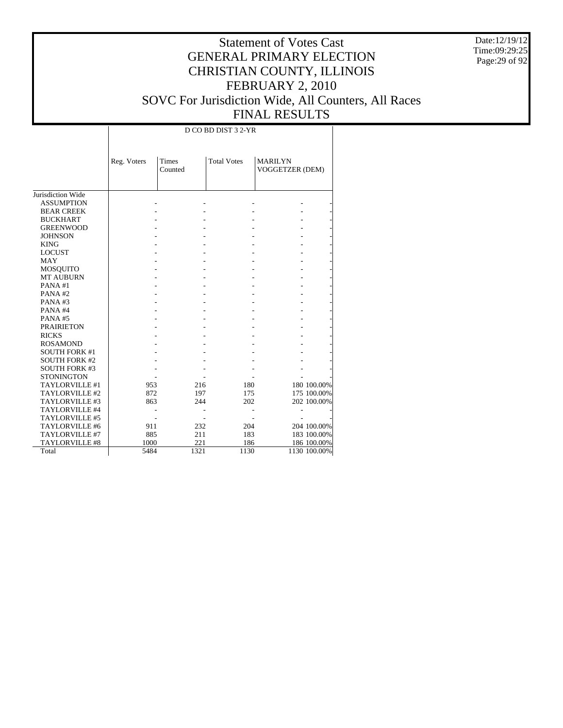# Statement of Votes Cast
## GENERAL PRIMARY ELECTION
## CHRISTIAN COUNTY, ILLINOIS
## FEBRUARY 2, 2010
## SOVC For Jurisdiction Wide, All Counters, All Races
## FINAL RESULTS

Date:12/19/12
Time:09:29:25

| | D CO BD DIST 3 2-YR | | | | |
|---|---|---|---|---|---|
| | Reg. Voters | Times Counted | Total Votes | MARILYN VOGGETZER (DEM) | |
| Jurisdiction Wide | | | | | |
| ASSUMPTION | - | - | - | - | - |
| BEAR CREEK | - | - | - | - | - |
| BUCKHART | - | - | - | - | - |
| GREENWOOD | - | - | - | - | - |
| JOHNSON | - | - | - | - | - |
| KING | - | - | - | - | - |
| LOCUST | - | - | - | - | - |
| MAY | - | - | - | - | - |
| MOSQUITO | - | - | - | - | - |
| MT AUBURN | - | - | - | - | - |
| PANA #1 | - | - | - | - | - |
| PANA #2 | - | - | - | - | - |
| PANA #3 | - | - | - | - | - |
| PANA #4 | - | - | - | - | - |
| PANA #5 | - | - | - | - | - |
| PRAIRIETON | - | - | - | - | - |
| RICKS | - | - | - | - | - |
| ROSAMOND | - | - | - | - | - |
| SOUTH FORK #1 | - | - | - | - | - |
| SOUTH FORK #2 | - | - | - | - | - |
| SOUTH FORK #3 | - | - | - | - | - |
| STONINGTON | - | - | - | - | - |
| TAYLORVILLE #1 | 953 | 216 | 180 | 180 | 100.00% |
| TAYLORVILLE #2 | 872 | 197 | 175 | 175 | 100.00% |
| TAYLORVILLE #3 | 863 | 244 | 202 | 202 | 100.00% |
| TAYLORVILLE #4 | - | - | - | - | - |
| TAYLORVILLE #5 | - | - | - | - | - |
| TAYLORVILLE #6 | 911 | 232 | 204 | 204 | 100.00% |
| TAYLORVILLE #7 | 885 | 211 | 183 | 183 | 100.00% |
| TAYLORVILLE #8 | 1000 | 221 | 186 | 186 | 100.00% |
| Total | 5484 | 1321 | 1130 | 1130 | 100.00% |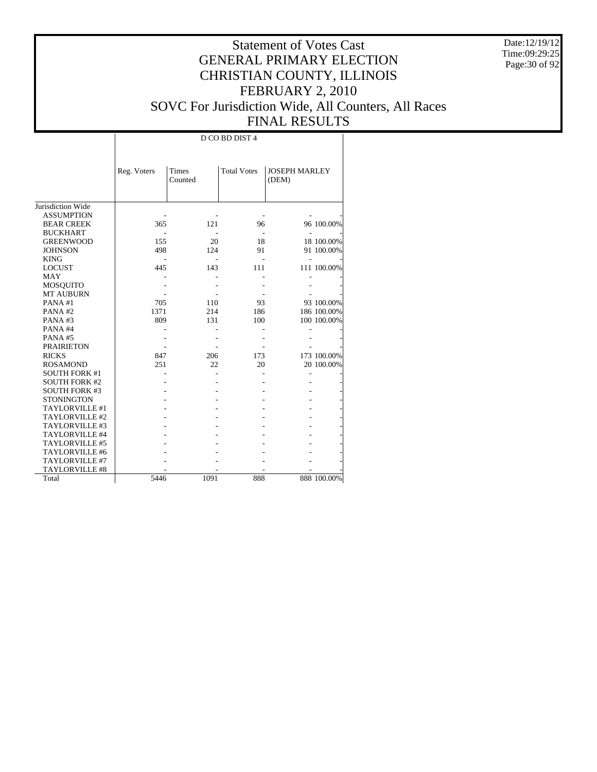# Statement of Votes Cast
## GENERAL PRIMARY ELECTION
## CHRISTIAN COUNTY, ILLINOIS
## FEBRUARY 2, 2010
## SOVC For Jurisdiction Wide, All Counters, All Races
## FINAL RESULTS

Date:12/19/12
Time:09:29:25

| | D CO BD DIST 4 | | | | |
|---|---|---|---|---|---|
| | Reg. Voters | Times Counted | Total Votes | JOSEPH MARLEY (DEM) | |
| Jurisdiction Wide | | | | | |
| ASSUMPTION | - | - | - | - | - |
| BEAR CREEK | 365 | 121 | 96 | 96 | 100.00% |
| BUCKHART | - | - | - | - | - |
| GREENWOOD | 155 | 20 | 18 | 18 | 100.00% |
| JOHNSON | 498 | 124 | 91 | 91 | 100.00% |
| KING | - | - | - | - | - |
| LOCUST | 445 | 143 | 111 | 111 | 100.00% |
| MAY | - | - | - | - | - |
| MOSQUITO | - | - | - | - | - |
| MT AUBURN | - | - | - | - | - |
| PANA #1 | 705 | 110 | 93 | 93 | 100.00% |
| PANA #2 | 1371 | 214 | 186 | 186 | 100.00% |
| PANA #3 | 809 | 131 | 100 | 100 | 100.00% |
| PANA #4 | - | - | - | - | - |
| PANA #5 | - | - | - | - | - |
| PRAIRIETON | - | - | - | - | - |
| RICKS | 847 | 206 | 173 | 173 | 100.00% |
| ROSAMOND | 251 | 22 | 20 | 20 | 100.00% |
| SOUTH FORK #1 | - | - | - | - | - |
| SOUTH FORK #2 | - | - | - | - | - |
| SOUTH FORK #3 | - | - | - | - | - |
| STONINGTON | - | - | - | - | - |
| TAYLORVILLE #1 | - | - | - | - | - |
| TAYLORVILLE #2 | - | - | - | - | - |
| TAYLORVILLE #3 | - | - | - | - | - |
| TAYLORVILLE #4 | - | - | - | - | - |
| TAYLORVILLE #5 | - | - | - | - | - |
| TAYLORVILLE #6 | - | - | - | - | - |
| TAYLORVILLE #7 | - | - | - | - | - |
| TAYLORVILLE #8 | - | - | - | - | - |
| Total | 5446 | 1091 | 888 | 888 | 100.00% |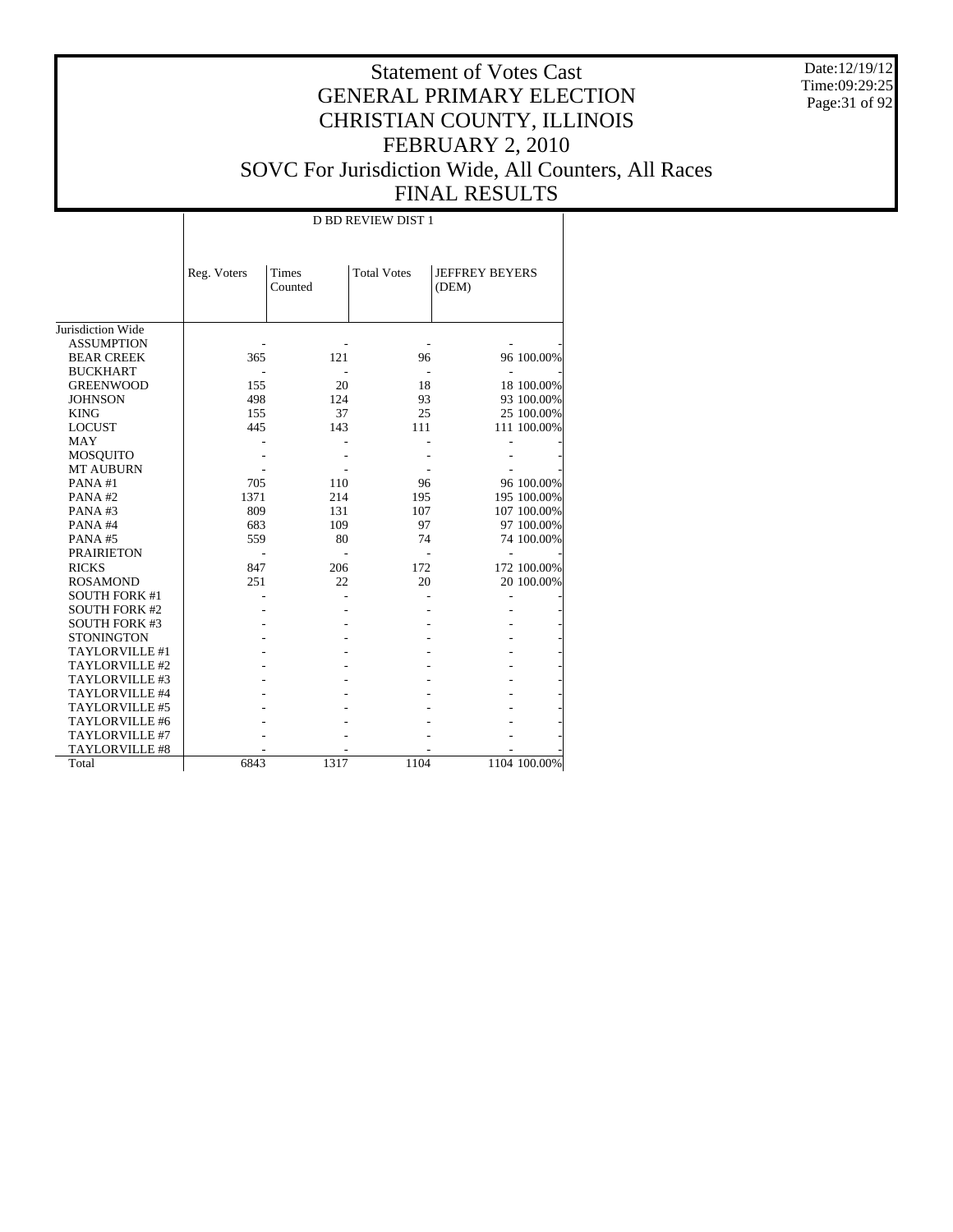# Statement of Votes Cast
## GENERAL PRIMARY ELECTION
## CHRISTIAN COUNTY, ILLINOIS
## FEBRUARY 2, 2010
## SOVC For Jurisdiction Wide, All Counters, All Races
## FINAL RESULTS

Date:12/19/12
Time:09:29:25

| | D BD REVIEW DIST 1 | | | | |
|---|---|---|---|---|---|
| | Reg. Voters | Times Counted | Total Votes | JEFFREY BEYERS (DEM) | |
| Jurisdiction Wide | | | | | |
| ASSUMPTION | - | - | - | - | - |
| BEAR CREEK | 365 | 121 | 96 | 96 | 100.00% |
| BUCKHART | - | - | - | - | - |
| GREENWOOD | 155 | 20 | 18 | 18 | 100.00% |
| JOHNSON | 498 | 124 | 93 | 93 | 100.00% |
| KING | 155 | 37 | 25 | 25 | 100.00% |
| LOCUST | 445 | 143 | 111 | 111 | 100.00% |
| MAY | - | - | - | - | - |
| MOSQUITO | - | - | - | - | - |
| MT AUBURN | - | - | - | - | - |
| PANA #1 | 705 | 110 | 96 | 96 | 100.00% |
| PANA #2 | 1371 | 214 | 195 | 195 | 100.00% |
| PANA #3 | 809 | 131 | 107 | 107 | 100.00% |
| PANA #4 | 683 | 109 | 97 | 97 | 100.00% |
| PANA #5 | 559 | 80 | 74 | 74 | 100.00% |
| PRAIRIETON | - | - | - | - | - |
| RICKS | 847 | 206 | 172 | 172 | 100.00% |
| ROSAMOND | 251 | 22 | 20 | 20 | 100.00% |
| SOUTH FORK #1 | - | - | - | - | - |
| SOUTH FORK #2 | - | - | - | - | - |
| SOUTH FORK #3 | - | - | - | - | - |
| STONINGTON | - | - | - | - | - |
| TAYLORVILLE #1 | - | - | - | - | - |
| TAYLORVILLE #2 | - | - | - | - | - |
| TAYLORVILLE #3 | - | - | - | - | - |
| TAYLORVILLE #4 | - | - | - | - | - |
| TAYLORVILLE #5 | - | - | - | - | - |
| TAYLORVILLE #6 | - | - | - | - | - |
| TAYLORVILLE #7 | - | - | - | - | - |
| TAYLORVILLE #8 | - | - | - | - | - |
| Total | 6843 | 1317 | 1104 | 1104 | 100.00% |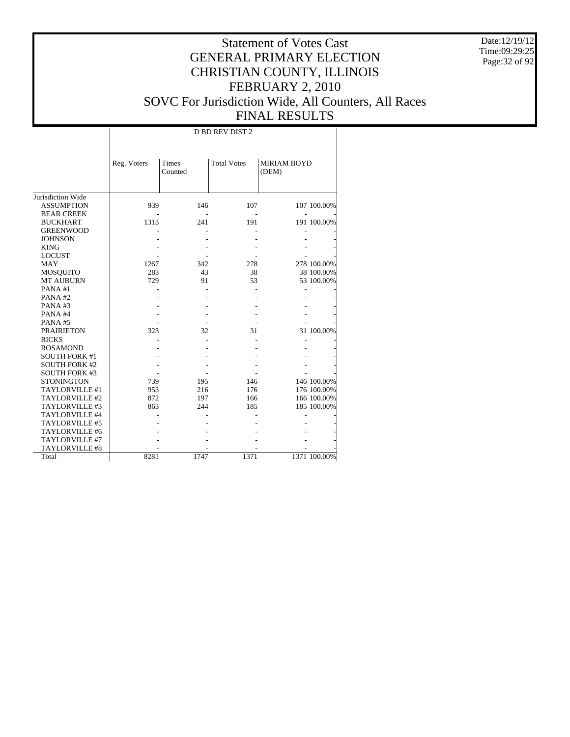# Statement of Votes Cast
## GENERAL PRIMARY ELECTION
## CHRISTIAN COUNTY, ILLINOIS
## FEBRUARY 2, 2010
## SOVC For Jurisdiction Wide, All Counters, All Races
## FINAL RESULTS

Date:12/19/12
Time:09:29:25

| | D BD REV DIST 2 | | | | |
|---|---|---|---|---|---|
| | Reg. Voters | Times Counted | Total Votes | MIRIAM BOYD (DEM) | |
| Jurisdiction Wide | | | | | |
| ASSUMPTION | 939 | 146 | 107 | 107 | 100.00% |
| BEAR CREEK | - | - | - | - | - |
| BUCKHART | 1313 | 241 | 191 | 191 | 100.00% |
| GREENWOOD | - | - | - | - | - |
| JOHNSON | - | - | - | - | - |
| KING | - | - | - | - | - |
| LOCUST | - | - | - | - | - |
| MAY | 1267 | 342 | 278 | 278 | 100.00% |
| MOSQUITO | 283 | 43 | 38 | 38 | 100.00% |
| MT AUBURN | 729 | 91 | 53 | 53 | 100.00% |
| PANA #1 | - | - | - | - | - |
| PANA #2 | - | - | - | - | - |
| PANA #3 | - | - | - | - | - |
| PANA #4 | - | - | - | - | - |
| PANA #5 | - | - | - | - | - |
| PRAIRIETON | 323 | 32 | 31 | 31 | 100.00% |
| RICKS | - | - | - | - | - |
| ROSAMOND | - | - | - | - | - |
| SOUTH FORK #1 | - | - | - | - | - |
| SOUTH FORK #2 | - | - | - | - | - |
| SOUTH FORK #3 | - | - | - | - | - |
| STONINGTON | 739 | 195 | 146 | 146 | 100.00% |
| TAYLORVILLE #1 | 953 | 216 | 176 | 176 | 100.00% |
| TAYLORVILLE #2 | 872 | 197 | 166 | 166 | 100.00% |
| TAYLORVILLE #3 | 863 | 244 | 185 | 185 | 100.00% |
| TAYLORVILLE #4 | - | - | - | - | - |
| TAYLORVILLE #5 | - | - | - | - | - |
| TAYLORVILLE #6 | - | - | - | - | - |
| TAYLORVILLE #7 | - | - | - | - | - |
| TAYLORVILLE #8 | - | - | - | - | - |
| Total | 8281 | 1747 | 1371 | 1371 | 100.00% |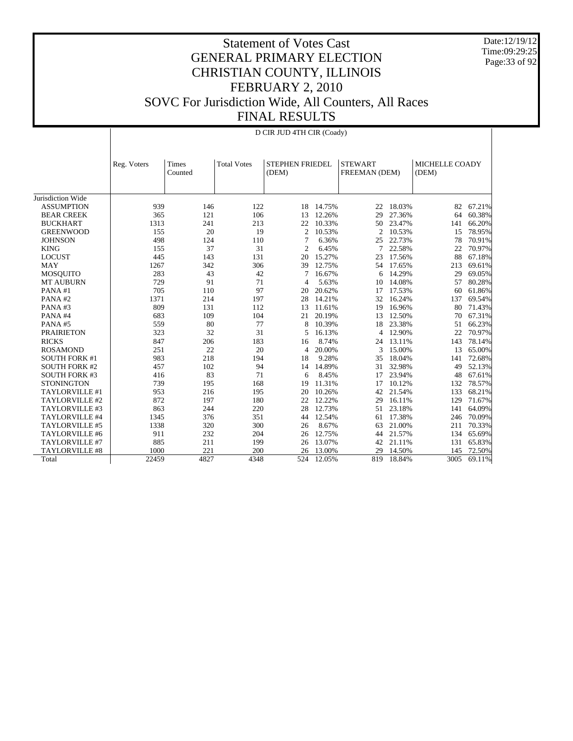# Statement of Votes Cast
## GENERAL PRIMARY ELECTION
## CHRISTIAN COUNTY, ILLINOIS
## FEBRUARY 2, 2010
## SOVC For Jurisdiction Wide, All Counters, All Races
## FINAL RESULTS

Date:12/19/12
Time:09:29:25

D CIR JUD 4TH CIR (Coady)

| | Reg. Voters | Times Counted | Total Votes | STEPHEN FRIEDEL (DEM) | | STEWART FREEMAN (DEM) | | MICHELLE COADY (DEM) | |
|---|---|---|---|---|---|---|---|---|---|
| Jurisdiction Wide | | | | | | | | | |
| ASSUMPTION | 939 | 146 | 122 | 18 | 14.75% | 22 | 18.03% | 82 | 67.21% |
| BEAR CREEK | 365 | 121 | 106 | 13 | 12.26% | 29 | 27.36% | 64 | 60.38% |
| BUCKHART | 1313 | 241 | 213 | 22 | 10.33% | 50 | 23.47% | 141 | 66.20% |
| GREENWOOD | 155 | 20 | 19 | 2 | 10.53% | 2 | 10.53% | 15 | 78.95% |
| JOHNSON | 498 | 124 | 110 | 7 | 6.36% | 25 | 22.73% | 78 | 70.91% |
| KING | 155 | 37 | 31 | 2 | 6.45% | 7 | 22.58% | 22 | 70.97% |
| LOCUST | 445 | 143 | 131 | 20 | 15.27% | 23 | 17.56% | 88 | 67.18% |
| MAY | 1267 | 342 | 306 | 39 | 12.75% | 54 | 17.65% | 213 | 69.61% |
| MOSQUITO | 283 | 43 | 42 | 7 | 16.67% | 6 | 14.29% | 29 | 69.05% |
| MT AUBURN | 729 | 91 | 71 | 4 | 5.63% | 10 | 14.08% | 57 | 80.28% |
| PANA #1 | 705 | 110 | 97 | 20 | 20.62% | 17 | 17.53% | 60 | 61.86% |
| PANA #2 | 1371 | 214 | 197 | 28 | 14.21% | 32 | 16.24% | 137 | 69.54% |
| PANA #3 | 809 | 131 | 112 | 13 | 11.61% | 19 | 16.96% | 80 | 71.43% |
| PANA #4 | 683 | 109 | 104 | 21 | 20.19% | 13 | 12.50% | 70 | 67.31% |
| PANA #5 | 559 | 80 | 77 | 8 | 10.39% | 18 | 23.38% | 51 | 66.23% |
| PRAIRIETON | 323 | 32 | 31 | 5 | 16.13% | 4 | 12.90% | 22 | 70.97% |
| RICKS | 847 | 206 | 183 | 16 | 8.74% | 24 | 13.11% | 143 | 78.14% |
| ROSAMOND | 251 | 22 | 20 | 4 | 20.00% | 3 | 15.00% | 13 | 65.00% |
| SOUTH FORK #1 | 983 | 218 | 194 | 18 | 9.28% | 35 | 18.04% | 141 | 72.68% |
| SOUTH FORK #2 | 457 | 102 | 94 | 14 | 14.89% | 31 | 32.98% | 49 | 52.13% |
| SOUTH FORK #3 | 416 | 83 | 71 | 6 | 8.45% | 17 | 23.94% | 48 | 67.61% |
| STONINGTON | 739 | 195 | 168 | 19 | 11.31% | 17 | 10.12% | 132 | 78.57% |
| TAYLORVILLE #1 | 953 | 216 | 195 | 20 | 10.26% | 42 | 21.54% | 133 | 68.21% |
| TAYLORVILLE #2 | 872 | 197 | 180 | 22 | 12.22% | 29 | 16.11% | 129 | 71.67% |
| TAYLORVILLE #3 | 863 | 244 | 220 | 28 | 12.73% | 51 | 23.18% | 141 | 64.09% |
| TAYLORVILLE #4 | 1345 | 376 | 351 | 44 | 12.54% | 61 | 17.38% | 246 | 70.09% |
| TAYLORVILLE #5 | 1338 | 320 | 300 | 26 | 8.67% | 63 | 21.00% | 211 | 70.33% |
| TAYLORVILLE #6 | 911 | 232 | 204 | 26 | 12.75% | 44 | 21.57% | 134 | 65.69% |
| TAYLORVILLE #7 | 885 | 211 | 199 | 26 | 13.07% | 42 | 21.11% | 131 | 65.83% |
| TAYLORVILLE #8 | 1000 | 221 | 200 | 26 | 13.00% | 29 | 14.50% | 145 | 72.50% |
| Total | 22459 | 4827 | 4348 | 524 | 12.05% | 819 | 18.84% | 3005 | 69.11% |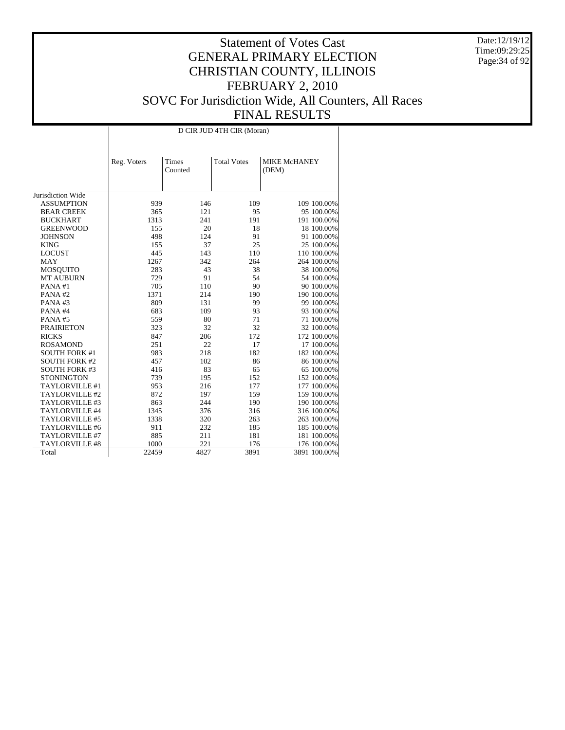# Statement of Votes Cast
# GENERAL PRIMARY ELECTION
# CHRISTIAN COUNTY, ILLINOIS
# FEBRUARY 2, 2010
# SOVC For Jurisdiction Wide, All Counters, All Races
# FINAL RESULTS

Date:12/19/12
Time:09:29:25

D CIR JUD 4TH CIR (Moran)

| | Reg. Voters | Times Counted | Total Votes | MIKE McHANEY (DEM) | |
|---|---|---|---|---|---|
| Jurisdiction Wide | | | | | |
| ASSUMPTION | 939 | 146 | 109 | 109 | 100.00% |
| BEAR CREEK | 365 | 121 | 95 | 95 | 100.00% |
| BUCKHART | 1313 | 241 | 191 | 191 | 100.00% |
| GREENWOOD | 155 | 20 | 18 | 18 | 100.00% |
| JOHNSON | 498 | 124 | 91 | 91 | 100.00% |
| KING | 155 | 37 | 25 | 25 | 100.00% |
| LOCUST | 445 | 143 | 110 | 110 | 100.00% |
| MAY | 1267 | 342 | 264 | 264 | 100.00% |
| MOSQUITO | 283 | 43 | 38 | 38 | 100.00% |
| MT AUBURN | 729 | 91 | 54 | 54 | 100.00% |
| PANA #1 | 705 | 110 | 90 | 90 | 100.00% |
| PANA #2 | 1371 | 214 | 190 | 190 | 100.00% |
| PANA #3 | 809 | 131 | 99 | 99 | 100.00% |
| PANA #4 | 683 | 109 | 93 | 93 | 100.00% |
| PANA #5 | 559 | 80 | 71 | 71 | 100.00% |
| PRAIRIETON | 323 | 32 | 32 | 32 | 100.00% |
| RICKS | 847 | 206 | 172 | 172 | 100.00% |
| ROSAMOND | 251 | 22 | 17 | 17 | 100.00% |
| SOUTH FORK #1 | 983 | 218 | 182 | 182 | 100.00% |
| SOUTH FORK #2 | 457 | 102 | 86 | 86 | 100.00% |
| SOUTH FORK #3 | 416 | 83 | 65 | 65 | 100.00% |
| STONINGTON | 739 | 195 | 152 | 152 | 100.00% |
| TAYLORVILLE #1 | 953 | 216 | 177 | 177 | 100.00% |
| TAYLORVILLE #2 | 872 | 197 | 159 | 159 | 100.00% |
| TAYLORVILLE #3 | 863 | 244 | 190 | 190 | 100.00% |
| TAYLORVILLE #4 | 1345 | 376 | 316 | 316 | 100.00% |
| TAYLORVILLE #5 | 1338 | 320 | 263 | 263 | 100.00% |
| TAYLORVILLE #6 | 911 | 232 | 185 | 185 | 100.00% |
| TAYLORVILLE #7 | 885 | 211 | 181 | 181 | 100.00% |
| TAYLORVILLE #8 | 1000 | 221 | 176 | 176 | 100.00% |
| Total | 22459 | 4827 | 3891 | 3891 | 100.00% |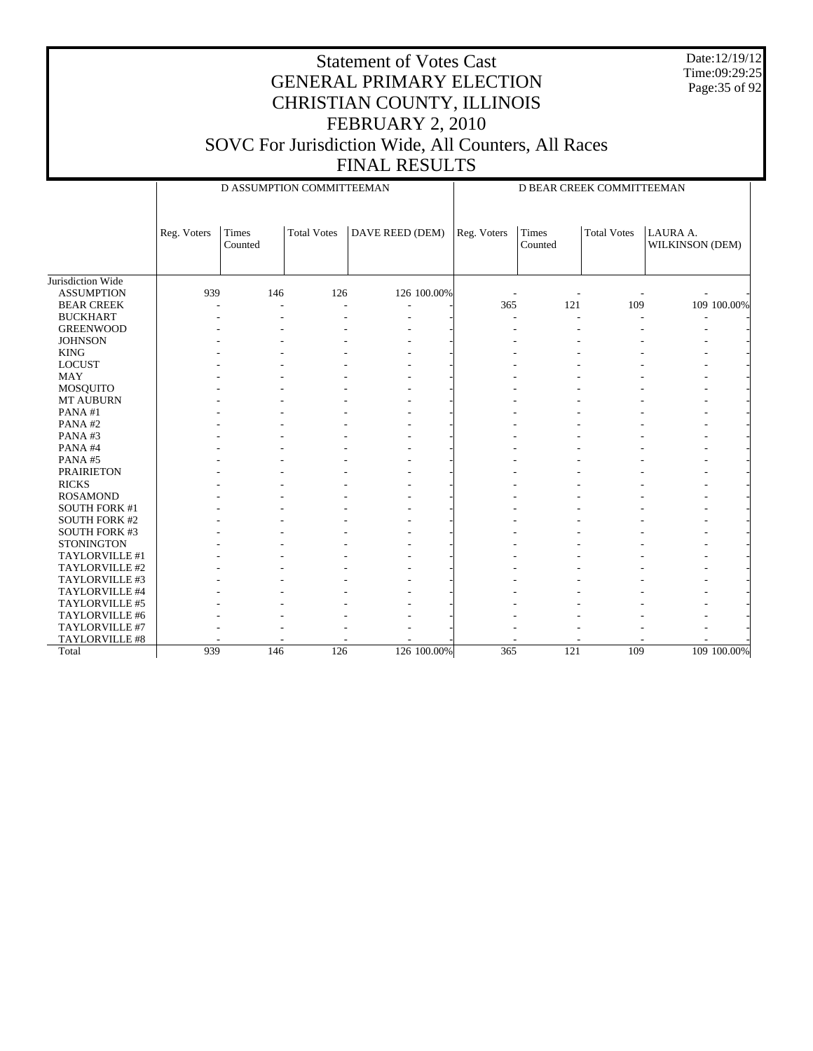# Statement of Votes Cast
## GENERAL PRIMARY ELECTION
## CHRISTIAN COUNTY, ILLINOIS
## FEBRUARY 2, 2010
## SOVC For Jurisdiction Wide, All Counters, All Races
## FINAL RESULTS

Date:12/19/12
Time:09:29:25

| | D ASSUMPTION COMMITTEEMAN | | | | | D BEAR CREEK COMMITTEEMAN | | | | |
|---|---|---|---|---|---|---|---|---|---|---|
| | Reg. Voters | Times Counted | Total Votes | DAVE REED (DEM) | | Reg. Voters | Times Counted | Total Votes | LAURA A. WILKINSON (DEM) | |
| Jurisdiction Wide | | | | | | | | | | |
| ASSUMPTION | 939 | 146 | 126 | 126 | 100.00% | - | - | - | - | - |
| BEAR CREEK | - | - | - | - | - | 365 | 121 | 109 | 109 | 100.00% |
| BUCKHART | - | - | - | - | - | - | - | - | - | - |
| GREENWOOD | - | - | - | - | - | - | - | - | - | - |
| JOHNSON | - | - | - | - | - | - | - | - | - | - |
| KING | - | - | - | - | - | - | - | - | - | - |
| LOCUST | - | - | - | - | - | - | - | - | - | - |
| MAY | - | - | - | - | - | - | - | - | - | - |
| MOSQUITO | - | - | - | - | - | - | - | - | - | - |
| MT AUBURN | - | - | - | - | - | - | - | - | - | - |
| PANA #1 | - | - | - | - | - | - | - | - | - | - |
| PANA #2 | - | - | - | - | - | - | - | - | - | - |
| PANA #3 | - | - | - | - | - | - | - | - | - | - |
| PANA #4 | - | - | - | - | - | - | - | - | - | - |
| PANA #5 | - | - | - | - | - | - | - | - | - | - |
| PRAIRIETON | - | - | - | - | - | - | - | - | - | - |
| RICKS | - | - | - | - | - | - | - | - | - | - |
| ROSAMOND | - | - | - | - | - | - | - | - | - | - |
| SOUTH FORK #1 | - | - | - | - | - | - | - | - | - | - |
| SOUTH FORK #2 | - | - | - | - | - | - | - | - | - | - |
| SOUTH FORK #3 | - | - | - | - | - | - | - | - | - | - |
| STONINGTON | - | - | - | - | - | - | - | - | - | - |
| TAYLORVILLE #1 | - | - | - | - | - | - | - | - | - | - |
| TAYLORVILLE #2 | - | - | - | - | - | - | - | - | - | - |
| TAYLORVILLE #3 | - | - | - | - | - | - | - | - | - | - |
| TAYLORVILLE #4 | - | - | - | - | - | - | - | - | - | - |
| TAYLORVILLE #5 | - | - | - | - | - | - | - | - | - | - |
| TAYLORVILLE #6 | - | - | - | - | - | - | - | - | - | - |
| TAYLORVILLE #7 | - | - | - | - | - | - | - | - | - | - |
| TAYLORVILLE #8 | - | - | - | - | - | - | - | - | - | - |
| Total | 939 | 146 | 126 | 126 | 100.00% | 365 | 121 | 109 | 109 | 100.00% |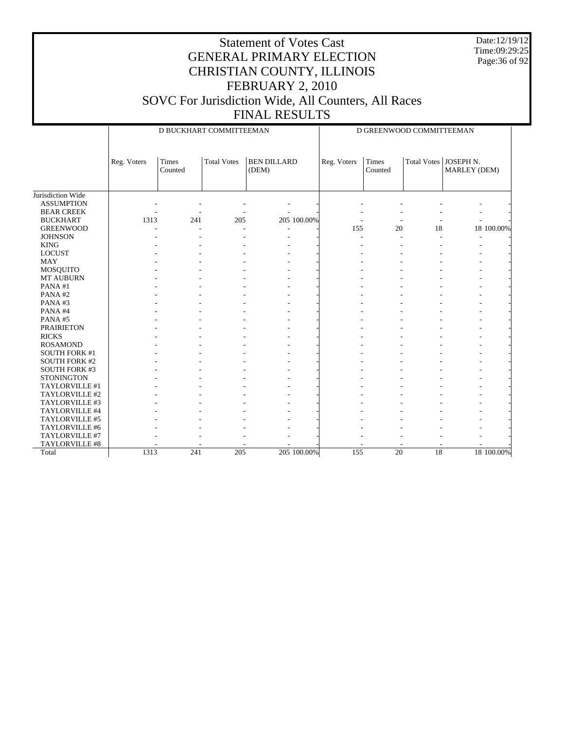# Statement of Votes Cast
## GENERAL PRIMARY ELECTION
## CHRISTIAN COUNTY, ILLINOIS
## FEBRUARY 2, 2010
## SOVC For Jurisdiction Wide, All Counters, All Races
## FINAL RESULTS

Date:12/19/12
Time:09:29:25

| | D BUCKHART COMMITTEEMAN | | | | | D GREENWOOD COMMITTEEMAN | | | | |
|---|---|---|---|---|---|---|---|---|---|---|
| | Reg. Voters | Times Counted | Total Votes | BEN DILLARD (DEM) | | Reg. Voters | Times Counted | Total Votes | JOSEPH N. MARLEY (DEM) | |
| Jurisdiction Wide | | | | | | | | | | |
| ASSUMPTION | - | - | - | - | - | - | - | - | - | - |
| BEAR CREEK | - | - | - | - | - | - | - | - | - | - |
| BUCKHART | 1313 | 241 | 205 | 205 | 100.00% | - | - | - | - | - |
| GREENWOOD | - | - | - | - | - | 155 | 20 | 18 | 18 | 100.00% |
| JOHNSON | - | - | - | - | - | - | - | - | - | - |
| KING | - | - | - | - | - | - | - | - | - | - |
| LOCUST | - | - | - | - | - | - | - | - | - | - |
| MAY | - | - | - | - | - | - | - | - | - | - |
| MOSQUITO | - | - | - | - | - | - | - | - | - | - |
| MT AUBURN | - | - | - | - | - | - | - | - | - | - |
| PANA #1 | - | - | - | - | - | - | - | - | - | - |
| PANA #2 | - | - | - | - | - | - | - | - | - | - |
| PANA #3 | - | - | - | - | - | - | - | - | - | - |
| PANA #4 | - | - | - | - | - | - | - | - | - | - |
| PANA #5 | - | - | - | - | - | - | - | - | - | - |
| PRAIRIETON | - | - | - | - | - | - | - | - | - | - |
| RICKS | - | - | - | - | - | - | - | - | - | - |
| ROSAMOND | - | - | - | - | - | - | - | - | - | - |
| SOUTH FORK #1 | - | - | - | - | - | - | - | - | - | - |
| SOUTH FORK #2 | - | - | - | - | - | - | - | - | - | - |
| SOUTH FORK #3 | - | - | - | - | - | - | - | - | - | - |
| STONINGTON | - | - | - | - | - | - | - | - | - | - |
| TAYLORVILLE #1 | - | - | - | - | - | - | - | - | - | - |
| TAYLORVILLE #2 | - | - | - | - | - | - | - | - | - | - |
| TAYLORVILLE #3 | - | - | - | - | - | - | - | - | - | - |
| TAYLORVILLE #4 | - | - | - | - | - | - | - | - | - | - |
| TAYLORVILLE #5 | - | - | - | - | - | - | - | - | - | - |
| TAYLORVILLE #6 | - | - | - | - | - | - | - | - | - | - |
| TAYLORVILLE #7 | - | - | - | - | - | - | - | - | - | - |
| TAYLORVILLE #8 | - | - | - | - | - | - | - | - | - | - |
| Total | 1313 | 241 | 205 | 205 | 100.00% | 155 | 20 | 18 | 18 | 100.00% |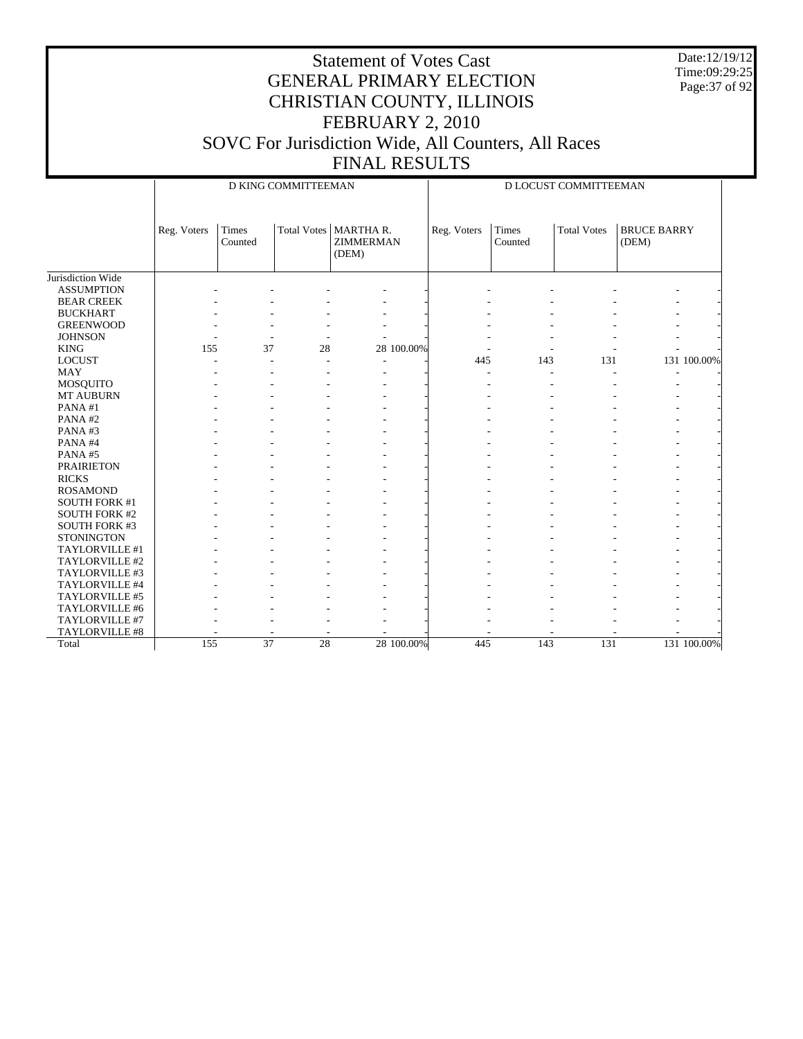# Statement of Votes Cast
# GENERAL PRIMARY ELECTION
# CHRISTIAN COUNTY, ILLINOIS
# FEBRUARY 2, 2010
# SOVC For Jurisdiction Wide, All Counters, All Races
# FINAL RESULTS

Date:12/19/12
Time:09:29:25

| | D KING COMMITTEEMAN | | | | | D LOCUST COMMITTEEMAN | | | | |
|---|---|---|---|---|---|---|---|---|---|---|
| | Reg. Voters | Times Counted | Total Votes | MARTHA R. ZIMMERMAN (DEM) | | Reg. Voters | Times Counted | Total Votes | BRUCE BARRY (DEM) | |
| Jurisdiction Wide | | | | | | | | | | |
| ASSUMPTION | - | - | - | - | - | - | - | - | - | - |
| BEAR CREEK | - | - | - | - | - | - | - | - | - | - |
| BUCKHART | - | - | - | - | - | - | - | - | - | - |
| GREENWOOD | - | - | - | - | - | - | - | - | - | - |
| JOHNSON | - | - | - | - | - | - | - | - | - | - |
| KING | 155 | 37 | 28 | 28 | 100.00% | - | - | - | - | - |
| LOCUST | - | - | - | - | - | 445 | 143 | 131 | 131 | 100.00% |
| MAY | - | - | - | - | - | - | - | - | - | - |
| MOSQUITO | - | - | - | - | - | - | - | - | - | - |
| MT AUBURN | - | - | - | - | - | - | - | - | - | - |
| PANA #1 | - | - | - | - | - | - | - | - | - | - |
| PANA #2 | - | - | - | - | - | - | - | - | - | - |
| PANA #3 | - | - | - | - | - | - | - | - | - | - |
| PANA #4 | - | - | - | - | - | - | - | - | - | - |
| PANA #5 | - | - | - | - | - | - | - | - | - | - |
| PRAIRIETON | - | - | - | - | - | - | - | - | - | - |
| RICKS | - | - | - | - | - | - | - | - | - | - |
| ROSAMOND | - | - | - | - | - | - | - | - | - | - |
| SOUTH FORK #1 | - | - | - | - | - | - | - | - | - | - |
| SOUTH FORK #2 | - | - | - | - | - | - | - | - | - | - |
| SOUTH FORK #3 | - | - | - | - | - | - | - | - | - | - |
| STONINGTON | - | - | - | - | - | - | - | - | - | - |
| TAYLORVILLE #1 | - | - | - | - | - | - | - | - | - | - |
| TAYLORVILLE #2 | - | - | - | - | - | - | - | - | - | - |
| TAYLORVILLE #3 | - | - | - | - | - | - | - | - | - | - |
| TAYLORVILLE #4 | - | - | - | - | - | - | - | - | - | - |
| TAYLORVILLE #5 | - | - | - | - | - | - | - | - | - | - |
| TAYLORVILLE #6 | - | - | - | - | - | - | - | - | - | - |
| TAYLORVILLE #7 | - | - | - | - | - | - | - | - | - | - |
| TAYLORVILLE #8 | - | - | - | - | - | - | - | - | - | - |
| Total | 155 | 37 | 28 | 28 | 100.00% | 445 | 143 | 131 | 131 | 100.00% |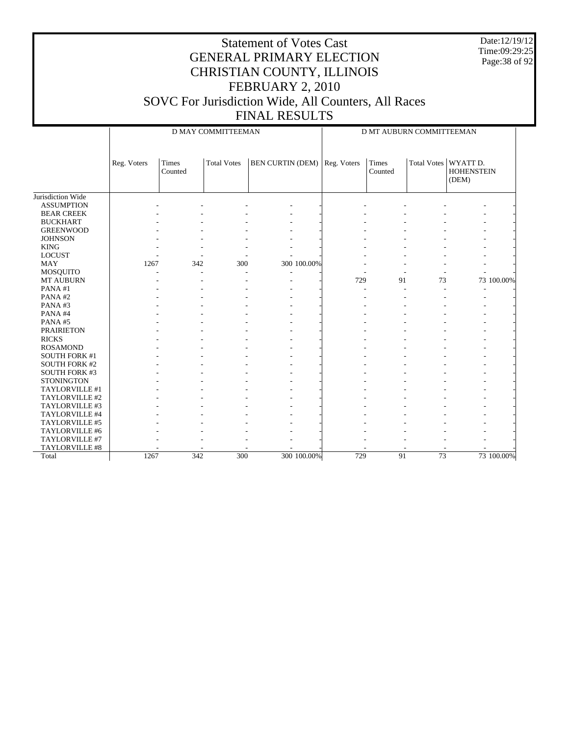# Statement of Votes Cast
## GENERAL PRIMARY ELECTION
## CHRISTIAN COUNTY, ILLINOIS
## FEBRUARY 2, 2010
## SOVC For Jurisdiction Wide, All Counters, All Races
## FINAL RESULTS

Date:12/19/12
Time:09:29:25

| | D MAY COMMITTEEMAN | | | | | D MT AUBURN COMMITTEEMAN | | | | |
|---|---|---|---|---|---|---|---|---|---|---|
| | Reg. Voters | Times Counted | Total Votes | BEN CURTIN (DEM) | | Reg. Voters | Times Counted | Total Votes | WYATT D. HOHENSTEIN (DEM) | |
| Jurisdiction Wide | | | | | | | | | | |
| ASSUMPTION | - | - | - | - | - | - | - | - | - | - |
| BEAR CREEK | - | - | - | - | - | - | - | - | - | - |
| BUCKHART | - | - | - | - | - | - | - | - | - | - |
| GREENWOOD | - | - | - | - | - | - | - | - | - | - |
| JOHNSON | - | - | - | - | - | - | - | - | - | - |
| KING | - | - | - | - | - | - | - | - | - | - |
| LOCUST | - | - | - | - | - | - | - | - | - | - |
| MAY | 1267 | 342 | 300 | 300 | 100.00% | - | - | - | - | - |
| MOSQUITO | - | - | - | - | - | - | - | - | - | - |
| MT AUBURN | - | - | - | - | - | 729 | 91 | 73 | 73 | 100.00% |
| PANA #1 | - | - | - | - | - | - | - | - | - | - |
| PANA #2 | - | - | - | - | - | - | - | - | - | - |
| PANA #3 | - | - | - | - | - | - | - | - | - | - |
| PANA #4 | - | - | - | - | - | - | - | - | - | - |
| PANA #5 | - | - | - | - | - | - | - | - | - | - |
| PRAIRIETON | - | - | - | - | - | - | - | - | - | - |
| RICKS | - | - | - | - | - | - | - | - | - | - |
| ROSAMOND | - | - | - | - | - | - | - | - | - | - |
| SOUTH FORK #1 | - | - | - | - | - | - | - | - | - | - |
| SOUTH FORK #2 | - | - | - | - | - | - | - | - | - | - |
| SOUTH FORK #3 | - | - | - | - | - | - | - | - | - | - |
| STONINGTON | - | - | - | - | - | - | - | - | - | - |
| TAYLORVILLE #1 | - | - | - | - | - | - | - | - | - | - |
| TAYLORVILLE #2 | - | - | - | - | - | - | - | - | - | - |
| TAYLORVILLE #3 | - | - | - | - | - | - | - | - | - | - |
| TAYLORVILLE #4 | - | - | - | - | - | - | - | - | - | - |
| TAYLORVILLE #5 | - | - | - | - | - | - | - | - | - | - |
| TAYLORVILLE #6 | - | - | - | - | - | - | - | - | - | - |
| TAYLORVILLE #7 | - | - | - | - | - | - | - | - | - | - |
| TAYLORVILLE #8 | - | - | - | - | - | - | - | - | - | - |
| Total | 1267 | 342 | 300 | 300 | 100.00% | 729 | 91 | 73 | 73 | 100.00% |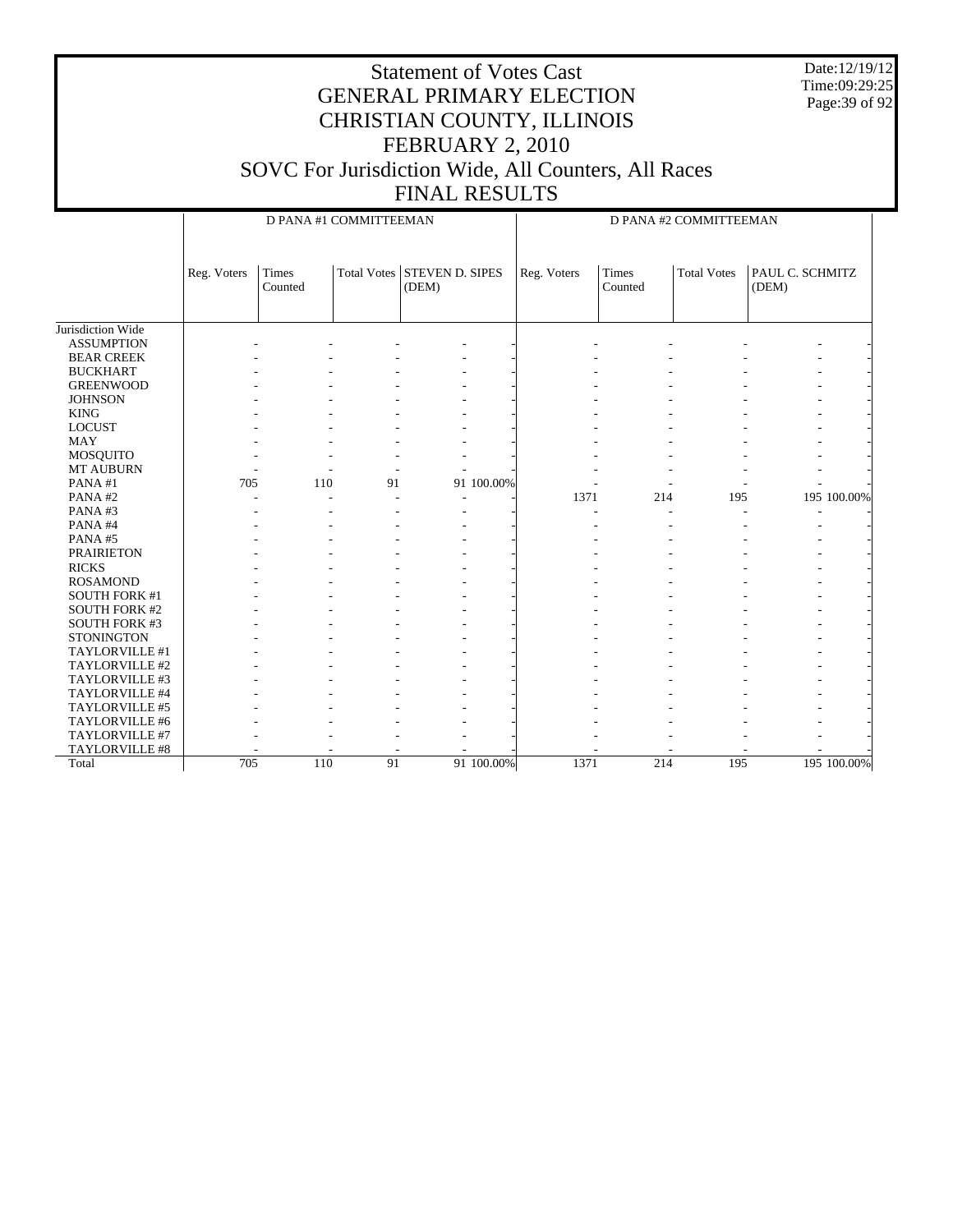# Statement of Votes Cast
## GENERAL PRIMARY ELECTION
## CHRISTIAN COUNTY, ILLINOIS
## FEBRUARY 2, 2010
## SOVC For Jurisdiction Wide, All Counters, All Races
## FINAL RESULTS

Date:12/19/12
Time:09:29:25

| | D PANA #1 COMMITTEEMAN | | | | | D PANA #2 COMMITTEEMAN | | | | |
|---|---|---|---|---|---|---|---|---|---|---|
| | Reg. Voters | Times Counted | Total Votes | STEVEN D. SIPES (DEM) | | Reg. Voters | Times Counted | Total Votes | PAUL C. SCHMITZ (DEM) | |
| Jurisdiction Wide | | | | | | | | | | |
| ASSUMPTION | - | - | - | - | - | - | - | - | - | - |
| BEAR CREEK | - | - | - | - | - | - | - | - | - | - |
| BUCKHART | - | - | - | - | - | - | - | - | - | - |
| GREENWOOD | - | - | - | - | - | - | - | - | - | - |
| JOHNSON | - | - | - | - | - | - | - | - | - | - |
| KING | - | - | - | - | - | - | - | - | - | - |
| LOCUST | - | - | - | - | - | - | - | - | - | - |
| MAY | - | - | - | - | - | - | - | - | - | - |
| MOSQUITO | - | - | - | - | - | - | - | - | - | - |
| MT AUBURN | - | - | - | - | - | - | - | - | - | - |
| PANA #1 | 705 | 110 | 91 | 91 | 100.00% | - | - | - | - | - |
| PANA #2 | - | - | - | - | - | 1371 | 214 | 195 | 195 | 100.00% |
| PANA #3 | - | - | - | - | - | - | - | - | - | - |
| PANA #4 | - | - | - | - | - | - | - | - | - | - |
| PANA #5 | - | - | - | - | - | - | - | - | - | - |
| PRAIRIETON | - | - | - | - | - | - | - | - | - | - |
| RICKS | - | - | - | - | - | - | - | - | - | - |
| ROSAMOND | - | - | - | - | - | - | - | - | - | - |
| SOUTH FORK #1 | - | - | - | - | - | - | - | - | - | - |
| SOUTH FORK #2 | - | - | - | - | - | - | - | - | - | - |
| SOUTH FORK #3 | - | - | - | - | - | - | - | - | - | - |
| STONINGTON | - | - | - | - | - | - | - | - | - | - |
| TAYLORVILLE #1 | - | - | - | - | - | - | - | - | - | - |
| TAYLORVILLE #2 | - | - | - | - | - | - | - | - | - | - |
| TAYLORVILLE #3 | - | - | - | - | - | - | - | - | - | - |
| TAYLORVILLE #4 | - | - | - | - | - | - | - | - | - | - |
| TAYLORVILLE #5 | - | - | - | - | - | - | - | - | - | - |
| TAYLORVILLE #6 | - | - | - | - | - | - | - | - | - | - |
| TAYLORVILLE #7 | - | - | - | - | - | - | - | - | - | - |
| TAYLORVILLE #8 | - | - | - | - | - | - | - | - | - | - |
| Total | 705 | 110 | 91 | 91 | 100.00% | 1371 | 214 | 195 | 195 | 100.00% |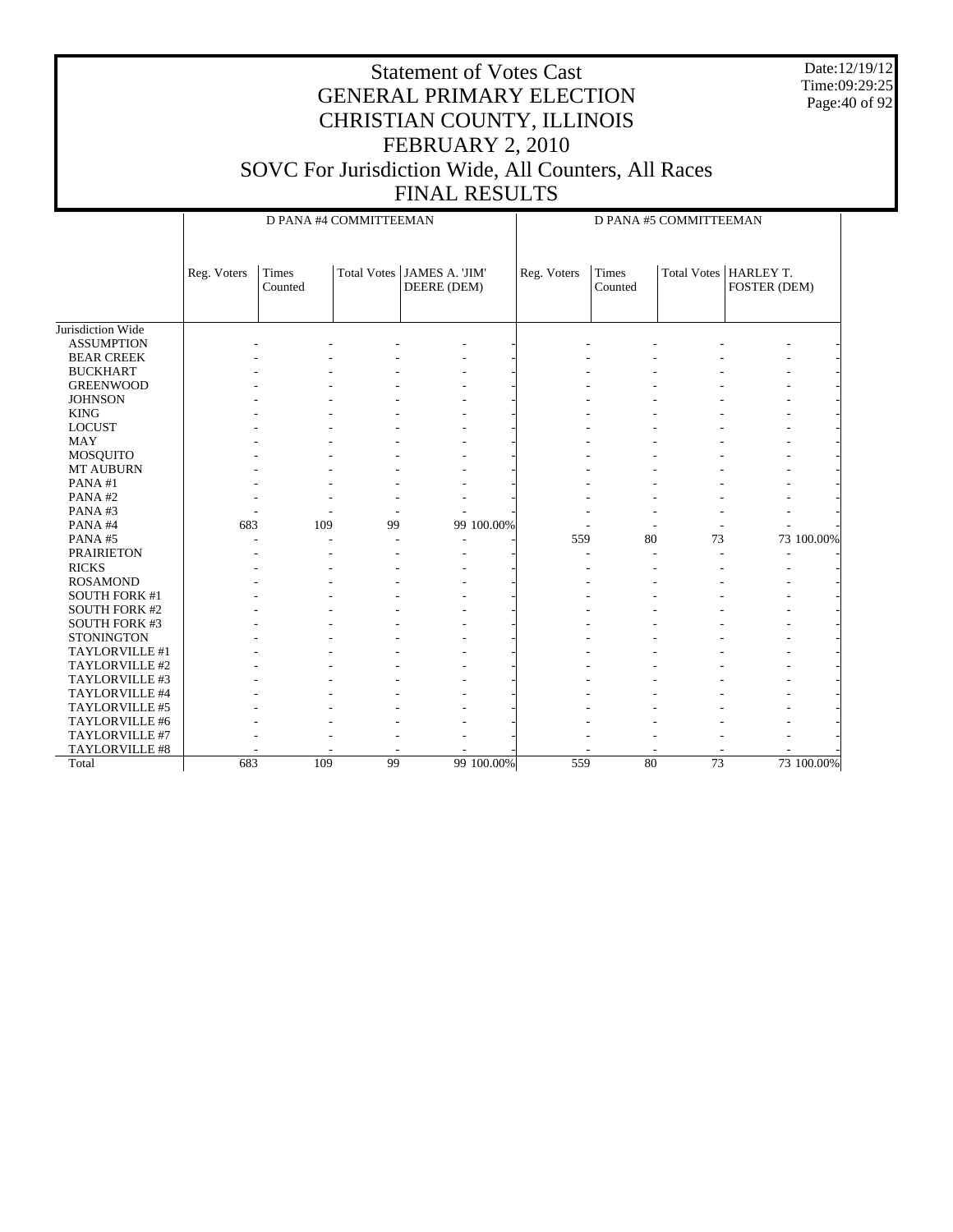# Statement of Votes Cast
# GENERAL PRIMARY ELECTION
# CHRISTIAN COUNTY, ILLINOIS
# FEBRUARY 2, 2010
# SOVC For Jurisdiction Wide, All Counters, All Races
# FINAL RESULTS

Date:12/19/12
Time:09:29:25

| | D PANA #4 COMMITTEEMAN | | | | | D PANA #5 COMMITTEEMAN | | | | |
|---|---|---|---|---|---|---|---|---|---|---|
| | Reg. Voters | Times Counted | Total Votes | JAMES A. 'JIM' DEERE (DEM) | | Reg. Voters | Times Counted | Total Votes | HARLEY T. FOSTER (DEM) | |
| Jurisdiction Wide | | | | | | | | | | |
| ASSUMPTION | - | - | - | - | - | - | - | - | - | - |
| BEAR CREEK | - | - | - | - | - | - | - | - | - | - |
| BUCKHART | - | - | - | - | - | - | - | - | - | - |
| GREENWOOD | - | - | - | - | - | - | - | - | - | - |
| JOHNSON | - | - | - | - | - | - | - | - | - | - |
| KING | - | - | - | - | - | - | - | - | - | - |
| LOCUST | - | - | - | - | - | - | - | - | - | - |
| MAY | - | - | - | - | - | - | - | - | - | - |
| MOSQUITO | - | - | - | - | - | - | - | - | - | - |
| MT AUBURN | - | - | - | - | - | - | - | - | - | - |
| PANA #1 | - | - | - | - | - | - | - | - | - | - |
| PANA #2 | - | - | - | - | - | - | - | - | - | - |
| PANA #3 | - | - | - | - | - | - | - | - | - | - |
| PANA #4 | 683 | 109 | 99 | 99 | 100.00% | - | - | - | - | - |
| PANA #5 | - | - | - | - | - | 559 | 80 | 73 | 73 | 100.00% |
| PRAIRIETON | - | - | - | - | - | - | - | - | - | - |
| RICKS | - | - | - | - | - | - | - | - | - | - |
| ROSAMOND | - | - | - | - | - | - | - | - | - | - |
| SOUTH FORK #1 | - | - | - | - | - | - | - | - | - | - |
| SOUTH FORK #2 | - | - | - | - | - | - | - | - | - | - |
| SOUTH FORK #3 | - | - | - | - | - | - | - | - | - | - |
| STONINGTON | - | - | - | - | - | - | - | - | - | - |
| TAYLORVILLE #1 | - | - | - | - | - | - | - | - | - | - |
| TAYLORVILLE #2 | - | - | - | - | - | - | - | - | - | - |
| TAYLORVILLE #3 | - | - | - | - | - | - | - | - | - | - |
| TAYLORVILLE #4 | - | - | - | - | - | - | - | - | - | - |
| TAYLORVILLE #5 | - | - | - | - | - | - | - | - | - | - |
| TAYLORVILLE #6 | - | - | - | - | - | - | - | - | - | - |
| TAYLORVILLE #7 | - | - | - | - | - | - | - | - | - | - |
| TAYLORVILLE #8 | - | - | - | - | - | - | - | - | - | - |
| Total | 683 | 109 | 99 | 99 | 100.00% | 559 | 80 | 73 | 73 | 100.00% |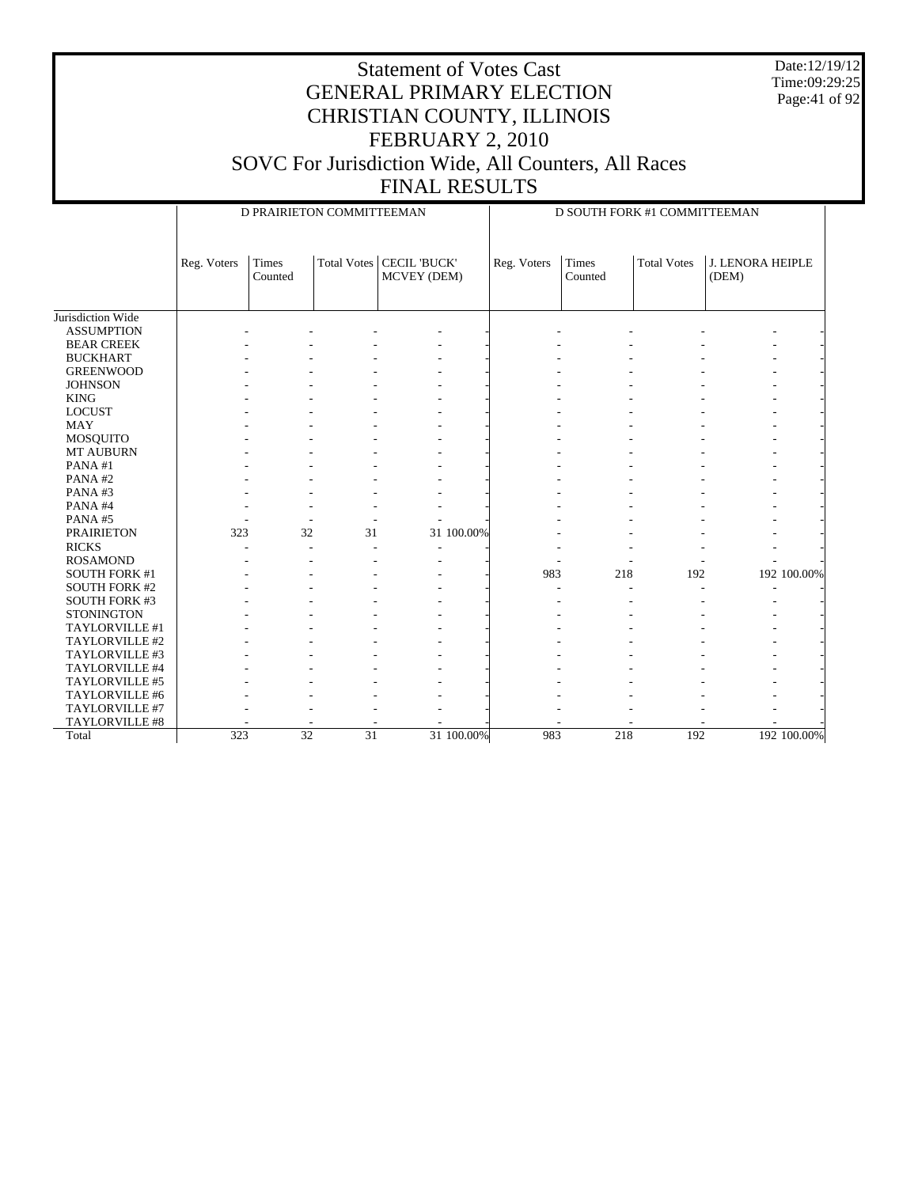# Statement of Votes Cast
## GENERAL PRIMARY ELECTION
## CHRISTIAN COUNTY, ILLINOIS
## FEBRUARY 2, 2010
## SOVC For Jurisdiction Wide, All Counters, All Races
## FINAL RESULTS

Date:12/19/12
Time:09:29:25

| | D PRAIRIETON COMMITTEEMAN | | | | | D SOUTH FORK #1 COMMITTEEMAN | | | | |
|---|---|---|---|---|---|---|---|---|---|---|
| | Reg. Voters | Times Counted | Total Votes | CECIL 'BUCK' MCVEY (DEM) | | Reg. Voters | Times Counted | Total Votes | J. LENORA HEIPLE (DEM) | |
| Jurisdiction Wide | | | | | | | | | | |
| ASSUMPTION | - | - | - | - | - | - | - | - | - | - |
| BEAR CREEK | - | - | - | - | - | - | - | - | - | - |
| BUCKHART | - | - | - | - | - | - | - | - | - | - |
| GREENWOOD | - | - | - | - | - | - | - | - | - | - |
| JOHNSON | - | - | - | - | - | - | - | - | - | - |
| KING | - | - | - | - | - | - | - | - | - | - |
| LOCUST | - | - | - | - | - | - | - | - | - | - |
| MAY | - | - | - | - | - | - | - | - | - | - |
| MOSQUITO | - | - | - | - | - | - | - | - | - | - |
| MT AUBURN | - | - | - | - | - | - | - | - | - | - |
| PANA #1 | - | - | - | - | - | - | - | - | - | - |
| PANA #2 | - | - | - | - | - | - | - | - | - | - |
| PANA #3 | - | - | - | - | - | - | - | - | - | - |
| PANA #4 | - | - | - | - | - | - | - | - | - | - |
| PANA #5 | - | - | - | - | - | - | - | - | - | - |
| PRAIRIETON | 323 | 32 | 31 | 31 | 100.00% | - | - | - | - | - |
| RICKS | - | - | - | - | - | - | - | - | - | - |
| ROSAMOND | - | - | - | - | - | - | - | - | - | - |
| SOUTH FORK #1 | - | - | - | - | - | 983 | 218 | 192 | 192 | 100.00% |
| SOUTH FORK #2 | - | - | - | - | - | - | - | - | - | - |
| SOUTH FORK #3 | - | - | - | - | - | - | - | - | - | - |
| STONINGTON | - | - | - | - | - | - | - | - | - | - |
| TAYLORVILLE #1 | - | - | - | - | - | - | - | - | - | - |
| TAYLORVILLE #2 | - | - | - | - | - | - | - | - | - | - |
| TAYLORVILLE #3 | - | - | - | - | - | - | - | - | - | - |
| TAYLORVILLE #4 | - | - | - | - | - | - | - | - | - | - |
| TAYLORVILLE #5 | - | - | - | - | - | - | - | - | - | - |
| TAYLORVILLE #6 | - | - | - | - | - | - | - | - | - | - |
| TAYLORVILLE #7 | - | - | - | - | - | - | - | - | - | - |
| TAYLORVILLE #8 | - | - | - | - | - | - | - | - | - | - |
| Total | 323 | 32 | 31 | 31 | 100.00% | 983 | 218 | 192 | 192 | 100.00% |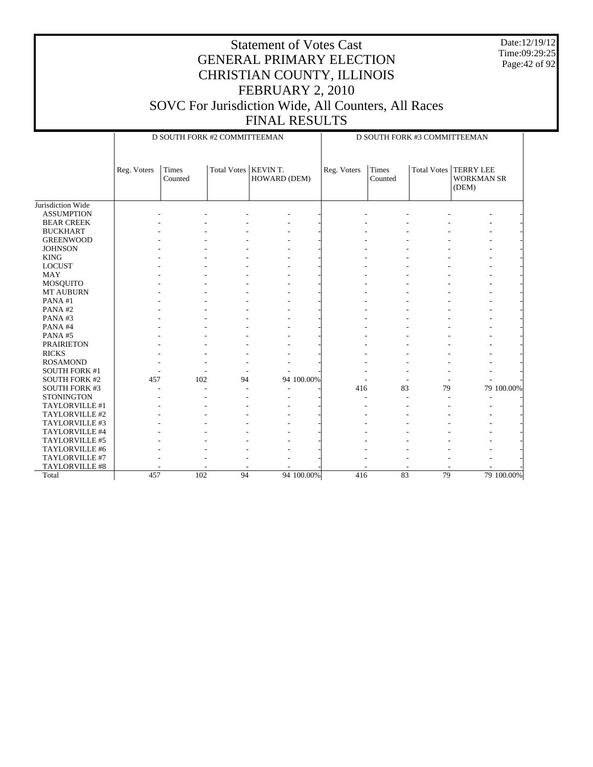# Statement of Votes Cast
# GENERAL PRIMARY ELECTION
# CHRISTIAN COUNTY, ILLINOIS
# FEBRUARY 2, 2010
# SOVC For Jurisdiction Wide, All Counters, All Races
# FINAL RESULTS

Date:12/19/12
Time:09:29:25

| | D SOUTH FORK #2 COMMITTEEMAN | | | | | D SOUTH FORK #3 COMMITTEEMAN | | | | |
|---|---|---|---|---|---|---|---|---|---|---|
| | Reg. Voters | Times Counted | Total Votes | KEVIN T. HOWARD (DEM) | | Reg. Voters | Times Counted | Total Votes | TERRY LEE WORKMAN SR (DEM) | |
| Jurisdiction Wide | | | | | | | | | | |
| ASSUMPTION | - | - | - | - | - | - | - | - | - | - |
| BEAR CREEK | - | - | - | - | - | - | - | - | - | - |
| BUCKHART | - | - | - | - | - | - | - | - | - | - |
| GREENWOOD | - | - | - | - | - | - | - | - | - | - |
| JOHNSON | - | - | - | - | - | - | - | - | - | - |
| KING | - | - | - | - | - | - | - | - | - | - |
| LOCUST | - | - | - | - | - | - | - | - | - | - |
| MAY | - | - | - | - | - | - | - | - | - | - |
| MOSQUITO | - | - | - | - | - | - | - | - | - | - |
| MT AUBURN | - | - | - | - | - | - | - | - | - | - |
| PANA #1 | - | - | - | - | - | - | - | - | - | - |
| PANA #2 | - | - | - | - | - | - | - | - | - | - |
| PANA #3 | - | - | - | - | - | - | - | - | - | - |
| PANA #4 | - | - | - | - | - | - | - | - | - | - |
| PANA #5 | - | - | - | - | - | - | - | - | - | - |
| PRAIRIETON | - | - | - | - | - | - | - | - | - | - |
| RICKS | - | - | - | - | - | - | - | - | - | - |
| ROSAMOND | - | - | - | - | - | - | - | - | - | - |
| SOUTH FORK #1 | - | - | - | - | - | - | - | - | - | - |
| SOUTH FORK #2 | 457 | 102 | 94 | 94 | 100.00% | - | - | - | - | - |
| SOUTH FORK #3 | - | - | - | - | - | 416 | 83 | 79 | 79 | 100.00% |
| STONINGTON | - | - | - | - | - | - | - | - | - | - |
| TAYLORVILLE #1 | - | - | - | - | - | - | - | - | - | - |
| TAYLORVILLE #2 | - | - | - | - | - | - | - | - | - | - |
| TAYLORVILLE #3 | - | - | - | - | - | - | - | - | - | - |
| TAYLORVILLE #4 | - | - | - | - | - | - | - | - | - | - |
| TAYLORVILLE #5 | - | - | - | - | - | - | - | - | - | - |
| TAYLORVILLE #6 | - | - | - | - | - | - | - | - | - | - |
| TAYLORVILLE #7 | - | - | - | - | - | - | - | - | - | - |
| TAYLORVILLE #8 | - | - | - | - | - | - | - | - | - | - |
| Total | 457 | 102 | 94 | 94 | 100.00% | 416 | 83 | 79 | 79 | 100.00% |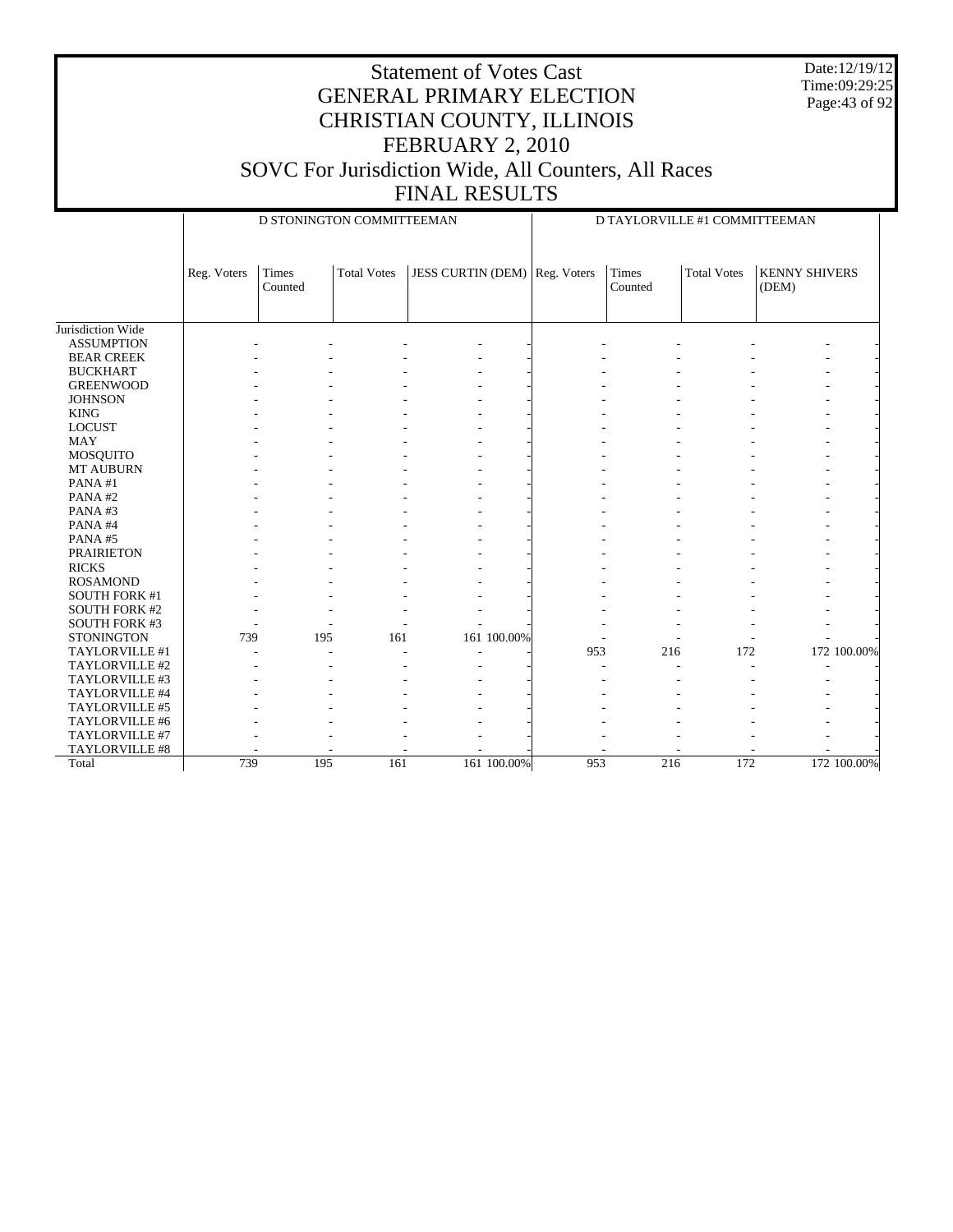# Statement of Votes Cast
## GENERAL PRIMARY ELECTION
## CHRISTIAN COUNTY, ILLINOIS
## FEBRUARY 2, 2010
## SOVC For Jurisdiction Wide, All Counters, All Races
## FINAL RESULTS

Date:12/19/12
Time:09:29:25

| | D STONINGTON COMMITTEEMAN | | | | | D TAYLORVILLE #1 COMMITTEEMAN | | | | |
|---|---|---|---|---|---|---|---|---|---|---|
| | Reg. Voters | Times Counted | Total Votes | JESS CURTIN (DEM) | | Reg. Voters | Times Counted | Total Votes | KENNY SHIVERS (DEM) | |
| Jurisdiction Wide | | | | | | | | | | |
| ASSUMPTION | - | - | - | - | - | - | - | - | - | - |
| BEAR CREEK | - | - | - | - | - | - | - | - | - | - |
| BUCKHART | - | - | - | - | - | - | - | - | - | - |
| GREENWOOD | - | - | - | - | - | - | - | - | - | - |
| JOHNSON | - | - | - | - | - | - | - | - | - | - |
| KING | - | - | - | - | - | - | - | - | - | - |
| LOCUST | - | - | - | - | - | - | - | - | - | - |
| MAY | - | - | - | - | - | - | - | - | - | - |
| MOSQUITO | - | - | - | - | - | - | - | - | - | - |
| MT AUBURN | - | - | - | - | - | - | - | - | - | - |
| PANA #1 | - | - | - | - | - | - | - | - | - | - |
| PANA #2 | - | - | - | - | - | - | - | - | - | - |
| PANA #3 | - | - | - | - | - | - | - | - | - | - |
| PANA #4 | - | - | - | - | - | - | - | - | - | - |
| PANA #5 | - | - | - | - | - | - | - | - | - | - |
| PRAIRIETON | - | - | - | - | - | - | - | - | - | - |
| RICKS | - | - | - | - | - | - | - | - | - | - |
| ROSAMOND | - | - | - | - | - | - | - | - | - | - |
| SOUTH FORK #1 | - | - | - | - | - | - | - | - | - | - |
| SOUTH FORK #2 | - | - | - | - | - | - | - | - | - | - |
| SOUTH FORK #3 | - | - | - | - | - | - | - | - | - | - |
| STONINGTON | 739 | 195 | 161 | 161 | 100.00% | - | - | - | - | - |
| TAYLORVILLE #1 | - | - | - | - | - | 953 | 216 | 172 | 172 | 100.00% |
| TAYLORVILLE #2 | - | - | - | - | - | - | - | - | - | - |
| TAYLORVILLE #3 | - | - | - | - | - | - | - | - | - | - |
| TAYLORVILLE #4 | - | - | - | - | - | - | - | - | - | - |
| TAYLORVILLE #5 | - | - | - | - | - | - | - | - | - | - |
| TAYLORVILLE #6 | - | - | - | - | - | - | - | - | - | - |
| TAYLORVILLE #7 | - | - | - | - | - | - | - | - | - | - |
| TAYLORVILLE #8 | - | - | - | - | - | - | - | - | - | - |
| Total | 739 | 195 | 161 | 161 | 100.00% | 953 | 216 | 172 | 172 | 100.00% |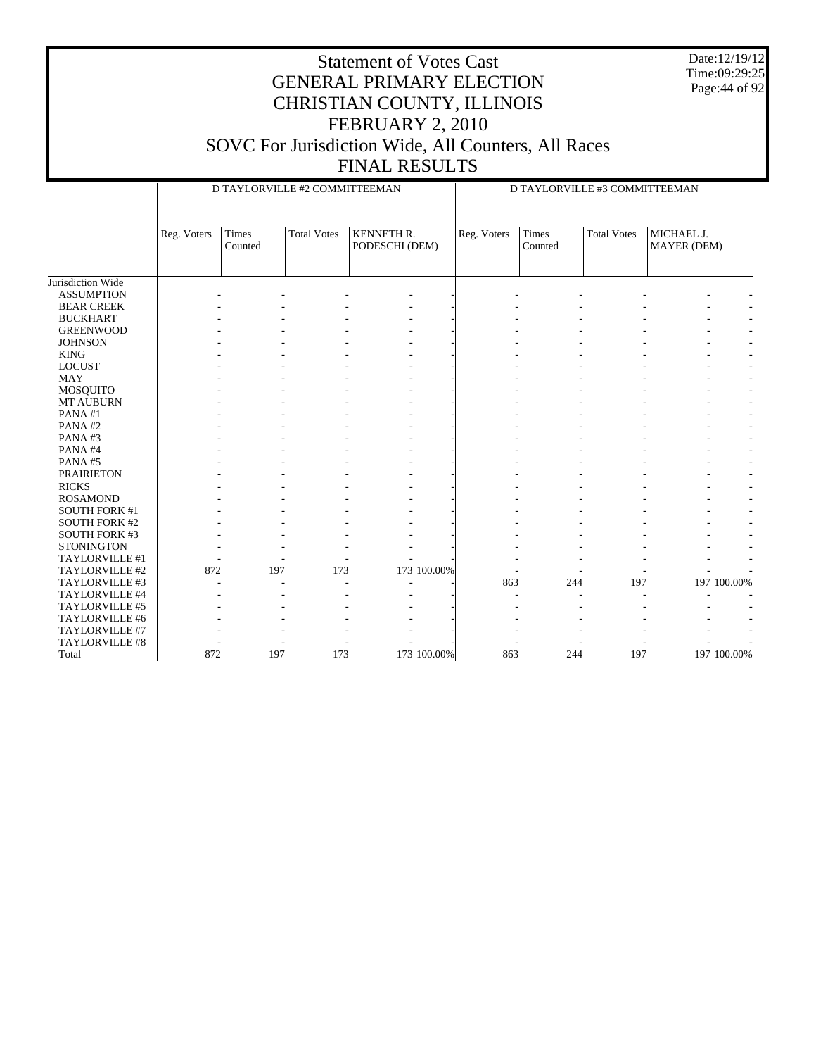# Statement of Votes Cast
# GENERAL PRIMARY ELECTION
# CHRISTIAN COUNTY, ILLINOIS
# FEBRUARY 2, 2010
# SOVC For Jurisdiction Wide, All Counters, All Races
# FINAL RESULTS

Date:12/19/12
Time:09:29:25

| | D TAYLORVILLE #2 COMMITTEEMAN | | | | | D TAYLORVILLE #3 COMMITTEEMAN | | | | |
|---|---|---|---|---|---|---|---|---|---|---|
| | Reg. Voters | Times Counted | Total Votes | KENNETH R. PODESCHI (DEM) | | Reg. Voters | Times Counted | Total Votes | MICHAEL J. MAYER (DEM) | |
| Jurisdiction Wide | | | | | | | | | | |
| ASSUMPTION | - | - | - | - | - | - | - | - | - | - |
| BEAR CREEK | - | - | - | - | - | - | - | - | - | - |
| BUCKHART | - | - | - | - | - | - | - | - | - | - |
| GREENWOOD | - | - | - | - | - | - | - | - | - | - |
| JOHNSON | - | - | - | - | - | - | - | - | - | - |
| KING | - | - | - | - | - | - | - | - | - | - |
| LOCUST | - | - | - | - | - | - | - | - | - | - |
| MAY | - | - | - | - | - | - | - | - | - | - |
| MOSQUITO | - | - | - | - | - | - | - | - | - | - |
| MT AUBURN | - | - | - | - | - | - | - | - | - | - |
| PANA #1 | - | - | - | - | - | - | - | - | - | - |
| PANA #2 | - | - | - | - | - | - | - | - | - | - |
| PANA #3 | - | - | - | - | - | - | - | - | - | - |
| PANA #4 | - | - | - | - | - | - | - | - | - | - |
| PANA #5 | - | - | - | - | - | - | - | - | - | - |
| PRAIRIETON | - | - | - | - | - | - | - | - | - | - |
| RICKS | - | - | - | - | - | - | - | - | - | - |
| ROSAMOND | - | - | - | - | - | - | - | - | - | - |
| SOUTH FORK #1 | - | - | - | - | - | - | - | - | - | - |
| SOUTH FORK #2 | - | - | - | - | - | - | - | - | - | - |
| SOUTH FORK #3 | - | - | - | - | - | - | - | - | - | - |
| STONINGTON | - | - | - | - | - | - | - | - | - | - |
| TAYLORVILLE #1 | - | - | - | - | - | - | - | - | - | - |
| TAYLORVILLE #2 | 872 | 197 | 173 | 173 | 100.00% | - | - | - | - | - |
| TAYLORVILLE #3 | - | - | - | - | - | 863 | 244 | 197 | 197 | 100.00% |
| TAYLORVILLE #4 | - | - | - | - | - | - | - | - | - | - |
| TAYLORVILLE #5 | - | - | - | - | - | - | - | - | - | - |
| TAYLORVILLE #6 | - | - | - | - | - | - | - | - | - | - |
| TAYLORVILLE #7 | - | - | - | - | - | - | - | - | - | - |
| TAYLORVILLE #8 | - | - | - | - | - | - | - | - | - | - |
| Total | 872 | 197 | 173 | 173 | 100.00% | 863 | 244 | 197 | 197 | 100.00% |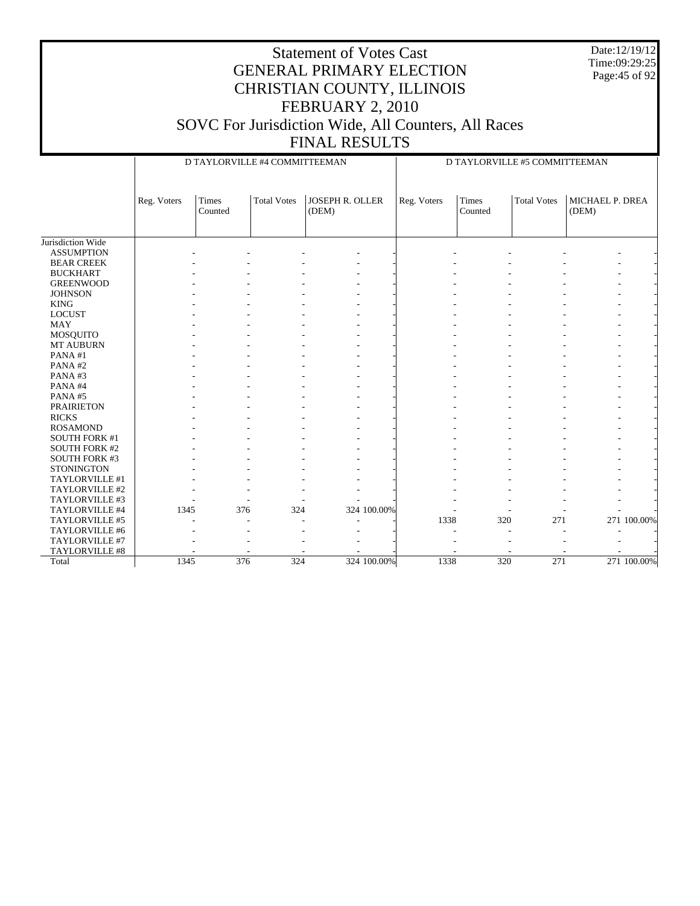# Statement of Votes Cast
# GENERAL PRIMARY ELECTION
# CHRISTIAN COUNTY, ILLINOIS
# FEBRUARY 2, 2010
# SOVC For Jurisdiction Wide, All Counters, All Races
# FINAL RESULTS

Date:12/19/12
Time:09:29:25

| | D TAYLORVILLE #4 COMMITTEEMAN | | | | | D TAYLORVILLE #5 COMMITTEEMAN | | | | |
|---|---|---|---|---|---|---|---|---|---|---|
| | Reg. Voters | Times Counted | Total Votes | JOSEPH R. OLLER (DEM) | | Reg. Voters | Times Counted | Total Votes | MICHAEL P. DREA (DEM) | |
| Jurisdiction Wide | | | | | | | | | | |
| ASSUMPTION | - | - | - | - | - | - | - | - | - | - |
| BEAR CREEK | - | - | - | - | - | - | - | - | - | - |
| BUCKHART | - | - | - | - | - | - | - | - | - | - |
| GREENWOOD | - | - | - | - | - | - | - | - | - | - |
| JOHNSON | - | - | - | - | - | - | - | - | - | - |
| KING | - | - | - | - | - | - | - | - | - | - |
| LOCUST | - | - | - | - | - | - | - | - | - | - |
| MAY | - | - | - | - | - | - | - | - | - | - |
| MOSQUITO | - | - | - | - | - | - | - | - | - | - |
| MT AUBURN | - | - | - | - | - | - | - | - | - | - |
| PANA #1 | - | - | - | - | - | - | - | - | - | - |
| PANA #2 | - | - | - | - | - | - | - | - | - | - |
| PANA #3 | - | - | - | - | - | - | - | - | - | - |
| PANA #4 | - | - | - | - | - | - | - | - | - | - |
| PANA #5 | - | - | - | - | - | - | - | - | - | - |
| PRAIRIETON | - | - | - | - | - | - | - | - | - | - |
| RICKS | - | - | - | - | - | - | - | - | - | - |
| ROSAMOND | - | - | - | - | - | - | - | - | - | - |
| SOUTH FORK #1 | - | - | - | - | - | - | - | - | - | - |
| SOUTH FORK #2 | - | - | - | - | - | - | - | - | - | - |
| SOUTH FORK #3 | - | - | - | - | - | - | - | - | - | - |
| STONINGTON | - | - | - | - | - | - | - | - | - | - |
| TAYLORVILLE #1 | - | - | - | - | - | - | - | - | - | - |
| TAYLORVILLE #2 | - | - | - | - | - | - | - | - | - | - |
| TAYLORVILLE #3 | - | - | - | - | - | - | - | - | - | - |
| TAYLORVILLE #4 | 1345 | 376 | 324 | 324 | 100.00% | - | - | - | - | - |
| TAYLORVILLE #5 | - | - | - | - | - | 1338 | 320 | 271 | 271 | 100.00% |
| TAYLORVILLE #6 | - | - | - | - | - | - | - | - | - | - |
| TAYLORVILLE #7 | - | - | - | - | - | - | - | - | - | - |
| TAYLORVILLE #8 | - | - | - | - | - | - | - | - | - | - |
| Total | 1345 | 376 | 324 | 324 | 100.00% | 1338 | 320 | 271 | 271 | 100.00% |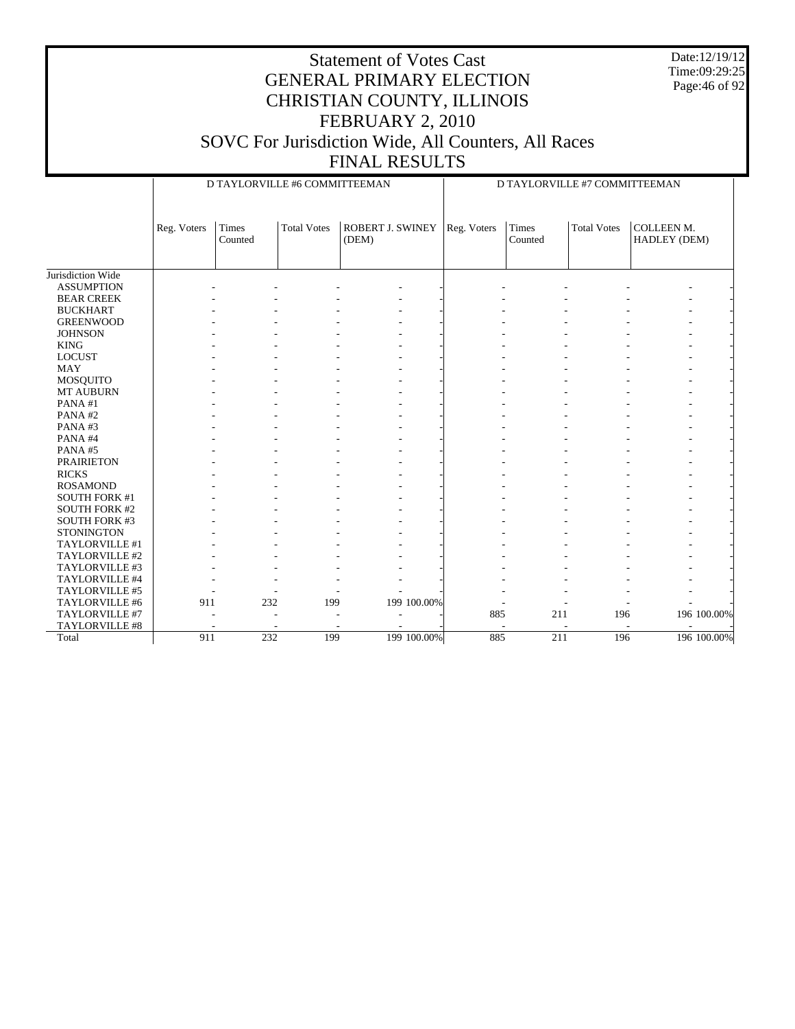# Statement of Votes Cast
# GENERAL PRIMARY ELECTION
# CHRISTIAN COUNTY, ILLINOIS
# FEBRUARY 2, 2010
# SOVC For Jurisdiction Wide, All Counters, All Races
# FINAL RESULTS

Date:12/19/12
Time:09:29:25

| | D TAYLORVILLE #6 COMMITTEEMAN | | | | | D TAYLORVILLE #7 COMMITTEEMAN | | | | |
|---|---|---|---|---|---|---|---|---|---|---|
| | Reg. Voters | Times Counted | Total Votes | ROBERT J. SWINEY (DEM) | | Reg. Voters | Times Counted | Total Votes | COLLEEN M. HADLEY (DEM) | |
| Jurisdiction Wide | | | | | | | | | | |
| ASSUMPTION | - | - | - | - | - | - | - | - | - | - |
| BEAR CREEK | - | - | - | - | - | - | - | - | - | - |
| BUCKHART | - | - | - | - | - | - | - | - | - | - |
| GREENWOOD | - | - | - | - | - | - | - | - | - | - |
| JOHNSON | - | - | - | - | - | - | - | - | - | - |
| KING | - | - | - | - | - | - | - | - | - | - |
| LOCUST | - | - | - | - | - | - | - | - | - | - |
| MAY | - | - | - | - | - | - | - | - | - | - |
| MOSQUITO | - | - | - | - | - | - | - | - | - | - |
| MT AUBURN | - | - | - | - | - | - | - | - | - | - |
| PANA #1 | - | - | - | - | - | - | - | - | - | - |
| PANA #2 | - | - | - | - | - | - | - | - | - | - |
| PANA #3 | - | - | - | - | - | - | - | - | - | - |
| PANA #4 | - | - | - | - | - | - | - | - | - | - |
| PANA #5 | - | - | - | - | - | - | - | - | - | - |
| PRAIRIETON | - | - | - | - | - | - | - | - | - | - |
| RICKS | - | - | - | - | - | - | - | - | - | - |
| ROSAMOND | - | - | - | - | - | - | - | - | - | - |
| SOUTH FORK #1 | - | - | - | - | - | - | - | - | - | - |
| SOUTH FORK #2 | - | - | - | - | - | - | - | - | - | - |
| SOUTH FORK #3 | - | - | - | - | - | - | - | - | - | - |
| STONINGTON | - | - | - | - | - | - | - | - | - | - |
| TAYLORVILLE #1 | - | - | - | - | - | - | - | - | - | - |
| TAYLORVILLE #2 | - | - | - | - | - | - | - | - | - | - |
| TAYLORVILLE #3 | - | - | - | - | - | - | - | - | - | - |
| TAYLORVILLE #4 | - | - | - | - | - | - | - | - | - | - |
| TAYLORVILLE #5 | - | - | - | - | - | - | - | - | - | - |
| TAYLORVILLE #6 | 911 | 232 | 199 | 199 | 100.00% | - | - | - | - | - |
| TAYLORVILLE #7 | - | - | - | - | - | 885 | 211 | 196 | 196 | 100.00% |
| TAYLORVILLE #8 | - | - | - | - | - | - | - | - | - | - |
| Total | 911 | 232 | 199 | 199 | 100.00% | 885 | 211 | 196 | 196 | 100.00% |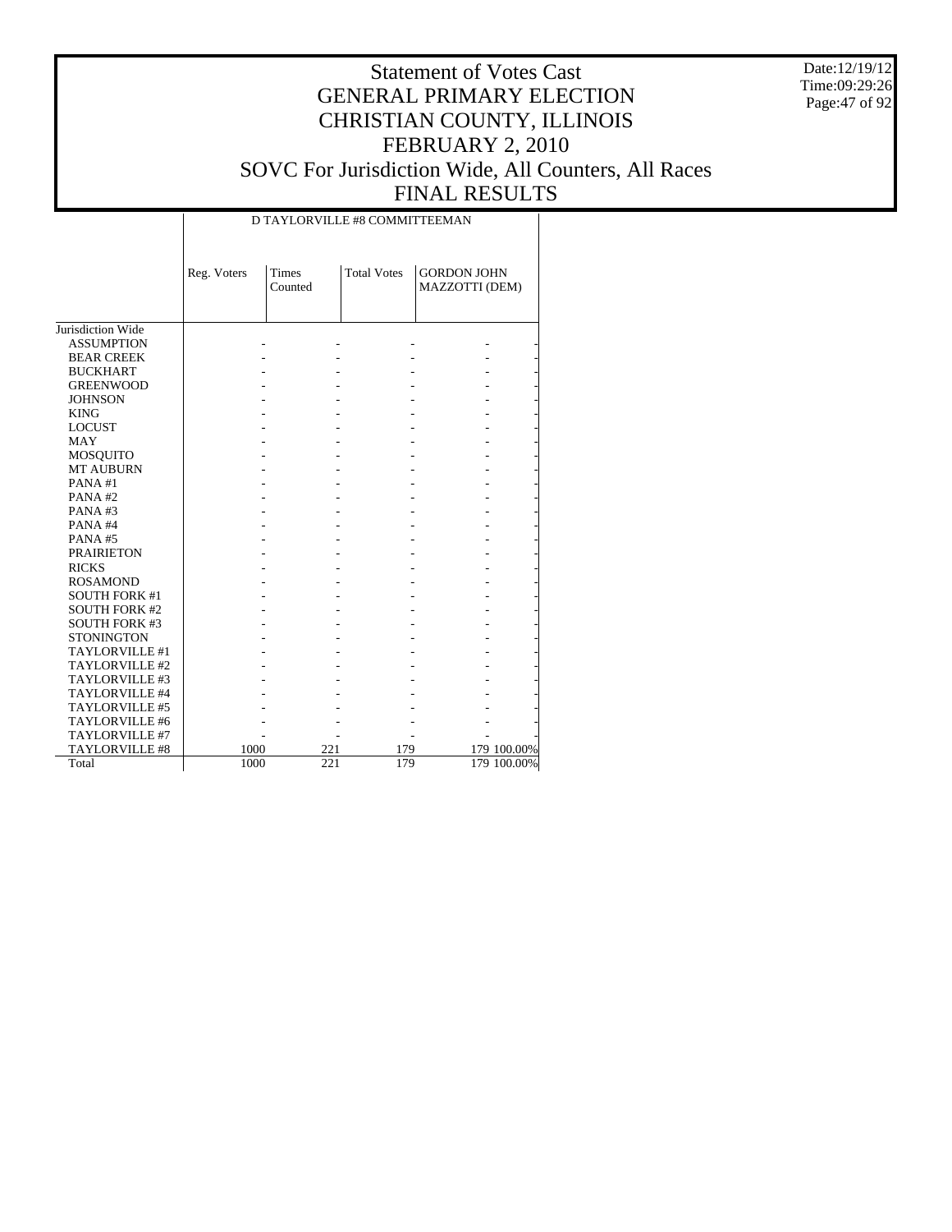# Statement of Votes Cast
# GENERAL PRIMARY ELECTION
# CHRISTIAN COUNTY, ILLINOIS
# FEBRUARY 2, 2010
# SOVC For Jurisdiction Wide, All Counters, All Races
# FINAL RESULTS

Date:12/19/12
Time:09:29:26

D TAYLORVILLE #8 COMMITTEEMAN

| | Reg. Voters | Times Counted | Total Votes | GORDON JOHN MAZZOTTI (DEM) | |
|---|---|---|---|---|---|
| Jurisdiction Wide | | | | | |
| ASSUMPTION | - | - | - | - | - |
| BEAR CREEK | - | - | - | - | - |
| BUCKHART | - | - | - | - | - |
| GREENWOOD | - | - | - | - | - |
| JOHNSON | - | - | - | - | - |
| KING | - | - | - | - | - |
| LOCUST | - | - | - | - | - |
| MAY | - | - | - | - | - |
| MOSQUITO | - | - | - | - | - |
| MT AUBURN | - | - | - | - | - |
| PANA #1 | - | - | - | - | - |
| PANA #2 | - | - | - | - | - |
| PANA #3 | - | - | - | - | - |
| PANA #4 | - | - | - | - | - |
| PANA #5 | - | - | - | - | - |
| PRAIRIETON | - | - | - | - | - |
| RICKS | - | - | - | - | - |
| ROSAMOND | - | - | - | - | - |
| SOUTH FORK #1 | - | - | - | - | - |
| SOUTH FORK #2 | - | - | - | - | - |
| SOUTH FORK #3 | - | - | - | - | - |
| STONINGTON | - | - | - | - | - |
| TAYLORVILLE #1 | - | - | - | - | - |
| TAYLORVILLE #2 | - | - | - | - | - |
| TAYLORVILLE #3 | - | - | - | - | - |
| TAYLORVILLE #4 | - | - | - | - | - |
| TAYLORVILLE #5 | - | - | - | - | - |
| TAYLORVILLE #6 | - | - | - | - | - |
| TAYLORVILLE #7 | - | - | - | - | - |
| TAYLORVILLE #8 | 1000 | 221 | 179 | 179 | 100.00% |
| Total | 1000 | 221 | 179 | 179 | 100.00% |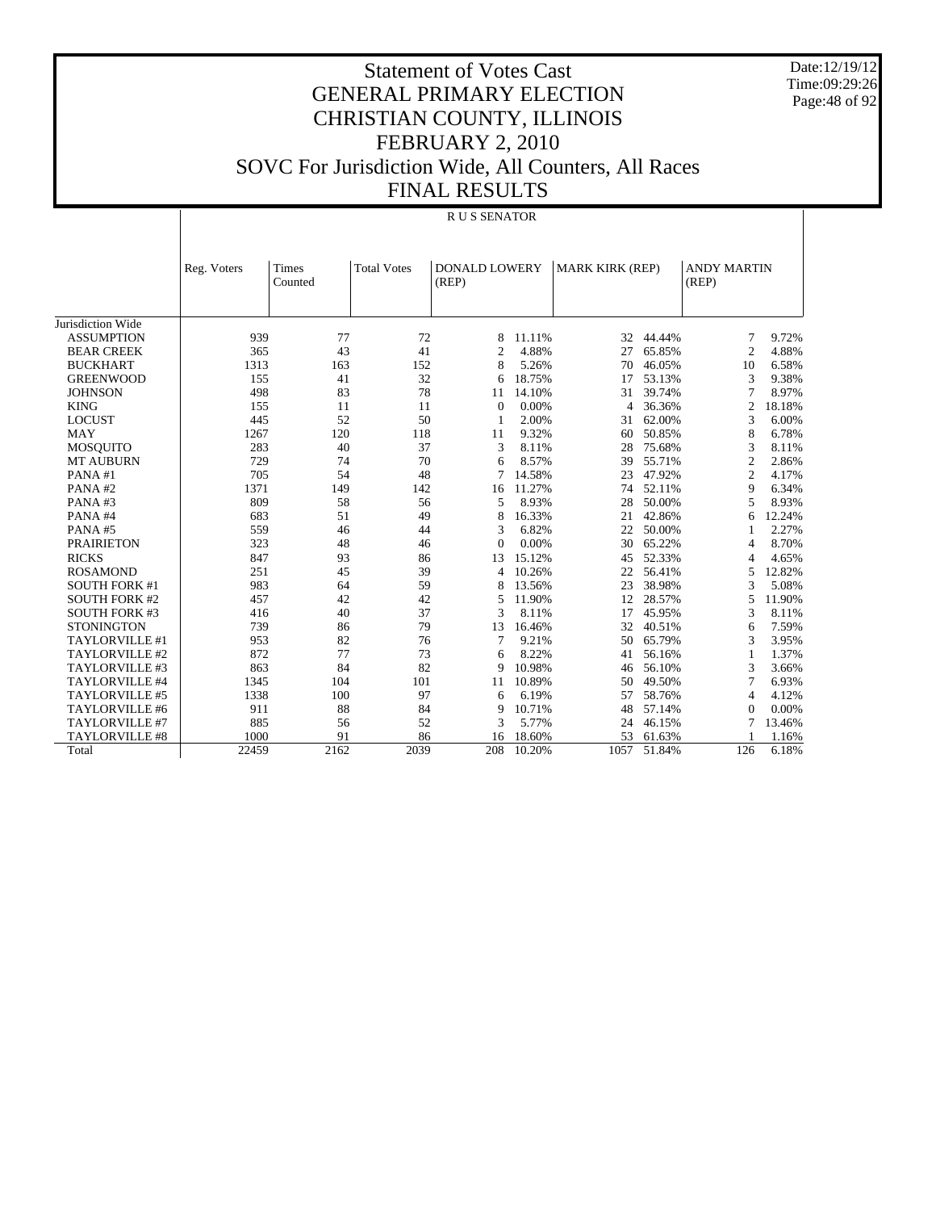# Statement of Votes Cast
## GENERAL PRIMARY ELECTION
## CHRISTIAN COUNTY, ILLINOIS
## FEBRUARY 2, 2010
## SOVC For Jurisdiction Wide, All Counters, All Races
## FINAL RESULTS

Date:12/19/12
Time:09:29:26

R U S SENATOR

| | Reg. Voters | Times Counted | Total Votes | DONALD LOWERY (REP) | | MARK KIRK (REP) | | ANDY MARTIN (REP) | |
|---|---|---|---|---|---|---|---|---|---|
| Jurisdiction Wide | | | | | | | | | |
| ASSUMPTION | 939 | 77 | 72 | 8 | 11.11% | 32 | 44.44% | 7 | 9.72% |
| BEAR CREEK | 365 | 43 | 41 | 2 | 4.88% | 27 | 65.85% | 2 | 4.88% |
| BUCKHART | 1313 | 163 | 152 | 8 | 5.26% | 70 | 46.05% | 10 | 6.58% |
| GREENWOOD | 155 | 41 | 32 | 6 | 18.75% | 17 | 53.13% | 3 | 9.38% |
| JOHNSON | 498 | 83 | 78 | 11 | 14.10% | 31 | 39.74% | 7 | 8.97% |
| KING | 155 | 11 | 11 | 0 | 0.00% | 4 | 36.36% | 2 | 18.18% |
| LOCUST | 445 | 52 | 50 | 1 | 2.00% | 31 | 62.00% | 3 | 6.00% |
| MAY | 1267 | 120 | 118 | 11 | 9.32% | 60 | 50.85% | 8 | 6.78% |
| MOSQUITO | 283 | 40 | 37 | 3 | 8.11% | 28 | 75.68% | 3 | 8.11% |
| MT AUBURN | 729 | 74 | 70 | 6 | 8.57% | 39 | 55.71% | 2 | 2.86% |
| PANA #1 | 705 | 54 | 48 | 7 | 14.58% | 23 | 47.92% | 2 | 4.17% |
| PANA #2 | 1371 | 149 | 142 | 16 | 11.27% | 74 | 52.11% | 9 | 6.34% |
| PANA #3 | 809 | 58 | 56 | 5 | 8.93% | 28 | 50.00% | 5 | 8.93% |
| PANA #4 | 683 | 51 | 49 | 8 | 16.33% | 21 | 42.86% | 6 | 12.24% |
| PANA #5 | 559 | 46 | 44 | 3 | 6.82% | 22 | 50.00% | 1 | 2.27% |
| PRAIRIETON | 323 | 48 | 46 | 0 | 0.00% | 30 | 65.22% | 4 | 8.70% |
| RICKS | 847 | 93 | 86 | 13 | 15.12% | 45 | 52.33% | 4 | 4.65% |
| ROSAMOND | 251 | 45 | 39 | 4 | 10.26% | 22 | 56.41% | 5 | 12.82% |
| SOUTH FORK #1 | 983 | 64 | 59 | 8 | 13.56% | 23 | 38.98% | 3 | 5.08% |
| SOUTH FORK #2 | 457 | 42 | 42 | 5 | 11.90% | 12 | 28.57% | 5 | 11.90% |
| SOUTH FORK #3 | 416 | 40 | 37 | 3 | 8.11% | 17 | 45.95% | 3 | 8.11% |
| STONINGTON | 739 | 86 | 79 | 13 | 16.46% | 32 | 40.51% | 6 | 7.59% |
| TAYLORVILLE #1 | 953 | 82 | 76 | 7 | 9.21% | 50 | 65.79% | 3 | 3.95% |
| TAYLORVILLE #2 | 872 | 77 | 73 | 6 | 8.22% | 41 | 56.16% | 1 | 1.37% |
| TAYLORVILLE #3 | 863 | 84 | 82 | 9 | 10.98% | 46 | 56.10% | 3 | 3.66% |
| TAYLORVILLE #4 | 1345 | 104 | 101 | 11 | 10.89% | 50 | 49.50% | 7 | 6.93% |
| TAYLORVILLE #5 | 1338 | 100 | 97 | 6 | 6.19% | 57 | 58.76% | 4 | 4.12% |
| TAYLORVILLE #6 | 911 | 88 | 84 | 9 | 10.71% | 48 | 57.14% | 0 | 0.00% |
| TAYLORVILLE #7 | 885 | 56 | 52 | 3 | 5.77% | 24 | 46.15% | 7 | 13.46% |
| TAYLORVILLE #8 | 1000 | 91 | 86 | 16 | 18.60% | 53 | 61.63% | 1 | 1.16% |
| Total | 22459 | 2162 | 2039 | 208 | 10.20% | 1057 | 51.84% | 126 | 6.18% |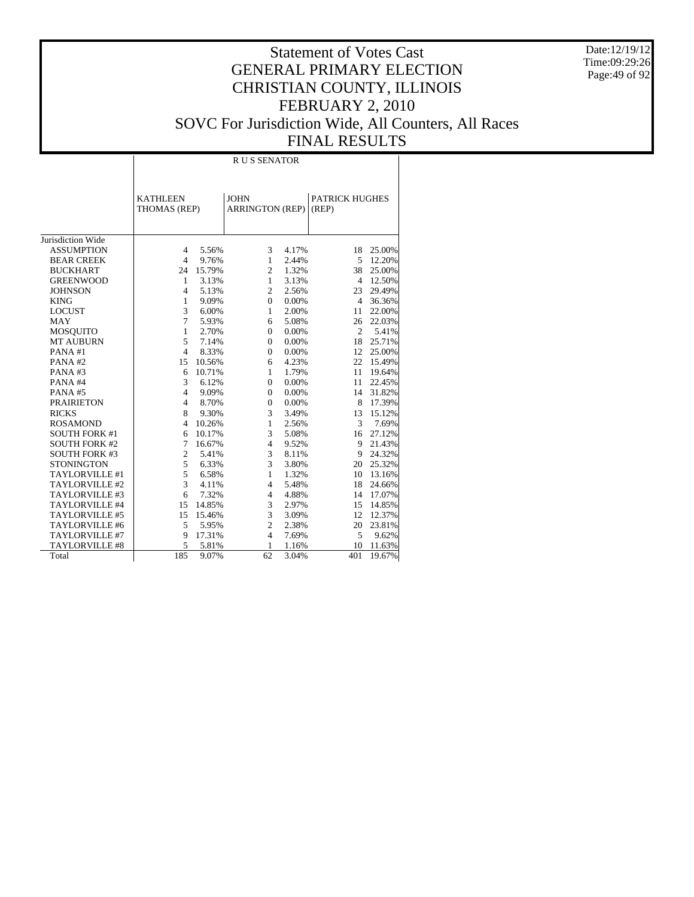# Statement of Votes Cast
## GENERAL PRIMARY ELECTION
## CHRISTIAN COUNTY, ILLINOIS
## FEBRUARY 2, 2010
## SOVC For Jurisdiction Wide, All Counters, All Races
## FINAL RESULTS

Date:12/19/12
Time:09:29:26

R U S SENATOR

| | KATHLEEN THOMAS (REP) | | JOHN ARRINGTON (REP) | | PATRICK HUGHES (REP) | |
|---|---|---|---|---|---|---|
| Jurisdiction Wide | | | | | | |
| ASSUMPTION | 4 | 5.56% | 3 | 4.17% | 18 | 25.00% |
| BEAR CREEK | 4 | 9.76% | 1 | 2.44% | 5 | 12.20% |
| BUCKHART | 24 | 15.79% | 2 | 1.32% | 38 | 25.00% |
| GREENWOOD | 1 | 3.13% | 1 | 3.13% | 4 | 12.50% |
| JOHNSON | 4 | 5.13% | 2 | 2.56% | 23 | 29.49% |
| KING | 1 | 9.09% | 0 | 0.00% | 4 | 36.36% |
| LOCUST | 3 | 6.00% | 1 | 2.00% | 11 | 22.00% |
| MAY | 7 | 5.93% | 6 | 5.08% | 26 | 22.03% |
| MOSQUITO | 1 | 2.70% | 0 | 0.00% | 2 | 5.41% |
| MT AUBURN | 5 | 7.14% | 0 | 0.00% | 18 | 25.71% |
| PANA #1 | 4 | 8.33% | 0 | 0.00% | 12 | 25.00% |
| PANA #2 | 15 | 10.56% | 6 | 4.23% | 22 | 15.49% |
| PANA #3 | 6 | 10.71% | 1 | 1.79% | 11 | 19.64% |
| PANA #4 | 3 | 6.12% | 0 | 0.00% | 11 | 22.45% |
| PANA #5 | 4 | 9.09% | 0 | 0.00% | 14 | 31.82% |
| PRAIRIETON | 4 | 8.70% | 0 | 0.00% | 8 | 17.39% |
| RICKS | 8 | 9.30% | 3 | 3.49% | 13 | 15.12% |
| ROSAMOND | 4 | 10.26% | 1 | 2.56% | 3 | 7.69% |
| SOUTH FORK #1 | 6 | 10.17% | 3 | 5.08% | 16 | 27.12% |
| SOUTH FORK #2 | 7 | 16.67% | 4 | 9.52% | 9 | 21.43% |
| SOUTH FORK #3 | 2 | 5.41% | 3 | 8.11% | 9 | 24.32% |
| STONINGTON | 5 | 6.33% | 3 | 3.80% | 20 | 25.32% |
| TAYLORVILLE #1 | 5 | 6.58% | 1 | 1.32% | 10 | 13.16% |
| TAYLORVILLE #2 | 3 | 4.11% | 4 | 5.48% | 18 | 24.66% |
| TAYLORVILLE #3 | 6 | 7.32% | 4 | 4.88% | 14 | 17.07% |
| TAYLORVILLE #4 | 15 | 14.85% | 3 | 2.97% | 15 | 14.85% |
| TAYLORVILLE #5 | 15 | 15.46% | 3 | 3.09% | 12 | 12.37% |
| TAYLORVILLE #6 | 5 | 5.95% | 2 | 2.38% | 20 | 23.81% |
| TAYLORVILLE #7 | 9 | 17.31% | 4 | 7.69% | 5 | 9.62% |
| TAYLORVILLE #8 | 5 | 5.81% | 1 | 1.16% | 10 | 11.63% |
| Total | 185 | 9.07% | 62 | 3.04% | 401 | 19.67% |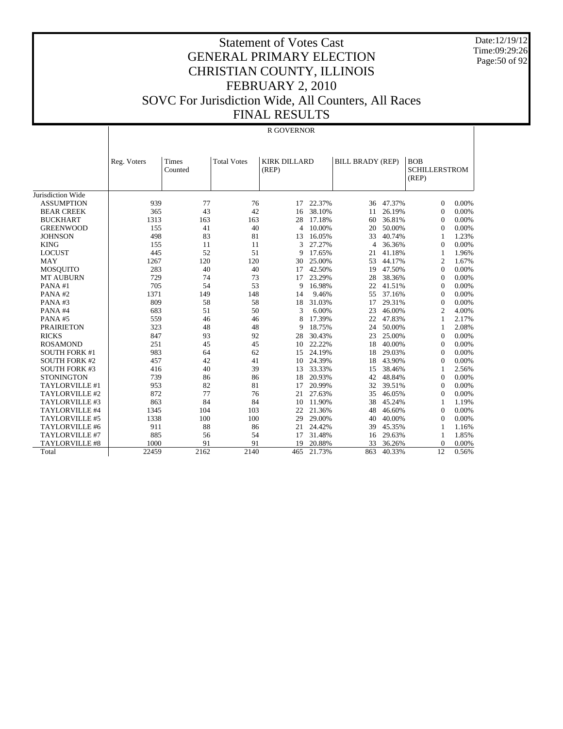# Statement of Votes Cast
## GENERAL PRIMARY ELECTION
## CHRISTIAN COUNTY, ILLINOIS
## FEBRUARY 2, 2010
## SOVC For Jurisdiction Wide, All Counters, All Races
## FINAL RESULTS

Date:12/19/12
Time:09:29:26

R GOVERNOR

| | Reg. Voters | Times Counted | Total Votes | KIRK DILLARD (REP) | | BILL BRADY (REP) | | BOB SCHILLERSTROM (REP) | |
|---|---|---|---|---|---|---|---|---|---|
| Jurisdiction Wide | | | | | | | | | |
| ASSUMPTION | 939 | 77 | 76 | 17 | 22.37% | 36 | 47.37% | 0 | 0.00% |
| BEAR CREEK | 365 | 43 | 42 | 16 | 38.10% | 11 | 26.19% | 0 | 0.00% |
| BUCKHART | 1313 | 163 | 163 | 28 | 17.18% | 60 | 36.81% | 0 | 0.00% |
| GREENWOOD | 155 | 41 | 40 | 4 | 10.00% | 20 | 50.00% | 0 | 0.00% |
| JOHNSON | 498 | 83 | 81 | 13 | 16.05% | 33 | 40.74% | 1 | 1.23% |
| KING | 155 | 11 | 11 | 3 | 27.27% | 4 | 36.36% | 0 | 0.00% |
| LOCUST | 445 | 52 | 51 | 9 | 17.65% | 21 | 41.18% | 1 | 1.96% |
| MAY | 1267 | 120 | 120 | 30 | 25.00% | 53 | 44.17% | 2 | 1.67% |
| MOSQUITO | 283 | 40 | 40 | 17 | 42.50% | 19 | 47.50% | 0 | 0.00% |
| MT AUBURN | 729 | 74 | 73 | 17 | 23.29% | 28 | 38.36% | 0 | 0.00% |
| PANA #1 | 705 | 54 | 53 | 9 | 16.98% | 22 | 41.51% | 0 | 0.00% |
| PANA #2 | 1371 | 149 | 148 | 14 | 9.46% | 55 | 37.16% | 0 | 0.00% |
| PANA #3 | 809 | 58 | 58 | 18 | 31.03% | 17 | 29.31% | 0 | 0.00% |
| PANA #4 | 683 | 51 | 50 | 3 | 6.00% | 23 | 46.00% | 2 | 4.00% |
| PANA #5 | 559 | 46 | 46 | 8 | 17.39% | 22 | 47.83% | 1 | 2.17% |
| PRAIRIETON | 323 | 48 | 48 | 9 | 18.75% | 24 | 50.00% | 1 | 2.08% |
| RICKS | 847 | 93 | 92 | 28 | 30.43% | 23 | 25.00% | 0 | 0.00% |
| ROSAMOND | 251 | 45 | 45 | 10 | 22.22% | 18 | 40.00% | 0 | 0.00% |
| SOUTH FORK #1 | 983 | 64 | 62 | 15 | 24.19% | 18 | 29.03% | 0 | 0.00% |
| SOUTH FORK #2 | 457 | 42 | 41 | 10 | 24.39% | 18 | 43.90% | 0 | 0.00% |
| SOUTH FORK #3 | 416 | 40 | 39 | 13 | 33.33% | 15 | 38.46% | 1 | 2.56% |
| STONINGTON | 739 | 86 | 86 | 18 | 20.93% | 42 | 48.84% | 0 | 0.00% |
| TAYLORVILLE #1 | 953 | 82 | 81 | 17 | 20.99% | 32 | 39.51% | 0 | 0.00% |
| TAYLORVILLE #2 | 872 | 77 | 76 | 21 | 27.63% | 35 | 46.05% | 0 | 0.00% |
| TAYLORVILLE #3 | 863 | 84 | 84 | 10 | 11.90% | 38 | 45.24% | 1 | 1.19% |
| TAYLORVILLE #4 | 1345 | 104 | 103 | 22 | 21.36% | 48 | 46.60% | 0 | 0.00% |
| TAYLORVILLE #5 | 1338 | 100 | 100 | 29 | 29.00% | 40 | 40.00% | 0 | 0.00% |
| TAYLORVILLE #6 | 911 | 88 | 86 | 21 | 24.42% | 39 | 45.35% | 1 | 1.16% |
| TAYLORVILLE #7 | 885 | 56 | 54 | 17 | 31.48% | 16 | 29.63% | 1 | 1.85% |
| TAYLORVILLE #8 | 1000 | 91 | 91 | 19 | 20.88% | 33 | 36.26% | 0 | 0.00% |
| Total | 22459 | 2162 | 2140 | 465 | 21.73% | 863 | 40.33% | 12 | 0.56% |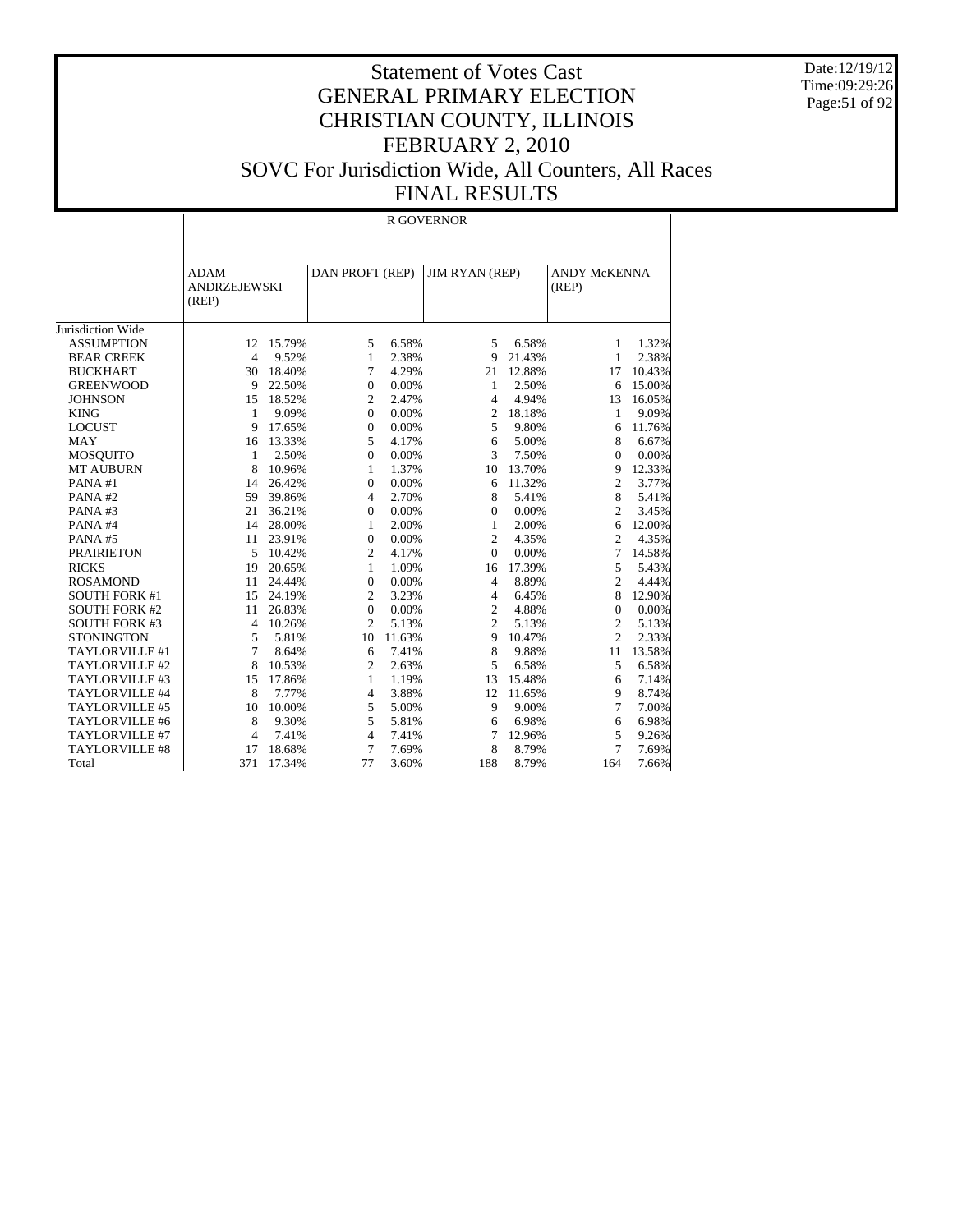# Statement of Votes Cast
# GENERAL PRIMARY ELECTION
# CHRISTIAN COUNTY, ILLINOIS
# FEBRUARY 2, 2010
# SOVC For Jurisdiction Wide, All Counters, All Races
# FINAL RESULTS

Date:12/19/12
Time:09:29:26

## R GOVERNOR

| | ADAM ANDRZEJEWSKI (REP) | | DAN PROFT (REP) | | JIM RYAN (REP) | | ANDY McKENNA (REP) | |
|---|---|---|---|---|---|---|---|---|
| Jurisdiction Wide | | | | | | | | |
| ASSUMPTION | 12 | 15.79% | 5 | 6.58% | 5 | 6.58% | 1 | 1.32% |
| BEAR CREEK | 4 | 9.52% | 1 | 2.38% | 9 | 21.43% | 1 | 2.38% |
| BUCKHART | 30 | 18.40% | 7 | 4.29% | 21 | 12.88% | 17 | 10.43% |
| GREENWOOD | 9 | 22.50% | 0 | 0.00% | 1 | 2.50% | 6 | 15.00% |
| JOHNSON | 15 | 18.52% | 2 | 2.47% | 4 | 4.94% | 13 | 16.05% |
| KING | 1 | 9.09% | 0 | 0.00% | 2 | 18.18% | 1 | 9.09% |
| LOCUST | 9 | 17.65% | 0 | 0.00% | 5 | 9.80% | 6 | 11.76% |
| MAY | 16 | 13.33% | 5 | 4.17% | 6 | 5.00% | 8 | 6.67% |
| MOSQUITO | 1 | 2.50% | 0 | 0.00% | 3 | 7.50% | 0 | 0.00% |
| MT AUBURN | 8 | 10.96% | 1 | 1.37% | 10 | 13.70% | 9 | 12.33% |
| PANA #1 | 14 | 26.42% | 0 | 0.00% | 6 | 11.32% | 2 | 3.77% |
| PANA #2 | 59 | 39.86% | 4 | 2.70% | 8 | 5.41% | 8 | 5.41% |
| PANA #3 | 21 | 36.21% | 0 | 0.00% | 0 | 0.00% | 2 | 3.45% |
| PANA #4 | 14 | 28.00% | 1 | 2.00% | 1 | 2.00% | 6 | 12.00% |
| PANA #5 | 11 | 23.91% | 0 | 0.00% | 2 | 4.35% | 2 | 4.35% |
| PRAIRIETON | 5 | 10.42% | 2 | 4.17% | 0 | 0.00% | 7 | 14.58% |
| RICKS | 19 | 20.65% | 1 | 1.09% | 16 | 17.39% | 5 | 5.43% |
| ROSAMOND | 11 | 24.44% | 0 | 0.00% | 4 | 8.89% | 2 | 4.44% |
| SOUTH FORK #1 | 15 | 24.19% | 2 | 3.23% | 4 | 6.45% | 8 | 12.90% |
| SOUTH FORK #2 | 11 | 26.83% | 0 | 0.00% | 2 | 4.88% | 0 | 0.00% |
| SOUTH FORK #3 | 4 | 10.26% | 2 | 5.13% | 2 | 5.13% | 2 | 5.13% |
| STONINGTON | 5 | 5.81% | 10 | 11.63% | 9 | 10.47% | 2 | 2.33% |
| TAYLORVILLE #1 | 7 | 8.64% | 6 | 7.41% | 8 | 9.88% | 11 | 13.58% |
| TAYLORVILLE #2 | 8 | 10.53% | 2 | 2.63% | 5 | 6.58% | 5 | 6.58% |
| TAYLORVILLE #3 | 15 | 17.86% | 1 | 1.19% | 13 | 15.48% | 6 | 7.14% |
| TAYLORVILLE #4 | 8 | 7.77% | 4 | 3.88% | 12 | 11.65% | 9 | 8.74% |
| TAYLORVILLE #5 | 10 | 10.00% | 5 | 5.00% | 9 | 9.00% | 7 | 7.00% |
| TAYLORVILLE #6 | 8 | 9.30% | 5 | 5.81% | 6 | 6.98% | 6 | 6.98% |
| TAYLORVILLE #7 | 4 | 7.41% | 4 | 7.41% | 7 | 12.96% | 5 | 9.26% |
| TAYLORVILLE #8 | 17 | 18.68% | 7 | 7.69% | 8 | 8.79% | 7 | 7.69% |
| Total | 371 | 17.34% | 77 | 3.60% | 188 | 8.79% | 164 | 7.66% |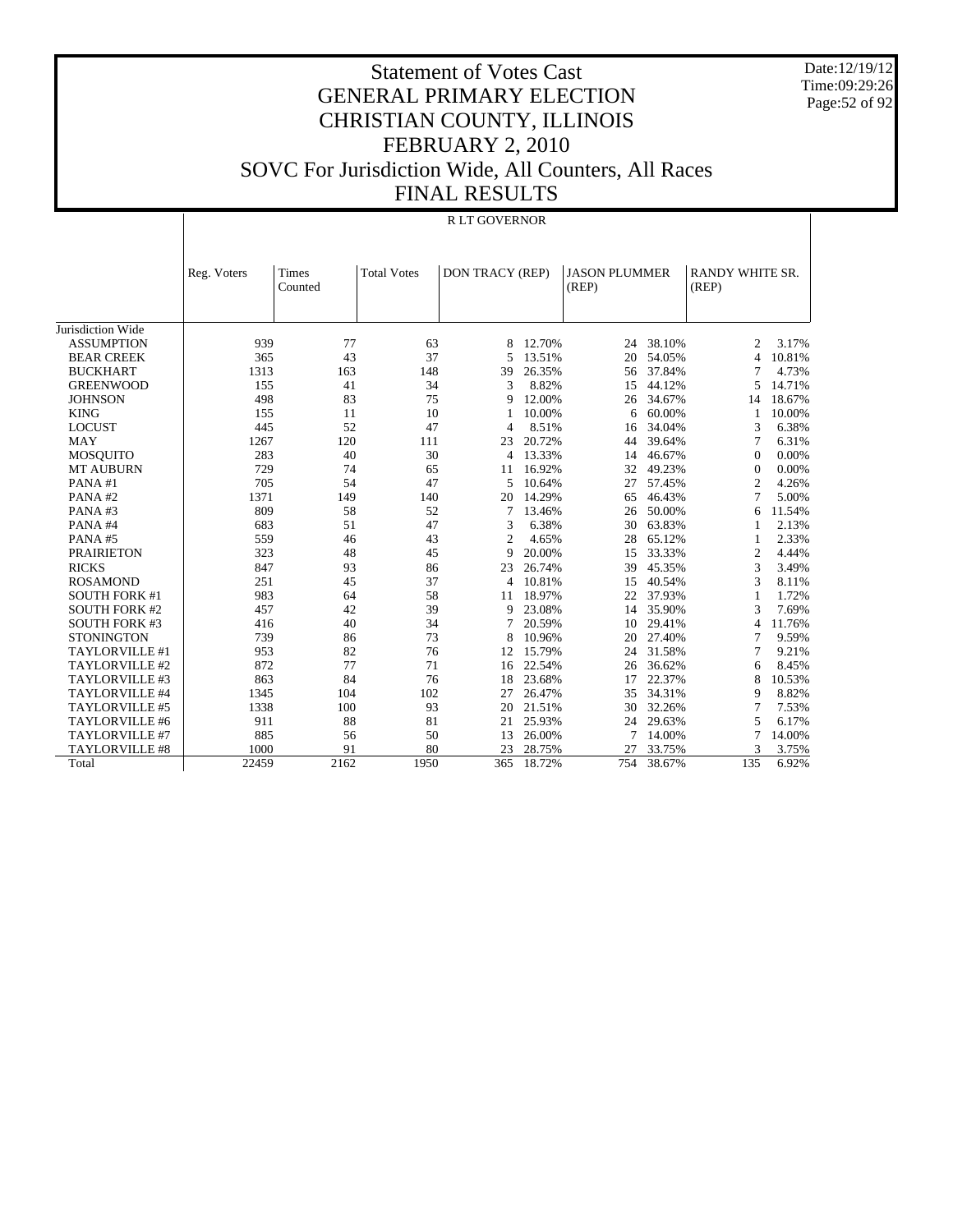# Statement of Votes Cast
# GENERAL PRIMARY ELECTION
# CHRISTIAN COUNTY, ILLINOIS
# FEBRUARY 2, 2010
# SOVC For Jurisdiction Wide, All Counters, All Races
# FINAL RESULTS

Date:12/19/12
Time:09:29:26

R LT GOVERNOR

| | Reg. Voters | Times Counted | Total Votes | DON TRACY (REP) | | JASON PLUMMER (REP) | | RANDY WHITE SR. (REP) | |
|---|---|---|---|---|---|---|---|---|---|
| Jurisdiction Wide | | | | | | | | | |
| ASSUMPTION | 939 | 77 | 63 | 8 | 12.70% | 24 | 38.10% | 2 | 3.17% |
| BEAR CREEK | 365 | 43 | 37 | 5 | 13.51% | 20 | 54.05% | 4 | 10.81% |
| BUCKHART | 1313 | 163 | 148 | 39 | 26.35% | 56 | 37.84% | 7 | 4.73% |
| GREENWOOD | 155 | 41 | 34 | 3 | 8.82% | 15 | 44.12% | 5 | 14.71% |
| JOHNSON | 498 | 83 | 75 | 9 | 12.00% | 26 | 34.67% | 14 | 18.67% |
| KING | 155 | 11 | 10 | 1 | 10.00% | 6 | 60.00% | 1 | 10.00% |
| LOCUST | 445 | 52 | 47 | 4 | 8.51% | 16 | 34.04% | 3 | 6.38% |
| MAY | 1267 | 120 | 111 | 23 | 20.72% | 44 | 39.64% | 7 | 6.31% |
| MOSQUITO | 283 | 40 | 30 | 4 | 13.33% | 14 | 46.67% | 0 | 0.00% |
| MT AUBURN | 729 | 74 | 65 | 11 | 16.92% | 32 | 49.23% | 0 | 0.00% |
| PANA #1 | 705 | 54 | 47 | 5 | 10.64% | 27 | 57.45% | 2 | 4.26% |
| PANA #2 | 1371 | 149 | 140 | 20 | 14.29% | 65 | 46.43% | 7 | 5.00% |
| PANA #3 | 809 | 58 | 52 | 7 | 13.46% | 26 | 50.00% | 6 | 11.54% |
| PANA #4 | 683 | 51 | 47 | 3 | 6.38% | 30 | 63.83% | 1 | 2.13% |
| PANA #5 | 559 | 46 | 43 | 2 | 4.65% | 28 | 65.12% | 1 | 2.33% |
| PRAIRIETON | 323 | 48 | 45 | 9 | 20.00% | 15 | 33.33% | 2 | 4.44% |
| RICKS | 847 | 93 | 86 | 23 | 26.74% | 39 | 45.35% | 3 | 3.49% |
| ROSAMOND | 251 | 45 | 37 | 4 | 10.81% | 15 | 40.54% | 3 | 8.11% |
| SOUTH FORK #1 | 983 | 64 | 58 | 11 | 18.97% | 22 | 37.93% | 1 | 1.72% |
| SOUTH FORK #2 | 457 | 42 | 39 | 9 | 23.08% | 14 | 35.90% | 3 | 7.69% |
| SOUTH FORK #3 | 416 | 40 | 34 | 7 | 20.59% | 10 | 29.41% | 4 | 11.76% |
| STONINGTON | 739 | 86 | 73 | 8 | 10.96% | 20 | 27.40% | 7 | 9.59% |
| TAYLORVILLE #1 | 953 | 82 | 76 | 12 | 15.79% | 24 | 31.58% | 7 | 9.21% |
| TAYLORVILLE #2 | 872 | 77 | 71 | 16 | 22.54% | 26 | 36.62% | 6 | 8.45% |
| TAYLORVILLE #3 | 863 | 84 | 76 | 18 | 23.68% | 17 | 22.37% | 8 | 10.53% |
| TAYLORVILLE #4 | 1345 | 104 | 102 | 27 | 26.47% | 35 | 34.31% | 9 | 8.82% |
| TAYLORVILLE #5 | 1338 | 100 | 93 | 20 | 21.51% | 30 | 32.26% | 7 | 7.53% |
| TAYLORVILLE #6 | 911 | 88 | 81 | 21 | 25.93% | 24 | 29.63% | 5 | 6.17% |
| TAYLORVILLE #7 | 885 | 56 | 50 | 13 | 26.00% | 7 | 14.00% | 7 | 14.00% |
| TAYLORVILLE #8 | 1000 | 91 | 80 | 23 | 28.75% | 27 | 33.75% | 3 | 3.75% |
| Total | 22459 | 2162 | 1950 | 365 | 18.72% | 754 | 38.67% | 135 | 6.92% |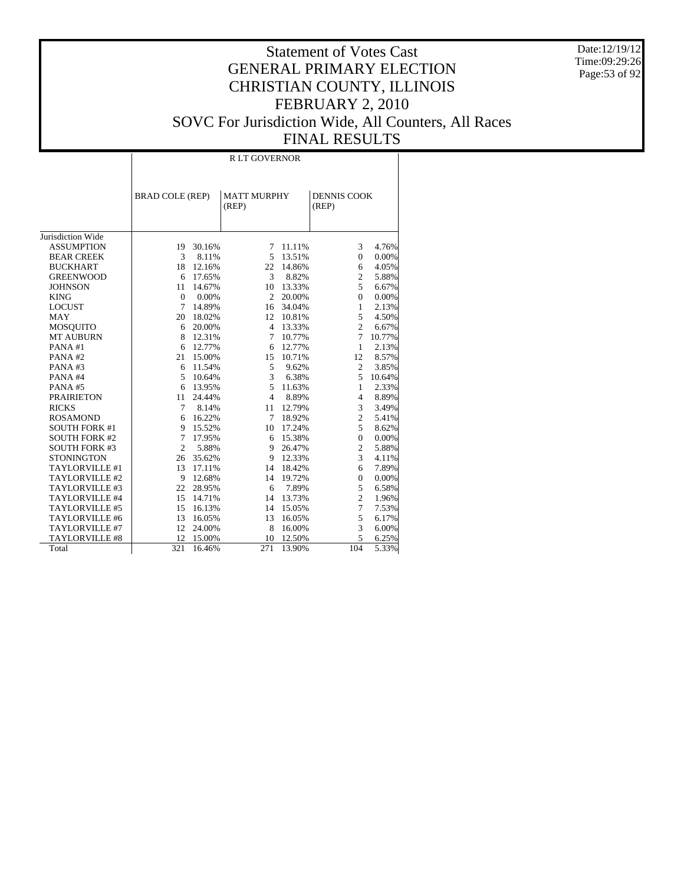# Statement of Votes Cast
## GENERAL PRIMARY ELECTION
## CHRISTIAN COUNTY, ILLINOIS
## FEBRUARY 2, 2010
## SOVC For Jurisdiction Wide, All Counters, All Races
## FINAL RESULTS

Date:12/19/12
Time:09:29:26

| | R LT GOVERNOR | | | | | |
|---|---|---|---|---|---|---|
| | BRAD COLE (REP) | | MATT MURPHY (REP) | | DENNIS COOK (REP) | |
| Jurisdiction Wide | | | | | | |
| ASSUMPTION | 19 | 30.16% | 7 | 11.11% | 3 | 4.76% |
| BEAR CREEK | 3 | 8.11% | 5 | 13.51% | 0 | 0.00% |
| BUCKHART | 18 | 12.16% | 22 | 14.86% | 6 | 4.05% |
| GREENWOOD | 6 | 17.65% | 3 | 8.82% | 2 | 5.88% |
| JOHNSON | 11 | 14.67% | 10 | 13.33% | 5 | 6.67% |
| KING | 0 | 0.00% | 2 | 20.00% | 0 | 0.00% |
| LOCUST | 7 | 14.89% | 16 | 34.04% | 1 | 2.13% |
| MAY | 20 | 18.02% | 12 | 10.81% | 5 | 4.50% |
| MOSQUITO | 6 | 20.00% | 4 | 13.33% | 2 | 6.67% |
| MT AUBURN | 8 | 12.31% | 7 | 10.77% | 7 | 10.77% |
| PANA #1 | 6 | 12.77% | 6 | 12.77% | 1 | 2.13% |
| PANA #2 | 21 | 15.00% | 15 | 10.71% | 12 | 8.57% |
| PANA #3 | 6 | 11.54% | 5 | 9.62% | 2 | 3.85% |
| PANA #4 | 5 | 10.64% | 3 | 6.38% | 5 | 10.64% |
| PANA #5 | 6 | 13.95% | 5 | 11.63% | 1 | 2.33% |
| PRAIRIETON | 11 | 24.44% | 4 | 8.89% | 4 | 8.89% |
| RICKS | 7 | 8.14% | 11 | 12.79% | 3 | 3.49% |
| ROSAMOND | 6 | 16.22% | 7 | 18.92% | 2 | 5.41% |
| SOUTH FORK #1 | 9 | 15.52% | 10 | 17.24% | 5 | 8.62% |
| SOUTH FORK #2 | 7 | 17.95% | 6 | 15.38% | 0 | 0.00% |
| SOUTH FORK #3 | 2 | 5.88% | 9 | 26.47% | 2 | 5.88% |
| STONINGTON | 26 | 35.62% | 9 | 12.33% | 3 | 4.11% |
| TAYLORVILLE #1 | 13 | 17.11% | 14 | 18.42% | 6 | 7.89% |
| TAYLORVILLE #2 | 9 | 12.68% | 14 | 19.72% | 0 | 0.00% |
| TAYLORVILLE #3 | 22 | 28.95% | 6 | 7.89% | 5 | 6.58% |
| TAYLORVILLE #4 | 15 | 14.71% | 14 | 13.73% | 2 | 1.96% |
| TAYLORVILLE #5 | 15 | 16.13% | 14 | 15.05% | 7 | 7.53% |
| TAYLORVILLE #6 | 13 | 16.05% | 13 | 16.05% | 5 | 6.17% |
| TAYLORVILLE #7 | 12 | 24.00% | 8 | 16.00% | 3 | 6.00% |
| TAYLORVILLE #8 | 12 | 15.00% | 10 | 12.50% | 5 | 6.25% |
| Total | 321 | 16.46% | 271 | 13.90% | 104 | 5.33% |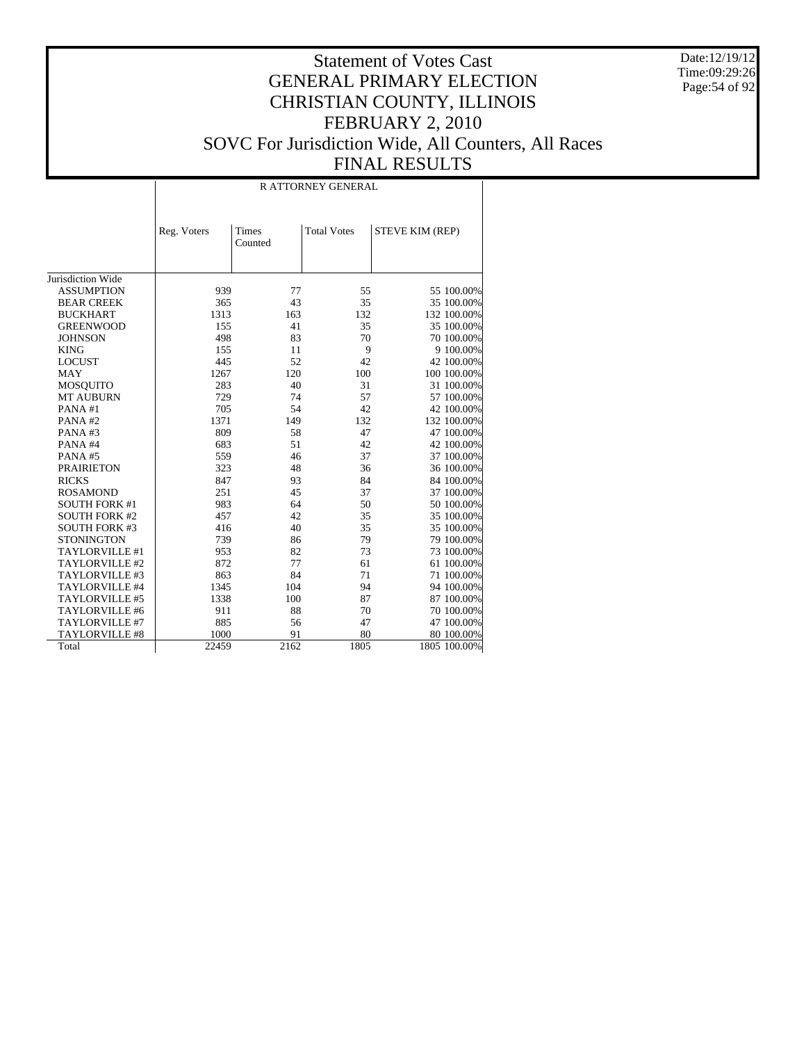# Statement of Votes Cast
# GENERAL PRIMARY ELECTION
# CHRISTIAN COUNTY, ILLINOIS
# FEBRUARY 2, 2010
# SOVC For Jurisdiction Wide, All Counters, All Races
# FINAL RESULTS

Date:12/19/12
Time:09:29:26

| | R ATTORNEY GENERAL | | | | |
|---|---|---|---|---|---|
| | Reg. Voters | Times Counted | Total Votes | STEVE KIM (REP) | |
| Jurisdiction Wide | | | | | |
| ASSUMPTION | 939 | 77 | 55 | 55 | 100.00% |
| BEAR CREEK | 365 | 43 | 35 | 35 | 100.00% |
| BUCKHART | 1313 | 163 | 132 | 132 | 100.00% |
| GREENWOOD | 155 | 41 | 35 | 35 | 100.00% |
| JOHNSON | 498 | 83 | 70 | 70 | 100.00% |
| KING | 155 | 11 | 9 | 9 | 100.00% |
| LOCUST | 445 | 52 | 42 | 42 | 100.00% |
| MAY | 1267 | 120 | 100 | 100 | 100.00% |
| MOSQUITO | 283 | 40 | 31 | 31 | 100.00% |
| MT AUBURN | 729 | 74 | 57 | 57 | 100.00% |
| PANA #1 | 705 | 54 | 42 | 42 | 100.00% |
| PANA #2 | 1371 | 149 | 132 | 132 | 100.00% |
| PANA #3 | 809 | 58 | 47 | 47 | 100.00% |
| PANA #4 | 683 | 51 | 42 | 42 | 100.00% |
| PANA #5 | 559 | 46 | 37 | 37 | 100.00% |
| PRAIRIETON | 323 | 48 | 36 | 36 | 100.00% |
| RICKS | 847 | 93 | 84 | 84 | 100.00% |
| ROSAMOND | 251 | 45 | 37 | 37 | 100.00% |
| SOUTH FORK #1 | 983 | 64 | 50 | 50 | 100.00% |
| SOUTH FORK #2 | 457 | 42 | 35 | 35 | 100.00% |
| SOUTH FORK #3 | 416 | 40 | 35 | 35 | 100.00% |
| STONINGTON | 739 | 86 | 79 | 79 | 100.00% |
| TAYLORVILLE #1 | 953 | 82 | 73 | 73 | 100.00% |
| TAYLORVILLE #2 | 872 | 77 | 61 | 61 | 100.00% |
| TAYLORVILLE #3 | 863 | 84 | 71 | 71 | 100.00% |
| TAYLORVILLE #4 | 1345 | 104 | 94 | 94 | 100.00% |
| TAYLORVILLE #5 | 1338 | 100 | 87 | 87 | 100.00% |
| TAYLORVILLE #6 | 911 | 88 | 70 | 70 | 100.00% |
| TAYLORVILLE #7 | 885 | 56 | 47 | 47 | 100.00% |
| TAYLORVILLE #8 | 1000 | 91 | 80 | 80 | 100.00% |
| Total | 22459 | 2162 | 1805 | 1805 | 100.00% |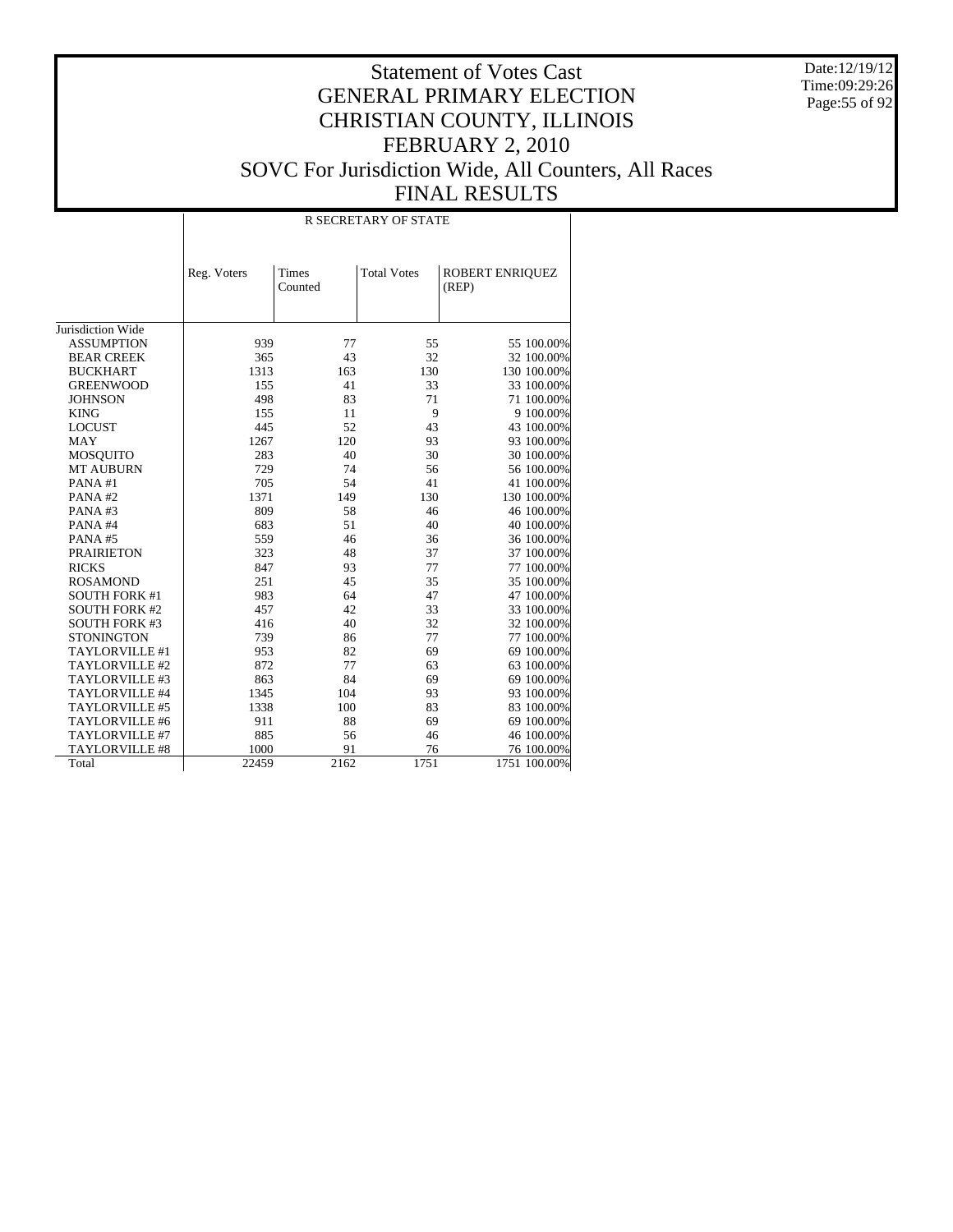# Statement of Votes Cast
## GENERAL PRIMARY ELECTION
## CHRISTIAN COUNTY, ILLINOIS
## FEBRUARY 2, 2010
## SOVC For Jurisdiction Wide, All Counters, All Races
## FINAL RESULTS

Date:12/19/12
Time:09:29:26

| | R SECRETARY OF STATE | | | | |
|---|---|---|---|---|---|
| | Reg. Voters | Times Counted | Total Votes | ROBERT ENRIQUEZ (REP) | |
| Jurisdiction Wide | | | | | |
| ASSUMPTION | 939 | 77 | 55 | 55 | 100.00% |
| BEAR CREEK | 365 | 43 | 32 | 32 | 100.00% |
| BUCKHART | 1313 | 163 | 130 | 130 | 100.00% |
| GREENWOOD | 155 | 41 | 33 | 33 | 100.00% |
| JOHNSON | 498 | 83 | 71 | 71 | 100.00% |
| KING | 155 | 11 | 9 | 9 | 100.00% |
| LOCUST | 445 | 52 | 43 | 43 | 100.00% |
| MAY | 1267 | 120 | 93 | 93 | 100.00% |
| MOSQUITO | 283 | 40 | 30 | 30 | 100.00% |
| MT AUBURN | 729 | 74 | 56 | 56 | 100.00% |
| PANA #1 | 705 | 54 | 41 | 41 | 100.00% |
| PANA #2 | 1371 | 149 | 130 | 130 | 100.00% |
| PANA #3 | 809 | 58 | 46 | 46 | 100.00% |
| PANA #4 | 683 | 51 | 40 | 40 | 100.00% |
| PANA #5 | 559 | 46 | 36 | 36 | 100.00% |
| PRAIRIETON | 323 | 48 | 37 | 37 | 100.00% |
| RICKS | 847 | 93 | 77 | 77 | 100.00% |
| ROSAMOND | 251 | 45 | 35 | 35 | 100.00% |
| SOUTH FORK #1 | 983 | 64 | 47 | 47 | 100.00% |
| SOUTH FORK #2 | 457 | 42 | 33 | 33 | 100.00% |
| SOUTH FORK #3 | 416 | 40 | 32 | 32 | 100.00% |
| STONINGTON | 739 | 86 | 77 | 77 | 100.00% |
| TAYLORVILLE #1 | 953 | 82 | 69 | 69 | 100.00% |
| TAYLORVILLE #2 | 872 | 77 | 63 | 63 | 100.00% |
| TAYLORVILLE #3 | 863 | 84 | 69 | 69 | 100.00% |
| TAYLORVILLE #4 | 1345 | 104 | 93 | 93 | 100.00% |
| TAYLORVILLE #5 | 1338 | 100 | 83 | 83 | 100.00% |
| TAYLORVILLE #6 | 911 | 88 | 69 | 69 | 100.00% |
| TAYLORVILLE #7 | 885 | 56 | 46 | 46 | 100.00% |
| TAYLORVILLE #8 | 1000 | 91 | 76 | 76 | 100.00% |
| Total | 22459 | 2162 | 1751 | 1751 | 100.00% |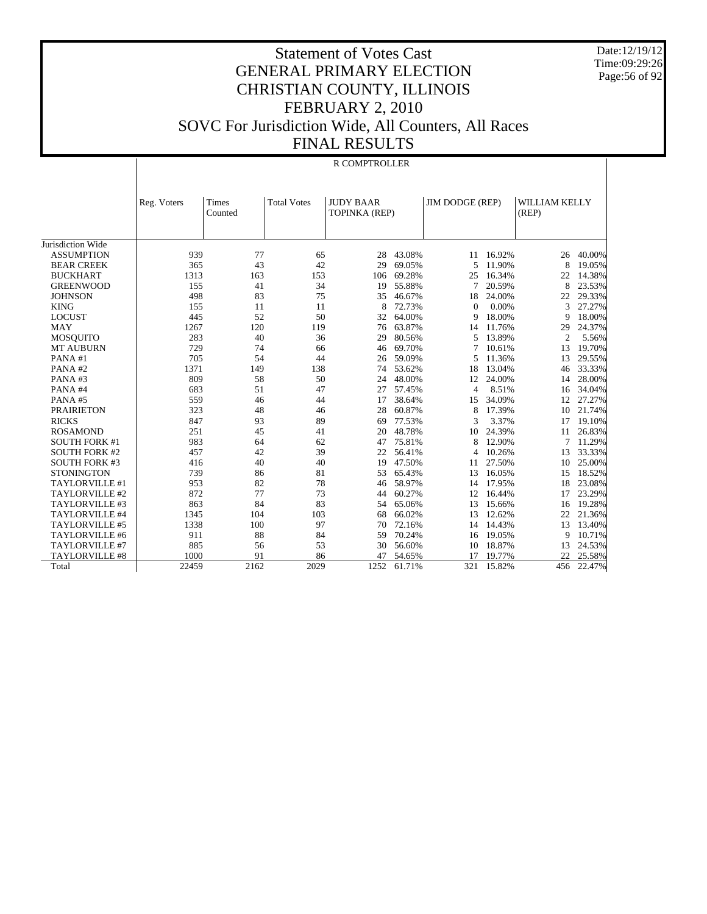# Statement of Votes Cast
# GENERAL PRIMARY ELECTION
# CHRISTIAN COUNTY, ILLINOIS
# FEBRUARY 2, 2010
# SOVC For Jurisdiction Wide, All Counters, All Races
# FINAL RESULTS

Date:12/19/12
Time:09:29:26

## R COMPTROLLER

| | Reg. Voters | Times Counted | Total Votes | JUDY BAAR TOPINKA (REP) | | JIM DODGE (REP) | | WILLIAM KELLY (REP) | |
|---|---|---|---|---|---|---|---|---|---|
| Jurisdiction Wide | | | | | | | | | |
| ASSUMPTION | 939 | 77 | 65 | 28 | 43.08% | 11 | 16.92% | 26 | 40.00% |
| BEAR CREEK | 365 | 43 | 42 | 29 | 69.05% | 5 | 11.90% | 8 | 19.05% |
| BUCKHART | 1313 | 163 | 153 | 106 | 69.28% | 25 | 16.34% | 22 | 14.38% |
| GREENWOOD | 155 | 41 | 34 | 19 | 55.88% | 7 | 20.59% | 8 | 23.53% |
| JOHNSON | 498 | 83 | 75 | 35 | 46.67% | 18 | 24.00% | 22 | 29.33% |
| KING | 155 | 11 | 11 | 8 | 72.73% | 0 | 0.00% | 3 | 27.27% |
| LOCUST | 445 | 52 | 50 | 32 | 64.00% | 9 | 18.00% | 9 | 18.00% |
| MAY | 1267 | 120 | 119 | 76 | 63.87% | 14 | 11.76% | 29 | 24.37% |
| MOSQUITO | 283 | 40 | 36 | 29 | 80.56% | 5 | 13.89% | 2 | 5.56% |
| MT AUBURN | 729 | 74 | 66 | 46 | 69.70% | 7 | 10.61% | 13 | 19.70% |
| PANA #1 | 705 | 54 | 44 | 26 | 59.09% | 5 | 11.36% | 13 | 29.55% |
| PANA #2 | 1371 | 149 | 138 | 74 | 53.62% | 18 | 13.04% | 46 | 33.33% |
| PANA #3 | 809 | 58 | 50 | 24 | 48.00% | 12 | 24.00% | 14 | 28.00% |
| PANA #4 | 683 | 51 | 47 | 27 | 57.45% | 4 | 8.51% | 16 | 34.04% |
| PANA #5 | 559 | 46 | 44 | 17 | 38.64% | 15 | 34.09% | 12 | 27.27% |
| PRAIRIETON | 323 | 48 | 46 | 28 | 60.87% | 8 | 17.39% | 10 | 21.74% |
| RICKS | 847 | 93 | 89 | 69 | 77.53% | 3 | 3.37% | 17 | 19.10% |
| ROSAMOND | 251 | 45 | 41 | 20 | 48.78% | 10 | 24.39% | 11 | 26.83% |
| SOUTH FORK #1 | 983 | 64 | 62 | 47 | 75.81% | 8 | 12.90% | 7 | 11.29% |
| SOUTH FORK #2 | 457 | 42 | 39 | 22 | 56.41% | 4 | 10.26% | 13 | 33.33% |
| SOUTH FORK #3 | 416 | 40 | 40 | 19 | 47.50% | 11 | 27.50% | 10 | 25.00% |
| STONINGTON | 739 | 86 | 81 | 53 | 65.43% | 13 | 16.05% | 15 | 18.52% |
| TAYLORVILLE #1 | 953 | 82 | 78 | 46 | 58.97% | 14 | 17.95% | 18 | 23.08% |
| TAYLORVILLE #2 | 872 | 77 | 73 | 44 | 60.27% | 12 | 16.44% | 17 | 23.29% |
| TAYLORVILLE #3 | 863 | 84 | 83 | 54 | 65.06% | 13 | 15.66% | 16 | 19.28% |
| TAYLORVILLE #4 | 1345 | 104 | 103 | 68 | 66.02% | 13 | 12.62% | 22 | 21.36% |
| TAYLORVILLE #5 | 1338 | 100 | 97 | 70 | 72.16% | 14 | 14.43% | 13 | 13.40% |
| TAYLORVILLE #6 | 911 | 88 | 84 | 59 | 70.24% | 16 | 19.05% | 9 | 10.71% |
| TAYLORVILLE #7 | 885 | 56 | 53 | 30 | 56.60% | 10 | 18.87% | 13 | 24.53% |
| TAYLORVILLE #8 | 1000 | 91 | 86 | 47 | 54.65% | 17 | 19.77% | 22 | 25.58% |
| Total | 22459 | 2162 | 2029 | 1252 | 61.71% | 321 | 15.82% | 456 | 22.47% |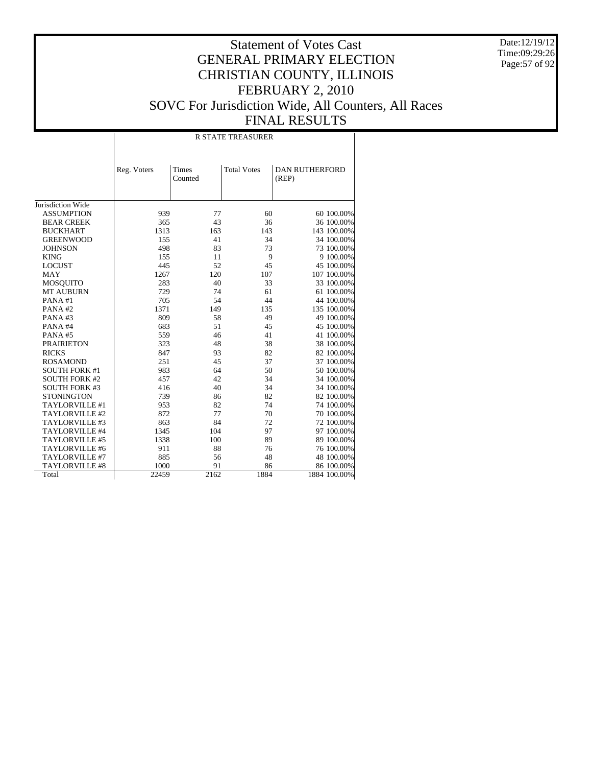# Statement of Votes Cast
## GENERAL PRIMARY ELECTION
## CHRISTIAN COUNTY, ILLINOIS
## FEBRUARY 2, 2010
## SOVC For Jurisdiction Wide, All Counters, All Races
## FINAL RESULTS

Date:12/19/12
Time:09:29:26

| | R STATE TREASURER | | | | |
|---|---|---|---|---|---|
| | Reg. Voters | Times Counted | Total Votes | DAN RUTHERFORD (REP) | |
| Jurisdiction Wide | | | | | |
| ASSUMPTION | 939 | 77 | 60 | 60 | 100.00% |
| BEAR CREEK | 365 | 43 | 36 | 36 | 100.00% |
| BUCKHART | 1313 | 163 | 143 | 143 | 100.00% |
| GREENWOOD | 155 | 41 | 34 | 34 | 100.00% |
| JOHNSON | 498 | 83 | 73 | 73 | 100.00% |
| KING | 155 | 11 | 9 | 9 | 100.00% |
| LOCUST | 445 | 52 | 45 | 45 | 100.00% |
| MAY | 1267 | 120 | 107 | 107 | 100.00% |
| MOSQUITO | 283 | 40 | 33 | 33 | 100.00% |
| MT AUBURN | 729 | 74 | 61 | 61 | 100.00% |
| PANA #1 | 705 | 54 | 44 | 44 | 100.00% |
| PANA #2 | 1371 | 149 | 135 | 135 | 100.00% |
| PANA #3 | 809 | 58 | 49 | 49 | 100.00% |
| PANA #4 | 683 | 51 | 45 | 45 | 100.00% |
| PANA #5 | 559 | 46 | 41 | 41 | 100.00% |
| PRAIRIETON | 323 | 48 | 38 | 38 | 100.00% |
| RICKS | 847 | 93 | 82 | 82 | 100.00% |
| ROSAMOND | 251 | 45 | 37 | 37 | 100.00% |
| SOUTH FORK #1 | 983 | 64 | 50 | 50 | 100.00% |
| SOUTH FORK #2 | 457 | 42 | 34 | 34 | 100.00% |
| SOUTH FORK #3 | 416 | 40 | 34 | 34 | 100.00% |
| STONINGTON | 739 | 86 | 82 | 82 | 100.00% |
| TAYLORVILLE #1 | 953 | 82 | 74 | 74 | 100.00% |
| TAYLORVILLE #2 | 872 | 77 | 70 | 70 | 100.00% |
| TAYLORVILLE #3 | 863 | 84 | 72 | 72 | 100.00% |
| TAYLORVILLE #4 | 1345 | 104 | 97 | 97 | 100.00% |
| TAYLORVILLE #5 | 1338 | 100 | 89 | 89 | 100.00% |
| TAYLORVILLE #6 | 911 | 88 | 76 | 76 | 100.00% |
| TAYLORVILLE #7 | 885 | 56 | 48 | 48 | 100.00% |
| TAYLORVILLE #8 | 1000 | 91 | 86 | 86 | 100.00% |
| Total | 22459 | 2162 | 1884 | 1884 | 100.00% |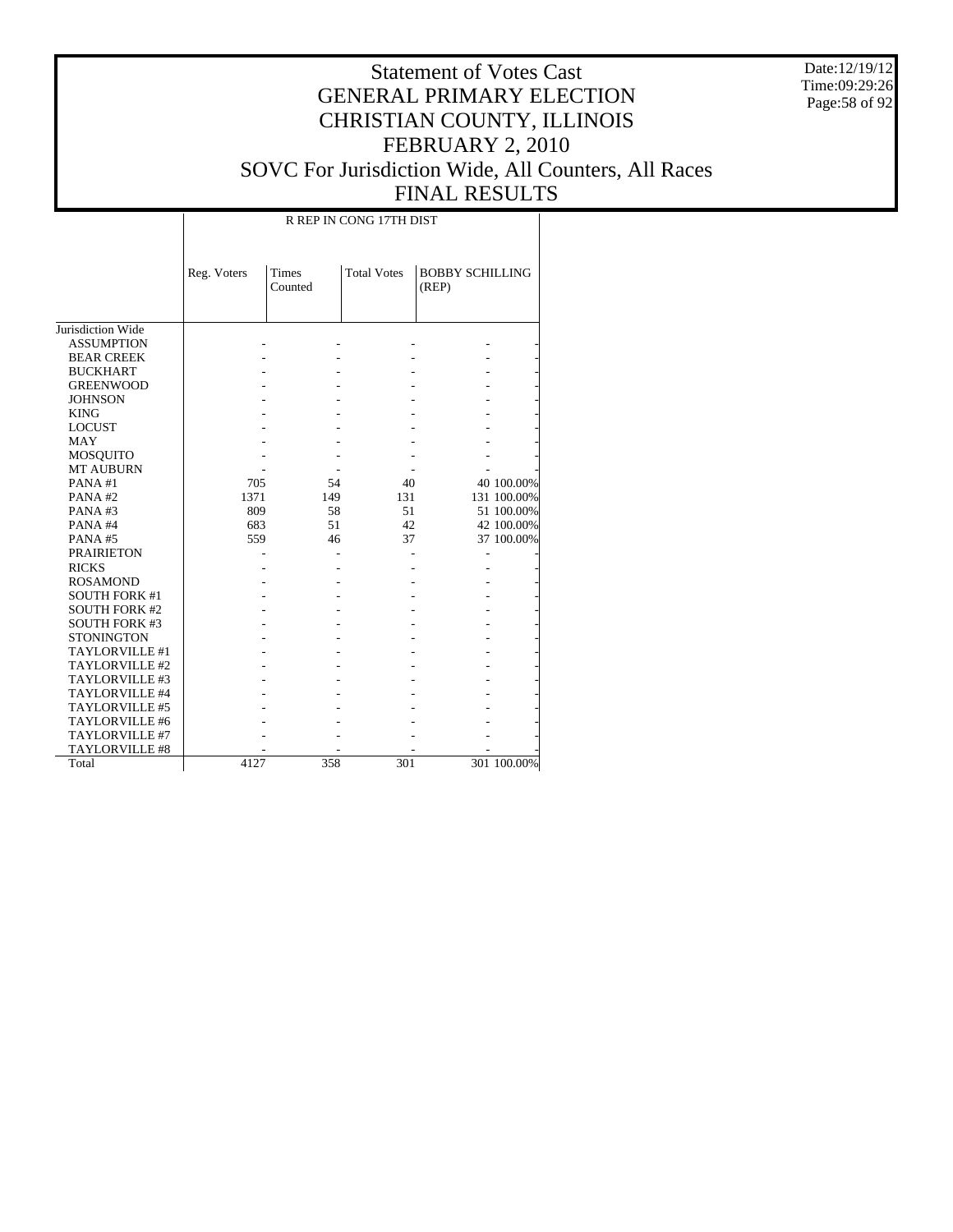# Statement of Votes Cast
# GENERAL PRIMARY ELECTION
# CHRISTIAN COUNTY, ILLINOIS
# FEBRUARY 2, 2010
# SOVC For Jurisdiction Wide, All Counters, All Races
# FINAL RESULTS

Date:12/19/12
Time:09:29:26

| | R REP IN CONG 17TH DIST | | | | |
|---|---|---|---|---|---|
| | Reg. Voters | Times Counted | Total Votes | BOBBY SCHILLING (REP) | |
| Jurisdiction Wide | | | | | |
| ASSUMPTION | - | - | - | - | - |
| BEAR CREEK | - | - | - | - | - |
| BUCKHART | - | - | - | - | - |
| GREENWOOD | - | - | - | - | - |
| JOHNSON | - | - | - | - | - |
| KING | - | - | - | - | - |
| LOCUST | - | - | - | - | - |
| MAY | - | - | - | - | - |
| MOSQUITO | - | - | - | - | - |
| MT AUBURN | - | - | - | - | - |
| PANA #1 | 705 | 54 | 40 | 40 | 100.00% |
| PANA #2 | 1371 | 149 | 131 | 131 | 100.00% |
| PANA #3 | 809 | 58 | 51 | 51 | 100.00% |
| PANA #4 | 683 | 51 | 42 | 42 | 100.00% |
| PANA #5 | 559 | 46 | 37 | 37 | 100.00% |
| PRAIRIETON | - | - | - | - | - |
| RICKS | - | - | - | - | - |
| ROSAMOND | - | - | - | - | - |
| SOUTH FORK #1 | - | - | - | - | - |
| SOUTH FORK #2 | - | - | - | - | - |
| SOUTH FORK #3 | - | - | - | - | - |
| STONINGTON | - | - | - | - | - |
| TAYLORVILLE #1 | - | - | - | - | - |
| TAYLORVILLE #2 | - | - | - | - | - |
| TAYLORVILLE #3 | - | - | - | - | - |
| TAYLORVILLE #4 | - | - | - | - | - |
| TAYLORVILLE #5 | - | - | - | - | - |
| TAYLORVILLE #6 | - | - | - | - | - |
| TAYLORVILLE #7 | - | - | - | - | - |
| TAYLORVILLE #8 | - | - | - | - | - |
| Total | 4127 | 358 | 301 | 301 | 100.00% |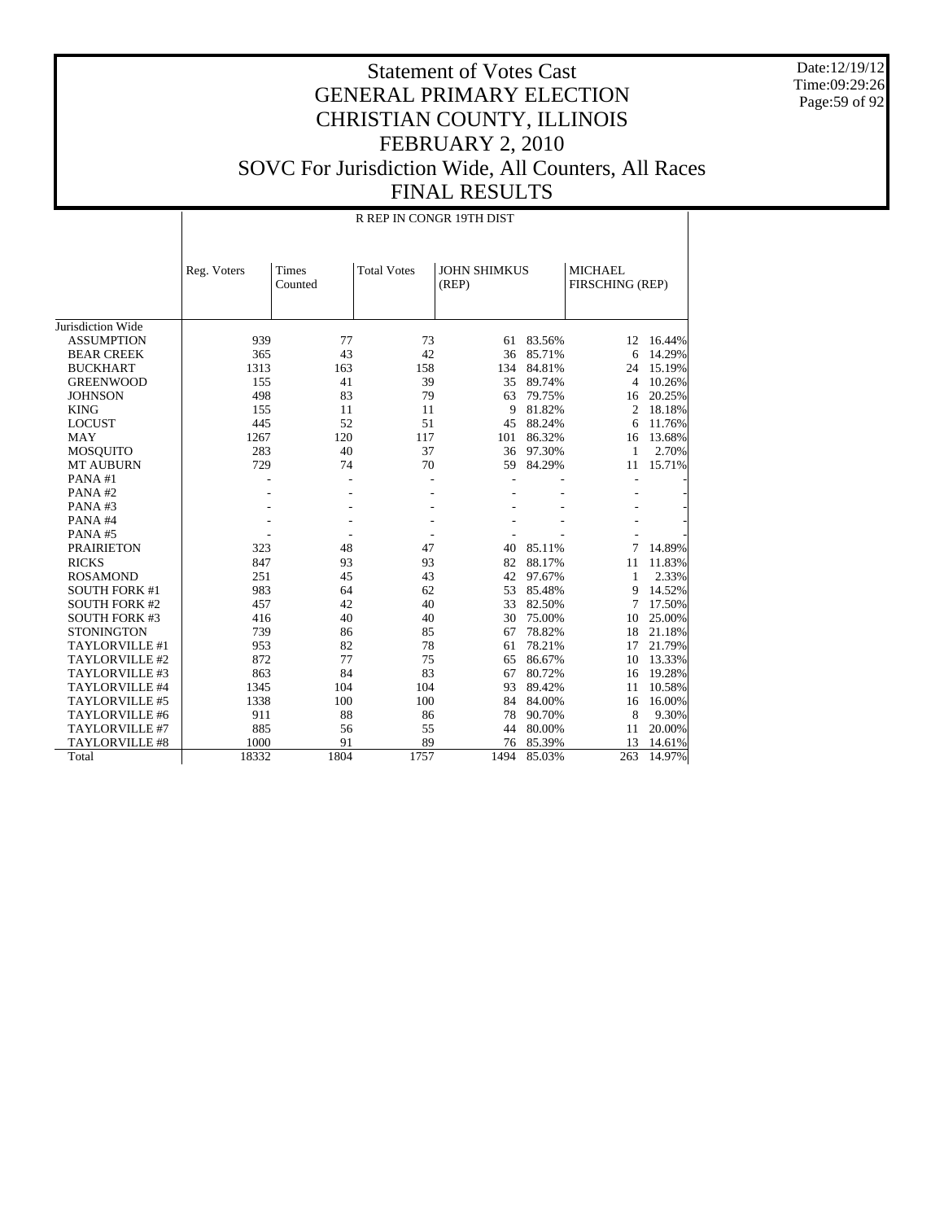# Statement of Votes Cast
## GENERAL PRIMARY ELECTION
## CHRISTIAN COUNTY, ILLINOIS
## FEBRUARY 2, 2010
## SOVC For Jurisdiction Wide, All Counters, All Races
## FINAL RESULTS

Date:12/19/12
Time:09:29:26

R REP IN CONGR 19TH DIST

| | Reg. Voters | Times Counted | Total Votes | JOHN SHIMKUS (REP) | | MICHAEL FIRSCHING (REP) | |
|---|---|---|---|---|---|---|---|
| Jurisdiction Wide | | | | | | | |
| ASSUMPTION | 939 | 77 | 73 | 61 | 83.56% | 12 | 16.44% |
| BEAR CREEK | 365 | 43 | 42 | 36 | 85.71% | 6 | 14.29% |
| BUCKHART | 1313 | 163 | 158 | 134 | 84.81% | 24 | 15.19% |
| GREENWOOD | 155 | 41 | 39 | 35 | 89.74% | 4 | 10.26% |
| JOHNSON | 498 | 83 | 79 | 63 | 79.75% | 16 | 20.25% |
| KING | 155 | 11 | 11 | 9 | 81.82% | 2 | 18.18% |
| LOCUST | 445 | 52 | 51 | 45 | 88.24% | 6 | 11.76% |
| MAY | 1267 | 120 | 117 | 101 | 86.32% | 16 | 13.68% |
| MOSQUITO | 283 | 40 | 37 | 36 | 97.30% | 1 | 2.70% |
| MT AUBURN | 729 | 74 | 70 | 59 | 84.29% | 11 | 15.71% |
| PANA #1 | - | - | - | - | - | - | - |
| PANA #2 | - | - | - | - | - | - | - |
| PANA #3 | - | - | - | - | - | - | - |
| PANA #4 | - | - | - | - | - | - | - |
| PANA #5 | - | - | - | - | - | - | - |
| PRAIRIETON | 323 | 48 | 47 | 40 | 85.11% | 7 | 14.89% |
| RICKS | 847 | 93 | 93 | 82 | 88.17% | 11 | 11.83% |
| ROSAMOND | 251 | 45 | 43 | 42 | 97.67% | 1 | 2.33% |
| SOUTH FORK #1 | 983 | 64 | 62 | 53 | 85.48% | 9 | 14.52% |
| SOUTH FORK #2 | 457 | 42 | 40 | 33 | 82.50% | 7 | 17.50% |
| SOUTH FORK #3 | 416 | 40 | 40 | 30 | 75.00% | 10 | 25.00% |
| STONINGTON | 739 | 86 | 85 | 67 | 78.82% | 18 | 21.18% |
| TAYLORVILLE #1 | 953 | 82 | 78 | 61 | 78.21% | 17 | 21.79% |
| TAYLORVILLE #2 | 872 | 77 | 75 | 65 | 86.67% | 10 | 13.33% |
| TAYLORVILLE #3 | 863 | 84 | 83 | 67 | 80.72% | 16 | 19.28% |
| TAYLORVILLE #4 | 1345 | 104 | 104 | 93 | 89.42% | 11 | 10.58% |
| TAYLORVILLE #5 | 1338 | 100 | 100 | 84 | 84.00% | 16 | 16.00% |
| TAYLORVILLE #6 | 911 | 88 | 86 | 78 | 90.70% | 8 | 9.30% |
| TAYLORVILLE #7 | 885 | 56 | 55 | 44 | 80.00% | 11 | 20.00% |
| TAYLORVILLE #8 | 1000 | 91 | 89 | 76 | 85.39% | 13 | 14.61% |
| Total | 18332 | 1804 | 1757 | 1494 | 85.03% | 263 | 14.97% |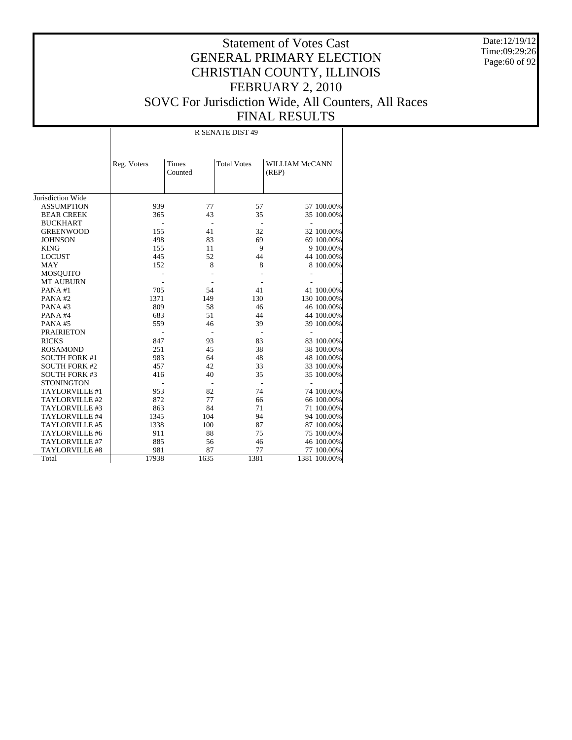# Statement of Votes Cast
## GENERAL PRIMARY ELECTION
## CHRISTIAN COUNTY, ILLINOIS
## FEBRUARY 2, 2010
## SOVC For Jurisdiction Wide, All Counters, All Races
## FINAL RESULTS

Date:12/19/12
Time:09:29:26

| | R SENATE DIST 49 | | | | |
|---|---|---|---|---|---|
| | Reg. Voters | Times Counted | Total Votes | WILLIAM McCANN (REP) | |
| Jurisdiction Wide | | | | | |
| ASSUMPTION | 939 | 77 | 57 | 57 | 100.00% |
| BEAR CREEK | 365 | 43 | 35 | 35 | 100.00% |
| BUCKHART | - | - | - | - | - |
| GREENWOOD | 155 | 41 | 32 | 32 | 100.00% |
| JOHNSON | 498 | 83 | 69 | 69 | 100.00% |
| KING | 155 | 11 | 9 | 9 | 100.00% |
| LOCUST | 445 | 52 | 44 | 44 | 100.00% |
| MAY | 152 | 8 | 8 | 8 | 100.00% |
| MOSQUITO | - | - | - | - | - |
| MT AUBURN | - | - | - | - | - |
| PANA #1 | 705 | 54 | 41 | 41 | 100.00% |
| PANA #2 | 1371 | 149 | 130 | 130 | 100.00% |
| PANA #3 | 809 | 58 | 46 | 46 | 100.00% |
| PANA #4 | 683 | 51 | 44 | 44 | 100.00% |
| PANA #5 | 559 | 46 | 39 | 39 | 100.00% |
| PRAIRIETON | - | - | - | - | - |
| RICKS | 847 | 93 | 83 | 83 | 100.00% |
| ROSAMOND | 251 | 45 | 38 | 38 | 100.00% |
| SOUTH FORK #1 | 983 | 64 | 48 | 48 | 100.00% |
| SOUTH FORK #2 | 457 | 42 | 33 | 33 | 100.00% |
| SOUTH FORK #3 | 416 | 40 | 35 | 35 | 100.00% |
| STONINGTON | - | - | - | - | - |
| TAYLORVILLE #1 | 953 | 82 | 74 | 74 | 100.00% |
| TAYLORVILLE #2 | 872 | 77 | 66 | 66 | 100.00% |
| TAYLORVILLE #3 | 863 | 84 | 71 | 71 | 100.00% |
| TAYLORVILLE #4 | 1345 | 104 | 94 | 94 | 100.00% |
| TAYLORVILLE #5 | 1338 | 100 | 87 | 87 | 100.00% |
| TAYLORVILLE #6 | 911 | 88 | 75 | 75 | 100.00% |
| TAYLORVILLE #7 | 885 | 56 | 46 | 46 | 100.00% |
| TAYLORVILLE #8 | 981 | 87 | 77 | 77 | 100.00% |
| Total | 17938 | 1635 | 1381 | 1381 | 100.00% |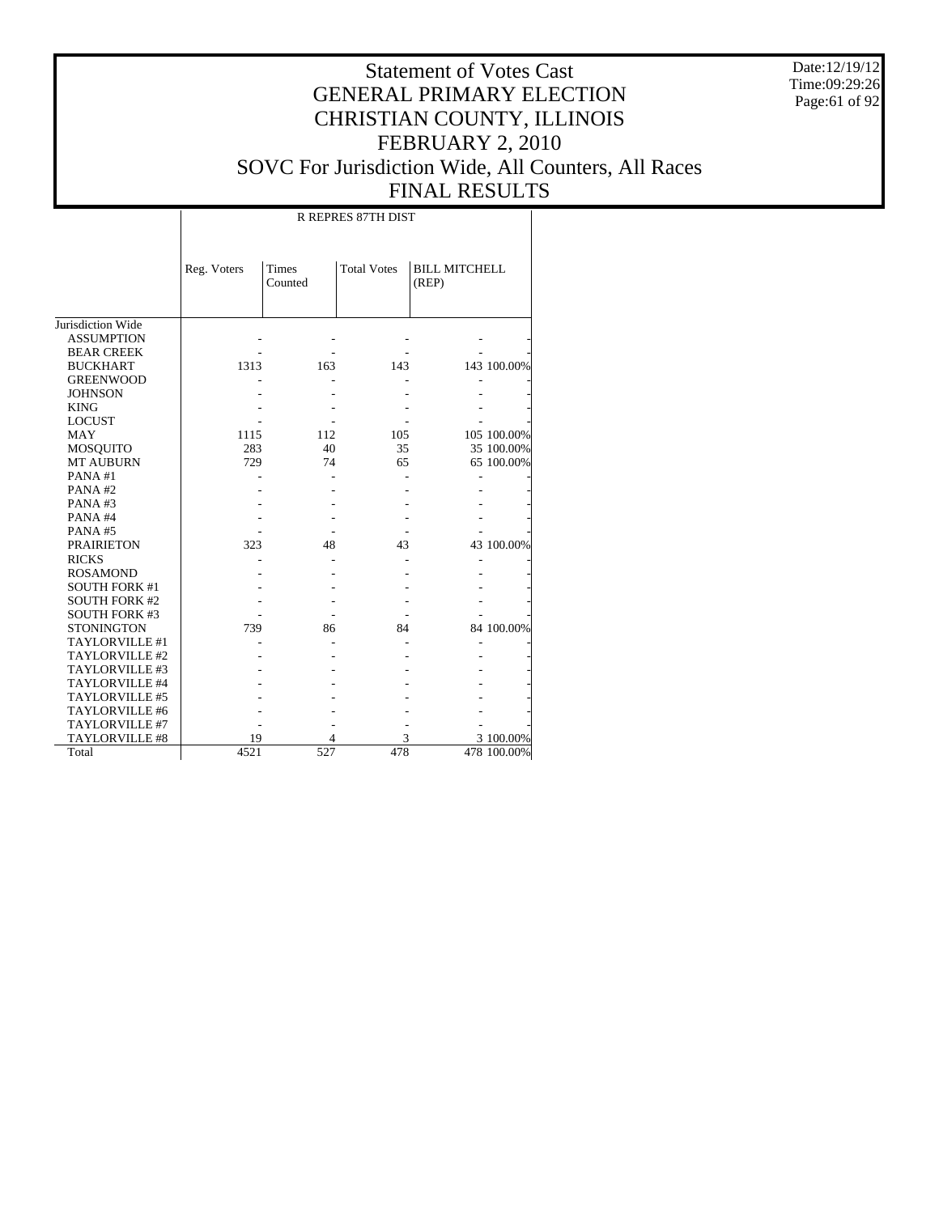# Statement of Votes Cast
# GENERAL PRIMARY ELECTION
# CHRISTIAN COUNTY, ILLINOIS
# FEBRUARY 2, 2010
# SOVC For Jurisdiction Wide, All Counters, All Races
# FINAL RESULTS

Date:12/19/12
Time:09:29:26

| | R REPRES 87TH DIST | | | | |
|---|---|---|---|---|---|
| | Reg. Voters | Times Counted | Total Votes | BILL MITCHELL (REP) | |
| Jurisdiction Wide | | | | | |
| ASSUMPTION | - | - | - | - | - |
| BEAR CREEK | - | - | - | - | - |
| BUCKHART | 1313 | 163 | 143 | 143 | 100.00% |
| GREENWOOD | - | - | - | - | - |
| JOHNSON | - | - | - | - | - |
| KING | - | - | - | - | - |
| LOCUST | - | - | - | - | - |
| MAY | 1115 | 112 | 105 | 105 | 100.00% |
| MOSQUITO | 283 | 40 | 35 | 35 | 100.00% |
| MT AUBURN | 729 | 74 | 65 | 65 | 100.00% |
| PANA #1 | - | - | - | - | - |
| PANA #2 | - | - | - | - | - |
| PANA #3 | - | - | - | - | - |
| PANA #4 | - | - | - | - | - |
| PANA #5 | - | - | - | - | - |
| PRAIRIETON | 323 | 48 | 43 | 43 | 100.00% |
| RICKS | - | - | - | - | - |
| ROSAMOND | - | - | - | - | - |
| SOUTH FORK #1 | - | - | - | - | - |
| SOUTH FORK #2 | - | - | - | - | - |
| SOUTH FORK #3 | - | - | - | - | - |
| STONINGTON | 739 | 86 | 84 | 84 | 100.00% |
| TAYLORVILLE #1 | - | - | - | - | - |
| TAYLORVILLE #2 | - | - | - | - | - |
| TAYLORVILLE #3 | - | - | - | - | - |
| TAYLORVILLE #4 | - | - | - | - | - |
| TAYLORVILLE #5 | - | - | - | - | - |
| TAYLORVILLE #6 | - | - | - | - | - |
| TAYLORVILLE #7 | - | - | - | - | - |
| TAYLORVILLE #8 | 19 | 4 | 3 | 3 | 100.00% |
| Total | 4521 | 527 | 478 | 478 | 100.00% |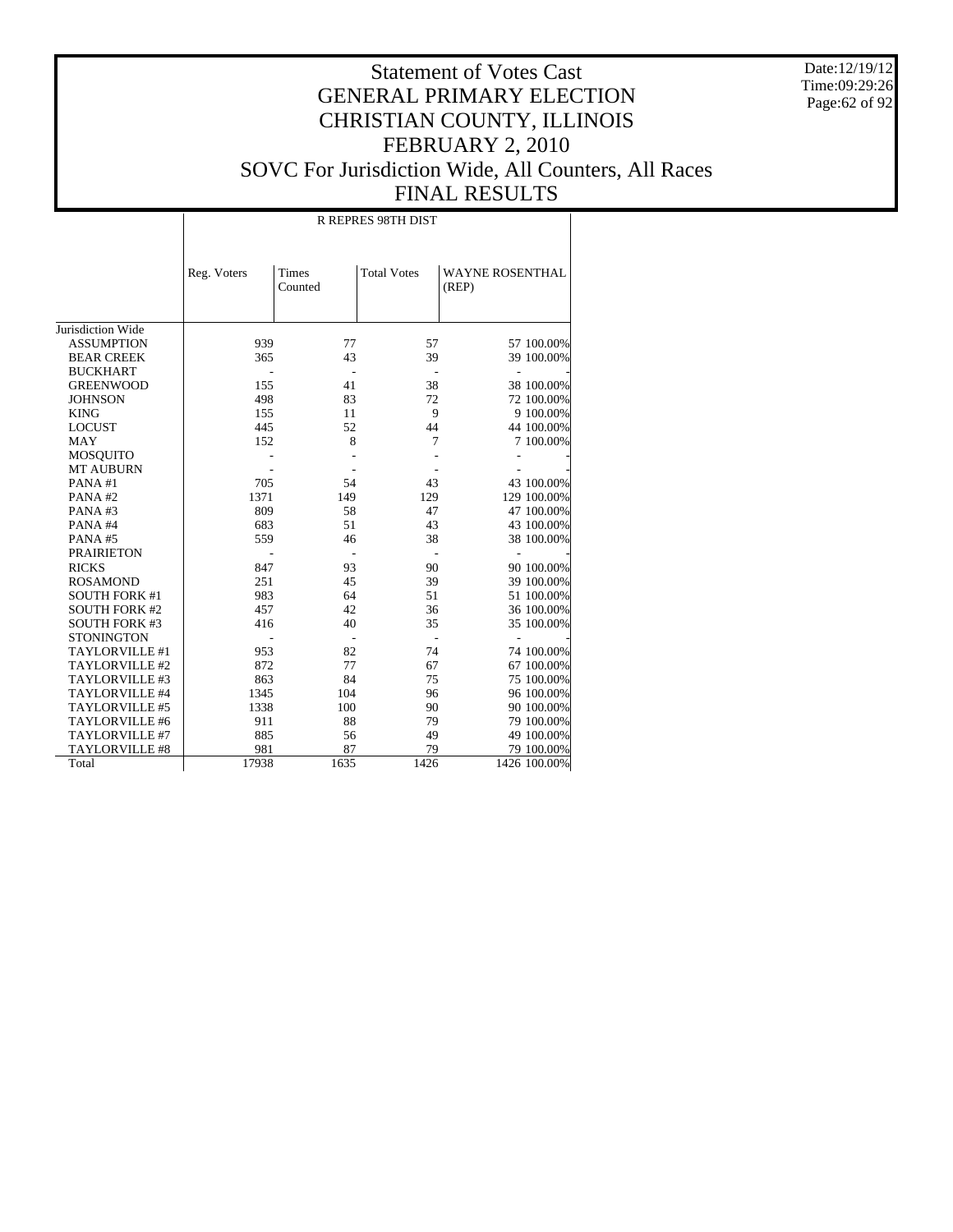# Statement of Votes Cast
## GENERAL PRIMARY ELECTION
## CHRISTIAN COUNTY, ILLINOIS
## FEBRUARY 2, 2010
## SOVC For Jurisdiction Wide, All Counters, All Races
## FINAL RESULTS

Date:12/19/12
Time:09:29:26

| | R REPRES 98TH DIST | | | | |
|---|---|---|---|---|---|
| | Reg. Voters | Times Counted | Total Votes | WAYNE ROSENTHAL (REP) | |
| Jurisdiction Wide | | | | | |
| ASSUMPTION | 939 | 77 | 57 | 57 | 100.00% |
| BEAR CREEK | 365 | 43 | 39 | 39 | 100.00% |
| BUCKHART | - | - | - | - | - |
| GREENWOOD | 155 | 41 | 38 | 38 | 100.00% |
| JOHNSON | 498 | 83 | 72 | 72 | 100.00% |
| KING | 155 | 11 | 9 | 9 | 100.00% |
| LOCUST | 445 | 52 | 44 | 44 | 100.00% |
| MAY | 152 | 8 | 7 | 7 | 100.00% |
| MOSQUITO | - | - | - | - | - |
| MT AUBURN | - | - | - | - | - |
| PANA #1 | 705 | 54 | 43 | 43 | 100.00% |
| PANA #2 | 1371 | 149 | 129 | 129 | 100.00% |
| PANA #3 | 809 | 58 | 47 | 47 | 100.00% |
| PANA #4 | 683 | 51 | 43 | 43 | 100.00% |
| PANA #5 | 559 | 46 | 38 | 38 | 100.00% |
| PRAIRIETON | - | - | - | - | - |
| RICKS | 847 | 93 | 90 | 90 | 100.00% |
| ROSAMOND | 251 | 45 | 39 | 39 | 100.00% |
| SOUTH FORK #1 | 983 | 64 | 51 | 51 | 100.00% |
| SOUTH FORK #2 | 457 | 42 | 36 | 36 | 100.00% |
| SOUTH FORK #3 | 416 | 40 | 35 | 35 | 100.00% |
| STONINGTON | - | - | - | - | - |
| TAYLORVILLE #1 | 953 | 82 | 74 | 74 | 100.00% |
| TAYLORVILLE #2 | 872 | 77 | 67 | 67 | 100.00% |
| TAYLORVILLE #3 | 863 | 84 | 75 | 75 | 100.00% |
| TAYLORVILLE #4 | 1345 | 104 | 96 | 96 | 100.00% |
| TAYLORVILLE #5 | 1338 | 100 | 90 | 90 | 100.00% |
| TAYLORVILLE #6 | 911 | 88 | 79 | 79 | 100.00% |
| TAYLORVILLE #7 | 885 | 56 | 49 | 49 | 100.00% |
| TAYLORVILLE #8 | 981 | 87 | 79 | 79 | 100.00% |
| Total | 17938 | 1635 | 1426 | 1426 | 100.00% |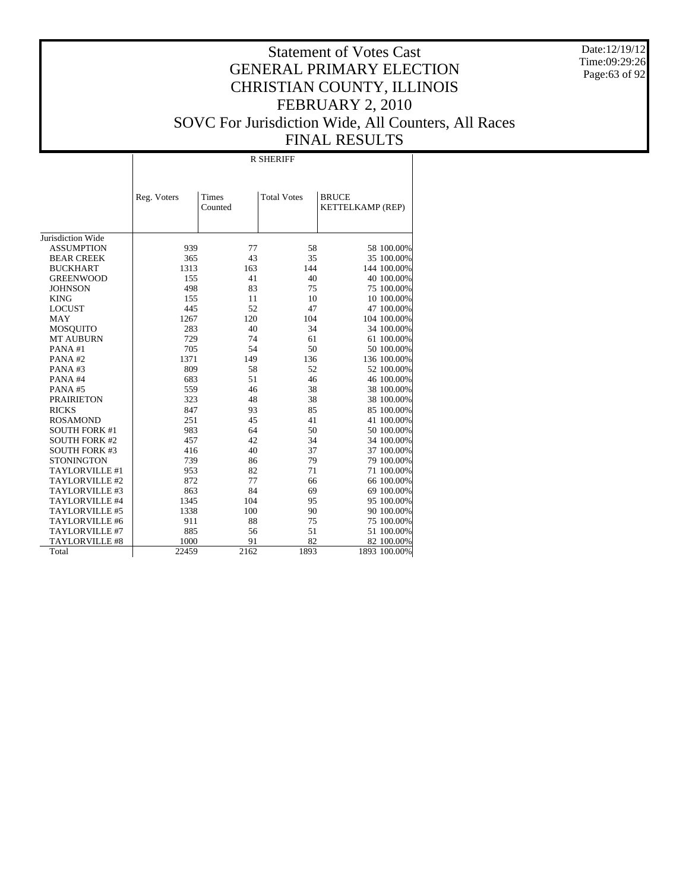# Statement of Votes Cast
# GENERAL PRIMARY ELECTION
# CHRISTIAN COUNTY, ILLINOIS
# FEBRUARY 2, 2010
# SOVC For Jurisdiction Wide, All Counters, All Races
# FINAL RESULTS

Date:12/19/12
Time:09:29:26

## R SHERIFF

| | Reg. Voters | Times Counted | Total Votes | BRUCE KETTELKAMP (REP) | |
|---|---|---|---|---|---|
| Jurisdiction Wide | | | | | |
| ASSUMPTION | 939 | 77 | 58 | 58 | 100.00% |
| BEAR CREEK | 365 | 43 | 35 | 35 | 100.00% |
| BUCKHART | 1313 | 163 | 144 | 144 | 100.00% |
| GREENWOOD | 155 | 41 | 40 | 40 | 100.00% |
| JOHNSON | 498 | 83 | 75 | 75 | 100.00% |
| KING | 155 | 11 | 10 | 10 | 100.00% |
| LOCUST | 445 | 52 | 47 | 47 | 100.00% |
| MAY | 1267 | 120 | 104 | 104 | 100.00% |
| MOSQUITO | 283 | 40 | 34 | 34 | 100.00% |
| MT AUBURN | 729 | 74 | 61 | 61 | 100.00% |
| PANA #1 | 705 | 54 | 50 | 50 | 100.00% |
| PANA #2 | 1371 | 149 | 136 | 136 | 100.00% |
| PANA #3 | 809 | 58 | 52 | 52 | 100.00% |
| PANA #4 | 683 | 51 | 46 | 46 | 100.00% |
| PANA #5 | 559 | 46 | 38 | 38 | 100.00% |
| PRAIRIETON | 323 | 48 | 38 | 38 | 100.00% |
| RICKS | 847 | 93 | 85 | 85 | 100.00% |
| ROSAMOND | 251 | 45 | 41 | 41 | 100.00% |
| SOUTH FORK #1 | 983 | 64 | 50 | 50 | 100.00% |
| SOUTH FORK #2 | 457 | 42 | 34 | 34 | 100.00% |
| SOUTH FORK #3 | 416 | 40 | 37 | 37 | 100.00% |
| STONINGTON | 739 | 86 | 79 | 79 | 100.00% |
| TAYLORVILLE #1 | 953 | 82 | 71 | 71 | 100.00% |
| TAYLORVILLE #2 | 872 | 77 | 66 | 66 | 100.00% |
| TAYLORVILLE #3 | 863 | 84 | 69 | 69 | 100.00% |
| TAYLORVILLE #4 | 1345 | 104 | 95 | 95 | 100.00% |
| TAYLORVILLE #5 | 1338 | 100 | 90 | 90 | 100.00% |
| TAYLORVILLE #6 | 911 | 88 | 75 | 75 | 100.00% |
| TAYLORVILLE #7 | 885 | 56 | 51 | 51 | 100.00% |
| TAYLORVILLE #8 | 1000 | 91 | 82 | 82 | 100.00% |
| Total | 22459 | 2162 | 1893 | 1893 | 100.00% |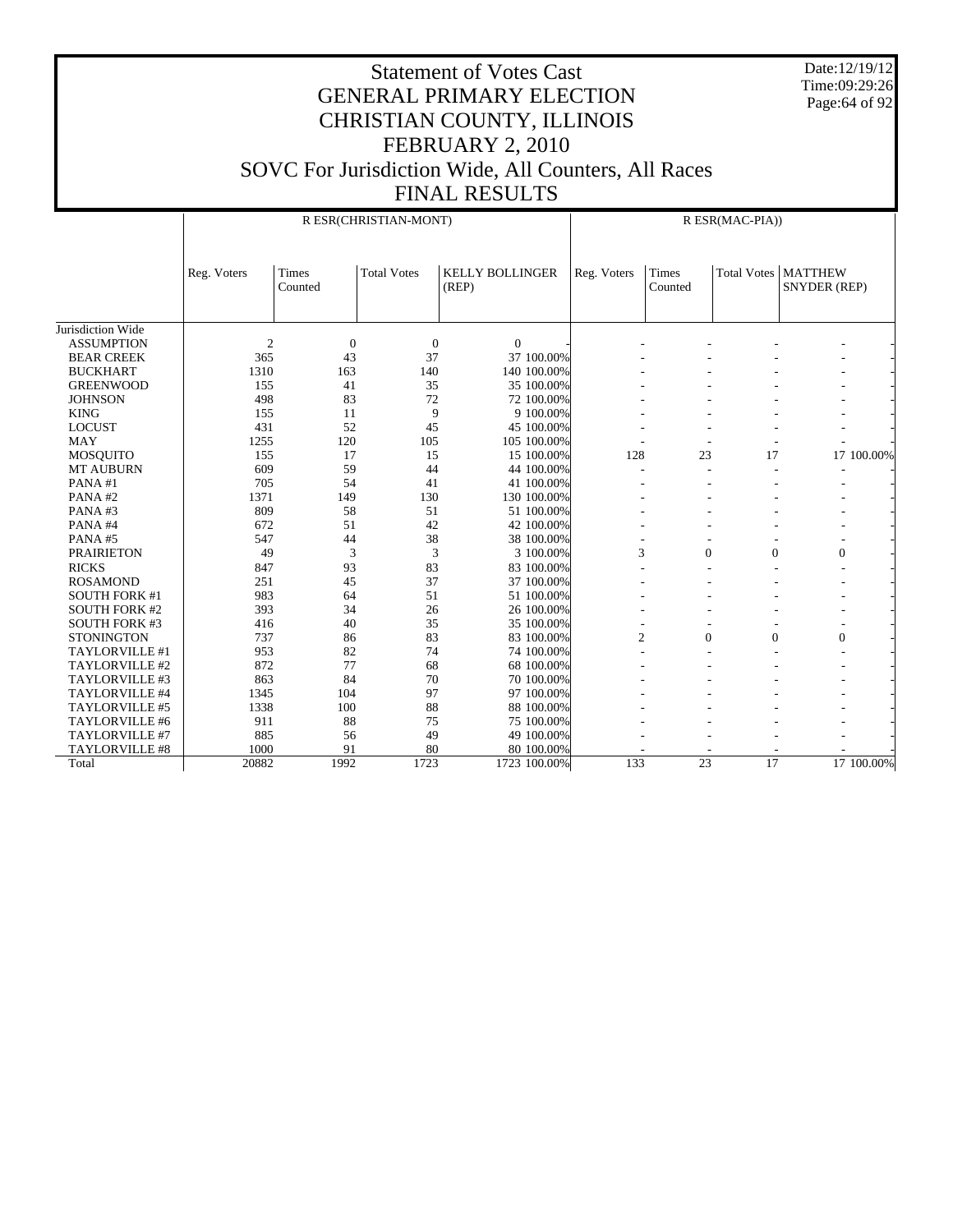# Statement of Votes Cast
## GENERAL PRIMARY ELECTION
## CHRISTIAN COUNTY, ILLINOIS
## FEBRUARY 2, 2010
## SOVC For Jurisdiction Wide, All Counters, All Races
## FINAL RESULTS

Date:12/19/12
Time:09:29:26

| | R ESR(CHRISTIAN-MONT) | | | | | R ESR(MAC-PIA)) | | | | |
|---|---|---|---|---|---|---|---|---|---|---|
| | Reg. Voters | Times Counted | Total Votes | KELLY BOLLINGER (REP) | | Reg. Voters | Times Counted | Total Votes | MATTHEW SNYDER (REP) | |
| Jurisdiction Wide | | | | | | | | | | |
| ASSUMPTION | 2 | 0 | 0 | 0 | - | - | - | - | - | - |
| BEAR CREEK | 365 | 43 | 37 | 37 | 100.00% | - | - | - | - | - |
| BUCKHART | 1310 | 163 | 140 | 140 | 100.00% | - | - | - | - | - |
| GREENWOOD | 155 | 41 | 35 | 35 | 100.00% | - | - | - | - | - |
| JOHNSON | 498 | 83 | 72 | 72 | 100.00% | - | - | - | - | - |
| KING | 155 | 11 | 9 | 9 | 100.00% | - | - | - | - | - |
| LOCUST | 431 | 52 | 45 | 45 | 100.00% | - | - | - | - | - |
| MAY | 1255 | 120 | 105 | 105 | 100.00% | - | - | - | - | - |
| MOSQUITO | 155 | 17 | 15 | 15 | 100.00% | 128 | 23 | 17 | 17 | 100.00% |
| MT AUBURN | 609 | 59 | 44 | 44 | 100.00% | - | - | - | - | - |
| PANA #1 | 705 | 54 | 41 | 41 | 100.00% | - | - | - | - | - |
| PANA #2 | 1371 | 149 | 130 | 130 | 100.00% | - | - | - | - | - |
| PANA #3 | 809 | 58 | 51 | 51 | 100.00% | - | - | - | - | - |
| PANA #4 | 672 | 51 | 42 | 42 | 100.00% | - | - | - | - | - |
| PANA #5 | 547 | 44 | 38 | 38 | 100.00% | - | - | - | - | - |
| PRAIRIETON | 49 | 3 | 3 | 3 | 100.00% | 3 | 0 | 0 | 0 | - |
| RICKS | 847 | 93 | 83 | 83 | 100.00% | - | - | - | - | - |
| ROSAMOND | 251 | 45 | 37 | 37 | 100.00% | - | - | - | - | - |
| SOUTH FORK #1 | 983 | 64 | 51 | 51 | 100.00% | - | - | - | - | - |
| SOUTH FORK #2 | 393 | 34 | 26 | 26 | 100.00% | - | - | - | - | - |
| SOUTH FORK #3 | 416 | 40 | 35 | 35 | 100.00% | - | - | - | - | - |
| STONINGTON | 737 | 86 | 83 | 83 | 100.00% | 2 | 0 | 0 | 0 | - |
| TAYLORVILLE #1 | 953 | 82 | 74 | 74 | 100.00% | - | - | - | - | - |
| TAYLORVILLE #2 | 872 | 77 | 68 | 68 | 100.00% | - | - | - | - | - |
| TAYLORVILLE #3 | 863 | 84 | 70 | 70 | 100.00% | - | - | - | - | - |
| TAYLORVILLE #4 | 1345 | 104 | 97 | 97 | 100.00% | - | - | - | - | - |
| TAYLORVILLE #5 | 1338 | 100 | 88 | 88 | 100.00% | - | - | - | - | - |
| TAYLORVILLE #6 | 911 | 88 | 75 | 75 | 100.00% | - | - | - | - | - |
| TAYLORVILLE #7 | 885 | 56 | 49 | 49 | 100.00% | - | - | - | - | - |
| TAYLORVILLE #8 | 1000 | 91 | 80 | 80 | 100.00% | - | - | - | - | - |
| Total | 20882 | 1992 | 1723 | 1723 | 100.00% | 133 | 23 | 17 | 17 | 100.00% |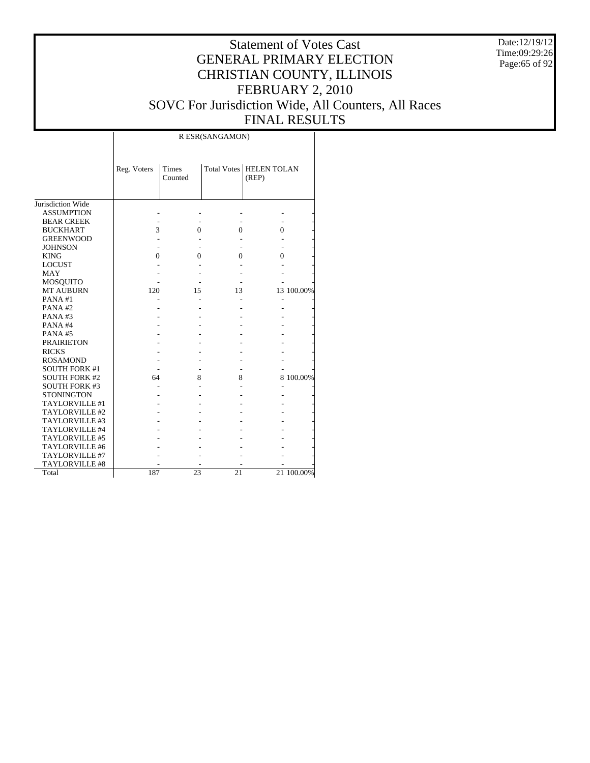# Statement of Votes Cast
# GENERAL PRIMARY ELECTION
# CHRISTIAN COUNTY, ILLINOIS
# FEBRUARY 2, 2010
# SOVC For Jurisdiction Wide, All Counters, All Races
# FINAL RESULTS

Date:12/19/12
Time:09:29:26

| | R ESR(SANGAMON) | | | | |
|---|---|---|---|---|---|
| | Reg. Voters | Times Counted | Total Votes | HELEN TOLAN (REP) | |
| Jurisdiction Wide | | | | | |
| ASSUMPTION | - | - | - | - | - |
| BEAR CREEK | - | - | - | - | - |
| BUCKHART | 3 | 0 | 0 | 0 | - |
| GREENWOOD | - | - | - | - | - |
| JOHNSON | - | - | - | - | - |
| KING | 0 | 0 | 0 | 0 | - |
| LOCUST | - | - | - | - | - |
| MAY | - | - | - | - | - |
| MOSQUITO | - | - | - | - | - |
| MT AUBURN | 120 | 15 | 13 | 13 | 100.00% |
| PANA #1 | - | - | - | - | - |
| PANA #2 | - | - | - | - | - |
| PANA #3 | - | - | - | - | - |
| PANA #4 | - | - | - | - | - |
| PANA #5 | - | - | - | - | - |
| PRAIRIETON | - | - | - | - | - |
| RICKS | - | - | - | - | - |
| ROSAMOND | - | - | - | - | - |
| SOUTH FORK #1 | - | - | - | - | - |
| SOUTH FORK #2 | 64 | 8 | 8 | 8 | 100.00% |
| SOUTH FORK #3 | - | - | - | - | - |
| STONINGTON | - | - | - | - | - |
| TAYLORVILLE #1 | - | - | - | - | - |
| TAYLORVILLE #2 | - | - | - | - | - |
| TAYLORVILLE #3 | - | - | - | - | - |
| TAYLORVILLE #4 | - | - | - | - | - |
| TAYLORVILLE #5 | - | - | - | - | - |
| TAYLORVILLE #6 | - | - | - | - | - |
| TAYLORVILLE #7 | - | - | - | - | - |
| TAYLORVILLE #8 | - | - | - | - | - |
| Total | 187 | 23 | 21 | 21 | 100.00% |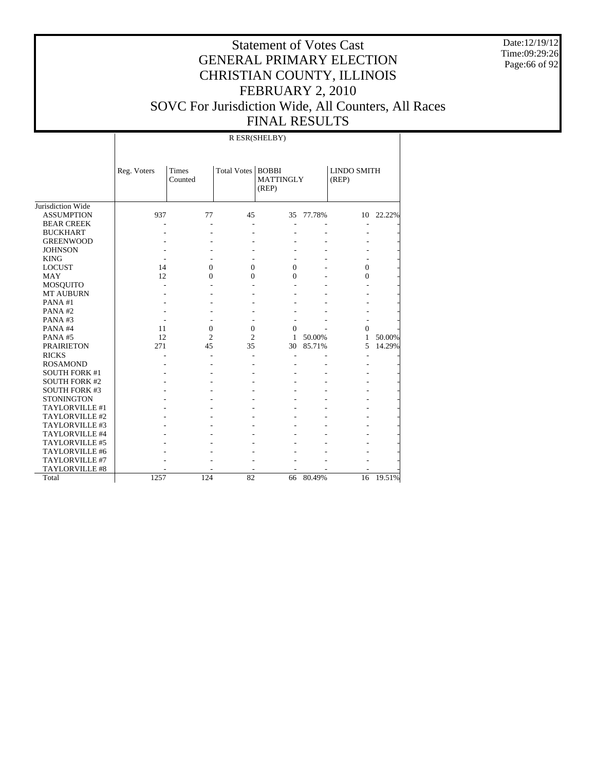# Statement of Votes Cast
## GENERAL PRIMARY ELECTION
## CHRISTIAN COUNTY, ILLINOIS
## FEBRUARY 2, 2010
## SOVC For Jurisdiction Wide, All Counters, All Races
## FINAL RESULTS

Date:12/19/12
Time:09:29:26

R ESR(SHELBY)

| | Reg. Voters | Times Counted | Total Votes | BOBBI MATTINGLY (REP) | | LINDO SMITH (REP) | |
|---|---|---|---|---|---|---|---|
| Jurisdiction Wide | | | | | | | |
| ASSUMPTION | 937 | 77 | 45 | 35 | 77.78% | 10 | 22.22% |
| BEAR CREEK | - | - | - | - | - | - | - |
| BUCKHART | - | - | - | - | - | - | - |
| GREENWOOD | - | - | - | - | - | - | - |
| JOHNSON | - | - | - | - | - | - | - |
| KING | - | - | - | - | - | - | - |
| LOCUST | 14 | 0 | 0 | 0 | - | 0 | - |
| MAY | 12 | 0 | 0 | 0 | - | 0 | - |
| MOSQUITO | - | - | - | - | - | - | - |
| MT AUBURN | - | - | - | - | - | - | - |
| PANA #1 | - | - | - | - | - | - | - |
| PANA #2 | - | - | - | - | - | - | - |
| PANA #3 | - | - | - | - | - | - | - |
| PANA #4 | 11 | 0 | 0 | 0 | - | 0 | - |
| PANA #5 | 12 | 2 | 2 | 1 | 50.00% | 1 | 50.00% |
| PRAIRIETON | 271 | 45 | 35 | 30 | 85.71% | 5 | 14.29% |
| RICKS | - | - | - | - | - | - | - |
| ROSAMOND | - | - | - | - | - | - | - |
| SOUTH FORK #1 | - | - | - | - | - | - | - |
| SOUTH FORK #2 | - | - | - | - | - | - | - |
| SOUTH FORK #3 | - | - | - | - | - | - | - |
| STONINGTON | - | - | - | - | - | - | - |
| TAYLORVILLE #1 | - | - | - | - | - | - | - |
| TAYLORVILLE #2 | - | - | - | - | - | - | - |
| TAYLORVILLE #3 | - | - | - | - | - | - | - |
| TAYLORVILLE #4 | - | - | - | - | - | - | - |
| TAYLORVILLE #5 | - | - | - | - | - | - | - |
| TAYLORVILLE #6 | - | - | - | - | - | - | - |
| TAYLORVILLE #7 | - | - | - | - | - | - | - |
| TAYLORVILLE #8 | - | - | - | - | - | - | - |
| Total | 1257 | 124 | 82 | 66 | 80.49% | 16 | 19.51% |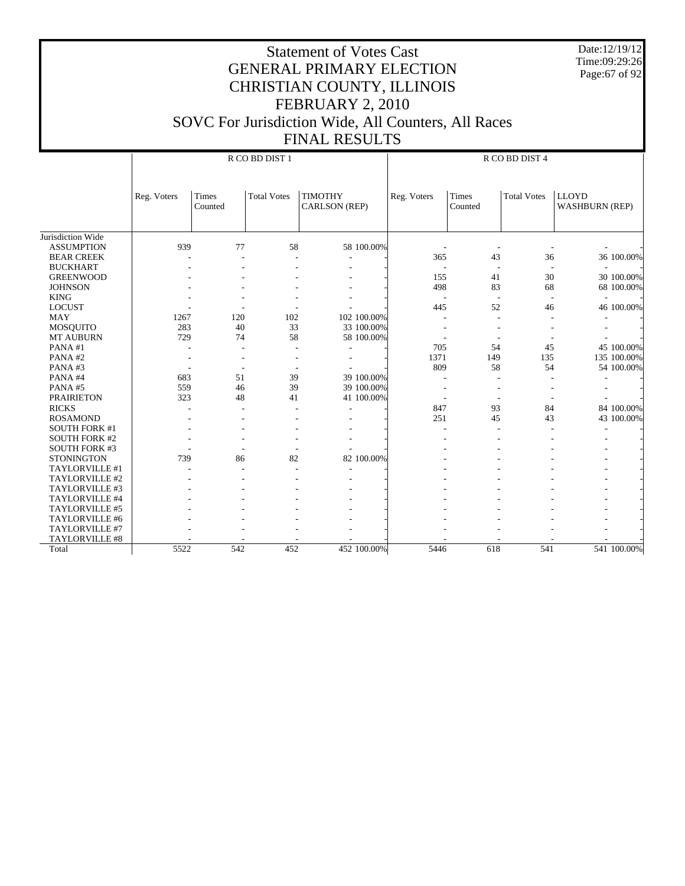# Statement of Votes Cast
## GENERAL PRIMARY ELECTION
## CHRISTIAN COUNTY, ILLINOIS
## FEBRUARY 2, 2010
## SOVC For Jurisdiction Wide, All Counters, All Races
## FINAL RESULTS

Date:12/19/12
Time:09:29:26

| | R CO BD DIST 1 | | | | | R CO BD DIST 4 | | | | |
|---|---|---|---|---|---|---|---|---|---|---|
| | Reg. Voters | Times Counted | Total Votes | TIMOTHY CARLSON (REP) | | Reg. Voters | Times Counted | Total Votes | LLOYD WASHBURN (REP) | |
| Jurisdiction Wide | | | | | | | | | | |
| ASSUMPTION | 939 | 77 | 58 | 58 | 100.00% | - | - | - | - | - |
| BEAR CREEK | - | - | - | - | - | 365 | 43 | 36 | 36 | 100.00% |
| BUCKHART | - | - | - | - | - | - | - | - | - | - |
| GREENWOOD | - | - | - | - | - | 155 | 41 | 30 | 30 | 100.00% |
| JOHNSON | - | - | - | - | - | 498 | 83 | 68 | 68 | 100.00% |
| KING | - | - | - | - | - | - | - | - | - | - |
| LOCUST | - | - | - | - | - | 445 | 52 | 46 | 46 | 100.00% |
| MAY | 1267 | 120 | 102 | 102 | 100.00% | - | - | - | - | - |
| MOSQUITO | 283 | 40 | 33 | 33 | 100.00% | - | - | - | - | - |
| MT AUBURN | 729 | 74 | 58 | 58 | 100.00% | - | - | - | - | - |
| PANA #1 | - | - | - | - | - | 705 | 54 | 45 | 45 | 100.00% |
| PANA #2 | - | - | - | - | - | 1371 | 149 | 135 | 135 | 100.00% |
| PANA #3 | - | - | - | - | - | 809 | 58 | 54 | 54 | 100.00% |
| PANA #4 | 683 | 51 | 39 | 39 | 100.00% | - | - | - | - | - |
| PANA #5 | 559 | 46 | 39 | 39 | 100.00% | - | - | - | - | - |
| PRAIRIETON | 323 | 48 | 41 | 41 | 100.00% | - | - | - | - | - |
| RICKS | - | - | - | - | - | 847 | 93 | 84 | 84 | 100.00% |
| ROSAMOND | - | - | - | - | - | 251 | 45 | 43 | 43 | 100.00% |
| SOUTH FORK #1 | - | - | - | - | - | - | - | - | - | - |
| SOUTH FORK #2 | - | - | - | - | - | - | - | - | - | - |
| SOUTH FORK #3 | - | - | - | - | - | - | - | - | - | - |
| STONINGTON | 739 | 86 | 82 | 82 | 100.00% | - | - | - | - | - |
| TAYLORVILLE #1 | - | - | - | - | - | - | - | - | - | - |
| TAYLORVILLE #2 | - | - | - | - | - | - | - | - | - | - |
| TAYLORVILLE #3 | - | - | - | - | - | - | - | - | - | - |
| TAYLORVILLE #4 | - | - | - | - | - | - | - | - | - | - |
| TAYLORVILLE #5 | - | - | - | - | - | - | - | - | - | - |
| TAYLORVILLE #6 | - | - | - | - | - | - | - | - | - | - |
| TAYLORVILLE #7 | - | - | - | - | - | - | - | - | - | - |
| TAYLORVILLE #8 | - | - | - | - | - | - | - | - | - | - |
| Total | 5522 | 542 | 452 | 452 | 100.00% | 5446 | 618 | 541 | 541 | 100.00% |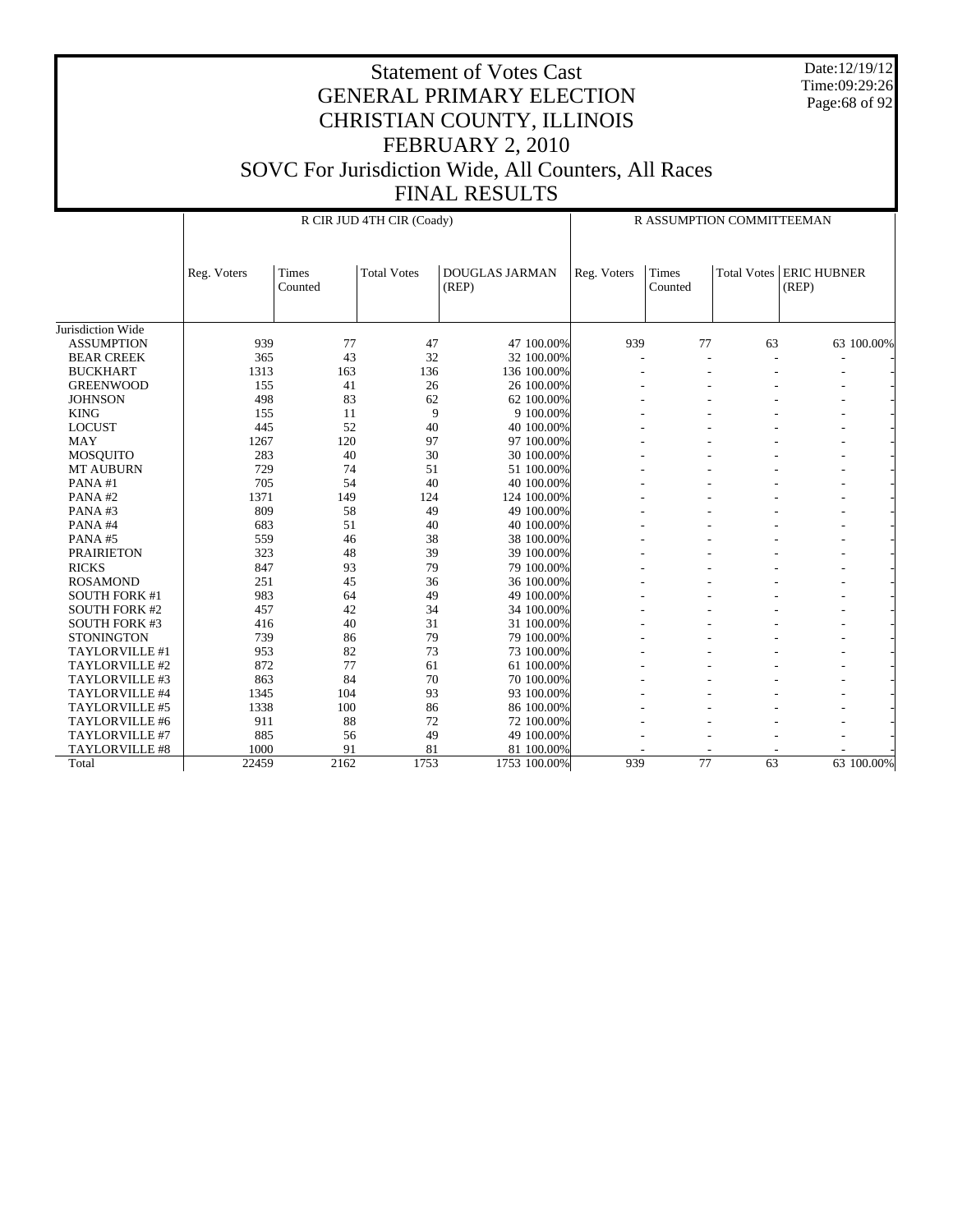# Statement of Votes Cast
## GENERAL PRIMARY ELECTION
## CHRISTIAN COUNTY, ILLINOIS
## FEBRUARY 2, 2010
## SOVC For Jurisdiction Wide, All Counters, All Races
## FINAL RESULTS

Date:12/19/12
Time:09:29:26

| | R CIR JUD 4TH CIR (Coady) | | | | | R ASSUMPTION COMMITTEEMAN | | | | |
|---|---|---|---|---|---|---|---|---|---|---|
| | Reg. Voters | Times Counted | Total Votes | DOUGLAS JARMAN (REP) | | Reg. Voters | Times Counted | Total Votes | ERIC HUBNER (REP) | |
| Jurisdiction Wide | | | | | | | | | | |
| ASSUMPTION | 939 | 77 | 47 | 47 | 100.00% | 939 | 77 | 63 | 63 | 100.00% |
| BEAR CREEK | 365 | 43 | 32 | 32 | 100.00% | - | - | - | - | - |
| BUCKHART | 1313 | 163 | 136 | 136 | 100.00% | - | - | - | - | - |
| GREENWOOD | 155 | 41 | 26 | 26 | 100.00% | - | - | - | - | - |
| JOHNSON | 498 | 83 | 62 | 62 | 100.00% | - | - | - | - | - |
| KING | 155 | 11 | 9 | 9 | 100.00% | - | - | - | - | - |
| LOCUST | 445 | 52 | 40 | 40 | 100.00% | - | - | - | - | - |
| MAY | 1267 | 120 | 97 | 97 | 100.00% | - | - | - | - | - |
| MOSQUITO | 283 | 40 | 30 | 30 | 100.00% | - | - | - | - | - |
| MT AUBURN | 729 | 74 | 51 | 51 | 100.00% | - | - | - | - | - |
| PANA #1 | 705 | 54 | 40 | 40 | 100.00% | - | - | - | - | - |
| PANA #2 | 1371 | 149 | 124 | 124 | 100.00% | - | - | - | - | - |
| PANA #3 | 809 | 58 | 49 | 49 | 100.00% | - | - | - | - | - |
| PANA #4 | 683 | 51 | 40 | 40 | 100.00% | - | - | - | - | - |
| PANA #5 | 559 | 46 | 38 | 38 | 100.00% | - | - | - | - | - |
| PRAIRIETON | 323 | 48 | 39 | 39 | 100.00% | - | - | - | - | - |
| RICKS | 847 | 93 | 79 | 79 | 100.00% | - | - | - | - | - |
| ROSAMOND | 251 | 45 | 36 | 36 | 100.00% | - | - | - | - | - |
| SOUTH FORK #1 | 983 | 64 | 49 | 49 | 100.00% | - | - | - | - | - |
| SOUTH FORK #2 | 457 | 42 | 34 | 34 | 100.00% | - | - | - | - | - |
| SOUTH FORK #3 | 416 | 40 | 31 | 31 | 100.00% | - | - | - | - | - |
| STONINGTON | 739 | 86 | 79 | 79 | 100.00% | - | - | - | - | - |
| TAYLORVILLE #1 | 953 | 82 | 73 | 73 | 100.00% | - | - | - | - | - |
| TAYLORVILLE #2 | 872 | 77 | 61 | 61 | 100.00% | - | - | - | - | - |
| TAYLORVILLE #3 | 863 | 84 | 70 | 70 | 100.00% | - | - | - | - | - |
| TAYLORVILLE #4 | 1345 | 104 | 93 | 93 | 100.00% | - | - | - | - | - |
| TAYLORVILLE #5 | 1338 | 100 | 86 | 86 | 100.00% | - | - | - | - | - |
| TAYLORVILLE #6 | 911 | 88 | 72 | 72 | 100.00% | - | - | - | - | - |
| TAYLORVILLE #7 | 885 | 56 | 49 | 49 | 100.00% | - | - | - | - | - |
| TAYLORVILLE #8 | 1000 | 91 | 81 | 81 | 100.00% | - | - | - | - | - |
| Total | 22459 | 2162 | 1753 | 1753 | 100.00% | 939 | 77 | 63 | 63 | 100.00% |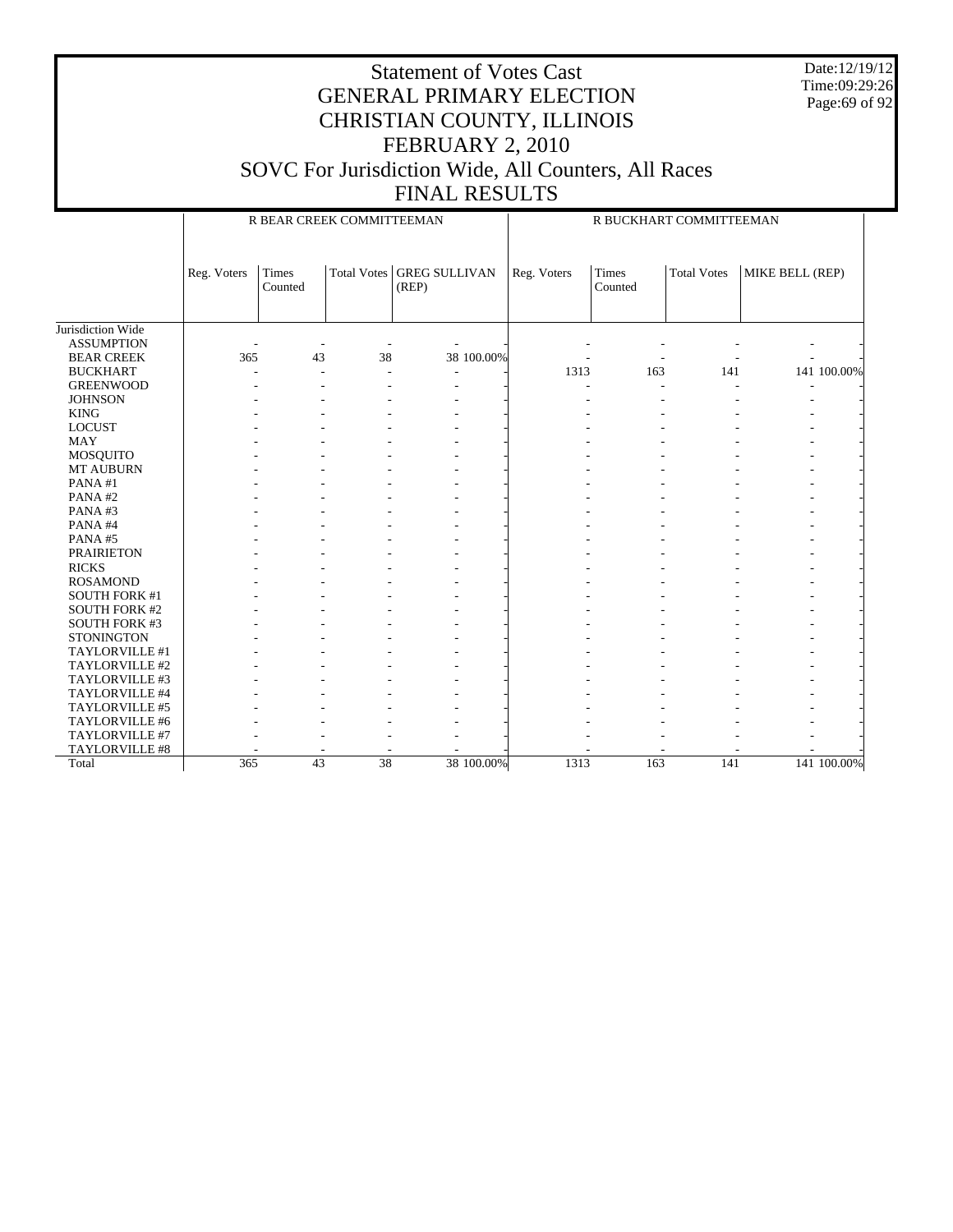# Statement of Votes Cast
# GENERAL PRIMARY ELECTION
# CHRISTIAN COUNTY, ILLINOIS
# FEBRUARY 2, 2010
# SOVC For Jurisdiction Wide, All Counters, All Races
# FINAL RESULTS

Date:12/19/12
Time:09:29:26

| | R BEAR CREEK COMMITTEEMAN | | | | | R BUCKHART COMMITTEEMAN | | | | |
|---|---|---|---|---|---|---|---|---|---|---|
| | Reg. Voters | Times Counted | Total Votes | GREG SULLIVAN (REP) | | Reg. Voters | Times Counted | Total Votes | MIKE BELL (REP) | |
| Jurisdiction Wide | | | | | | | | | | |
| ASSUMPTION | - | - | - | - | - | - | - | - | - | - |
| BEAR CREEK | 365 | 43 | 38 | 38 | 100.00% | - | - | - | - | - |
| BUCKHART | - | - | - | - | - | 1313 | 163 | 141 | 141 | 100.00% |
| GREENWOOD | - | - | - | - | - | - | - | - | - | - |
| JOHNSON | - | - | - | - | - | - | - | - | - | - |
| KING | - | - | - | - | - | - | - | - | - | - |
| LOCUST | - | - | - | - | - | - | - | - | - | - |
| MAY | - | - | - | - | - | - | - | - | - | - |
| MOSQUITO | - | - | - | - | - | - | - | - | - | - |
| MT AUBURN | - | - | - | - | - | - | - | - | - | - |
| PANA #1 | - | - | - | - | - | - | - | - | - | - |
| PANA #2 | - | - | - | - | - | - | - | - | - | - |
| PANA #3 | - | - | - | - | - | - | - | - | - | - |
| PANA #4 | - | - | - | - | - | - | - | - | - | - |
| PANA #5 | - | - | - | - | - | - | - | - | - | - |
| PRAIRIETON | - | - | - | - | - | - | - | - | - | - |
| RICKS | - | - | - | - | - | - | - | - | - | - |
| ROSAMOND | - | - | - | - | - | - | - | - | - | - |
| SOUTH FORK #1 | - | - | - | - | - | - | - | - | - | - |
| SOUTH FORK #2 | - | - | - | - | - | - | - | - | - | - |
| SOUTH FORK #3 | - | - | - | - | - | - | - | - | - | - |
| STONINGTON | - | - | - | - | - | - | - | - | - | - |
| TAYLORVILLE #1 | - | - | - | - | - | - | - | - | - | - |
| TAYLORVILLE #2 | - | - | - | - | - | - | - | - | - | - |
| TAYLORVILLE #3 | - | - | - | - | - | - | - | - | - | - |
| TAYLORVILLE #4 | - | - | - | - | - | - | - | - | - | - |
| TAYLORVILLE #5 | - | - | - | - | - | - | - | - | - | - |
| TAYLORVILLE #6 | - | - | - | - | - | - | - | - | - | - |
| TAYLORVILLE #7 | - | - | - | - | - | - | - | - | - | - |
| TAYLORVILLE #8 | - | - | - | - | - | - | - | - | - | - |
| Total | 365 | 43 | 38 | 38 | 100.00% | 1313 | 163 | 141 | 141 | 100.00% |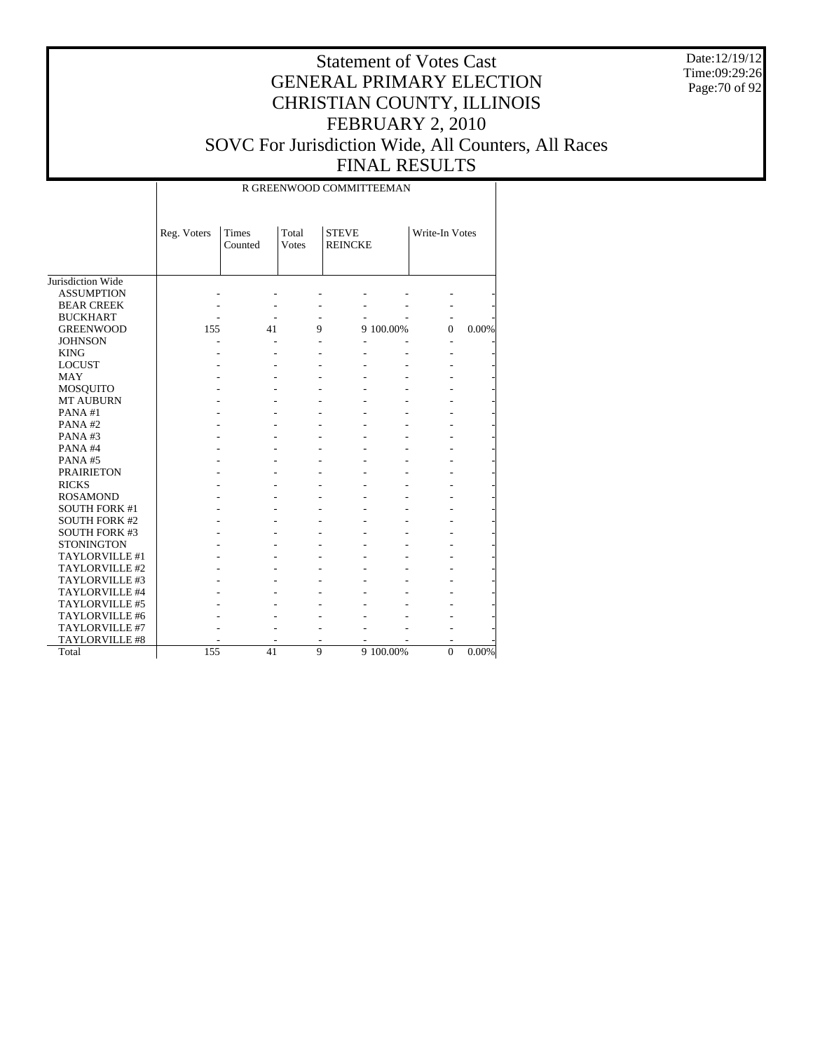# Statement of Votes Cast
# GENERAL PRIMARY ELECTION
# CHRISTIAN COUNTY, ILLINOIS
# FEBRUARY 2, 2010
# SOVC For Jurisdiction Wide, All Counters, All Races
# FINAL RESULTS

Date:12/19/12
Time:09:29:26

## R GREENWOOD COMMITTEEMAN

| | Reg. Voters | Times Counted | Total Votes | STEVE REINCKE | | Write-In Votes | |
|---|---|---|---|---|---|---|---|
| Jurisdiction Wide | | | | | | | |
| ASSUMPTION | - | - | - | - | - | - | - |
| BEAR CREEK | - | - | - | - | - | - | - |
| BUCKHART | - | - | - | - | - | - | - |
| GREENWOOD | 155 | 41 | 9 | 9 | 100.00% | 0 | 0.00% |
| JOHNSON | - | - | - | - | - | - | - |
| KING | - | - | - | - | - | - | - |
| LOCUST | - | - | - | - | - | - | - |
| MAY | - | - | - | - | - | - | - |
| MOSQUITO | - | - | - | - | - | - | - |
| MT AUBURN | - | - | - | - | - | - | - |
| PANA #1 | - | - | - | - | - | - | - |
| PANA #2 | - | - | - | - | - | - | - |
| PANA #3 | - | - | - | - | - | - | - |
| PANA #4 | - | - | - | - | - | - | - |
| PANA #5 | - | - | - | - | - | - | - |
| PRAIRIETON | - | - | - | - | - | - | - |
| RICKS | - | - | - | - | - | - | - |
| ROSAMOND | - | - | - | - | - | - | - |
| SOUTH FORK #1 | - | - | - | - | - | - | - |
| SOUTH FORK #2 | - | - | - | - | - | - | - |
| SOUTH FORK #3 | - | - | - | - | - | - | - |
| STONINGTON | - | - | - | - | - | - | - |
| TAYLORVILLE #1 | - | - | - | - | - | - | - |
| TAYLORVILLE #2 | - | - | - | - | - | - | - |
| TAYLORVILLE #3 | - | - | - | - | - | - | - |
| TAYLORVILLE #4 | - | - | - | - | - | - | - |
| TAYLORVILLE #5 | - | - | - | - | - | - | - |
| TAYLORVILLE #6 | - | - | - | - | - | - | - |
| TAYLORVILLE #7 | - | - | - | - | - | - | - |
| TAYLORVILLE #8 | - | - | - | - | - | - | - |
| Total | 155 | 41 | 9 | 9 | 100.00% | 0 | 0.00% |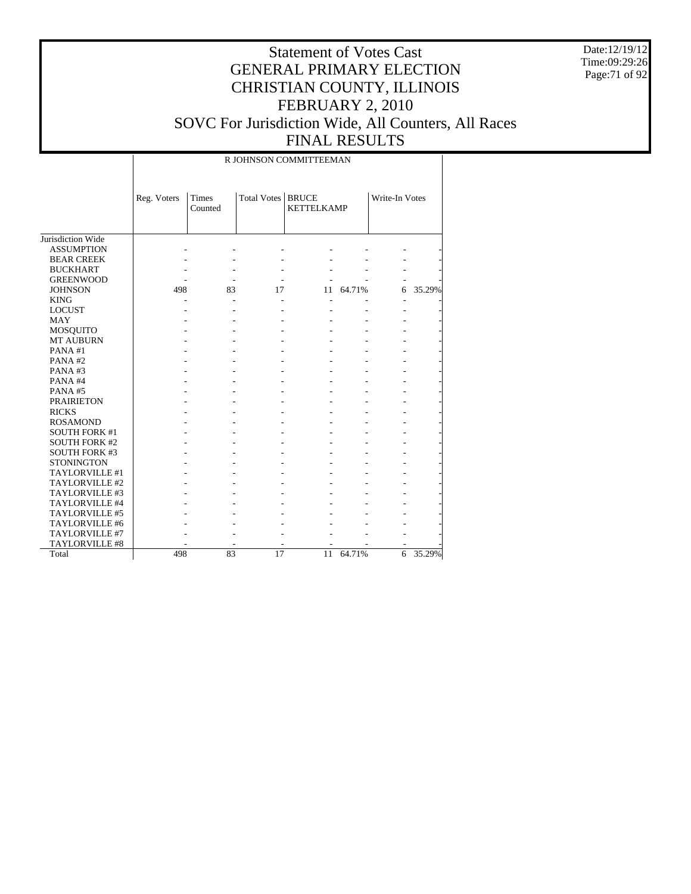# Statement of Votes Cast
# GENERAL PRIMARY ELECTION
# CHRISTIAN COUNTY, ILLINOIS
# FEBRUARY 2, 2010
# SOVC For Jurisdiction Wide, All Counters, All Races
# FINAL RESULTS

Date:12/19/12
Time:09:29:26

| | R JOHNSON COMMITTEEMAN | | | | | | |
|---|---|---|---|---|---|---|---|
| | Reg. Voters | Times Counted | Total Votes | BRUCE KETTELKAMP | | Write-In Votes | |
| Jurisdiction Wide | | | | | | | |
| ASSUMPTION | - | - | - | - | - | - | - |
| BEAR CREEK | - | - | - | - | - | - | - |
| BUCKHART | - | - | - | - | - | - | - |
| GREENWOOD | - | - | - | - | - | - | - |
| JOHNSON | 498 | 83 | 17 | 11 | 64.71% | 6 | 35.29% |
| KING | - | - | - | - | - | - | - |
| LOCUST | - | - | - | - | - | - | - |
| MAY | - | - | - | - | - | - | - |
| MOSQUITO | - | - | - | - | - | - | - |
| MT AUBURN | - | - | - | - | - | - | - |
| PANA #1 | - | - | - | - | - | - | - |
| PANA #2 | - | - | - | - | - | - | - |
| PANA #3 | - | - | - | - | - | - | - |
| PANA #4 | - | - | - | - | - | - | - |
| PANA #5 | - | - | - | - | - | - | - |
| PRAIRIETON | - | - | - | - | - | - | - |
| RICKS | - | - | - | - | - | - | - |
| ROSAMOND | - | - | - | - | - | - | - |
| SOUTH FORK #1 | - | - | - | - | - | - | - |
| SOUTH FORK #2 | - | - | - | - | - | - | - |
| SOUTH FORK #3 | - | - | - | - | - | - | - |
| STONINGTON | - | - | - | - | - | - | - |
| TAYLORVILLE #1 | - | - | - | - | - | - | - |
| TAYLORVILLE #2 | - | - | - | - | - | - | - |
| TAYLORVILLE #3 | - | - | - | - | - | - | - |
| TAYLORVILLE #4 | - | - | - | - | - | - | - |
| TAYLORVILLE #5 | - | - | - | - | - | - | - |
| TAYLORVILLE #6 | - | - | - | - | - | - | - |
| TAYLORVILLE #7 | - | - | - | - | - | - | - |
| TAYLORVILLE #8 | - | - | - | - | - | - | - |
| Total | 498 | 83 | 17 | 11 | 64.71% | 6 | 35.29% |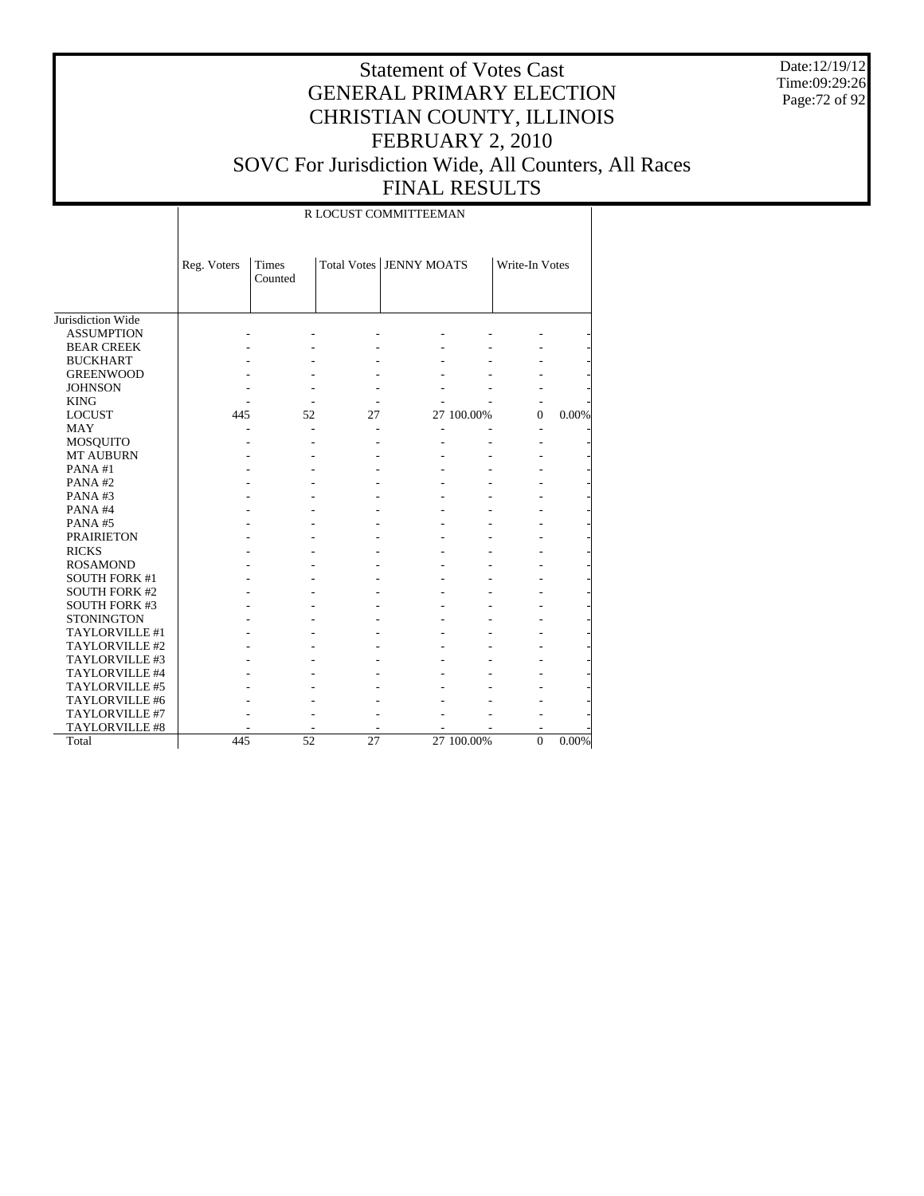# Statement of Votes Cast
# GENERAL PRIMARY ELECTION
# CHRISTIAN COUNTY, ILLINOIS
# FEBRUARY 2, 2010
# SOVC For Jurisdiction Wide, All Counters, All Races
# FINAL RESULTS

Date:12/19/12
Time:09:29:26

| | R LOCUST COMMITTEEMAN | | | | | | |
|---|---|---|---|---|---|---|---|
| | Reg. Voters | Times Counted | Total Votes | JENNY MOATS | | Write-In Votes | |
| Jurisdiction Wide | | | | | | | |
| ASSUMPTION | - | - | - | - | - | - | - |
| BEAR CREEK | - | - | - | - | - | - | - |
| BUCKHART | - | - | - | - | - | - | - |
| GREENWOOD | - | - | - | - | - | - | - |
| JOHNSON | - | - | - | - | - | - | - |
| KING | - | - | - | - | - | - | - |
| LOCUST | 445 | 52 | 27 | 27 | 100.00% | 0 | 0.00% |
| MAY | - | - | - | - | - | - | - |
| MOSQUITO | - | - | - | - | - | - | - |
| MT AUBURN | - | - | - | - | - | - | - |
| PANA #1 | - | - | - | - | - | - | - |
| PANA #2 | - | - | - | - | - | - | - |
| PANA #3 | - | - | - | - | - | - | - |
| PANA #4 | - | - | - | - | - | - | - |
| PANA #5 | - | - | - | - | - | - | - |
| PRAIRIETON | - | - | - | - | - | - | - |
| RICKS | - | - | - | - | - | - | - |
| ROSAMOND | - | - | - | - | - | - | - |
| SOUTH FORK #1 | - | - | - | - | - | - | - |
| SOUTH FORK #2 | - | - | - | - | - | - | - |
| SOUTH FORK #3 | - | - | - | - | - | - | - |
| STONINGTON | - | - | - | - | - | - | - |
| TAYLORVILLE #1 | - | - | - | - | - | - | - |
| TAYLORVILLE #2 | - | - | - | - | - | - | - |
| TAYLORVILLE #3 | - | - | - | - | - | - | - |
| TAYLORVILLE #4 | - | - | - | - | - | - | - |
| TAYLORVILLE #5 | - | - | - | - | - | - | - |
| TAYLORVILLE #6 | - | - | - | - | - | - | - |
| TAYLORVILLE #7 | - | - | - | - | - | - | - |
| TAYLORVILLE #8 | - | - | - | - | - | - | - |
| Total | 445 | 52 | 27 | 27 | 100.00% | 0 | 0.00% |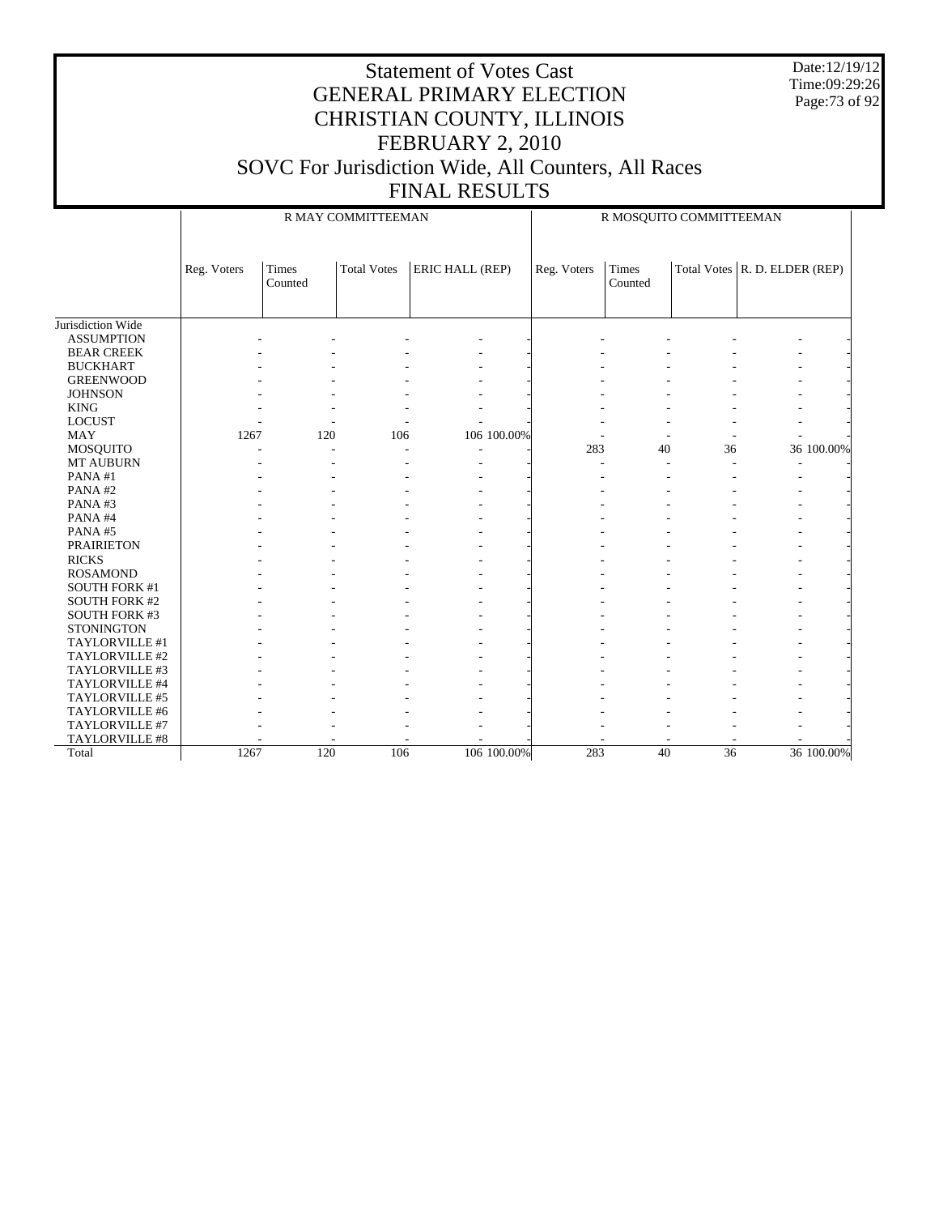# Statement of Votes Cast
## GENERAL PRIMARY ELECTION
## CHRISTIAN COUNTY, ILLINOIS
## FEBRUARY 2, 2010
## SOVC For Jurisdiction Wide, All Counters, All Races
## FINAL RESULTS

Date:12/19/12
Time:09:29:26

| | R MAY COMMITTEEMAN | | | | | R MOSQUITO COMMITTEEMAN | | | | |
|---|---|---|---|---|---|---|---|---|---|---|
| | Reg. Voters | Times Counted | Total Votes | ERIC HALL (REP) | | Reg. Voters | Times Counted | Total Votes | R. D. ELDER (REP) | |
| Jurisdiction Wide | | | | | | | | | | |
| ASSUMPTION | - | - | - | - | - | - | - | - | - | - |
| BEAR CREEK | - | - | - | - | - | - | - | - | - | - |
| BUCKHART | - | - | - | - | - | - | - | - | - | - |
| GREENWOOD | - | - | - | - | - | - | - | - | - | - |
| JOHNSON | - | - | - | - | - | - | - | - | - | - |
| KING | - | - | - | - | - | - | - | - | - | - |
| LOCUST | - | - | - | - | - | - | - | - | - | - |
| MAY | 1267 | 120 | 106 | 106 | 100.00% | - | - | - | - | - |
| MOSQUITO | - | - | - | - | - | 283 | 40 | 36 | 36 | 100.00% |
| MT AUBURN | - | - | - | - | - | - | - | - | - | - |
| PANA #1 | - | - | - | - | - | - | - | - | - | - |
| PANA #2 | - | - | - | - | - | - | - | - | - | - |
| PANA #3 | - | - | - | - | - | - | - | - | - | - |
| PANA #4 | - | - | - | - | - | - | - | - | - | - |
| PANA #5 | - | - | - | - | - | - | - | - | - | - |
| PRAIRIETON | - | - | - | - | - | - | - | - | - | - |
| RICKS | - | - | - | - | - | - | - | - | - | - |
| ROSAMOND | - | - | - | - | - | - | - | - | - | - |
| SOUTH FORK #1 | - | - | - | - | - | - | - | - | - | - |
| SOUTH FORK #2 | - | - | - | - | - | - | - | - | - | - |
| SOUTH FORK #3 | - | - | - | - | - | - | - | - | - | - |
| STONINGTON | - | - | - | - | - | - | - | - | - | - |
| TAYLORVILLE #1 | - | - | - | - | - | - | - | - | - | - |
| TAYLORVILLE #2 | - | - | - | - | - | - | - | - | - | - |
| TAYLORVILLE #3 | - | - | - | - | - | - | - | - | - | - |
| TAYLORVILLE #4 | - | - | - | - | - | - | - | - | - | - |
| TAYLORVILLE #5 | - | - | - | - | - | - | - | - | - | - |
| TAYLORVILLE #6 | - | - | - | - | - | - | - | - | - | - |
| TAYLORVILLE #7 | - | - | - | - | - | - | - | - | - | - |
| TAYLORVILLE #8 | - | - | - | - | - | - | - | - | - | - |
| Total | 1267 | 120 | 106 | 106 | 100.00% | 283 | 40 | 36 | 36 | 100.00% |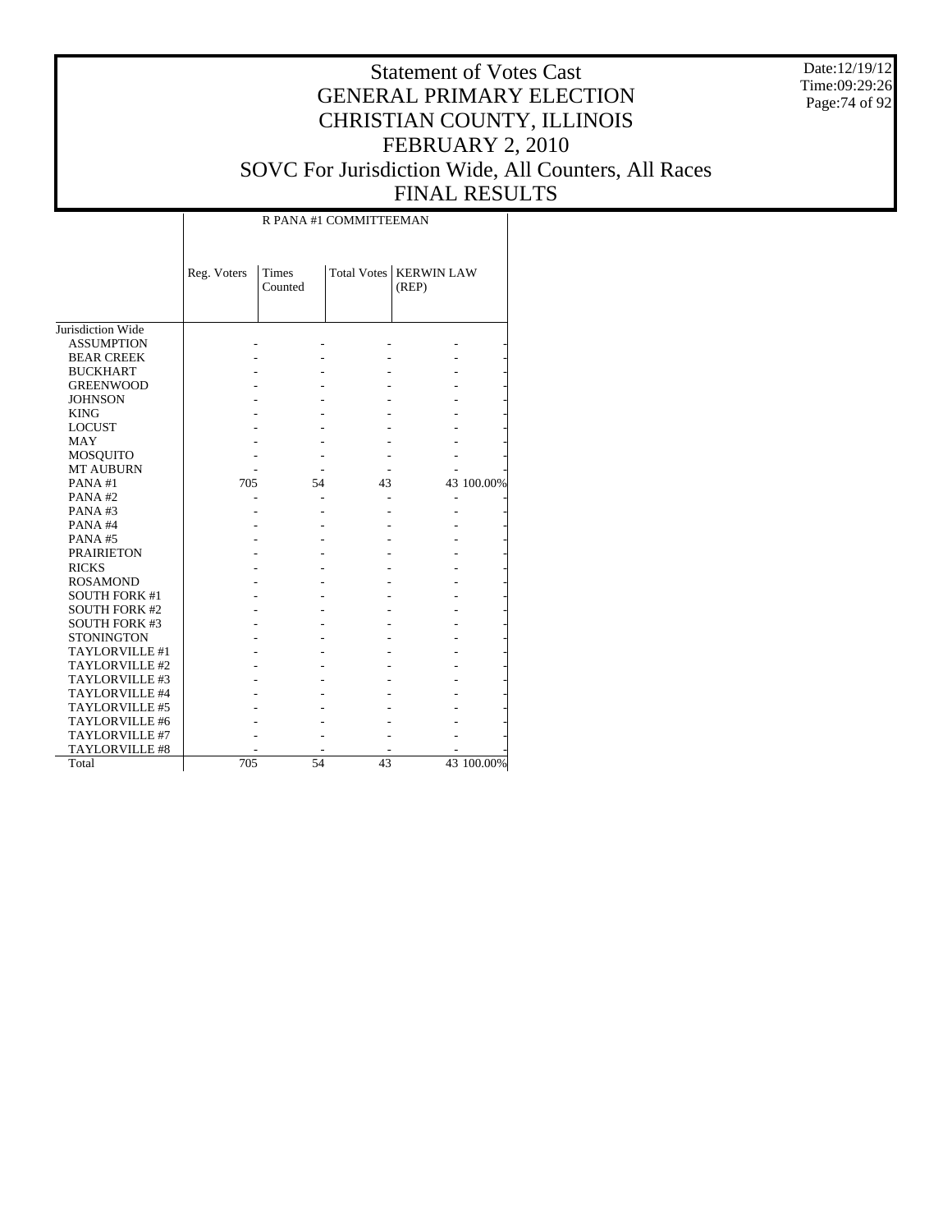# Statement of Votes Cast
# GENERAL PRIMARY ELECTION
# CHRISTIAN COUNTY, ILLINOIS
# FEBRUARY 2, 2010
# SOVC For Jurisdiction Wide, All Counters, All Races
# FINAL RESULTS

Date:12/19/12
Time:09:29:26

| | R PANA #1 COMMITTEEMAN | | | | |
|---|---|---|---|---|---|
| | Reg. Voters | Times Counted | Total Votes | KERWIN LAW (REP) | |
| Jurisdiction Wide | | | | | |
| ASSUMPTION | - | - | - | - | - |
| BEAR CREEK | - | - | - | - | - |
| BUCKHART | - | - | - | - | - |
| GREENWOOD | - | - | - | - | - |
| JOHNSON | - | - | - | - | - |
| KING | - | - | - | - | - |
| LOCUST | - | - | - | - | - |
| MAY | - | - | - | - | - |
| MOSQUITO | - | - | - | - | - |
| MT AUBURN | - | - | - | - | - |
| PANA #1 | 705 | 54 | 43 | 43 | 100.00% |
| PANA #2 | - | - | - | - | - |
| PANA #3 | - | - | - | - | - |
| PANA #4 | - | - | - | - | - |
| PANA #5 | - | - | - | - | - |
| PRAIRIETON | - | - | - | - | - |
| RICKS | - | - | - | - | - |
| ROSAMOND | - | - | - | - | - |
| SOUTH FORK #1 | - | - | - | - | - |
| SOUTH FORK #2 | - | - | - | - | - |
| SOUTH FORK #3 | - | - | - | - | - |
| STONINGTON | - | - | - | - | - |
| TAYLORVILLE #1 | - | - | - | - | - |
| TAYLORVILLE #2 | - | - | - | - | - |
| TAYLORVILLE #3 | - | - | - | - | - |
| TAYLORVILLE #4 | - | - | - | - | - |
| TAYLORVILLE #5 | - | - | - | - | - |
| TAYLORVILLE #6 | - | - | - | - | - |
| TAYLORVILLE #7 | - | - | - | - | - |
| TAYLORVILLE #8 | - | - | - | - | - |
| Total | 705 | 54 | 43 | 43 | 100.00% |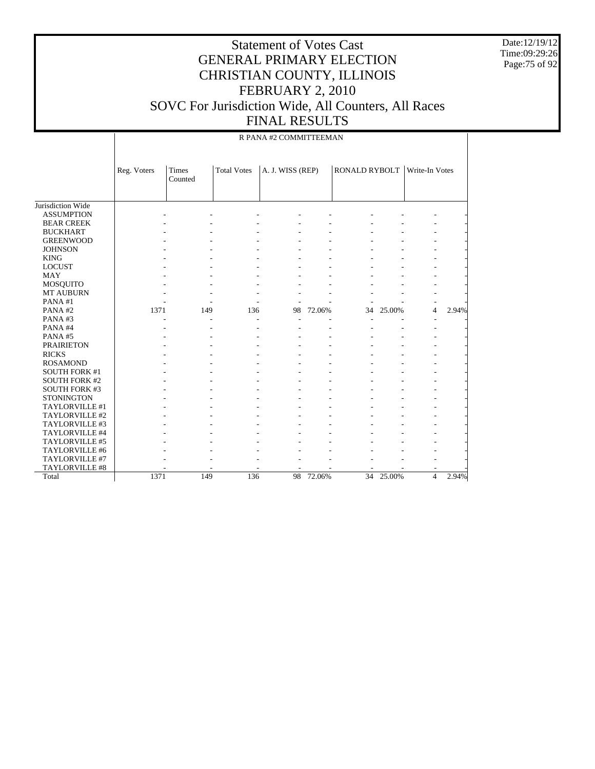# Statement of Votes Cast
# GENERAL PRIMARY ELECTION
# CHRISTIAN COUNTY, ILLINOIS
# FEBRUARY 2, 2010
# SOVC For Jurisdiction Wide, All Counters, All Races
# FINAL RESULTS

Date:12/19/12
Time:09:29:26

R PANA #2 COMMITTEEMAN

| | Reg. Voters | Times Counted | Total Votes | A. J. WISS (REP) | | RONALD RYBOLT | | Write-In Votes | |
|---|---|---|---|---|---|---|---|---|---|
| Jurisdiction Wide | | | | | | | | | |
| ASSUMPTION | - | - | - | - | - | - | - | - | - |
| BEAR CREEK | - | - | - | - | - | - | - | - | - |
| BUCKHART | - | - | - | - | - | - | - | - | - |
| GREENWOOD | - | - | - | - | - | - | - | - | - |
| JOHNSON | - | - | - | - | - | - | - | - | - |
| KING | - | - | - | - | - | - | - | - | - |
| LOCUST | - | - | - | - | - | - | - | - | - |
| MAY | - | - | - | - | - | - | - | - | - |
| MOSQUITO | - | - | - | - | - | - | - | - | - |
| MT AUBURN | - | - | - | - | - | - | - | - | - |
| PANA #1 | - | - | - | - | - | - | - | - | - |
| PANA #2 | 1371 | 149 | 136 | 98 | 72.06% | 34 | 25.00% | 4 | 2.94% |
| PANA #3 | - | - | - | - | - | - | - | - | - |
| PANA #4 | - | - | - | - | - | - | - | - | - |
| PANA #5 | - | - | - | - | - | - | - | - | - |
| PRAIRIETON | - | - | - | - | - | - | - | - | - |
| RICKS | - | - | - | - | - | - | - | - | - |
| ROSAMOND | - | - | - | - | - | - | - | - | - |
| SOUTH FORK #1 | - | - | - | - | - | - | - | - | - |
| SOUTH FORK #2 | - | - | - | - | - | - | - | - | - |
| SOUTH FORK #3 | - | - | - | - | - | - | - | - | - |
| STONINGTON | - | - | - | - | - | - | - | - | - |
| TAYLORVILLE #1 | - | - | - | - | - | - | - | - | - |
| TAYLORVILLE #2 | - | - | - | - | - | - | - | - | - |
| TAYLORVILLE #3 | - | - | - | - | - | - | - | - | - |
| TAYLORVILLE #4 | - | - | - | - | - | - | - | - | - |
| TAYLORVILLE #5 | - | - | - | - | - | - | - | - | - |
| TAYLORVILLE #6 | - | - | - | - | - | - | - | - | - |
| TAYLORVILLE #7 | - | - | - | - | - | - | - | - | - |
| TAYLORVILLE #8 | - | - | - | - | - | - | - | - | - |
| Total | 1371 | 149 | 136 | 98 | 72.06% | 34 | 25.00% | 4 | 2.94% |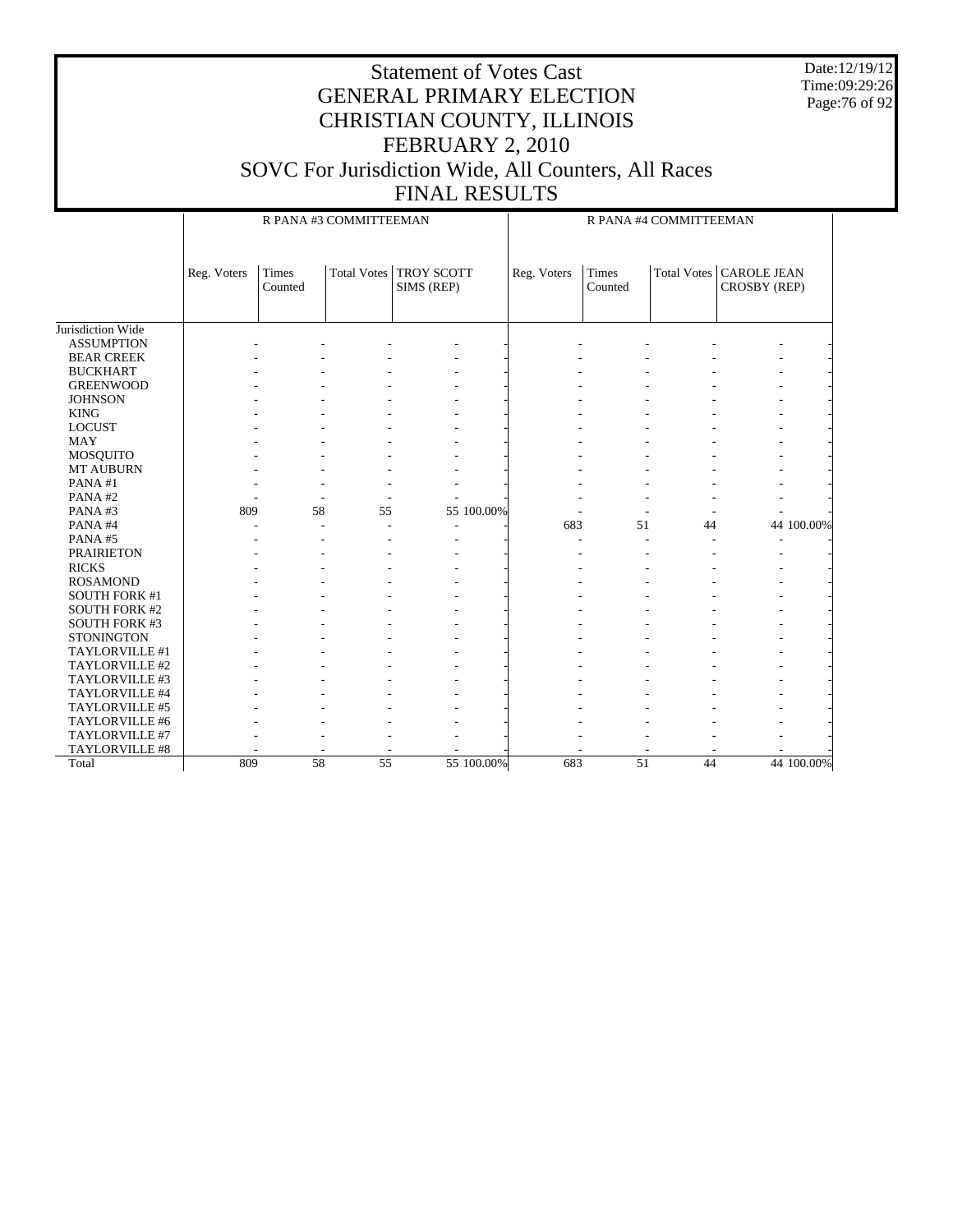# Statement of Votes Cast
# GENERAL PRIMARY ELECTION
# CHRISTIAN COUNTY, ILLINOIS
# FEBRUARY 2, 2010
# SOVC For Jurisdiction Wide, All Counters, All Races
# FINAL RESULTS

Date:12/19/12
Time:09:29:26

| | R PANA #3 COMMITTEEMAN | | | | | R PANA #4 COMMITTEEMAN | | | | |
|---|---|---|---|---|---|---|---|---|---|---|
| | Reg. Voters | Times Counted | Total Votes | TROY SCOTT SIMS (REP) | | Reg. Voters | Times Counted | Total Votes | CAROLE JEAN CROSBY (REP) | |
| Jurisdiction Wide | | | | | | | | | | |
| ASSUMPTION | - | - | - | - | - | - | - | - | - | - |
| BEAR CREEK | - | - | - | - | - | - | - | - | - | - |
| BUCKHART | - | - | - | - | - | - | - | - | - | - |
| GREENWOOD | - | - | - | - | - | - | - | - | - | - |
| JOHNSON | - | - | - | - | - | - | - | - | - | - |
| KING | - | - | - | - | - | - | - | - | - | - |
| LOCUST | - | - | - | - | - | - | - | - | - | - |
| MAY | - | - | - | - | - | - | - | - | - | - |
| MOSQUITO | - | - | - | - | - | - | - | - | - | - |
| MT AUBURN | - | - | - | - | - | - | - | - | - | - |
| PANA #1 | - | - | - | - | - | - | - | - | - | - |
| PANA #2 | - | - | - | - | - | - | - | - | - | - |
| PANA #3 | 809 | 58 | 55 | 55 | 100.00% | - | - | - | - | - |
| PANA #4 | - | - | - | - | - | 683 | 51 | 44 | 44 | 100.00% |
| PANA #5 | - | - | - | - | - | - | - | - | - | - |
| PRAIRIETON | - | - | - | - | - | - | - | - | - | - |
| RICKS | - | - | - | - | - | - | - | - | - | - |
| ROSAMOND | - | - | - | - | - | - | - | - | - | - |
| SOUTH FORK #1 | - | - | - | - | - | - | - | - | - | - |
| SOUTH FORK #2 | - | - | - | - | - | - | - | - | - | - |
| SOUTH FORK #3 | - | - | - | - | - | - | - | - | - | - |
| STONINGTON | - | - | - | - | - | - | - | - | - | - |
| TAYLORVILLE #1 | - | - | - | - | - | - | - | - | - | - |
| TAYLORVILLE #2 | - | - | - | - | - | - | - | - | - | - |
| TAYLORVILLE #3 | - | - | - | - | - | - | - | - | - | - |
| TAYLORVILLE #4 | - | - | - | - | - | - | - | - | - | - |
| TAYLORVILLE #5 | - | - | - | - | - | - | - | - | - | - |
| TAYLORVILLE #6 | - | - | - | - | - | - | - | - | - | - |
| TAYLORVILLE #7 | - | - | - | - | - | - | - | - | - | - |
| TAYLORVILLE #8 | - | - | - | - | - | - | - | - | - | - |
| Total | 809 | 58 | 55 | 55 | 100.00% | 683 | 51 | 44 | 44 | 100.00% |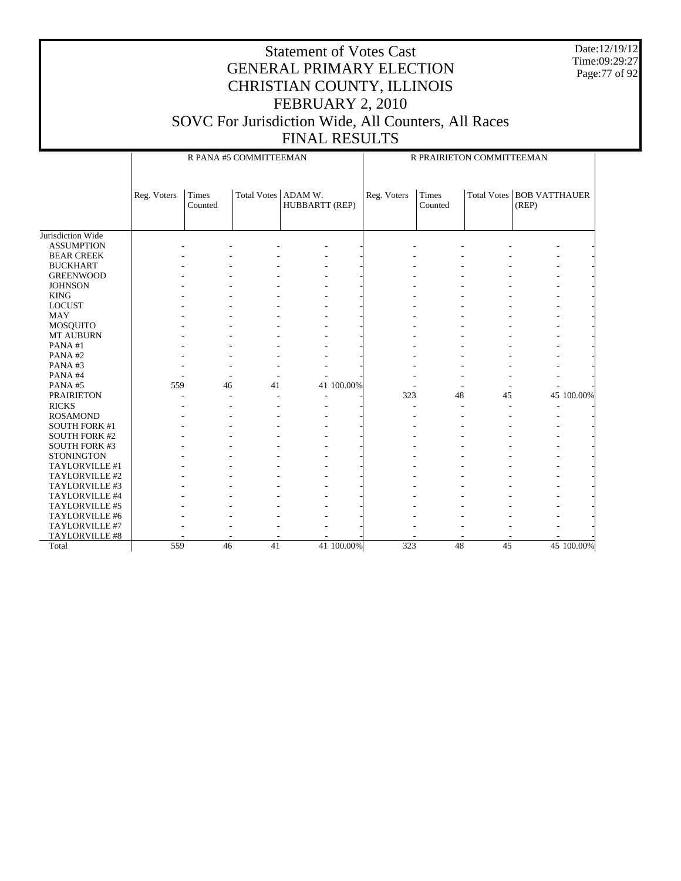# Statement of Votes Cast
# GENERAL PRIMARY ELECTION
# CHRISTIAN COUNTY, ILLINOIS
# FEBRUARY 2, 2010
# SOVC For Jurisdiction Wide, All Counters, All Races
# FINAL RESULTS

Date:12/19/12
Time:09:29:27

| | R PANA #5 COMMITTEEMAN | | | | | R PRAIRIETON COMMITTEEMAN | | | | |
|---|---|---|---|---|---|---|---|---|---|---|
| | Reg. Voters | Times Counted | Total Votes | ADAM W. HUBBARTT (REP) | | Reg. Voters | Times Counted | Total Votes | BOB VATTHAUER (REP) | |
| Jurisdiction Wide | | | | | | | | | | |
| ASSUMPTION | - | - | - | - | - | - | - | - | - | - |
| BEAR CREEK | - | - | - | - | - | - | - | - | - | - |
| BUCKHART | - | - | - | - | - | - | - | - | - | - |
| GREENWOOD | - | - | - | - | - | - | - | - | - | - |
| JOHNSON | - | - | - | - | - | - | - | - | - | - |
| KING | - | - | - | - | - | - | - | - | - | - |
| LOCUST | - | - | - | - | - | - | - | - | - | - |
| MAY | - | - | - | - | - | - | - | - | - | - |
| MOSQUITO | - | - | - | - | - | - | - | - | - | - |
| MT AUBURN | - | - | - | - | - | - | - | - | - | - |
| PANA #1 | - | - | - | - | - | - | - | - | - | - |
| PANA #2 | - | - | - | - | - | - | - | - | - | - |
| PANA #3 | - | - | - | - | - | - | - | - | - | - |
| PANA #4 | - | - | - | - | - | - | - | - | - | - |
| PANA #5 | 559 | 46 | 41 | 41 | 100.00% | - | - | - | - | - |
| PRAIRIETON | - | - | - | - | - | 323 | 48 | 45 | 45 | 100.00% |
| RICKS | - | - | - | - | - | - | - | - | - | - |
| ROSAMOND | - | - | - | - | - | - | - | - | - | - |
| SOUTH FORK #1 | - | - | - | - | - | - | - | - | - | - |
| SOUTH FORK #2 | - | - | - | - | - | - | - | - | - | - |
| SOUTH FORK #3 | - | - | - | - | - | - | - | - | - | - |
| STONINGTON | - | - | - | - | - | - | - | - | - | - |
| TAYLORVILLE #1 | - | - | - | - | - | - | - | - | - | - |
| TAYLORVILLE #2 | - | - | - | - | - | - | - | - | - | - |
| TAYLORVILLE #3 | - | - | - | - | - | - | - | - | - | - |
| TAYLORVILLE #4 | - | - | - | - | - | - | - | - | - | - |
| TAYLORVILLE #5 | - | - | - | - | - | - | - | - | - | - |
| TAYLORVILLE #6 | - | - | - | - | - | - | - | - | - | - |
| TAYLORVILLE #7 | - | - | - | - | - | - | - | - | - | - |
| TAYLORVILLE #8 | - | - | - | - | - | - | - | - | - | - |
| Total | 559 | 46 | 41 | 41 | 100.00% | 323 | 48 | 45 | 45 | 100.00% |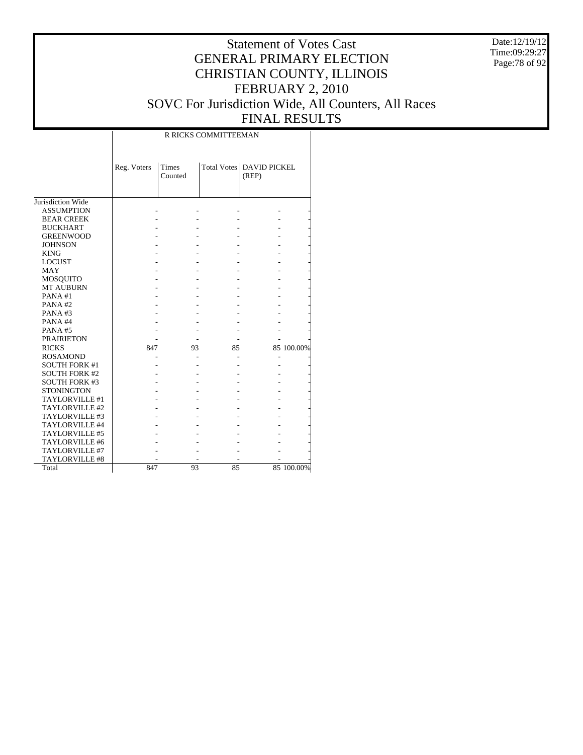# Statement of Votes Cast
## GENERAL PRIMARY ELECTION
## CHRISTIAN COUNTY, ILLINOIS
## FEBRUARY 2, 2010
## SOVC For Jurisdiction Wide, All Counters, All Races
## FINAL RESULTS

Date:12/19/12
Time:09:29:27

| | R RICKS COMMITTEEMAN | | | | |
|---|---|---|---|---|---|
| | Reg. Voters | Times Counted | Total Votes | DAVID PICKEL (REP) | |
| Jurisdiction Wide | | | | | |
| ASSUMPTION | - | - | - | - | - |
| BEAR CREEK | - | - | - | - | - |
| BUCKHART | - | - | - | - | - |
| GREENWOOD | - | - | - | - | - |
| JOHNSON | - | - | - | - | - |
| KING | - | - | - | - | - |
| LOCUST | - | - | - | - | - |
| MAY | - | - | - | - | - |
| MOSQUITO | - | - | - | - | - |
| MT AUBURN | - | - | - | - | - |
| PANA #1 | - | - | - | - | - |
| PANA #2 | - | - | - | - | - |
| PANA #3 | - | - | - | - | - |
| PANA #4 | - | - | - | - | - |
| PANA #5 | - | - | - | - | - |
| PRAIRIETON | - | - | - | - | - |
| RICKS | 847 | 93 | 85 | 85 | 100.00% |
| ROSAMOND | - | - | - | - | - |
| SOUTH FORK #1 | - | - | - | - | - |
| SOUTH FORK #2 | - | - | - | - | - |
| SOUTH FORK #3 | - | - | - | - | - |
| STONINGTON | - | - | - | - | - |
| TAYLORVILLE #1 | - | - | - | - | - |
| TAYLORVILLE #2 | - | - | - | - | - |
| TAYLORVILLE #3 | - | - | - | - | - |
| TAYLORVILLE #4 | - | - | - | - | - |
| TAYLORVILLE #5 | - | - | - | - | - |
| TAYLORVILLE #6 | - | - | - | - | - |
| TAYLORVILLE #7 | - | - | - | - | - |
| TAYLORVILLE #8 | - | - | - | - | - |
| Total | 847 | 93 | 85 | 85 | 100.00% |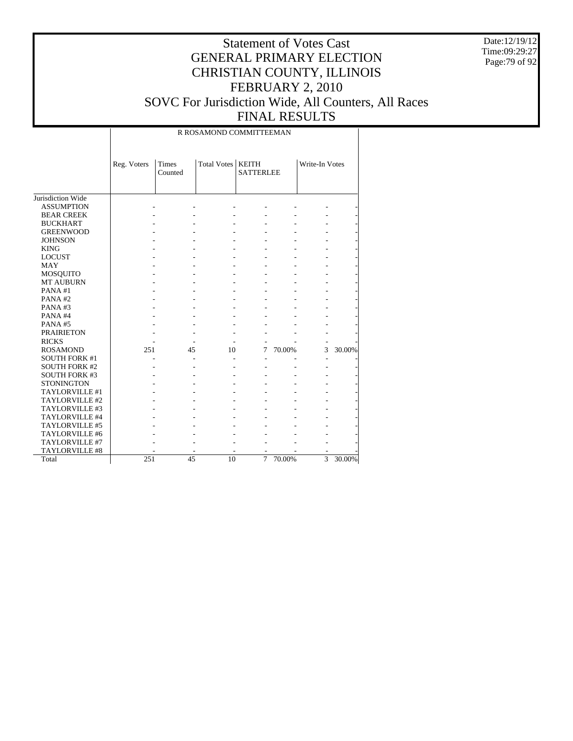# Statement of Votes Cast
# GENERAL PRIMARY ELECTION
# CHRISTIAN COUNTY, ILLINOIS
# FEBRUARY 2, 2010
# SOVC For Jurisdiction Wide, All Counters, All Races
# FINAL RESULTS

Date:12/19/12
Time:09:29:27

R ROSAMOND COMMITTEEMAN

| | Reg. Voters | Times Counted | Total Votes | KEITH SATTERLEE | | Write-In Votes | |
|---|---|---|---|---|---|---|---|
| Jurisdiction Wide | | | | | | | |
| ASSUMPTION | - | - | - | - | - | - | - |
| BEAR CREEK | - | - | - | - | - | - | - |
| BUCKHART | - | - | - | - | - | - | - |
| GREENWOOD | - | - | - | - | - | - | - |
| JOHNSON | - | - | - | - | - | - | - |
| KING | - | - | - | - | - | - | - |
| LOCUST | - | - | - | - | - | - | - |
| MAY | - | - | - | - | - | - | - |
| MOSQUITO | - | - | - | - | - | - | - |
| MT AUBURN | - | - | - | - | - | - | - |
| PANA #1 | - | - | - | - | - | - | - |
| PANA #2 | - | - | - | - | - | - | - |
| PANA #3 | - | - | - | - | - | - | - |
| PANA #4 | - | - | - | - | - | - | - |
| PANA #5 | - | - | - | - | - | - | - |
| PRAIRIETON | - | - | - | - | - | - | - |
| RICKS | - | - | - | - | - | - | - |
| ROSAMOND | 251 | 45 | 10 | 7 | 70.00% | 3 | 30.00% |
| SOUTH FORK #1 | - | - | - | - | - | - | - |
| SOUTH FORK #2 | - | - | - | - | - | - | - |
| SOUTH FORK #3 | - | - | - | - | - | - | - |
| STONINGTON | - | - | - | - | - | - | - |
| TAYLORVILLE #1 | - | - | - | - | - | - | - |
| TAYLORVILLE #2 | - | - | - | - | - | - | - |
| TAYLORVILLE #3 | - | - | - | - | - | - | - |
| TAYLORVILLE #4 | - | - | - | - | - | - | - |
| TAYLORVILLE #5 | - | - | - | - | - | - | - |
| TAYLORVILLE #6 | - | - | - | - | - | - | - |
| TAYLORVILLE #7 | - | - | - | - | - | - | - |
| TAYLORVILLE #8 | - | - | - | - | - | - | - |
| Total | 251 | 45 | 10 | 7 | 70.00% | 3 | 30.00% |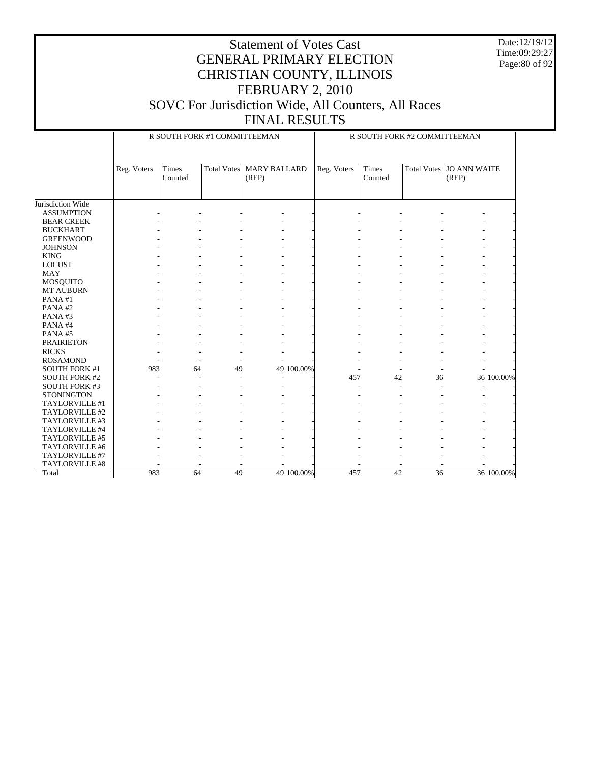# Statement of Votes Cast
## GENERAL PRIMARY ELECTION
## CHRISTIAN COUNTY, ILLINOIS
## FEBRUARY 2, 2010
## SOVC For Jurisdiction Wide, All Counters, All Races
## FINAL RESULTS

Date:12/19/12
Time:09:29:27

| | R SOUTH FORK #1 COMMITTEEMAN | | | | | R SOUTH FORK #2 COMMITTEEMAN | | | | |
|---|---|---|---|---|---|---|---|---|---|---|
| | Reg. Voters | Times Counted | Total Votes | MARY BALLARD (REP) | | Reg. Voters | Times Counted | Total Votes | JO ANN WAITE (REP) | |
| Jurisdiction Wide | | | | | | | | | | |
| ASSUMPTION | - | - | - | - | - | - | - | - | - | - |
| BEAR CREEK | - | - | - | - | - | - | - | - | - | - |
| BUCKHART | - | - | - | - | - | - | - | - | - | - |
| GREENWOOD | - | - | - | - | - | - | - | - | - | - |
| JOHNSON | - | - | - | - | - | - | - | - | - | - |
| KING | - | - | - | - | - | - | - | - | - | - |
| LOCUST | - | - | - | - | - | - | - | - | - | - |
| MAY | - | - | - | - | - | - | - | - | - | - |
| MOSQUITO | - | - | - | - | - | - | - | - | - | - |
| MT AUBURN | - | - | - | - | - | - | - | - | - | - |
| PANA #1 | - | - | - | - | - | - | - | - | - | - |
| PANA #2 | - | - | - | - | - | - | - | - | - | - |
| PANA #3 | - | - | - | - | - | - | - | - | - | - |
| PANA #4 | - | - | - | - | - | - | - | - | - | - |
| PANA #5 | - | - | - | - | - | - | - | - | - | - |
| PRAIRIETON | - | - | - | - | - | - | - | - | - | - |
| RICKS | - | - | - | - | - | - | - | - | - | - |
| ROSAMOND | - | - | - | - | - | - | - | - | - | - |
| SOUTH FORK #1 | 983 | 64 | 49 | 49 | 100.00% | - | - | - | - | - |
| SOUTH FORK #2 | - | - | - | - | - | 457 | 42 | 36 | 36 | 100.00% |
| SOUTH FORK #3 | - | - | - | - | - | - | - | - | - | - |
| STONINGTON | - | - | - | - | - | - | - | - | - | - |
| TAYLORVILLE #1 | - | - | - | - | - | - | - | - | - | - |
| TAYLORVILLE #2 | - | - | - | - | - | - | - | - | - | - |
| TAYLORVILLE #3 | - | - | - | - | - | - | - | - | - | - |
| TAYLORVILLE #4 | - | - | - | - | - | - | - | - | - | - |
| TAYLORVILLE #5 | - | - | - | - | - | - | - | - | - | - |
| TAYLORVILLE #6 | - | - | - | - | - | - | - | - | - | - |
| TAYLORVILLE #7 | - | - | - | - | - | - | - | - | - | - |
| TAYLORVILLE #8 | - | - | - | - | - | - | - | - | - | - |
| Total | 983 | 64 | 49 | 49 | 100.00% | 457 | 42 | 36 | 36 | 100.00% |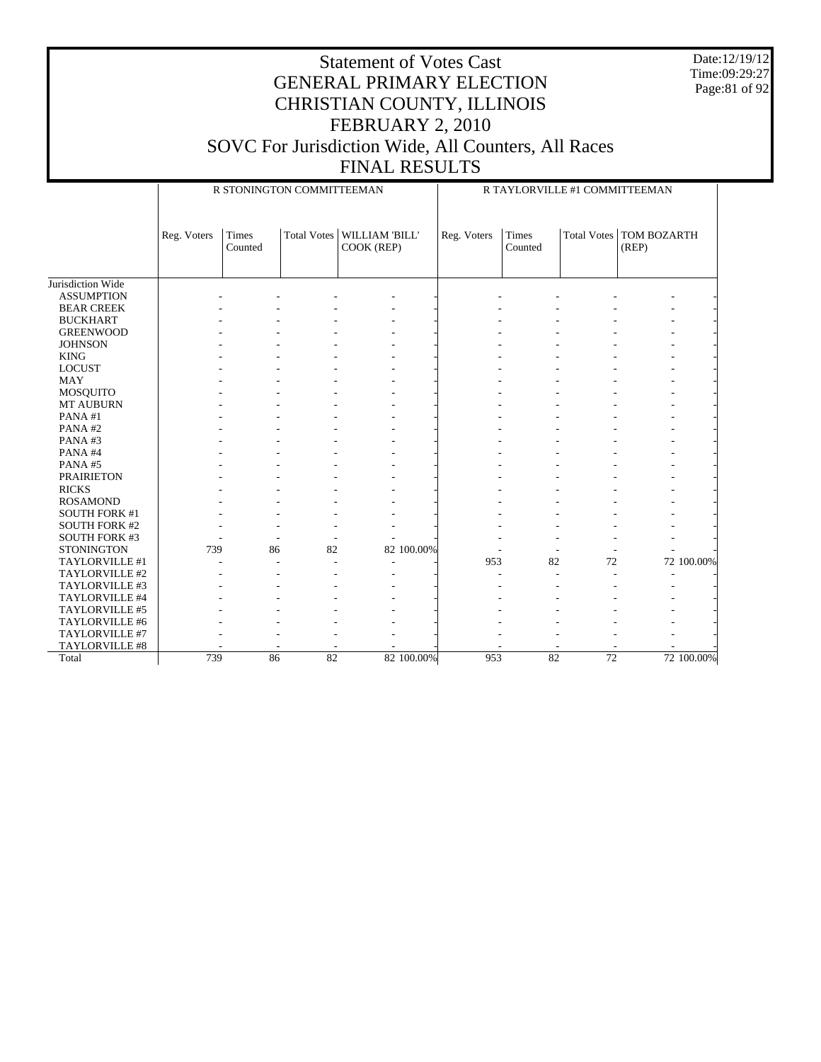# Statement of Votes Cast
# GENERAL PRIMARY ELECTION
# CHRISTIAN COUNTY, ILLINOIS
# FEBRUARY 2, 2010
# SOVC For Jurisdiction Wide, All Counters, All Races
# FINAL RESULTS

Date:12/19/12
Time:09:29:27

| | R STONINGTON COMMITTEEMAN | | | | | R TAYLORVILLE #1 COMMITTEEMAN | | | | |
|---|---|---|---|---|---|---|---|---|---|---|
| | Reg. Voters | Times Counted | Total Votes | WILLIAM 'BILL' COOK (REP) | | Reg. Voters | Times Counted | Total Votes | TOM BOZARTH (REP) | |
| Jurisdiction Wide | | | | | | | | | | |
| ASSUMPTION | - | - | - | - | - | - | - | - | - | - |
| BEAR CREEK | - | - | - | - | - | - | - | - | - | - |
| BUCKHART | - | - | - | - | - | - | - | - | - | - |
| GREENWOOD | - | - | - | - | - | - | - | - | - | - |
| JOHNSON | - | - | - | - | - | - | - | - | - | - |
| KING | - | - | - | - | - | - | - | - | - | - |
| LOCUST | - | - | - | - | - | - | - | - | - | - |
| MAY | - | - | - | - | - | - | - | - | - | - |
| MOSQUITO | - | - | - | - | - | - | - | - | - | - |
| MT AUBURN | - | - | - | - | - | - | - | - | - | - |
| PANA #1 | - | - | - | - | - | - | - | - | - | - |
| PANA #2 | - | - | - | - | - | - | - | - | - | - |
| PANA #3 | - | - | - | - | - | - | - | - | - | - |
| PANA #4 | - | - | - | - | - | - | - | - | - | - |
| PANA #5 | - | - | - | - | - | - | - | - | - | - |
| PRAIRIETON | - | - | - | - | - | - | - | - | - | - |
| RICKS | - | - | - | - | - | - | - | - | - | - |
| ROSAMOND | - | - | - | - | - | - | - | - | - | - |
| SOUTH FORK #1 | - | - | - | - | - | - | - | - | - | - |
| SOUTH FORK #2 | - | - | - | - | - | - | - | - | - | - |
| SOUTH FORK #3 | - | - | - | - | - | - | - | - | - | - |
| STONINGTON | 739 | 86 | 82 | 82 | 100.00% | - | - | - | - | - |
| TAYLORVILLE #1 | - | - | - | - | - | 953 | 82 | 72 | 72 | 100.00% |
| TAYLORVILLE #2 | - | - | - | - | - | - | - | - | - | - |
| TAYLORVILLE #3 | - | - | - | - | - | - | - | - | - | - |
| TAYLORVILLE #4 | - | - | - | - | - | - | - | - | - | - |
| TAYLORVILLE #5 | - | - | - | - | - | - | - | - | - | - |
| TAYLORVILLE #6 | - | - | - | - | - | - | - | - | - | - |
| TAYLORVILLE #7 | - | - | - | - | - | - | - | - | - | - |
| TAYLORVILLE #8 | - | - | - | - | - | - | - | - | - | - |
| Total | 739 | 86 | 82 | 82 | 100.00% | 953 | 82 | 72 | 72 | 100.00% |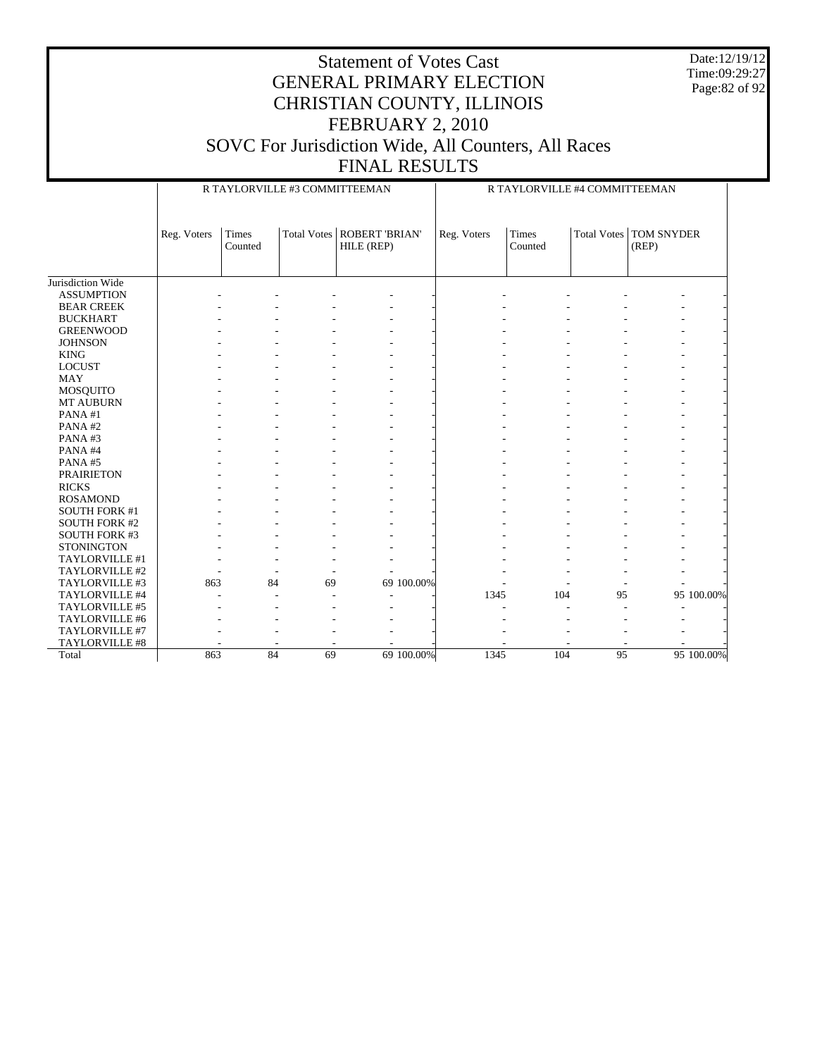# Statement of Votes Cast
# GENERAL PRIMARY ELECTION
# CHRISTIAN COUNTY, ILLINOIS
# FEBRUARY 2, 2010
# SOVC For Jurisdiction Wide, All Counters, All Races
# FINAL RESULTS

Date:12/19/12
Time:09:29:27

| | R TAYLORVILLE #3 COMMITTEEMAN | | | | | R TAYLORVILLE #4 COMMITTEEMAN | | | | |
|---|---|---|---|---|---|---|---|---|---|---|
| | Reg. Voters | Times Counted | Total Votes | ROBERT 'BRIAN' HILE (REP) | | Reg. Voters | Times Counted | Total Votes | TOM SNYDER (REP) | |
| Jurisdiction Wide | | | | | | | | | | |
| ASSUMPTION | - | - | - | - | - | - | - | - | - | - |
| BEAR CREEK | - | - | - | - | - | - | - | - | - | - |
| BUCKHART | - | - | - | - | - | - | - | - | - | - |
| GREENWOOD | - | - | - | - | - | - | - | - | - | - |
| JOHNSON | - | - | - | - | - | - | - | - | - | - |
| KING | - | - | - | - | - | - | - | - | - | - |
| LOCUST | - | - | - | - | - | - | - | - | - | - |
| MAY | - | - | - | - | - | - | - | - | - | - |
| MOSQUITO | - | - | - | - | - | - | - | - | - | - |
| MT AUBURN | - | - | - | - | - | - | - | - | - | - |
| PANA #1 | - | - | - | - | - | - | - | - | - | - |
| PANA #2 | - | - | - | - | - | - | - | - | - | - |
| PANA #3 | - | - | - | - | - | - | - | - | - | - |
| PANA #4 | - | - | - | - | - | - | - | - | - | - |
| PANA #5 | - | - | - | - | - | - | - | - | - | - |
| PRAIRIETON | - | - | - | - | - | - | - | - | - | - |
| RICKS | - | - | - | - | - | - | - | - | - | - |
| ROSAMOND | - | - | - | - | - | - | - | - | - | - |
| SOUTH FORK #1 | - | - | - | - | - | - | - | - | - | - |
| SOUTH FORK #2 | - | - | - | - | - | - | - | - | - | - |
| SOUTH FORK #3 | - | - | - | - | - | - | - | - | - | - |
| STONINGTON | - | - | - | - | - | - | - | - | - | - |
| TAYLORVILLE #1 | - | - | - | - | - | - | - | - | - | - |
| TAYLORVILLE #2 | - | - | - | - | - | - | - | - | - | - |
| TAYLORVILLE #3 | 863 | 84 | 69 | 69 | 100.00% | - | - | - | - | - |
| TAYLORVILLE #4 | - | - | - | - | - | 1345 | 104 | 95 | 95 | 100.00% |
| TAYLORVILLE #5 | - | - | - | - | - | - | - | - | - | - |
| TAYLORVILLE #6 | - | - | - | - | - | - | - | - | - | - |
| TAYLORVILLE #7 | - | - | - | - | - | - | - | - | - | - |
| TAYLORVILLE #8 | - | - | - | - | - | - | - | - | - | - |
| Total | 863 | 84 | 69 | 69 | 100.00% | 1345 | 104 | 95 | 95 | 100.00% |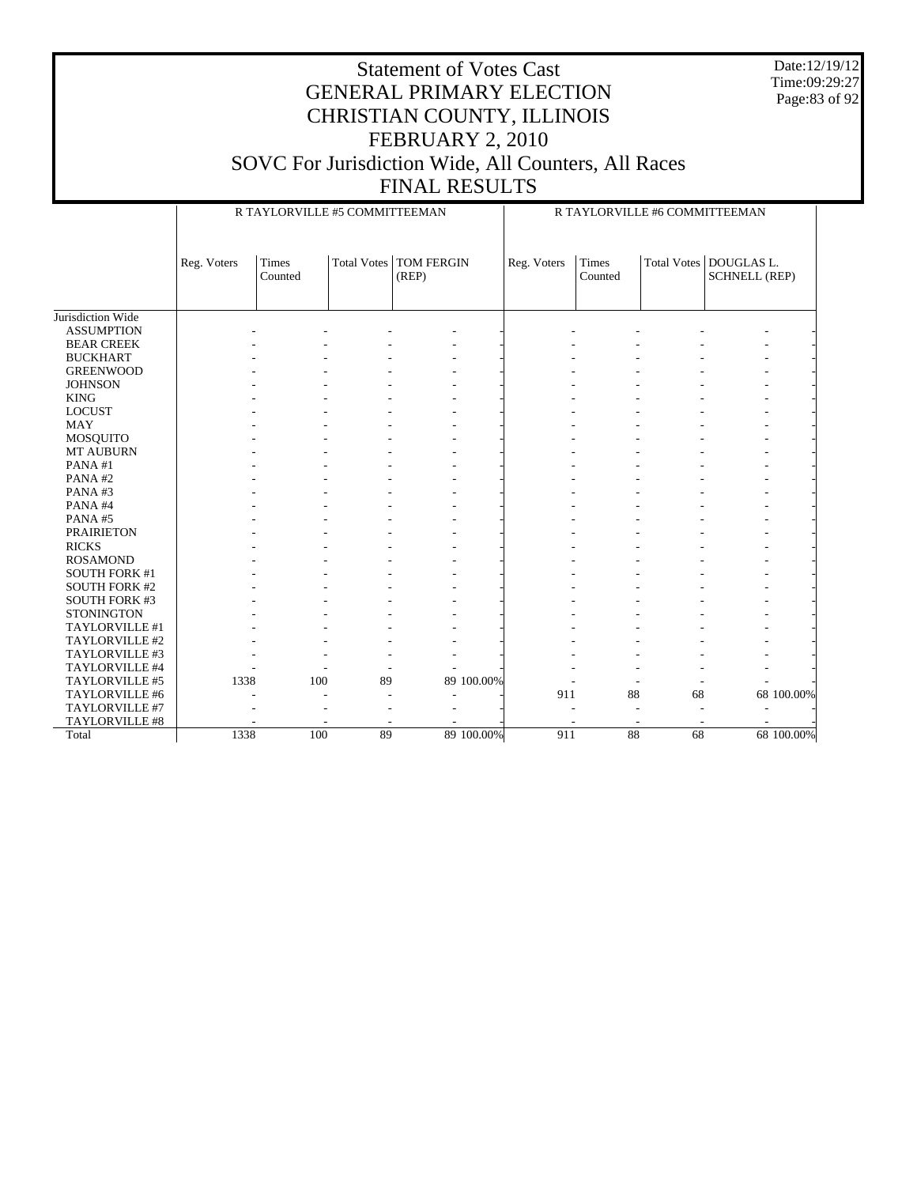# Statement of Votes Cast
# GENERAL PRIMARY ELECTION
# CHRISTIAN COUNTY, ILLINOIS
# FEBRUARY 2, 2010
# SOVC For Jurisdiction Wide, All Counters, All Races
# FINAL RESULTS

Date:12/19/12
Time:09:29:27

| | R TAYLORVILLE #5 COMMITTEEMAN | | | | | R TAYLORVILLE #6 COMMITTEEMAN | | | | |
|---|---|---|---|---|---|---|---|---|---|---|
| | Reg. Voters | Times Counted | Total Votes | TOM FERGIN (REP) | | Reg. Voters | Times Counted | Total Votes | DOUGLAS L. SCHNELL (REP) | |
| Jurisdiction Wide | | | | | | | | | | |
| ASSUMPTION | - | - | - | - | - | - | - | - | - | - |
| BEAR CREEK | - | - | - | - | - | - | - | - | - | - |
| BUCKHART | - | - | - | - | - | - | - | - | - | - |
| GREENWOOD | - | - | - | - | - | - | - | - | - | - |
| JOHNSON | - | - | - | - | - | - | - | - | - | - |
| KING | - | - | - | - | - | - | - | - | - | - |
| LOCUST | - | - | - | - | - | - | - | - | - | - |
| MAY | - | - | - | - | - | - | - | - | - | - |
| MOSQUITO | - | - | - | - | - | - | - | - | - | - |
| MT AUBURN | - | - | - | - | - | - | - | - | - | - |
| PANA #1 | - | - | - | - | - | - | - | - | - | - |
| PANA #2 | - | - | - | - | - | - | - | - | - | - |
| PANA #3 | - | - | - | - | - | - | - | - | - | - |
| PANA #4 | - | - | - | - | - | - | - | - | - | - |
| PANA #5 | - | - | - | - | - | - | - | - | - | - |
| PRAIRIETON | - | - | - | - | - | - | - | - | - | - |
| RICKS | - | - | - | - | - | - | - | - | - | - |
| ROSAMOND | - | - | - | - | - | - | - | - | - | - |
| SOUTH FORK #1 | - | - | - | - | - | - | - | - | - | - |
| SOUTH FORK #2 | - | - | - | - | - | - | - | - | - | - |
| SOUTH FORK #3 | - | - | - | - | - | - | - | - | - | - |
| STONINGTON | - | - | - | - | - | - | - | - | - | - |
| TAYLORVILLE #1 | - | - | - | - | - | - | - | - | - | - |
| TAYLORVILLE #2 | - | - | - | - | - | - | - | - | - | - |
| TAYLORVILLE #3 | - | - | - | - | - | - | - | - | - | - |
| TAYLORVILLE #4 | - | - | - | - | - | - | - | - | - | - |
| TAYLORVILLE #5 | 1338 | 100 | 89 | 89 | 100.00% | - | - | - | - | - |
| TAYLORVILLE #6 | - | - | - | - | - | 911 | 88 | 68 | 68 | 100.00% |
| TAYLORVILLE #7 | - | - | - | - | - | - | - | - | - | - |
| TAYLORVILLE #8 | - | - | - | - | - | - | - | - | - | - |
| Total | 1338 | 100 | 89 | 89 | 100.00% | 911 | 88 | 68 | 68 | 100.00% |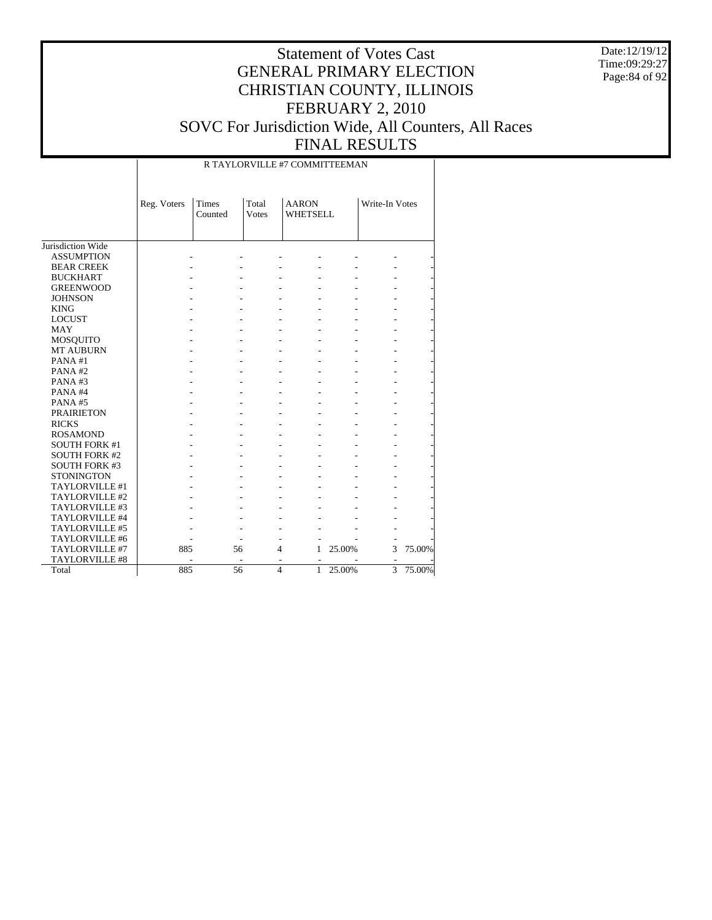# Statement of Votes Cast
## GENERAL PRIMARY ELECTION
## CHRISTIAN COUNTY, ILLINOIS
## FEBRUARY 2, 2010
## SOVC For Jurisdiction Wide, All Counters, All Races
## FINAL RESULTS

Date:12/19/12
Time:09:29:27

R TAYLORVILLE #7 COMMITTEEMAN

| | Reg. Voters | Times Counted | Total Votes | AARON WHETSELL | | Write-In Votes | |
|---|---|---|---|---|---|---|---|
| Jurisdiction Wide | | | | | | | |
| ASSUMPTION | - | - | - | - | - | - | - |
| BEAR CREEK | - | - | - | - | - | - | - |
| BUCKHART | - | - | - | - | - | - | - |
| GREENWOOD | - | - | - | - | - | - | - |
| JOHNSON | - | - | - | - | - | - | - |
| KING | - | - | - | - | - | - | - |
| LOCUST | - | - | - | - | - | - | - |
| MAY | - | - | - | - | - | - | - |
| MOSQUITO | - | - | - | - | - | - | - |
| MT AUBURN | - | - | - | - | - | - | - |
| PANA #1 | - | - | - | - | - | - | - |
| PANA #2 | - | - | - | - | - | - | - |
| PANA #3 | - | - | - | - | - | - | - |
| PANA #4 | - | - | - | - | - | - | - |
| PANA #5 | - | - | - | - | - | - | - |
| PRAIRIETON | - | - | - | - | - | - | - |
| RICKS | - | - | - | - | - | - | - |
| ROSAMOND | - | - | - | - | - | - | - |
| SOUTH FORK #1 | - | - | - | - | - | - | - |
| SOUTH FORK #2 | - | - | - | - | - | - | - |
| SOUTH FORK #3 | - | - | - | - | - | - | - |
| STONINGTON | - | - | - | - | - | - | - |
| TAYLORVILLE #1 | - | - | - | - | - | - | - |
| TAYLORVILLE #2 | - | - | - | - | - | - | - |
| TAYLORVILLE #3 | - | - | - | - | - | - | - |
| TAYLORVILLE #4 | - | - | - | - | - | - | - |
| TAYLORVILLE #5 | - | - | - | - | - | - | - |
| TAYLORVILLE #6 | - | - | - | - | - | - | - |
| TAYLORVILLE #7 | 885 | 56 | 4 | 1 | 25.00% | 3 | 75.00% |
| TAYLORVILLE #8 | - | - | - | - | - | - | - |
| Total | 885 | 56 | 4 | 1 | 25.00% | 3 | 75.00% |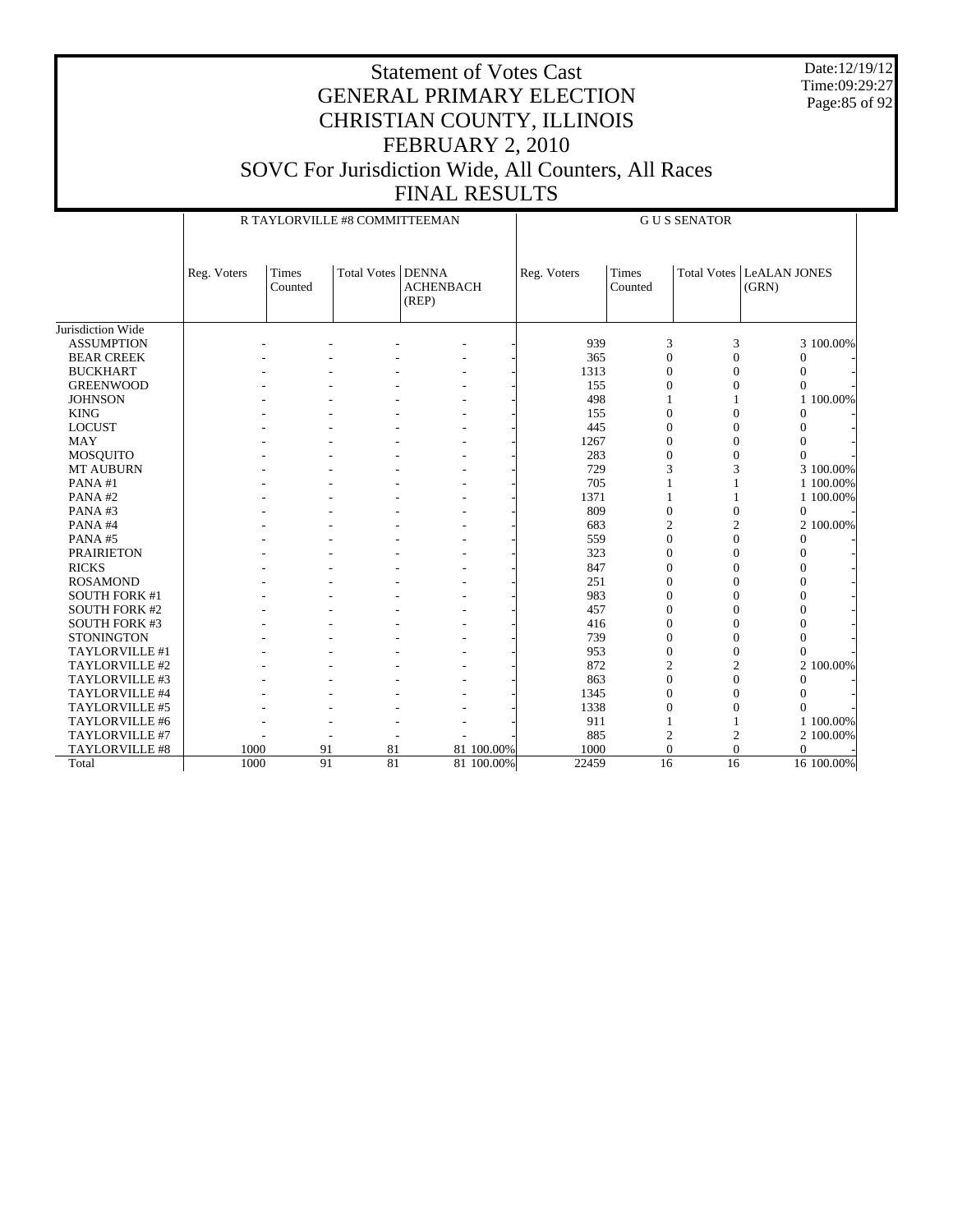# Statement of Votes Cast
## GENERAL PRIMARY ELECTION
## CHRISTIAN COUNTY, ILLINOIS
## FEBRUARY 2, 2010
## SOVC For Jurisdiction Wide, All Counters, All Races
## FINAL RESULTS

Date:12/19/12
Time:09:29:27

| | R TAYLORVILLE #8 COMMITTEEMAN | | | | | G U S SENATOR | | | | |
|---|---|---|---|---|---|---|---|---|---|---|
| | Reg. Voters | Times Counted | Total Votes | DENNA ACHENBACH (REP) | | Reg. Voters | Times Counted | Total Votes | LeALAN JONES (GRN) | |
| Jurisdiction Wide | | | | | | | | | | |
| ASSUMPTION | - | - | - | - | - | 939 | 3 | 3 | 3 | 100.00% |
| BEAR CREEK | - | - | - | - | - | 365 | 0 | 0 | 0 | - |
| BUCKHART | - | - | - | - | - | 1313 | 0 | 0 | 0 | - |
| GREENWOOD | - | - | - | - | - | 155 | 0 | 0 | 0 | - |
| JOHNSON | - | - | - | - | - | 498 | 1 | 1 | 1 | 100.00% |
| KING | - | - | - | - | - | 155 | 0 | 0 | 0 | - |
| LOCUST | - | - | - | - | - | 445 | 0 | 0 | 0 | - |
| MAY | - | - | - | - | - | 1267 | 0 | 0 | 0 | - |
| MOSQUITO | - | - | - | - | - | 283 | 0 | 0 | 0 | - |
| MT AUBURN | - | - | - | - | - | 729 | 3 | 3 | 3 | 100.00% |
| PANA #1 | - | - | - | - | - | 705 | 1 | 1 | 1 | 100.00% |
| PANA #2 | - | - | - | - | - | 1371 | 1 | 1 | 1 | 100.00% |
| PANA #3 | - | - | - | - | - | 809 | 0 | 0 | 0 | - |
| PANA #4 | - | - | - | - | - | 683 | 2 | 2 | 2 | 100.00% |
| PANA #5 | - | - | - | - | - | 559 | 0 | 0 | 0 | - |
| PRAIRIETON | - | - | - | - | - | 323 | 0 | 0 | 0 | - |
| RICKS | - | - | - | - | - | 847 | 0 | 0 | 0 | - |
| ROSAMOND | - | - | - | - | - | 251 | 0 | 0 | 0 | - |
| SOUTH FORK #1 | - | - | - | - | - | 983 | 0 | 0 | 0 | - |
| SOUTH FORK #2 | - | - | - | - | - | 457 | 0 | 0 | 0 | - |
| SOUTH FORK #3 | - | - | - | - | - | 416 | 0 | 0 | 0 | - |
| STONINGTON | - | - | - | - | - | 739 | 0 | 0 | 0 | - |
| TAYLORVILLE #1 | - | - | - | - | - | 953 | 0 | 0 | 0 | - |
| TAYLORVILLE #2 | - | - | - | - | - | 872 | 2 | 2 | 2 | 100.00% |
| TAYLORVILLE #3 | - | - | - | - | - | 863 | 0 | 0 | 0 | - |
| TAYLORVILLE #4 | - | - | - | - | - | 1345 | 0 | 0 | 0 | - |
| TAYLORVILLE #5 | - | - | - | - | - | 1338 | 0 | 0 | 0 | - |
| TAYLORVILLE #6 | - | - | - | - | - | 911 | 1 | 1 | 1 | 100.00% |
| TAYLORVILLE #7 | - | - | - | - | - | 885 | 2 | 2 | 2 | 100.00% |
| TAYLORVILLE #8 | 1000 | 91 | 81 | 81 | 100.00% | 1000 | 0 | 0 | 0 | - |
| Total | 1000 | 91 | 81 | 81 | 100.00% | 22459 | 16 | 16 | 16 | 100.00% |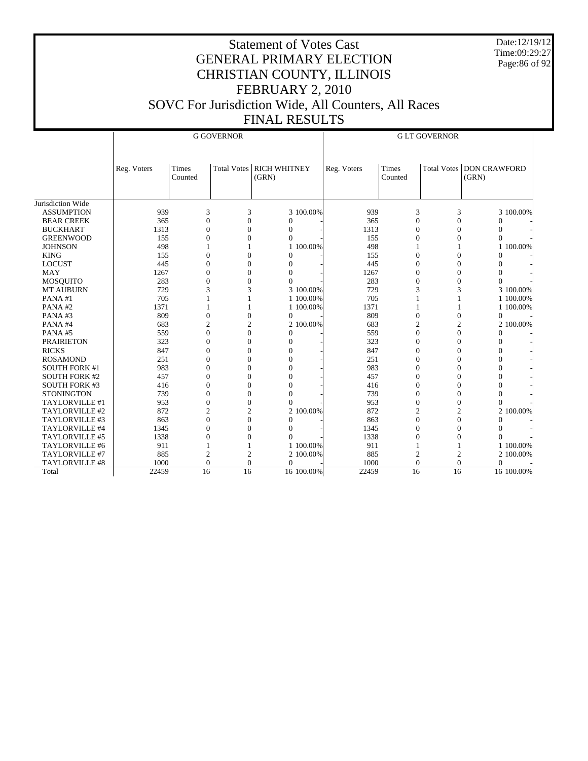# Statement of Votes Cast
# GENERAL PRIMARY ELECTION
# CHRISTIAN COUNTY, ILLINOIS
# FEBRUARY 2, 2010
# SOVC For Jurisdiction Wide, All Counters, All Races
# FINAL RESULTS

Date:12/19/12
Time:09:29:27

| | G GOVERNOR | | | | | G LT GOVERNOR | | | | |
|---|---|---|---|---|---|---|---|---|---|---|
| | Reg. Voters | Times Counted | Total Votes | RICH WHITNEY (GRN) | | Reg. Voters | Times Counted | Total Votes | DON CRAWFORD (GRN) | |
| Jurisdiction Wide | | | | | | | | | | |
| ASSUMPTION | 939 | 3 | 3 | 3 | 100.00% | 939 | 3 | 3 | 3 | 100.00% |
| BEAR CREEK | 365 | 0 | 0 | 0 | - | 365 | 0 | 0 | 0 | - |
| BUCKHART | 1313 | 0 | 0 | 0 | - | 1313 | 0 | 0 | 0 | - |
| GREENWOOD | 155 | 0 | 0 | 0 | - | 155 | 0 | 0 | 0 | - |
| JOHNSON | 498 | 1 | 1 | 1 | 100.00% | 498 | 1 | 1 | 1 | 100.00% |
| KING | 155 | 0 | 0 | 0 | - | 155 | 0 | 0 | 0 | - |
| LOCUST | 445 | 0 | 0 | 0 | - | 445 | 0 | 0 | 0 | - |
| MAY | 1267 | 0 | 0 | 0 | - | 1267 | 0 | 0 | 0 | - |
| MOSQUITO | 283 | 0 | 0 | 0 | - | 283 | 0 | 0 | 0 | - |
| MT AUBURN | 729 | 3 | 3 | 3 | 100.00% | 729 | 3 | 3 | 3 | 100.00% |
| PANA #1 | 705 | 1 | 1 | 1 | 100.00% | 705 | 1 | 1 | 1 | 100.00% |
| PANA #2 | 1371 | 1 | 1 | 1 | 100.00% | 1371 | 1 | 1 | 1 | 100.00% |
| PANA #3 | 809 | 0 | 0 | 0 | - | 809 | 0 | 0 | 0 | - |
| PANA #4 | 683 | 2 | 2 | 2 | 100.00% | 683 | 2 | 2 | 2 | 100.00% |
| PANA #5 | 559 | 0 | 0 | 0 | - | 559 | 0 | 0 | 0 | - |
| PRAIRIETON | 323 | 0 | 0 | 0 | - | 323 | 0 | 0 | 0 | - |
| RICKS | 847 | 0 | 0 | 0 | - | 847 | 0 | 0 | 0 | - |
| ROSAMOND | 251 | 0 | 0 | 0 | - | 251 | 0 | 0 | 0 | - |
| SOUTH FORK #1 | 983 | 0 | 0 | 0 | - | 983 | 0 | 0 | 0 | - |
| SOUTH FORK #2 | 457 | 0 | 0 | 0 | - | 457 | 0 | 0 | 0 | - |
| SOUTH FORK #3 | 416 | 0 | 0 | 0 | - | 416 | 0 | 0 | 0 | - |
| STONINGTON | 739 | 0 | 0 | 0 | - | 739 | 0 | 0 | 0 | - |
| TAYLORVILLE #1 | 953 | 0 | 0 | 0 | - | 953 | 0 | 0 | 0 | - |
| TAYLORVILLE #2 | 872 | 2 | 2 | 2 | 100.00% | 872 | 2 | 2 | 2 | 100.00% |
| TAYLORVILLE #3 | 863 | 0 | 0 | 0 | - | 863 | 0 | 0 | 0 | - |
| TAYLORVILLE #4 | 1345 | 0 | 0 | 0 | - | 1345 | 0 | 0 | 0 | - |
| TAYLORVILLE #5 | 1338 | 0 | 0 | 0 | - | 1338 | 0 | 0 | 0 | - |
| TAYLORVILLE #6 | 911 | 1 | 1 | 1 | 100.00% | 911 | 1 | 1 | 1 | 100.00% |
| TAYLORVILLE #7 | 885 | 2 | 2 | 2 | 100.00% | 885 | 2 | 2 | 2 | 100.00% |
| TAYLORVILLE #8 | 1000 | 0 | 0 | 0 | - | 1000 | 0 | 0 | 0 | - |
| Total | 22459 | 16 | 16 | 16 | 100.00% | 22459 | 16 | 16 | 16 | 100.00% |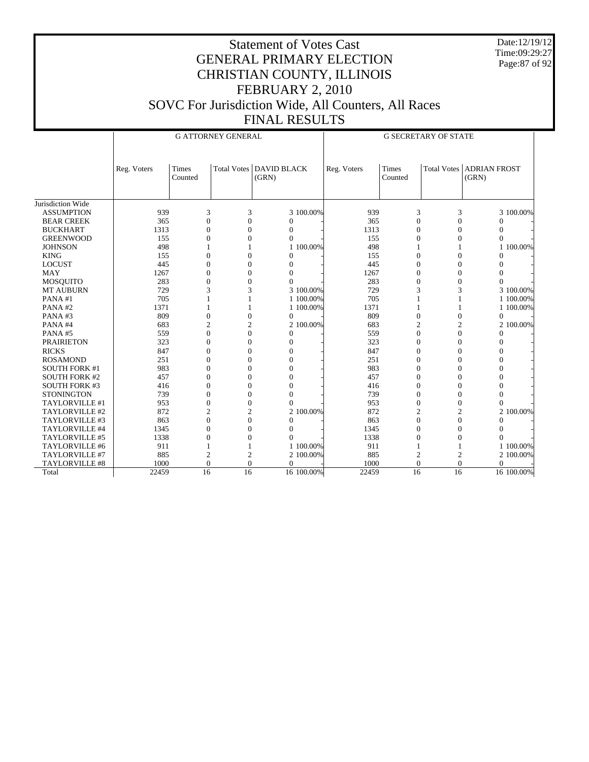# Statement of Votes Cast
# GENERAL PRIMARY ELECTION
# CHRISTIAN COUNTY, ILLINOIS
# FEBRUARY 2, 2010
# SOVC For Jurisdiction Wide, All Counters, All Races
# FINAL RESULTS

Date:12/19/12
Time:09:29:27

| | G ATTORNEY GENERAL | | | | | G SECRETARY OF STATE | | | | |
|---|---|---|---|---|---|---|---|---|---|---|
| | Reg. Voters | Times Counted | Total Votes | DAVID BLACK (GRN) | | Reg. Voters | Times Counted | Total Votes | ADRIAN FROST (GRN) | |
| Jurisdiction Wide | | | | | | | | | | |
| ASSUMPTION | 939 | 3 | 3 | 3 | 100.00% | 939 | 3 | 3 | 3 | 100.00% |
| BEAR CREEK | 365 | 0 | 0 | 0 | - | 365 | 0 | 0 | 0 | - |
| BUCKHART | 1313 | 0 | 0 | 0 | - | 1313 | 0 | 0 | 0 | - |
| GREENWOOD | 155 | 0 | 0 | 0 | - | 155 | 0 | 0 | 0 | - |
| JOHNSON | 498 | 1 | 1 | 1 | 100.00% | 498 | 1 | 1 | 1 | 100.00% |
| KING | 155 | 0 | 0 | 0 | - | 155 | 0 | 0 | 0 | - |
| LOCUST | 445 | 0 | 0 | 0 | - | 445 | 0 | 0 | 0 | - |
| MAY | 1267 | 0 | 0 | 0 | - | 1267 | 0 | 0 | 0 | - |
| MOSQUITO | 283 | 0 | 0 | 0 | - | 283 | 0 | 0 | 0 | - |
| MT AUBURN | 729 | 3 | 3 | 3 | 100.00% | 729 | 3 | 3 | 3 | 100.00% |
| PANA #1 | 705 | 1 | 1 | 1 | 100.00% | 705 | 1 | 1 | 1 | 100.00% |
| PANA #2 | 1371 | 1 | 1 | 1 | 100.00% | 1371 | 1 | 1 | 1 | 100.00% |
| PANA #3 | 809 | 0 | 0 | 0 | - | 809 | 0 | 0 | 0 | - |
| PANA #4 | 683 | 2 | 2 | 2 | 100.00% | 683 | 2 | 2 | 2 | 100.00% |
| PANA #5 | 559 | 0 | 0 | 0 | - | 559 | 0 | 0 | 0 | - |
| PRAIRIETON | 323 | 0 | 0 | 0 | - | 323 | 0 | 0 | 0 | - |
| RICKS | 847 | 0 | 0 | 0 | - | 847 | 0 | 0 | 0 | - |
| ROSAMOND | 251 | 0 | 0 | 0 | - | 251 | 0 | 0 | 0 | - |
| SOUTH FORK #1 | 983 | 0 | 0 | 0 | - | 983 | 0 | 0 | 0 | - |
| SOUTH FORK #2 | 457 | 0 | 0 | 0 | - | 457 | 0 | 0 | 0 | - |
| SOUTH FORK #3 | 416 | 0 | 0 | 0 | - | 416 | 0 | 0 | 0 | - |
| STONINGTON | 739 | 0 | 0 | 0 | - | 739 | 0 | 0 | 0 | - |
| TAYLORVILLE #1 | 953 | 0 | 0 | 0 | - | 953 | 0 | 0 | 0 | - |
| TAYLORVILLE #2 | 872 | 2 | 2 | 2 | 100.00% | 872 | 2 | 2 | 2 | 100.00% |
| TAYLORVILLE #3 | 863 | 0 | 0 | 0 | - | 863 | 0 | 0 | 0 | - |
| TAYLORVILLE #4 | 1345 | 0 | 0 | 0 | - | 1345 | 0 | 0 | 0 | - |
| TAYLORVILLE #5 | 1338 | 0 | 0 | 0 | - | 1338 | 0 | 0 | 0 | - |
| TAYLORVILLE #6 | 911 | 1 | 1 | 1 | 100.00% | 911 | 1 | 1 | 1 | 100.00% |
| TAYLORVILLE #7 | 885 | 2 | 2 | 2 | 100.00% | 885 | 2 | 2 | 2 | 100.00% |
| TAYLORVILLE #8 | 1000 | 0 | 0 | 0 | - | 1000 | 0 | 0 | 0 | - |
| Total | 22459 | 16 | 16 | 16 | 100.00% | 22459 | 16 | 16 | 16 | 100.00% |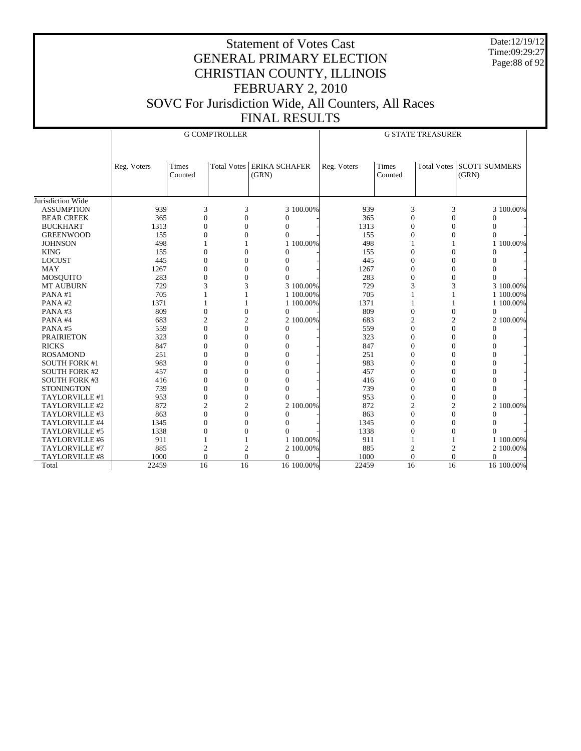# Statement of Votes Cast
## GENERAL PRIMARY ELECTION
## CHRISTIAN COUNTY, ILLINOIS
## FEBRUARY 2, 2010
## SOVC For Jurisdiction Wide, All Counters, All Races
## FINAL RESULTS

Date:12/19/12
Time:09:29:27

| | G COMPTROLLER | | | | | G STATE TREASURER | | | | |
|---|---|---|---|---|---|---|---|---|---|---|
| | Reg. Voters | Times Counted | Total Votes | ERIKA SCHAFER (GRN) | | Reg. Voters | Times Counted | Total Votes | SCOTT SUMMERS (GRN) | |
| Jurisdiction Wide | | | | | | | | | | |
| ASSUMPTION | 939 | 3 | 3 | 3 | 100.00% | 939 | 3 | 3 | 3 | 100.00% |
| BEAR CREEK | 365 | 0 | 0 | 0 | - | 365 | 0 | 0 | 0 | - |
| BUCKHART | 1313 | 0 | 0 | 0 | - | 1313 | 0 | 0 | 0 | - |
| GREENWOOD | 155 | 0 | 0 | 0 | - | 155 | 0 | 0 | 0 | - |
| JOHNSON | 498 | 1 | 1 | 1 | 100.00% | 498 | 1 | 1 | 1 | 100.00% |
| KING | 155 | 0 | 0 | 0 | - | 155 | 0 | 0 | 0 | - |
| LOCUST | 445 | 0 | 0 | 0 | - | 445 | 0 | 0 | 0 | - |
| MAY | 1267 | 0 | 0 | 0 | - | 1267 | 0 | 0 | 0 | - |
| MOSQUITO | 283 | 0 | 0 | 0 | - | 283 | 0 | 0 | 0 | - |
| MT AUBURN | 729 | 3 | 3 | 3 | 100.00% | 729 | 3 | 3 | 3 | 100.00% |
| PANA #1 | 705 | 1 | 1 | 1 | 100.00% | 705 | 1 | 1 | 1 | 100.00% |
| PANA #2 | 1371 | 1 | 1 | 1 | 100.00% | 1371 | 1 | 1 | 1 | 100.00% |
| PANA #3 | 809 | 0 | 0 | 0 | - | 809 | 0 | 0 | 0 | - |
| PANA #4 | 683 | 2 | 2 | 2 | 100.00% | 683 | 2 | 2 | 2 | 100.00% |
| PANA #5 | 559 | 0 | 0 | 0 | - | 559 | 0 | 0 | 0 | - |
| PRAIRIETON | 323 | 0 | 0 | 0 | - | 323 | 0 | 0 | 0 | - |
| RICKS | 847 | 0 | 0 | 0 | - | 847 | 0 | 0 | 0 | - |
| ROSAMOND | 251 | 0 | 0 | 0 | - | 251 | 0 | 0 | 0 | - |
| SOUTH FORK #1 | 983 | 0 | 0 | 0 | - | 983 | 0 | 0 | 0 | - |
| SOUTH FORK #2 | 457 | 0 | 0 | 0 | - | 457 | 0 | 0 | 0 | - |
| SOUTH FORK #3 | 416 | 0 | 0 | 0 | - | 416 | 0 | 0 | 0 | - |
| STONINGTON | 739 | 0 | 0 | 0 | - | 739 | 0 | 0 | 0 | - |
| TAYLORVILLE #1 | 953 | 0 | 0 | 0 | - | 953 | 0 | 0 | 0 | - |
| TAYLORVILLE #2 | 872 | 2 | 2 | 2 | 100.00% | 872 | 2 | 2 | 2 | 100.00% |
| TAYLORVILLE #3 | 863 | 0 | 0 | 0 | - | 863 | 0 | 0 | 0 | - |
| TAYLORVILLE #4 | 1345 | 0 | 0 | 0 | - | 1345 | 0 | 0 | 0 | - |
| TAYLORVILLE #5 | 1338 | 0 | 0 | 0 | - | 1338 | 0 | 0 | 0 | - |
| TAYLORVILLE #6 | 911 | 1 | 1 | 1 | 100.00% | 911 | 1 | 1 | 1 | 100.00% |
| TAYLORVILLE #7 | 885 | 2 | 2 | 2 | 100.00% | 885 | 2 | 2 | 2 | 100.00% |
| TAYLORVILLE #8 | 1000 | 0 | 0 | 0 | - | 1000 | 0 | 0 | 0 | - |
| Total | 22459 | 16 | 16 | 16 | 100.00% | 22459 | 16 | 16 | 16 | 100.00% |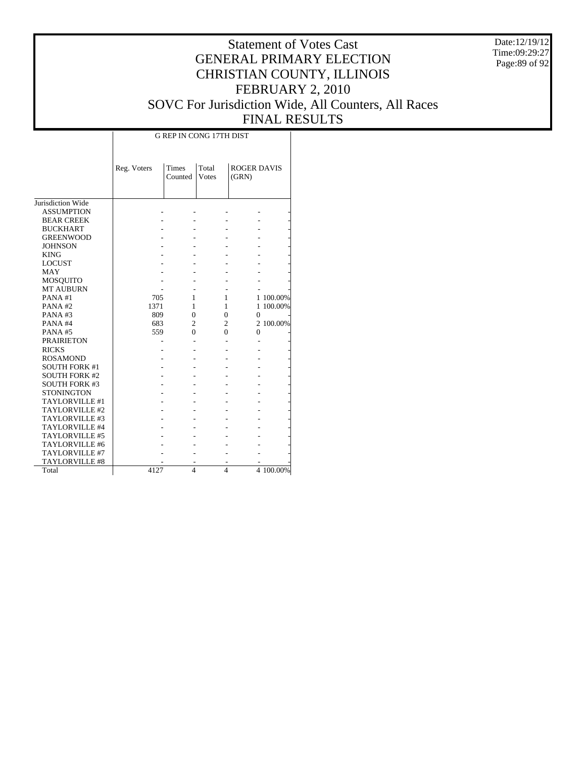# Statement of Votes Cast
# GENERAL PRIMARY ELECTION
# CHRISTIAN COUNTY, ILLINOIS
# FEBRUARY 2, 2010
# SOVC For Jurisdiction Wide, All Counters, All Races
# FINAL RESULTS

Date:12/19/12
Time:09:29:27

| | G REP IN CONG 17TH DIST | | | | |
|---|---|---|---|---|---|
| | Reg. Voters | Times Counted | Total Votes | ROGER DAVIS (GRN) | |
| Jurisdiction Wide | | | | | |
| ASSUMPTION | - | - | - | - | - |
| BEAR CREEK | - | - | - | - | - |
| BUCKHART | - | - | - | - | - |
| GREENWOOD | - | - | - | - | - |
| JOHNSON | - | - | - | - | - |
| KING | - | - | - | - | - |
| LOCUST | - | - | - | - | - |
| MAY | - | - | - | - | - |
| MOSQUITO | - | - | - | - | - |
| MT AUBURN | - | - | - | - | - |
| PANA #1 | 705 | 1 | 1 | 1 | 100.00% |
| PANA #2 | 1371 | 1 | 1 | 1 | 100.00% |
| PANA #3 | 809 | 0 | 0 | 0 | - |
| PANA #4 | 683 | 2 | 2 | 2 | 100.00% |
| PANA #5 | 559 | 0 | 0 | 0 | - |
| PRAIRIETON | - | - | - | - | - |
| RICKS | - | - | - | - | - |
| ROSAMOND | - | - | - | - | - |
| SOUTH FORK #1 | - | - | - | - | - |
| SOUTH FORK #2 | - | - | - | - | - |
| SOUTH FORK #3 | - | - | - | - | - |
| STONINGTON | - | - | - | - | - |
| TAYLORVILLE #1 | - | - | - | - | - |
| TAYLORVILLE #2 | - | - | - | - | - |
| TAYLORVILLE #3 | - | - | - | - | - |
| TAYLORVILLE #4 | - | - | - | - | - |
| TAYLORVILLE #5 | - | - | - | - | - |
| TAYLORVILLE #6 | - | - | - | - | - |
| TAYLORVILLE #7 | - | - | - | - | - |
| TAYLORVILLE #8 | - | - | - | - | - |
| Total | 4127 | 4 | 4 | 4 | 100.00% |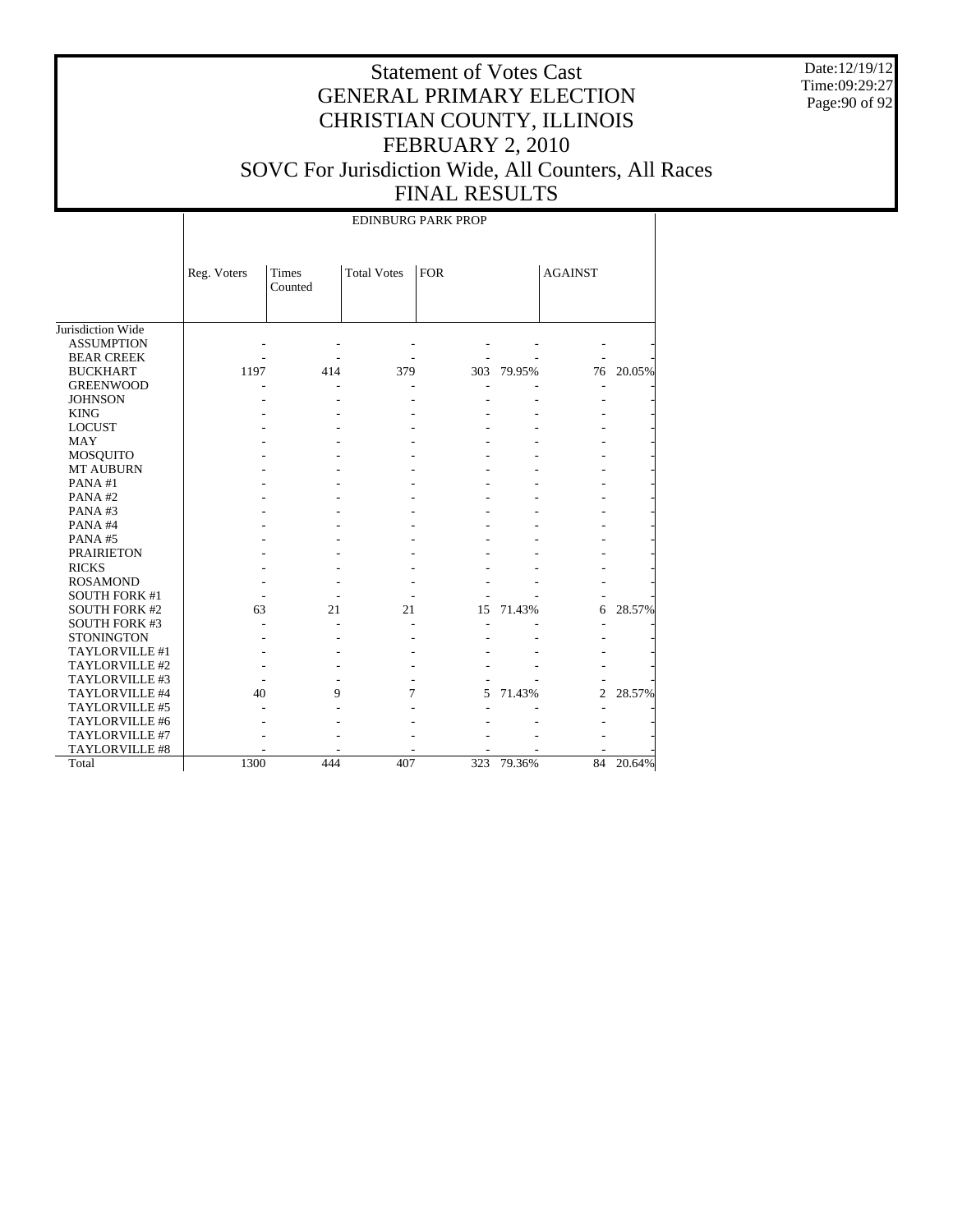# Statement of Votes Cast
# GENERAL PRIMARY ELECTION
# CHRISTIAN COUNTY, ILLINOIS
# FEBRUARY 2, 2010
# SOVC For Jurisdiction Wide, All Counters, All Races
# FINAL RESULTS

Date:12/19/12
Time:09:29:27

| | EDINBURG PARK PROP | | | | | | |
|---|---|---|---|---|---|---|---|
| | Reg. Voters | Times Counted | Total Votes | FOR | | AGAINST | |
| Jurisdiction Wide | | | | | | | |
| ASSUMPTION | - | - | - | - | - | - | - |
| BEAR CREEK | - | - | - | - | - | - | - |
| BUCKHART | 1197 | 414 | 379 | 303 | 79.95% | 76 | 20.05% |
| GREENWOOD | - | - | - | - | - | - | - |
| JOHNSON | - | - | - | - | - | - | - |
| KING | - | - | - | - | - | - | - |
| LOCUST | - | - | - | - | - | - | - |
| MAY | - | - | - | - | - | - | - |
| MOSQUITO | - | - | - | - | - | - | - |
| MT AUBURN | - | - | - | - | - | - | - |
| PANA #1 | - | - | - | - | - | - | - |
| PANA #2 | - | - | - | - | - | - | - |
| PANA #3 | - | - | - | - | - | - | - |
| PANA #4 | - | - | - | - | - | - | - |
| PANA #5 | - | - | - | - | - | - | - |
| PRAIRIETON | - | - | - | - | - | - | - |
| RICKS | - | - | - | - | - | - | - |
| ROSAMOND | - | - | - | - | - | - | - |
| SOUTH FORK #1 | - | - | - | - | - | - | - |
| SOUTH FORK #2 | 63 | 21 | 21 | 15 | 71.43% | 6 | 28.57% |
| SOUTH FORK #3 | - | - | - | - | - | - | - |
| STONINGTON | - | - | - | - | - | - | - |
| TAYLORVILLE #1 | - | - | - | - | - | - | - |
| TAYLORVILLE #2 | - | - | - | - | - | - | - |
| TAYLORVILLE #3 | - | - | - | - | - | - | - |
| TAYLORVILLE #4 | 40 | 9 | 7 | 5 | 71.43% | 2 | 28.57% |
| TAYLORVILLE #5 | - | - | - | - | - | - | - |
| TAYLORVILLE #6 | - | - | - | - | - | - | - |
| TAYLORVILLE #7 | - | - | - | - | - | - | - |
| TAYLORVILLE #8 | - | - | - | - | - | - | - |
| Total | 1300 | 444 | 407 | 323 | 79.36% | 84 | 20.64% |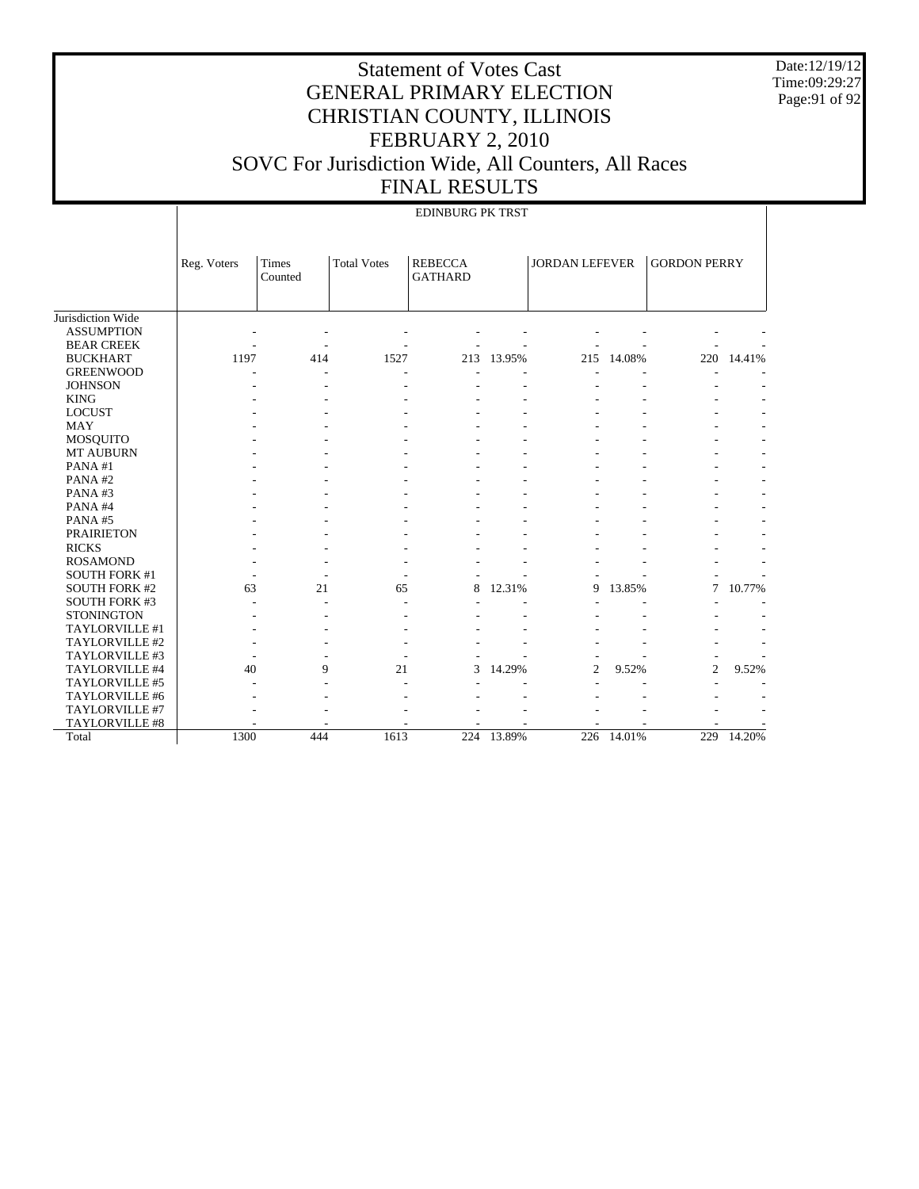# Statement of Votes Cast
# GENERAL PRIMARY ELECTION
# CHRISTIAN COUNTY, ILLINOIS
# FEBRUARY 2, 2010
# SOVC For Jurisdiction Wide, All Counters, All Races
# FINAL RESULTS

Date:12/19/12
Time:09:29:27

EDINBURG PK TRST

| | Reg. Voters | Times Counted | Total Votes | REBECCA GATHARD | | JORDAN LEFEVER | | GORDON PERRY | |
|---|---|---|---|---|---|---|---|---|---|
| Jurisdiction Wide | | | | | | | | | |
| ASSUMPTION | - | - | - | - | - | - | - | - | - |
| BEAR CREEK | - | - | - | - | - | - | - | - | - |
| BUCKHART | 1197 | 414 | 1527 | 213 | 13.95% | 215 | 14.08% | 220 | 14.41% |
| GREENWOOD | - | - | - | - | - | - | - | - | - |
| JOHNSON | - | - | - | - | - | - | - | - | - |
| KING | - | - | - | - | - | - | - | - | - |
| LOCUST | - | - | - | - | - | - | - | - | - |
| MAY | - | - | - | - | - | - | - | - | - |
| MOSQUITO | - | - | - | - | - | - | - | - | - |
| MT AUBURN | - | - | - | - | - | - | - | - | - |
| PANA #1 | - | - | - | - | - | - | - | - | - |
| PANA #2 | - | - | - | - | - | - | - | - | - |
| PANA #3 | - | - | - | - | - | - | - | - | - |
| PANA #4 | - | - | - | - | - | - | - | - | - |
| PANA #5 | - | - | - | - | - | - | - | - | - |
| PRAIRIETON | - | - | - | - | - | - | - | - | - |
| RICKS | - | - | - | - | - | - | - | - | - |
| ROSAMOND | - | - | - | - | - | - | - | - | - |
| SOUTH FORK #1 | - | - | - | - | - | - | - | - | - |
| SOUTH FORK #2 | 63 | 21 | 65 | 8 | 12.31% | 9 | 13.85% | 7 | 10.77% |
| SOUTH FORK #3 | - | - | - | - | - | - | - | - | - |
| STONINGTON | - | - | - | - | - | - | - | - | - |
| TAYLORVILLE #1 | - | - | - | - | - | - | - | - | - |
| TAYLORVILLE #2 | - | - | - | - | - | - | - | - | - |
| TAYLORVILLE #3 | - | - | - | - | - | - | - | - | - |
| TAYLORVILLE #4 | 40 | 9 | 21 | 3 | 14.29% | 2 | 9.52% | 2 | 9.52% |
| TAYLORVILLE #5 | - | - | - | - | - | - | - | - | - |
| TAYLORVILLE #6 | - | - | - | - | - | - | - | - | - |
| TAYLORVILLE #7 | - | - | - | - | - | - | - | - | - |
| TAYLORVILLE #8 | - | - | - | - | - | - | - | - | - |
| Total | 1300 | 444 | 1613 | 224 | 13.89% | 226 | 14.01% | 229 | 14.20% |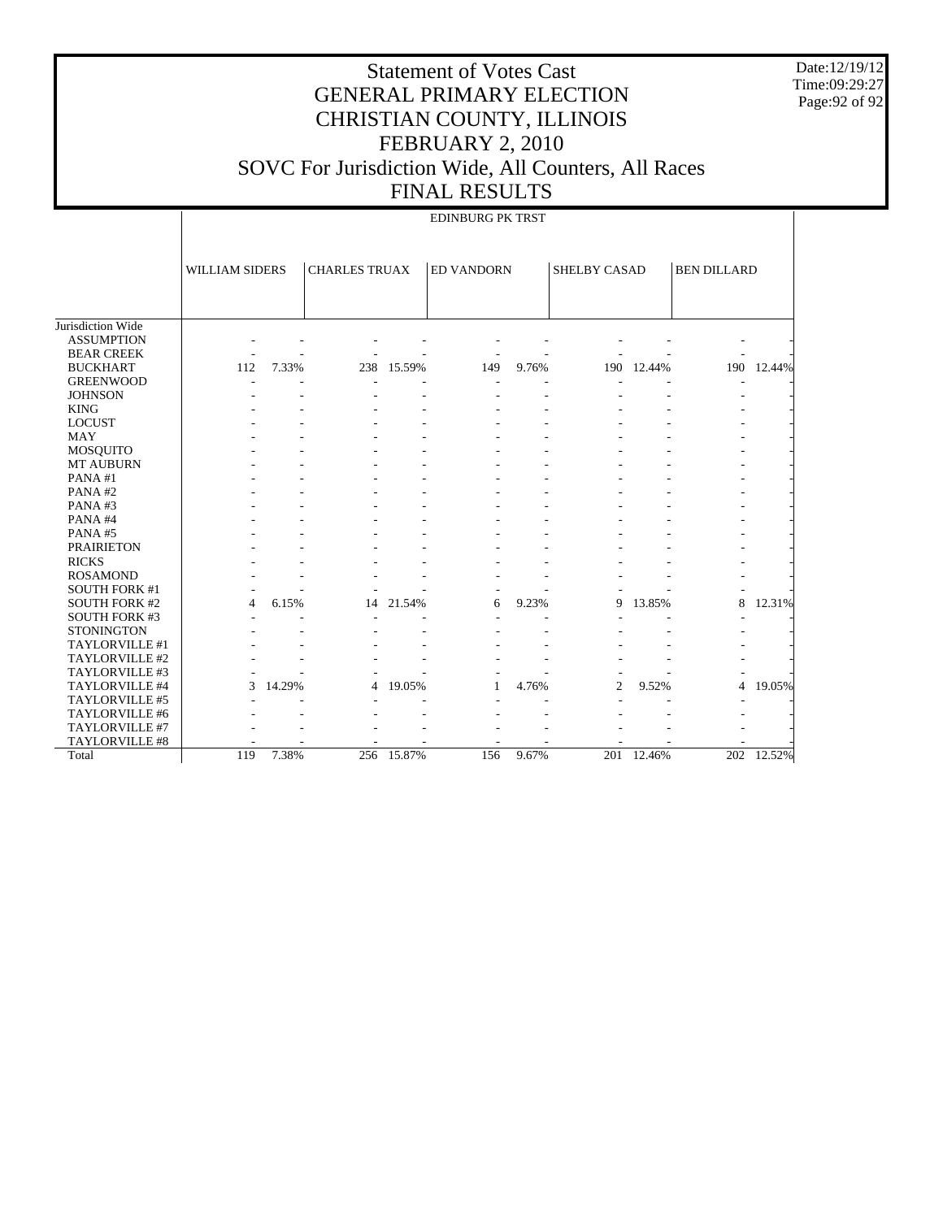# Statement of Votes Cast
## GENERAL PRIMARY ELECTION
## CHRISTIAN COUNTY, ILLINOIS
## FEBRUARY 2, 2010
## SOVC For Jurisdiction Wide, All Counters, All Races
## FINAL RESULTS

Date:12/19/12
Time:09:29:27

| | EDINBURG PK TRST | | | | | | | | | |
|---|---|---|---|---|---|---|---|---|---|---|
| | WILLIAM SIDERS | | CHARLES TRUAX | | ED VANDORN | | SHELBY CASAD | | BEN DILLARD | |
| Jurisdiction Wide | | | | | | | | | | |
| ASSUMPTION | - | - | - | - | - | - | - | - | - | - |
| BEAR CREEK | - | - | - | - | - | - | - | - | - | - |
| BUCKHART | 112 | 7.33% | 238 | 15.59% | 149 | 9.76% | 190 | 12.44% | 190 | 12.44% |
| GREENWOOD | - | - | - | - | - | - | - | - | - | - |
| JOHNSON | - | - | - | - | - | - | - | - | - | - |
| KING | - | - | - | - | - | - | - | - | - | - |
| LOCUST | - | - | - | - | - | - | - | - | - | - |
| MAY | - | - | - | - | - | - | - | - | - | - |
| MOSQUITO | - | - | - | - | - | - | - | - | - | - |
| MT AUBURN | - | - | - | - | - | - | - | - | - | - |
| PANA #1 | - | - | - | - | - | - | - | - | - | - |
| PANA #2 | - | - | - | - | - | - | - | - | - | - |
| PANA #3 | - | - | - | - | - | - | - | - | - | - |
| PANA #4 | - | - | - | - | - | - | - | - | - | - |
| PANA #5 | - | - | - | - | - | - | - | - | - | - |
| PRAIRIETON | - | - | - | - | - | - | - | - | - | - |
| RICKS | - | - | - | - | - | - | - | - | - | - |
| ROSAMOND | - | - | - | - | - | - | - | - | - | - |
| SOUTH FORK #1 | - | - | - | - | - | - | - | - | - | - |
| SOUTH FORK #2 | 4 | 6.15% | 14 | 21.54% | 6 | 9.23% | 9 | 13.85% | 8 | 12.31% |
| SOUTH FORK #3 | - | - | - | - | - | - | - | - | - | - |
| STONINGTON | - | - | - | - | - | - | - | - | - | - |
| TAYLORVILLE #1 | - | - | - | - | - | - | - | - | - | - |
| TAYLORVILLE #2 | - | - | - | - | - | - | - | - | - | - |
| TAYLORVILLE #3 | - | - | - | - | - | - | - | - | - | - |
| TAYLORVILLE #4 | 3 | 14.29% | 4 | 19.05% | 1 | 4.76% | 2 | 9.52% | 4 | 19.05% |
| TAYLORVILLE #5 | - | - | - | - | - | - | - | - | - | - |
| TAYLORVILLE #6 | - | - | - | - | - | - | - | - | - | - |
| TAYLORVILLE #7 | - | - | - | - | - | - | - | - | - | - |
| TAYLORVILLE #8 | - | - | - | - | - | - | - | - | - | - |
| Total | 119 | 7.38% | 256 | 15.87% | 156 | 9.67% | 201 | 12.46% | 202 | 12.52% |